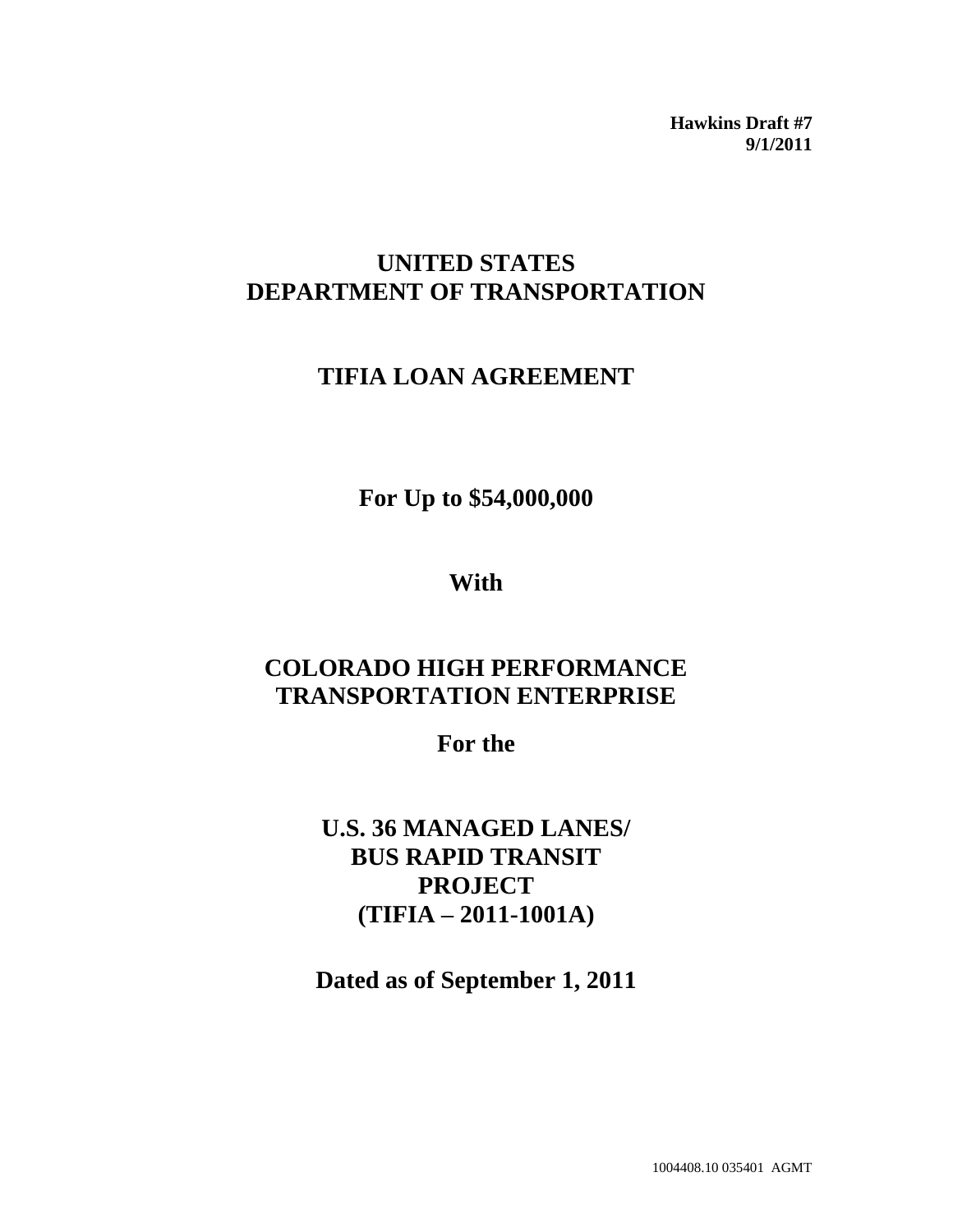**Hawkins Draft #7**
**9/1/2011**

# UNITED STATES
# DEPARTMENT OF TRANSPORTATION

## TIFIA LOAN AGREEMENT

**For Up to $54,000,000**

**With**

## COLORADO HIGH PERFORMANCE TRANSPORTATION ENTERPRISE

**For the**

## U.S. 36 MANAGED LANES/ BUS RAPID TRANSIT PROJECT (TIFIA – 2011-1001A)

**Dated as of September 1, 2011**

1004408.10 035401 AGMT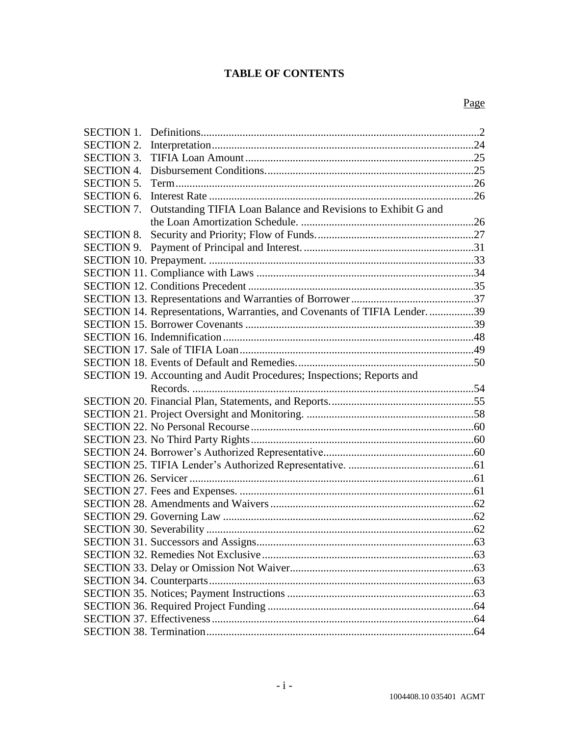# TABLE OF CONTENTS

| | | Page |
|---|---|---|
| SECTION 1. | Definitions | 2 |
| SECTION 2. | Interpretation | 24 |
| SECTION 3. | TIFIA Loan Amount | 25 |
| SECTION 4. | Disbursement Conditions. | 25 |
| SECTION 5. | Term | 26 |
| SECTION 6. | Interest Rate | 26 |
| SECTION 7. | Outstanding TIFIA Loan Balance and Revisions to Exhibit G and the Loan Amortization Schedule. | 26 |
| SECTION 8. | Security and Priority; Flow of Funds. | 27 |
| SECTION 9. | Payment of Principal and Interest. | 31 |
| SECTION 10. | Prepayment. | 33 |
| SECTION 11. | Compliance with Laws | 34 |
| SECTION 12. | Conditions Precedent | 35 |
| SECTION 13. | Representations and Warranties of Borrower | 37 |
| SECTION 14. | Representations, Warranties, and Covenants of TIFIA Lender. | 39 |
| SECTION 15. | Borrower Covenants | 39 |
| SECTION 16. | Indemnification | 48 |
| SECTION 17. | Sale of TIFIA Loan | 49 |
| SECTION 18. | Events of Default and Remedies. | 50 |
| SECTION 19. | Accounting and Audit Procedures; Inspections; Reports and Records. | 54 |
| SECTION 20. | Financial Plan, Statements, and Reports. | 55 |
| SECTION 21. | Project Oversight and Monitoring. | 58 |
| SECTION 22. | No Personal Recourse | 60 |
| SECTION 23. | No Third Party Rights | 60 |
| SECTION 24. | Borrower's Authorized Representative | 60 |
| SECTION 25. | TIFIA Lender's Authorized Representative. | 61 |
| SECTION 26. | Servicer | 61 |
| SECTION 27. | Fees and Expenses. | 61 |
| SECTION 28. | Amendments and Waivers | 62 |
| SECTION 29. | Governing Law | 62 |
| SECTION 30. | Severability | 62 |
| SECTION 31. | Successors and Assigns | 63 |
| SECTION 32. | Remedies Not Exclusive | 63 |
| SECTION 33. | Delay or Omission Not Waiver | 63 |
| SECTION 34. | Counterparts | 63 |
| SECTION 35. | Notices; Payment Instructions | 63 |
| SECTION 36. | Required Project Funding | 64 |
| SECTION 37. | Effectiveness | 64 |
| SECTION 38. | Termination | 64 |

1004408.10 035401 AGMT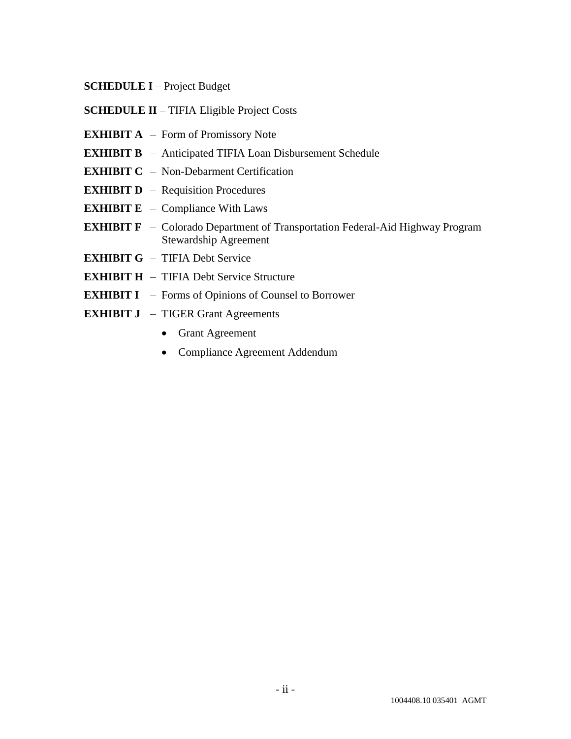**SCHEDULE I** – Project Budget

**SCHEDULE II** – TIFIA Eligible Project Costs

**EXHIBIT A** – Form of Promissory Note

**EXHIBIT B** – Anticipated TIFIA Loan Disbursement Schedule

**EXHIBIT C** – Non-Debarment Certification

**EXHIBIT D** – Requisition Procedures

**EXHIBIT E** – Compliance With Laws

**EXHIBIT F** – Colorado Department of Transportation Federal-Aid Highway Program Stewardship Agreement

**EXHIBIT G** – TIFIA Debt Service

**EXHIBIT H** – TIFIA Debt Service Structure

**EXHIBIT I** – Forms of Opinions of Counsel to Borrower

**EXHIBIT J** – TIGER Grant Agreements

- Grant Agreement
- Compliance Agreement Addendum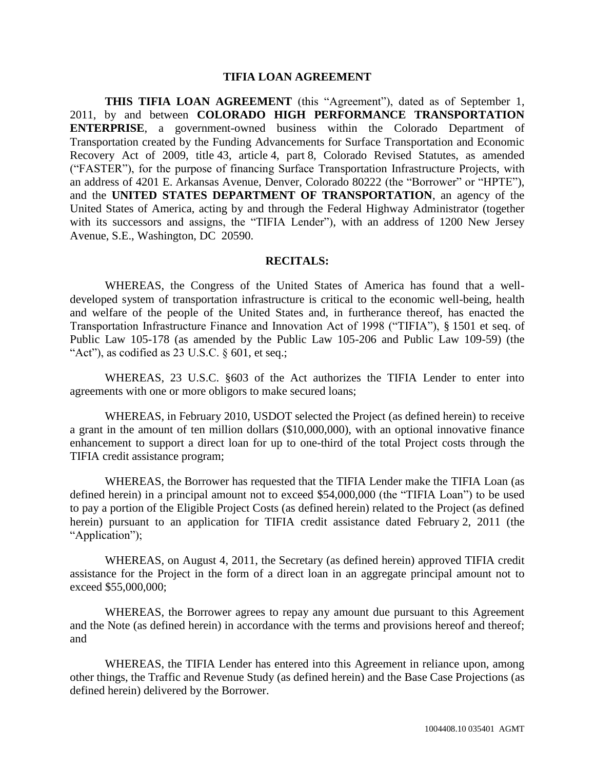# TIFIA LOAN AGREEMENT

**THIS TIFIA LOAN AGREEMENT** (this "Agreement"), dated as of September 1, 2011, by and between **COLORADO HIGH PERFORMANCE TRANSPORTATION ENTERPRISE**, a government-owned business within the Colorado Department of Transportation created by the Funding Advancements for Surface Transportation and Economic Recovery Act of 2009, title 43, article 4, part 8, Colorado Revised Statutes, as amended ("FASTER"), for the purpose of financing Surface Transportation Infrastructure Projects, with an address of 4201 E. Arkansas Avenue, Denver, Colorado 80222 (the "Borrower" or "HPTE"), and the **UNITED STATES DEPARTMENT OF TRANSPORTATION**, an agency of the United States of America, acting by and through the Federal Highway Administrator (together with its successors and assigns, the "TIFIA Lender"), with an address of 1200 New Jersey Avenue, S.E., Washington, DC 20590.

## RECITALS:

WHEREAS, the Congress of the United States of America has found that a well-developed system of transportation infrastructure is critical to the economic well-being, health and welfare of the people of the United States and, in furtherance thereof, has enacted the Transportation Infrastructure Finance and Innovation Act of 1998 ("TIFIA"), § 1501 et seq. of Public Law 105-178 (as amended by the Public Law 105-206 and Public Law 109-59) (the "Act"), as codified as 23 U.S.C. § 601, et seq.;

WHEREAS, 23 U.S.C. §603 of the Act authorizes the TIFIA Lender to enter into agreements with one or more obligors to make secured loans;

WHEREAS, in February 2010, USDOT selected the Project (as defined herein) to receive a grant in the amount of ten million dollars ($10,000,000), with an optional innovative finance enhancement to support a direct loan for up to one-third of the total Project costs through the TIFIA credit assistance program;

WHEREAS, the Borrower has requested that the TIFIA Lender make the TIFIA Loan (as defined herein) in a principal amount not to exceed $54,000,000 (the "TIFIA Loan") to be used to pay a portion of the Eligible Project Costs (as defined herein) related to the Project (as defined herein) pursuant to an application for TIFIA credit assistance dated February 2, 2011 (the "Application");

WHEREAS, on August 4, 2011, the Secretary (as defined herein) approved TIFIA credit assistance for the Project in the form of a direct loan in an aggregate principal amount not to exceed $55,000,000;

WHEREAS, the Borrower agrees to repay any amount due pursuant to this Agreement and the Note (as defined herein) in accordance with the terms and provisions hereof and thereof; and

WHEREAS, the TIFIA Lender has entered into this Agreement in reliance upon, among other things, the Traffic and Revenue Study (as defined herein) and the Base Case Projections (as defined herein) delivered by the Borrower.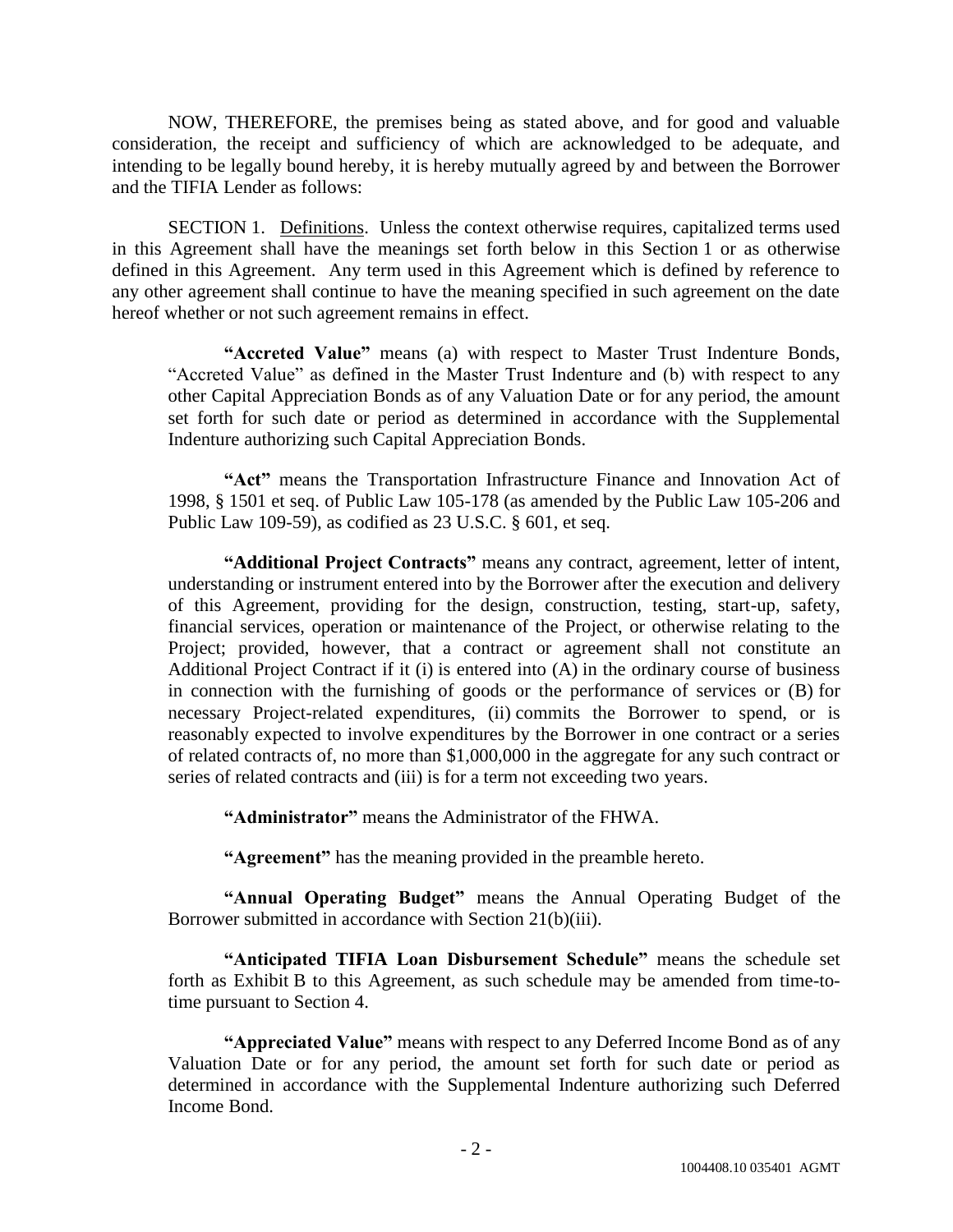NOW, THEREFORE, the premises being as stated above, and for good and valuable consideration, the receipt and sufficiency of which are acknowledged to be adequate, and intending to be legally bound hereby, it is hereby mutually agreed by and between the Borrower and the TIFIA Lender as follows:

SECTION 1. Definitions. Unless the context otherwise requires, capitalized terms used in this Agreement shall have the meanings set forth below in this Section 1 or as otherwise defined in this Agreement. Any term used in this Agreement which is defined by reference to any other agreement shall continue to have the meaning specified in such agreement on the date hereof whether or not such agreement remains in effect.

**"Accreted Value"** means (a) with respect to Master Trust Indenture Bonds, "Accreted Value" as defined in the Master Trust Indenture and (b) with respect to any other Capital Appreciation Bonds as of any Valuation Date or for any period, the amount set forth for such date or period as determined in accordance with the Supplemental Indenture authorizing such Capital Appreciation Bonds.

**"Act"** means the Transportation Infrastructure Finance and Innovation Act of 1998, § 1501 et seq. of Public Law 105-178 (as amended by the Public Law 105-206 and Public Law 109-59), as codified as 23 U.S.C. § 601, et seq.

**"Additional Project Contracts"** means any contract, agreement, letter of intent, understanding or instrument entered into by the Borrower after the execution and delivery of this Agreement, providing for the design, construction, testing, start-up, safety, financial services, operation or maintenance of the Project, or otherwise relating to the Project; provided, however, that a contract or agreement shall not constitute an Additional Project Contract if it (i) is entered into (A) in the ordinary course of business in connection with the furnishing of goods or the performance of services or (B) for necessary Project-related expenditures, (ii) commits the Borrower to spend, or is reasonably expected to involve expenditures by the Borrower in one contract or a series of related contracts of, no more than $1,000,000 in the aggregate for any such contract or series of related contracts and (iii) is for a term not exceeding two years.

**"Administrator"** means the Administrator of the FHWA.

**"Agreement"** has the meaning provided in the preamble hereto.

**"Annual Operating Budget"** means the Annual Operating Budget of the Borrower submitted in accordance with Section 21(b)(iii).

**"Anticipated TIFIA Loan Disbursement Schedule"** means the schedule set forth as Exhibit B to this Agreement, as such schedule may be amended from time-to-time pursuant to Section 4.

**"Appreciated Value"** means with respect to any Deferred Income Bond as of any Valuation Date or for any period, the amount set forth for such date or period as determined in accordance with the Supplemental Indenture authorizing such Deferred Income Bond.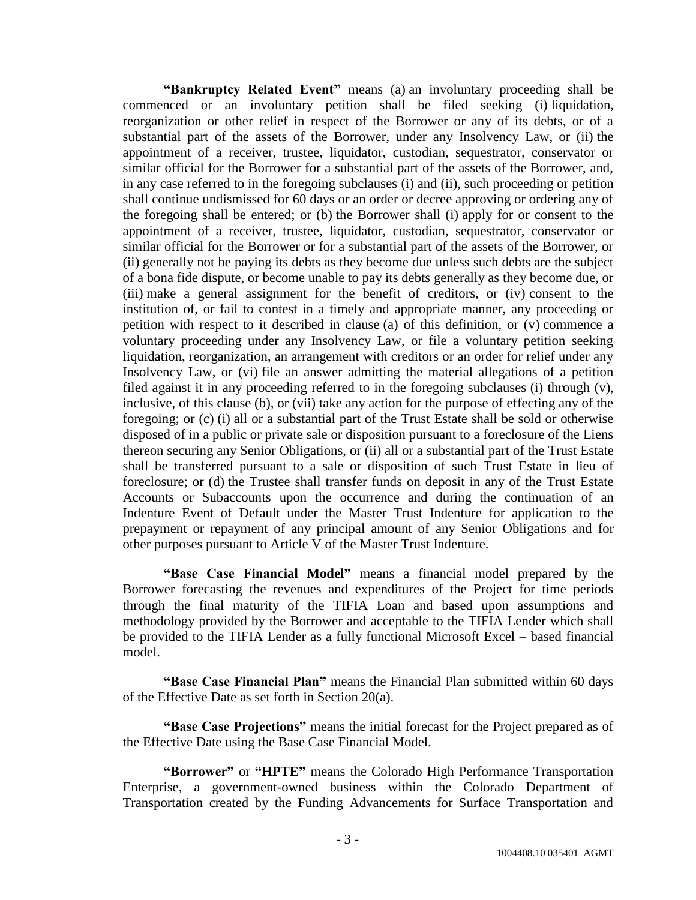**"Bankruptcy Related Event"** means (a) an involuntary proceeding shall be commenced or an involuntary petition shall be filed seeking (i) liquidation, reorganization or other relief in respect of the Borrower or any of its debts, or of a substantial part of the assets of the Borrower, under any Insolvency Law, or (ii) the appointment of a receiver, trustee, liquidator, custodian, sequestrator, conservator or similar official for the Borrower for a substantial part of the assets of the Borrower, and, in any case referred to in the foregoing subclauses (i) and (ii), such proceeding or petition shall continue undismissed for 60 days or an order or decree approving or ordering any of the foregoing shall be entered; or (b) the Borrower shall (i) apply for or consent to the appointment of a receiver, trustee, liquidator, custodian, sequestrator, conservator or similar official for the Borrower or for a substantial part of the assets of the Borrower, or (ii) generally not be paying its debts as they become due unless such debts are the subject of a bona fide dispute, or become unable to pay its debts generally as they become due, or (iii) make a general assignment for the benefit of creditors, or (iv) consent to the institution of, or fail to contest in a timely and appropriate manner, any proceeding or petition with respect to it described in clause (a) of this definition, or (v) commence a voluntary proceeding under any Insolvency Law, or file a voluntary petition seeking liquidation, reorganization, an arrangement with creditors or an order for relief under any Insolvency Law, or (vi) file an answer admitting the material allegations of a petition filed against it in any proceeding referred to in the foregoing subclauses (i) through (v), inclusive, of this clause (b), or (vii) take any action for the purpose of effecting any of the foregoing; or (c) (i) all or a substantial part of the Trust Estate shall be sold or otherwise disposed of in a public or private sale or disposition pursuant to a foreclosure of the Liens thereon securing any Senior Obligations, or (ii) all or a substantial part of the Trust Estate shall be transferred pursuant to a sale or disposition of such Trust Estate in lieu of foreclosure; or (d) the Trustee shall transfer funds on deposit in any of the Trust Estate Accounts or Subaccounts upon the occurrence and during the continuation of an Indenture Event of Default under the Master Trust Indenture for application to the prepayment or repayment of any principal amount of any Senior Obligations and for other purposes pursuant to Article V of the Master Trust Indenture.

**"Base Case Financial Model"** means a financial model prepared by the Borrower forecasting the revenues and expenditures of the Project for time periods through the final maturity of the TIFIA Loan and based upon assumptions and methodology provided by the Borrower and acceptable to the TIFIA Lender which shall be provided to the TIFIA Lender as a fully functional Microsoft Excel – based financial model.

**"Base Case Financial Plan"** means the Financial Plan submitted within 60 days of the Effective Date as set forth in Section 20(a).

**"Base Case Projections"** means the initial forecast for the Project prepared as of the Effective Date using the Base Case Financial Model.

**"Borrower"** or **"HPTE"** means the Colorado High Performance Transportation Enterprise, a government-owned business within the Colorado Department of Transportation created by the Funding Advancements for Surface Transportation and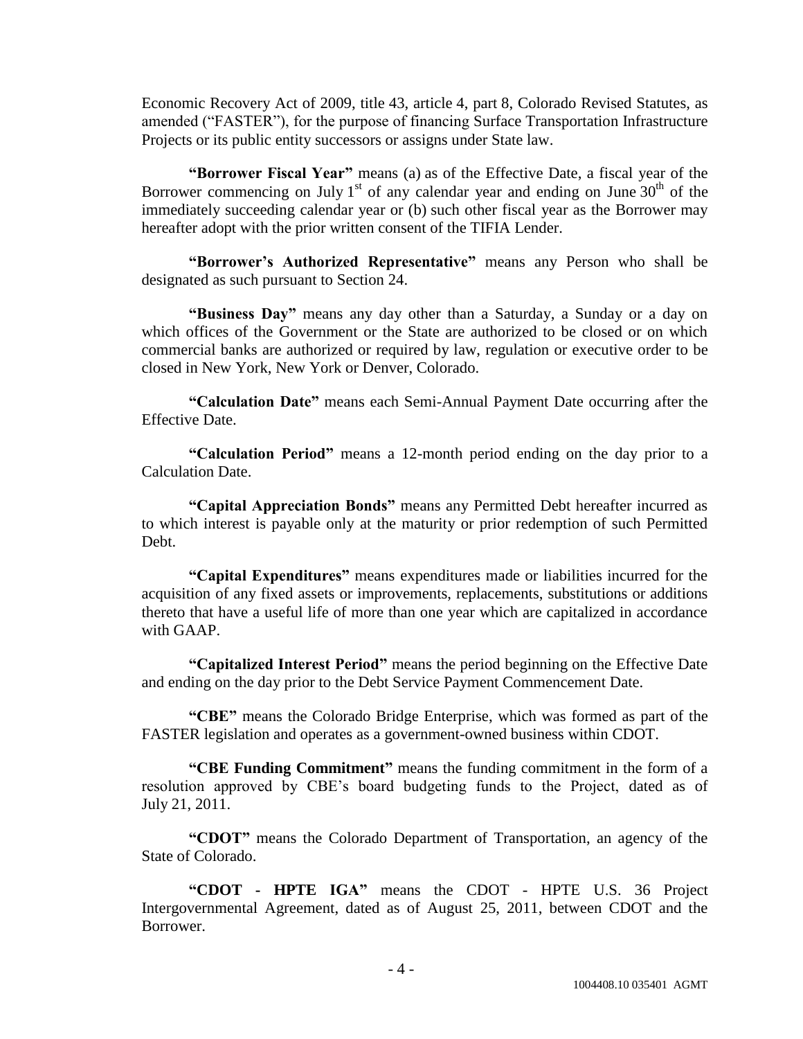Economic Recovery Act of 2009, title 43, article 4, part 8, Colorado Revised Statutes, as amended ("FASTER"), for the purpose of financing Surface Transportation Infrastructure Projects or its public entity successors or assigns under State law.

**"Borrower Fiscal Year"** means (a) as of the Effective Date, a fiscal year of the Borrower commencing on July 1st of any calendar year and ending on June 30th of the immediately succeeding calendar year or (b) such other fiscal year as the Borrower may hereafter adopt with the prior written consent of the TIFIA Lender.

**"Borrower's Authorized Representative"** means any Person who shall be designated as such pursuant to Section 24.

**"Business Day"** means any day other than a Saturday, a Sunday or a day on which offices of the Government or the State are authorized to be closed or on which commercial banks are authorized or required by law, regulation or executive order to be closed in New York, New York or Denver, Colorado.

**"Calculation Date"** means each Semi-Annual Payment Date occurring after the Effective Date.

**"Calculation Period"** means a 12-month period ending on the day prior to a Calculation Date.

**"Capital Appreciation Bonds"** means any Permitted Debt hereafter incurred as to which interest is payable only at the maturity or prior redemption of such Permitted Debt.

**"Capital Expenditures"** means expenditures made or liabilities incurred for the acquisition of any fixed assets or improvements, replacements, substitutions or additions thereto that have a useful life of more than one year which are capitalized in accordance with GAAP.

**"Capitalized Interest Period"** means the period beginning on the Effective Date and ending on the day prior to the Debt Service Payment Commencement Date.

**"CBE"** means the Colorado Bridge Enterprise, which was formed as part of the FASTER legislation and operates as a government-owned business within CDOT.

**"CBE Funding Commitment"** means the funding commitment in the form of a resolution approved by CBE's board budgeting funds to the Project, dated as of July 21, 2011.

**"CDOT"** means the Colorado Department of Transportation, an agency of the State of Colorado.

**"CDOT - HPTE IGA"** means the CDOT - HPTE U.S. 36 Project Intergovernmental Agreement, dated as of August 25, 2011, between CDOT and the Borrower.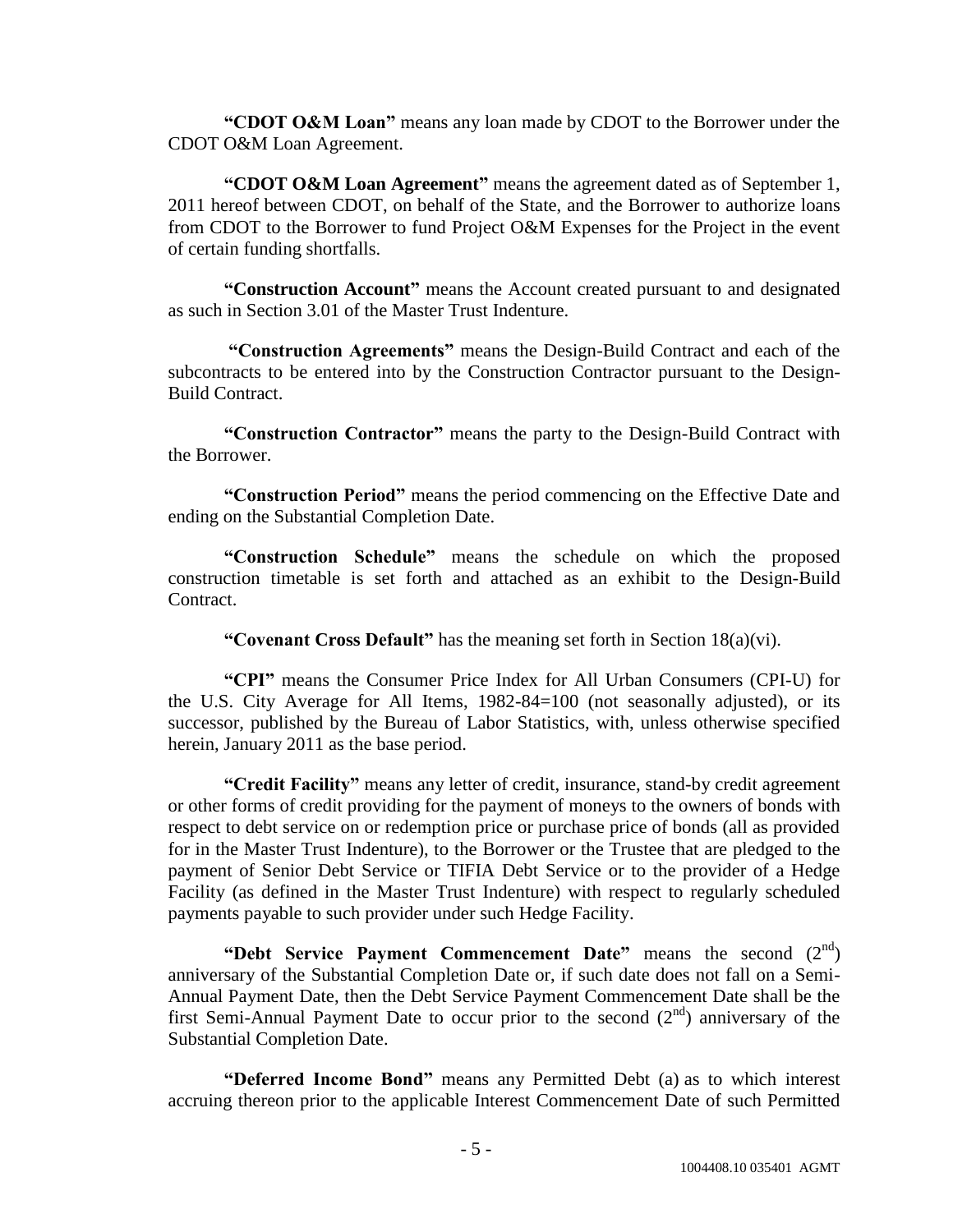**"CDOT O&M Loan"** means any loan made by CDOT to the Borrower under the CDOT O&M Loan Agreement.

**"CDOT O&M Loan Agreement"** means the agreement dated as of September 1, 2011 hereof between CDOT, on behalf of the State, and the Borrower to authorize loans from CDOT to the Borrower to fund Project O&M Expenses for the Project in the event of certain funding shortfalls.

**"Construction Account"** means the Account created pursuant to and designated as such in Section 3.01 of the Master Trust Indenture.

**"Construction Agreements"** means the Design-Build Contract and each of the subcontracts to be entered into by the Construction Contractor pursuant to the Design-Build Contract.

**"Construction Contractor"** means the party to the Design-Build Contract with the Borrower.

**"Construction Period"** means the period commencing on the Effective Date and ending on the Substantial Completion Date.

**"Construction Schedule"** means the schedule on which the proposed construction timetable is set forth and attached as an exhibit to the Design-Build Contract.

**"Covenant Cross Default"** has the meaning set forth in Section 18(a)(vi).

**"CPI"** means the Consumer Price Index for All Urban Consumers (CPI-U) for the U.S. City Average for All Items, 1982-84=100 (not seasonally adjusted), or its successor, published by the Bureau of Labor Statistics, with, unless otherwise specified herein, January 2011 as the base period.

**"Credit Facility"** means any letter of credit, insurance, stand-by credit agreement or other forms of credit providing for the payment of moneys to the owners of bonds with respect to debt service on or redemption price or purchase price of bonds (all as provided for in the Master Trust Indenture), to the Borrower or the Trustee that are pledged to the payment of Senior Debt Service or TIFIA Debt Service or to the provider of a Hedge Facility (as defined in the Master Trust Indenture) with respect to regularly scheduled payments payable to such provider under such Hedge Facility.

**"Debt Service Payment Commencement Date"** means the second (2nd) anniversary of the Substantial Completion Date or, if such date does not fall on a Semi-Annual Payment Date, then the Debt Service Payment Commencement Date shall be the first Semi-Annual Payment Date to occur prior to the second (2nd) anniversary of the Substantial Completion Date.

**"Deferred Income Bond"** means any Permitted Debt (a) as to which interest accruing thereon prior to the applicable Interest Commencement Date of such Permitted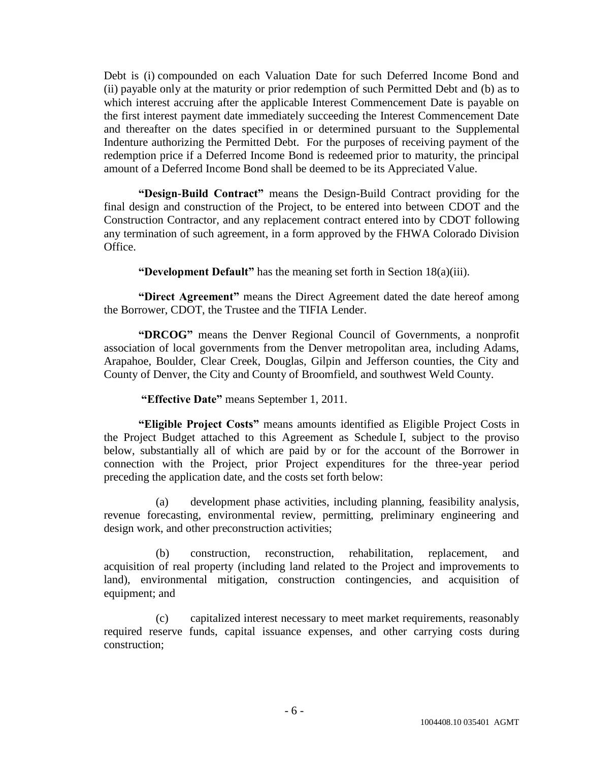Debt is (i) compounded on each Valuation Date for such Deferred Income Bond and (ii) payable only at the maturity or prior redemption of such Permitted Debt and (b) as to which interest accruing after the applicable Interest Commencement Date is payable on the first interest payment date immediately succeeding the Interest Commencement Date and thereafter on the dates specified in or determined pursuant to the Supplemental Indenture authorizing the Permitted Debt. For the purposes of receiving payment of the redemption price if a Deferred Income Bond is redeemed prior to maturity, the principal amount of a Deferred Income Bond shall be deemed to be its Appreciated Value.

**"Design-Build Contract"** means the Design-Build Contract providing for the final design and construction of the Project, to be entered into between CDOT and the Construction Contractor, and any replacement contract entered into by CDOT following any termination of such agreement, in a form approved by the FHWA Colorado Division Office.

**"Development Default"** has the meaning set forth in Section 18(a)(iii).

**"Direct Agreement"** means the Direct Agreement dated the date hereof among the Borrower, CDOT, the Trustee and the TIFIA Lender.

**"DRCOG"** means the Denver Regional Council of Governments, a nonprofit association of local governments from the Denver metropolitan area, including Adams, Arapahoe, Boulder, Clear Creek, Douglas, Gilpin and Jefferson counties, the City and County of Denver, the City and County of Broomfield, and southwest Weld County.

**"Effective Date"** means September 1, 2011.

**"Eligible Project Costs"** means amounts identified as Eligible Project Costs in the Project Budget attached to this Agreement as Schedule I, subject to the proviso below, substantially all of which are paid by or for the account of the Borrower in connection with the Project, prior Project expenditures for the three-year period preceding the application date, and the costs set forth below:

(a) development phase activities, including planning, feasibility analysis, revenue forecasting, environmental review, permitting, preliminary engineering and design work, and other preconstruction activities;

(b) construction, reconstruction, rehabilitation, replacement, and acquisition of real property (including land related to the Project and improvements to land), environmental mitigation, construction contingencies, and acquisition of equipment; and

(c) capitalized interest necessary to meet market requirements, reasonably required reserve funds, capital issuance expenses, and other carrying costs during construction;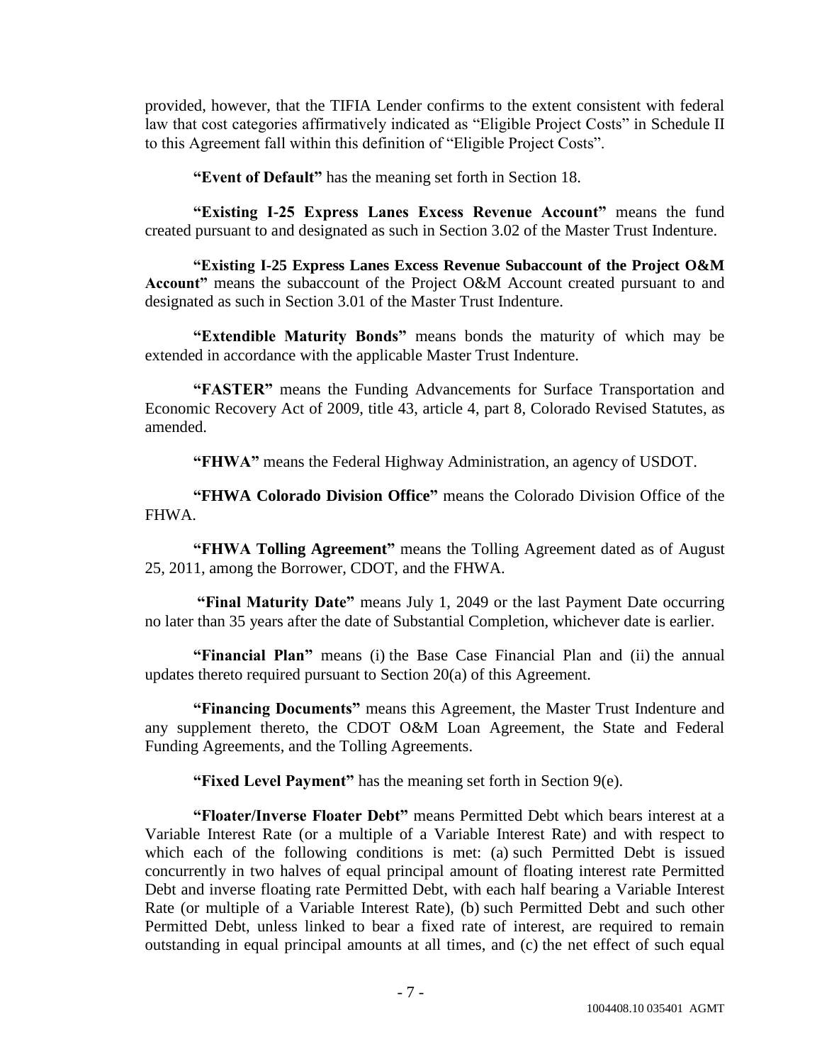provided, however, that the TIFIA Lender confirms to the extent consistent with federal law that cost categories affirmatively indicated as "Eligible Project Costs" in Schedule II to this Agreement fall within this definition of "Eligible Project Costs".

**"Event of Default"** has the meaning set forth in Section 18.

**"Existing I-25 Express Lanes Excess Revenue Account"** means the fund created pursuant to and designated as such in Section 3.02 of the Master Trust Indenture.

**"Existing I-25 Express Lanes Excess Revenue Subaccount of the Project O&M Account"** means the subaccount of the Project O&M Account created pursuant to and designated as such in Section 3.01 of the Master Trust Indenture.

**"Extendible Maturity Bonds"** means bonds the maturity of which may be extended in accordance with the applicable Master Trust Indenture.

**"FASTER"** means the Funding Advancements for Surface Transportation and Economic Recovery Act of 2009, title 43, article 4, part 8, Colorado Revised Statutes, as amended.

**"FHWA"** means the Federal Highway Administration, an agency of USDOT.

**"FHWA Colorado Division Office"** means the Colorado Division Office of the FHWA.

**"FHWA Tolling Agreement"** means the Tolling Agreement dated as of August 25, 2011, among the Borrower, CDOT, and the FHWA.

**"Final Maturity Date"** means July 1, 2049 or the last Payment Date occurring no later than 35 years after the date of Substantial Completion, whichever date is earlier.

**"Financial Plan"** means (i) the Base Case Financial Plan and (ii) the annual updates thereto required pursuant to Section 20(a) of this Agreement.

**"Financing Documents"** means this Agreement, the Master Trust Indenture and any supplement thereto, the CDOT O&M Loan Agreement, the State and Federal Funding Agreements, and the Tolling Agreements.

**"Fixed Level Payment"** has the meaning set forth in Section 9(e).

**"Floater/Inverse Floater Debt"** means Permitted Debt which bears interest at a Variable Interest Rate (or a multiple of a Variable Interest Rate) and with respect to which each of the following conditions is met: (a) such Permitted Debt is issued concurrently in two halves of equal principal amount of floating interest rate Permitted Debt and inverse floating rate Permitted Debt, with each half bearing a Variable Interest Rate (or multiple of a Variable Interest Rate), (b) such Permitted Debt and such other Permitted Debt, unless linked to bear a fixed rate of interest, are required to remain outstanding in equal principal amounts at all times, and (c) the net effect of such equal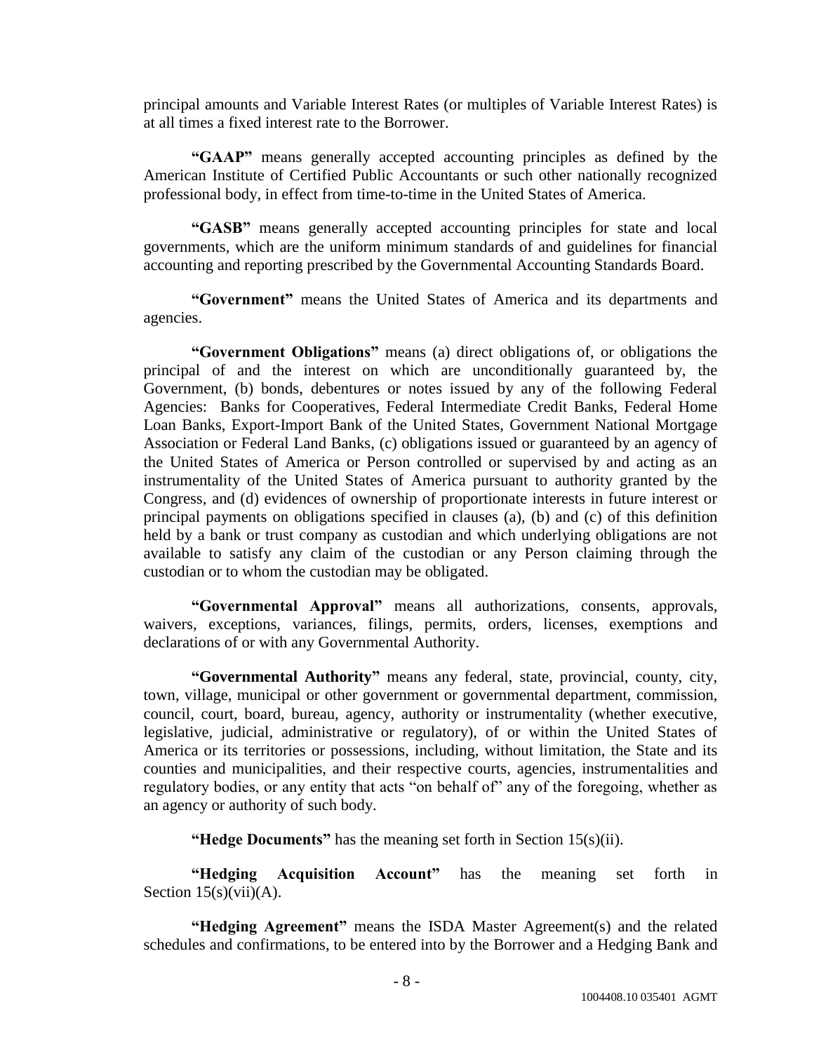principal amounts and Variable Interest Rates (or multiples of Variable Interest Rates) is at all times a fixed interest rate to the Borrower.

**"GAAP"** means generally accepted accounting principles as defined by the American Institute of Certified Public Accountants or such other nationally recognized professional body, in effect from time-to-time in the United States of America.

**"GASB"** means generally accepted accounting principles for state and local governments, which are the uniform minimum standards of and guidelines for financial accounting and reporting prescribed by the Governmental Accounting Standards Board.

**"Government"** means the United States of America and its departments and agencies.

**"Government Obligations"** means (a) direct obligations of, or obligations the principal of and the interest on which are unconditionally guaranteed by, the Government, (b) bonds, debentures or notes issued by any of the following Federal Agencies: Banks for Cooperatives, Federal Intermediate Credit Banks, Federal Home Loan Banks, Export-Import Bank of the United States, Government National Mortgage Association or Federal Land Banks, (c) obligations issued or guaranteed by an agency of the United States of America or Person controlled or supervised by and acting as an instrumentality of the United States of America pursuant to authority granted by the Congress, and (d) evidences of ownership of proportionate interests in future interest or principal payments on obligations specified in clauses (a), (b) and (c) of this definition held by a bank or trust company as custodian and which underlying obligations are not available to satisfy any claim of the custodian or any Person claiming through the custodian or to whom the custodian may be obligated.

**"Governmental Approval"** means all authorizations, consents, approvals, waivers, exceptions, variances, filings, permits, orders, licenses, exemptions and declarations of or with any Governmental Authority.

**"Governmental Authority"** means any federal, state, provincial, county, city, town, village, municipal or other government or governmental department, commission, council, court, board, bureau, agency, authority or instrumentality (whether executive, legislative, judicial, administrative or regulatory), of or within the United States of America or its territories or possessions, including, without limitation, the State and its counties and municipalities, and their respective courts, agencies, instrumentalities and regulatory bodies, or any entity that acts "on behalf of" any of the foregoing, whether as an agency or authority of such body.

**"Hedge Documents"** has the meaning set forth in Section 15(s)(ii).

**"Hedging Acquisition Account"** has the meaning set forth in Section 15(s)(vii)(A).

**"Hedging Agreement"** means the ISDA Master Agreement(s) and the related schedules and confirmations, to be entered into by the Borrower and a Hedging Bank and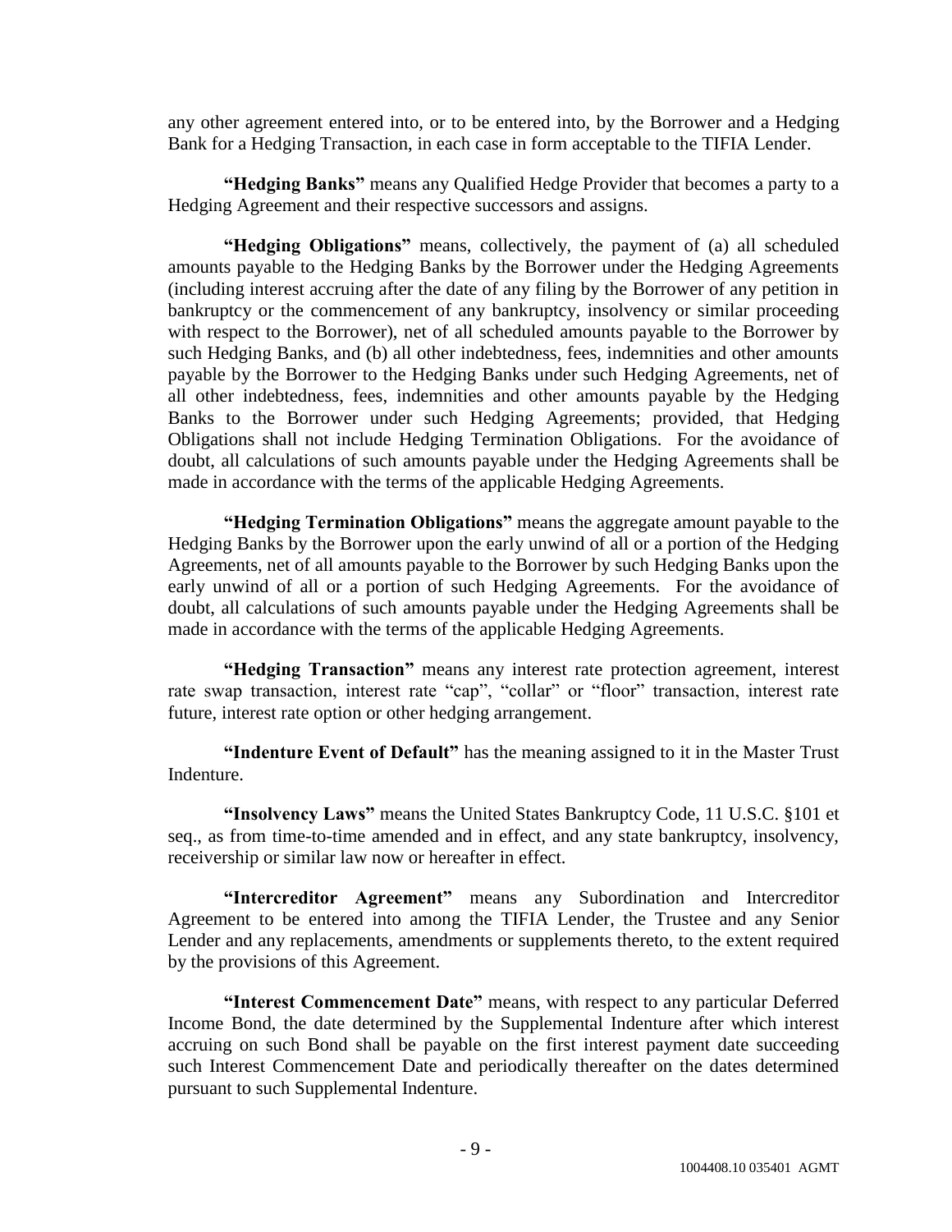any other agreement entered into, or to be entered into, by the Borrower and a Hedging Bank for a Hedging Transaction, in each case in form acceptable to the TIFIA Lender.

**"Hedging Banks"** means any Qualified Hedge Provider that becomes a party to a Hedging Agreement and their respective successors and assigns.

**"Hedging Obligations"** means, collectively, the payment of (a) all scheduled amounts payable to the Hedging Banks by the Borrower under the Hedging Agreements (including interest accruing after the date of any filing by the Borrower of any petition in bankruptcy or the commencement of any bankruptcy, insolvency or similar proceeding with respect to the Borrower), net of all scheduled amounts payable to the Borrower by such Hedging Banks, and (b) all other indebtedness, fees, indemnities and other amounts payable by the Borrower to the Hedging Banks under such Hedging Agreements, net of all other indebtedness, fees, indemnities and other amounts payable by the Hedging Banks to the Borrower under such Hedging Agreements; provided, that Hedging Obligations shall not include Hedging Termination Obligations. For the avoidance of doubt, all calculations of such amounts payable under the Hedging Agreements shall be made in accordance with the terms of the applicable Hedging Agreements.

**"Hedging Termination Obligations"** means the aggregate amount payable to the Hedging Banks by the Borrower upon the early unwind of all or a portion of the Hedging Agreements, net of all amounts payable to the Borrower by such Hedging Banks upon the early unwind of all or a portion of such Hedging Agreements. For the avoidance of doubt, all calculations of such amounts payable under the Hedging Agreements shall be made in accordance with the terms of the applicable Hedging Agreements.

**"Hedging Transaction"** means any interest rate protection agreement, interest rate swap transaction, interest rate "cap", "collar" or "floor" transaction, interest rate future, interest rate option or other hedging arrangement.

**"Indenture Event of Default"** has the meaning assigned to it in the Master Trust Indenture.

**"Insolvency Laws"** means the United States Bankruptcy Code, 11 U.S.C. §101 et seq., as from time-to-time amended and in effect, and any state bankruptcy, insolvency, receivership or similar law now or hereafter in effect.

**"Intercreditor Agreement"** means any Subordination and Intercreditor Agreement to be entered into among the TIFIA Lender, the Trustee and any Senior Lender and any replacements, amendments or supplements thereto, to the extent required by the provisions of this Agreement.

**"Interest Commencement Date"** means, with respect to any particular Deferred Income Bond, the date determined by the Supplemental Indenture after which interest accruing on such Bond shall be payable on the first interest payment date succeeding such Interest Commencement Date and periodically thereafter on the dates determined pursuant to such Supplemental Indenture.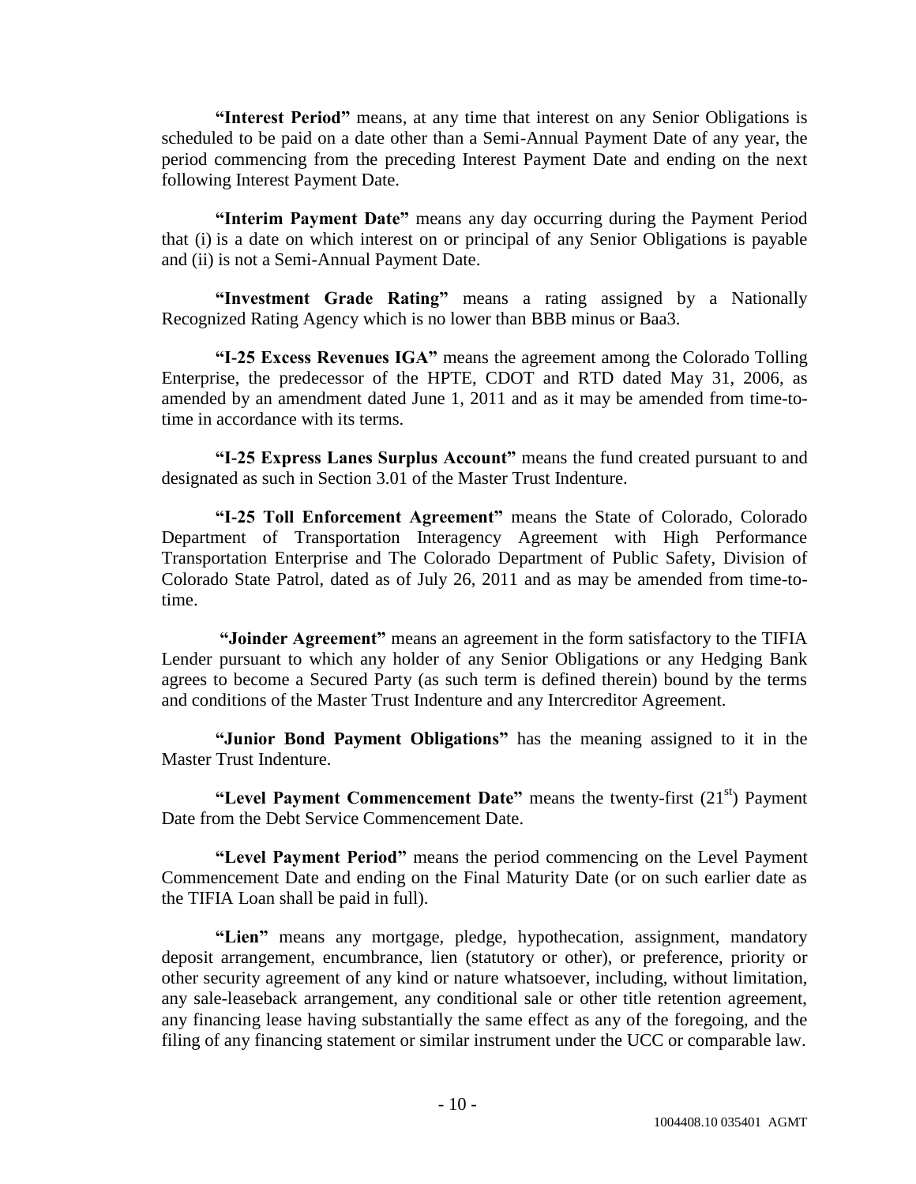**"Interest Period"** means, at any time that interest on any Senior Obligations is scheduled to be paid on a date other than a Semi-Annual Payment Date of any year, the period commencing from the preceding Interest Payment Date and ending on the next following Interest Payment Date.

**"Interim Payment Date"** means any day occurring during the Payment Period that (i) is a date on which interest on or principal of any Senior Obligations is payable and (ii) is not a Semi-Annual Payment Date.

**"Investment Grade Rating"** means a rating assigned by a Nationally Recognized Rating Agency which is no lower than BBB minus or Baa3.

**"I-25 Excess Revenues IGA"** means the agreement among the Colorado Tolling Enterprise, the predecessor of the HPTE, CDOT and RTD dated May 31, 2006, as amended by an amendment dated June 1, 2011 and as it may be amended from time-to-time in accordance with its terms.

**"I-25 Express Lanes Surplus Account"** means the fund created pursuant to and designated as such in Section 3.01 of the Master Trust Indenture.

**"I-25 Toll Enforcement Agreement"** means the State of Colorado, Colorado Department of Transportation Interagency Agreement with High Performance Transportation Enterprise and The Colorado Department of Public Safety, Division of Colorado State Patrol, dated as of July 26, 2011 and as may be amended from time-to-time.

**"Joinder Agreement"** means an agreement in the form satisfactory to the TIFIA Lender pursuant to which any holder of any Senior Obligations or any Hedging Bank agrees to become a Secured Party (as such term is defined therein) bound by the terms and conditions of the Master Trust Indenture and any Intercreditor Agreement.

**"Junior Bond Payment Obligations"** has the meaning assigned to it in the Master Trust Indenture.

**"Level Payment Commencement Date"** means the twenty-first (21st) Payment Date from the Debt Service Commencement Date.

**"Level Payment Period"** means the period commencing on the Level Payment Commencement Date and ending on the Final Maturity Date (or on such earlier date as the TIFIA Loan shall be paid in full).

**"Lien"** means any mortgage, pledge, hypothecation, assignment, mandatory deposit arrangement, encumbrance, lien (statutory or other), or preference, priority or other security agreement of any kind or nature whatsoever, including, without limitation, any sale-leaseback arrangement, any conditional sale or other title retention agreement, any financing lease having substantially the same effect as any of the foregoing, and the filing of any financing statement or similar instrument under the UCC or comparable law.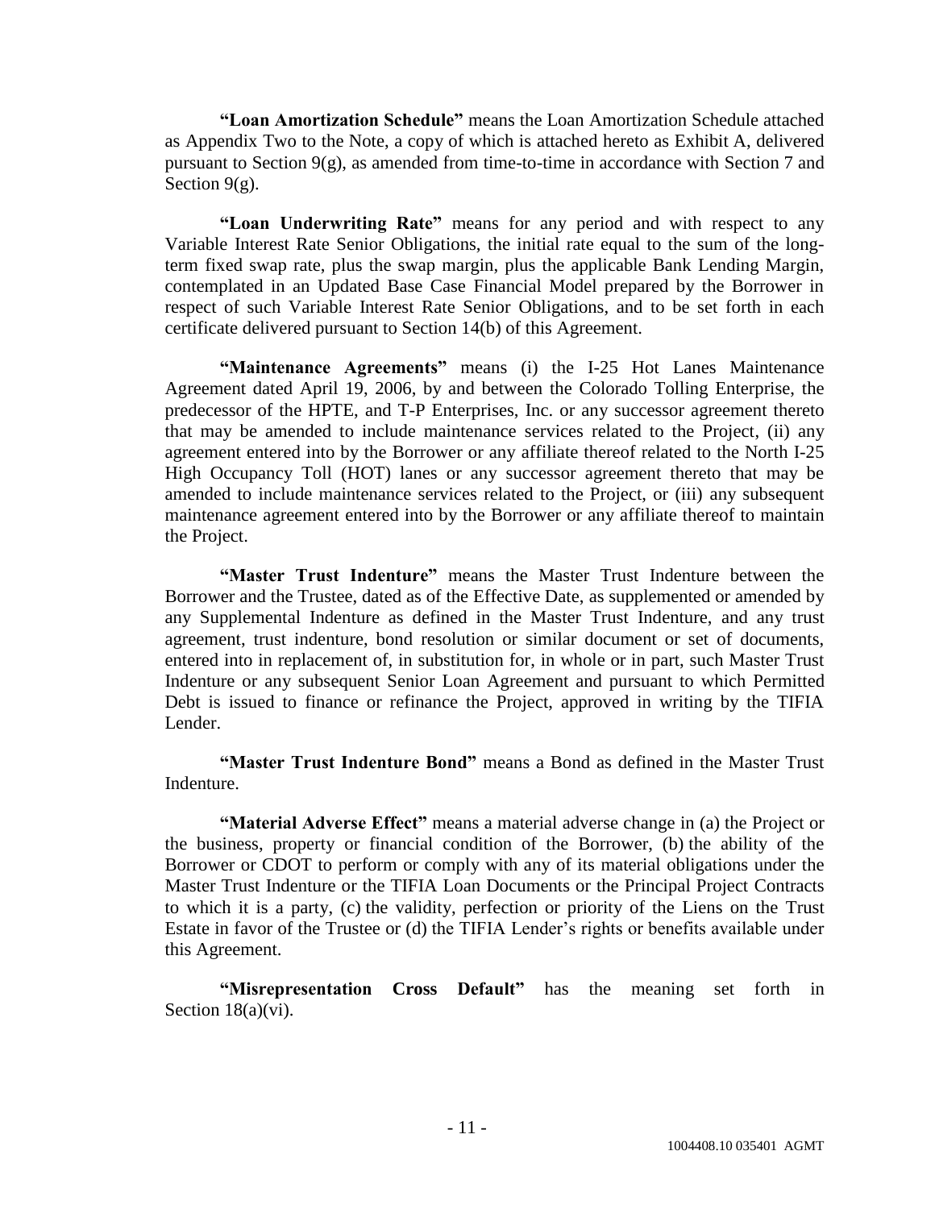**"Loan Amortization Schedule"** means the Loan Amortization Schedule attached as Appendix Two to the Note, a copy of which is attached hereto as Exhibit A, delivered pursuant to Section 9(g), as amended from time-to-time in accordance with Section 7 and Section 9(g).

**"Loan Underwriting Rate"** means for any period and with respect to any Variable Interest Rate Senior Obligations, the initial rate equal to the sum of the long-term fixed swap rate, plus the swap margin, plus the applicable Bank Lending Margin, contemplated in an Updated Base Case Financial Model prepared by the Borrower in respect of such Variable Interest Rate Senior Obligations, and to be set forth in each certificate delivered pursuant to Section 14(b) of this Agreement.

**"Maintenance Agreements"** means (i) the I-25 Hot Lanes Maintenance Agreement dated April 19, 2006, by and between the Colorado Tolling Enterprise, the predecessor of the HPTE, and T-P Enterprises, Inc. or any successor agreement thereto that may be amended to include maintenance services related to the Project, (ii) any agreement entered into by the Borrower or any affiliate thereof related to the North I-25 High Occupancy Toll (HOT) lanes or any successor agreement thereto that may be amended to include maintenance services related to the Project, or (iii) any subsequent maintenance agreement entered into by the Borrower or any affiliate thereof to maintain the Project.

**"Master Trust Indenture"** means the Master Trust Indenture between the Borrower and the Trustee, dated as of the Effective Date, as supplemented or amended by any Supplemental Indenture as defined in the Master Trust Indenture, and any trust agreement, trust indenture, bond resolution or similar document or set of documents, entered into in replacement of, in substitution for, in whole or in part, such Master Trust Indenture or any subsequent Senior Loan Agreement and pursuant to which Permitted Debt is issued to finance or refinance the Project, approved in writing by the TIFIA Lender.

**"Master Trust Indenture Bond"** means a Bond as defined in the Master Trust Indenture.

**"Material Adverse Effect"** means a material adverse change in (a) the Project or the business, property or financial condition of the Borrower, (b) the ability of the Borrower or CDOT to perform or comply with any of its material obligations under the Master Trust Indenture or the TIFIA Loan Documents or the Principal Project Contracts to which it is a party, (c) the validity, perfection or priority of the Liens on the Trust Estate in favor of the Trustee or (d) the TIFIA Lender's rights or benefits available under this Agreement.

**"Misrepresentation Cross Default"** has the meaning set forth in Section 18(a)(vi).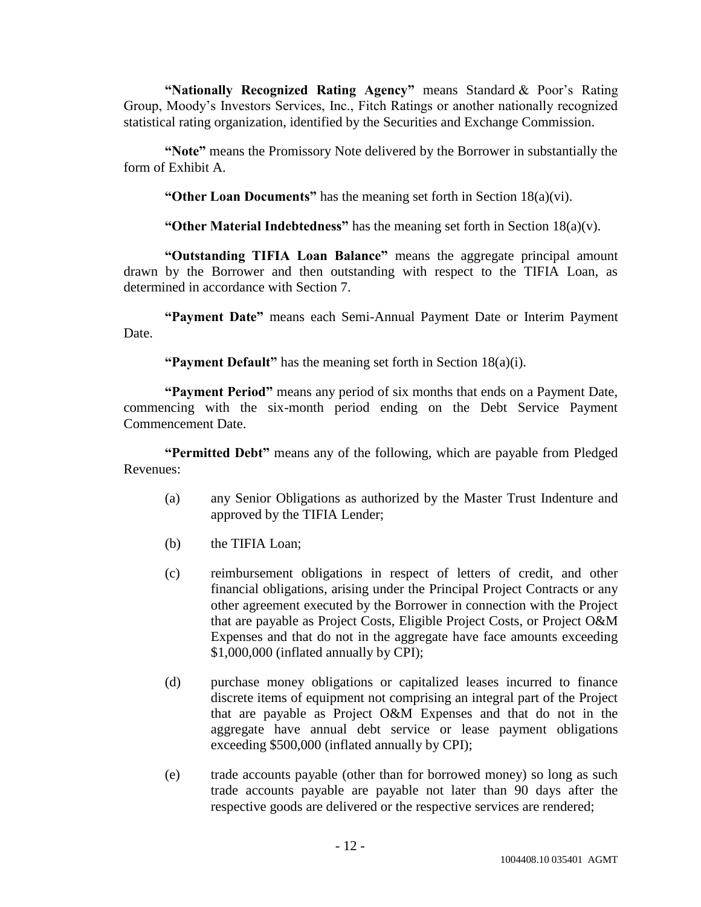**"Nationally Recognized Rating Agency"** means Standard & Poor's Rating Group, Moody's Investors Services, Inc., Fitch Ratings or another nationally recognized statistical rating organization, identified by the Securities and Exchange Commission.

**"Note"** means the Promissory Note delivered by the Borrower in substantially the form of Exhibit A.

**"Other Loan Documents"** has the meaning set forth in Section 18(a)(vi).

**"Other Material Indebtedness"** has the meaning set forth in Section 18(a)(v).

**"Outstanding TIFIA Loan Balance"** means the aggregate principal amount drawn by the Borrower and then outstanding with respect to the TIFIA Loan, as determined in accordance with Section 7.

**"Payment Date"** means each Semi-Annual Payment Date or Interim Payment Date.

**"Payment Default"** has the meaning set forth in Section 18(a)(i).

**"Payment Period"** means any period of six months that ends on a Payment Date, commencing with the six-month period ending on the Debt Service Payment Commencement Date.

**"Permitted Debt"** means any of the following, which are payable from Pledged Revenues:

(a) any Senior Obligations as authorized by the Master Trust Indenture and approved by the TIFIA Lender;

(b) the TIFIA Loan;

(c) reimbursement obligations in respect of letters of credit, and other financial obligations, arising under the Principal Project Contracts or any other agreement executed by the Borrower in connection with the Project that are payable as Project Costs, Eligible Project Costs, or Project O&M Expenses and that do not in the aggregate have face amounts exceeding $1,000,000 (inflated annually by CPI);

(d) purchase money obligations or capitalized leases incurred to finance discrete items of equipment not comprising an integral part of the Project that are payable as Project O&M Expenses and that do not in the aggregate have annual debt service or lease payment obligations exceeding $500,000 (inflated annually by CPI);

(e) trade accounts payable (other than for borrowed money) so long as such trade accounts payable are payable not later than 90 days after the respective goods are delivered or the respective services are rendered;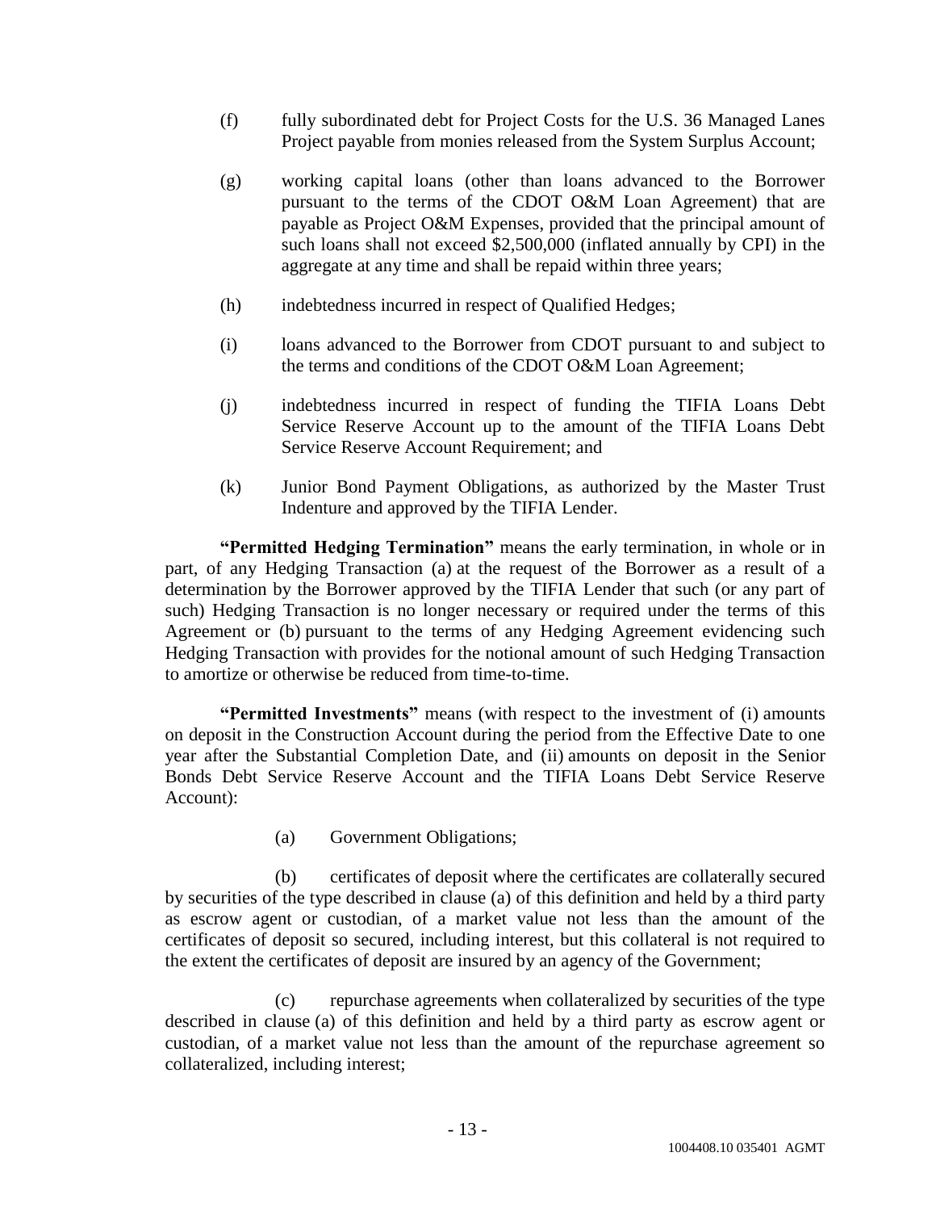(f) fully subordinated debt for Project Costs for the U.S. 36 Managed Lanes Project payable from monies released from the System Surplus Account;

(g) working capital loans (other than loans advanced to the Borrower pursuant to the terms of the CDOT O&M Loan Agreement) that are payable as Project O&M Expenses, provided that the principal amount of such loans shall not exceed $2,500,000 (inflated annually by CPI) in the aggregate at any time and shall be repaid within three years;

(h) indebtedness incurred in respect of Qualified Hedges;

(i) loans advanced to the Borrower from CDOT pursuant to and subject to the terms and conditions of the CDOT O&M Loan Agreement;

(j) indebtedness incurred in respect of funding the TIFIA Loans Debt Service Reserve Account up to the amount of the TIFIA Loans Debt Service Reserve Account Requirement; and

(k) Junior Bond Payment Obligations, as authorized by the Master Trust Indenture and approved by the TIFIA Lender.

**"Permitted Hedging Termination"** means the early termination, in whole or in part, of any Hedging Transaction (a) at the request of the Borrower as a result of a determination by the Borrower approved by the TIFIA Lender that such (or any part of such) Hedging Transaction is no longer necessary or required under the terms of this Agreement or (b) pursuant to the terms of any Hedging Agreement evidencing such Hedging Transaction with provides for the notional amount of such Hedging Transaction to amortize or otherwise be reduced from time-to-time.

**"Permitted Investments"** means (with respect to the investment of (i) amounts on deposit in the Construction Account during the period from the Effective Date to one year after the Substantial Completion Date, and (ii) amounts on deposit in the Senior Bonds Debt Service Reserve Account and the TIFIA Loans Debt Service Reserve Account):

(a) Government Obligations;

(b) certificates of deposit where the certificates are collaterally secured by securities of the type described in clause (a) of this definition and held by a third party as escrow agent or custodian, of a market value not less than the amount of the certificates of deposit so secured, including interest, but this collateral is not required to the extent the certificates of deposit are insured by an agency of the Government;

(c) repurchase agreements when collateralized by securities of the type described in clause (a) of this definition and held by a third party as escrow agent or custodian, of a market value not less than the amount of the repurchase agreement so collateralized, including interest;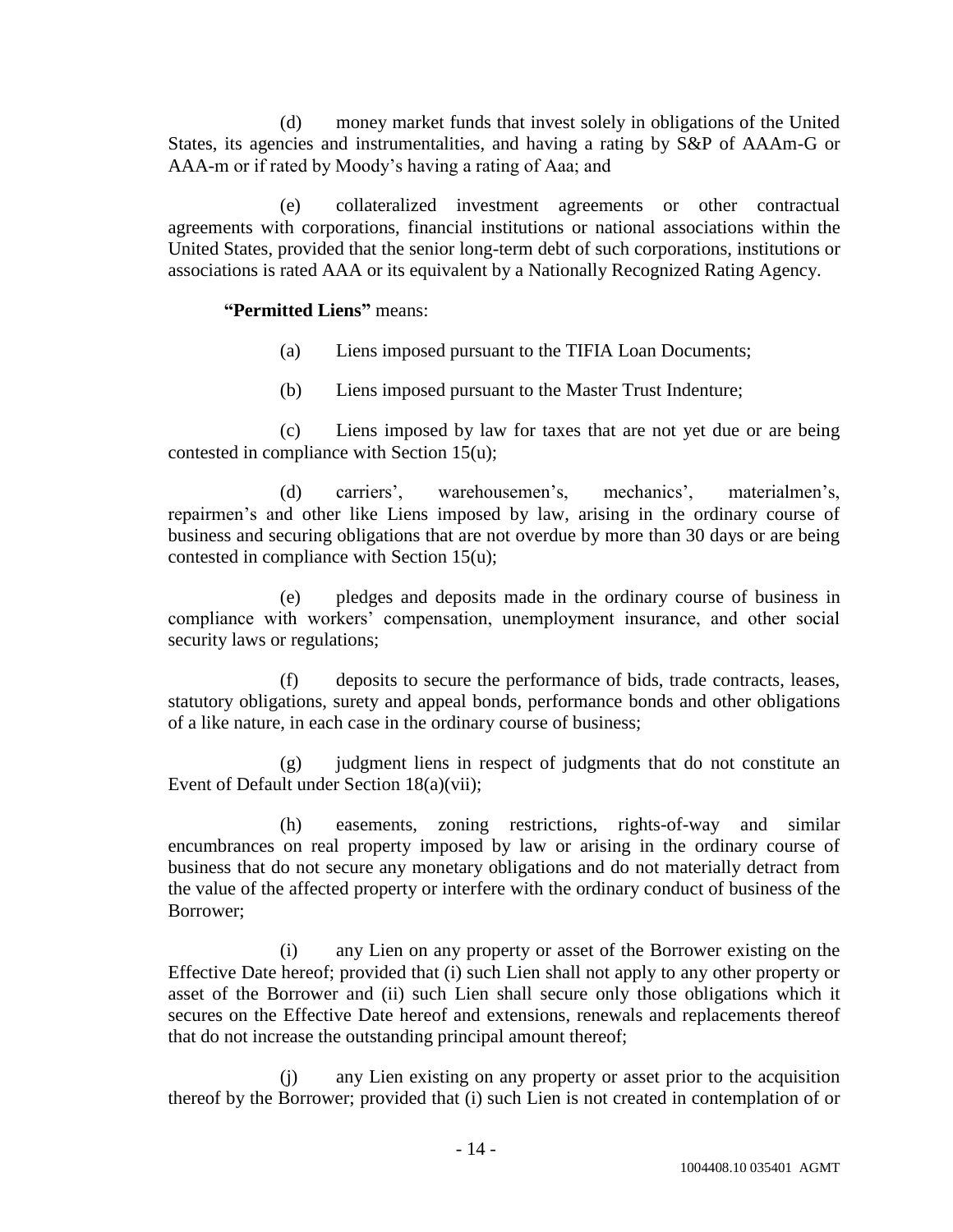(d) money market funds that invest solely in obligations of the United States, its agencies and instrumentalities, and having a rating by S&P of AAAm-G or AAA-m or if rated by Moody's having a rating of Aaa; and

(e) collateralized investment agreements or other contractual agreements with corporations, financial institutions or national associations within the United States, provided that the senior long-term debt of such corporations, institutions or associations is rated AAA or its equivalent by a Nationally Recognized Rating Agency.

**"Permitted Liens"** means:

(a) Liens imposed pursuant to the TIFIA Loan Documents;

(b) Liens imposed pursuant to the Master Trust Indenture;

(c) Liens imposed by law for taxes that are not yet due or are being contested in compliance with Section 15(u);

(d) carriers', warehousemen's, mechanics', materialmen's, repairmen's and other like Liens imposed by law, arising in the ordinary course of business and securing obligations that are not overdue by more than 30 days or are being contested in compliance with Section 15(u);

(e) pledges and deposits made in the ordinary course of business in compliance with workers' compensation, unemployment insurance, and other social security laws or regulations;

(f) deposits to secure the performance of bids, trade contracts, leases, statutory obligations, surety and appeal bonds, performance bonds and other obligations of a like nature, in each case in the ordinary course of business;

(g) judgment liens in respect of judgments that do not constitute an Event of Default under Section 18(a)(vii);

(h) easements, zoning restrictions, rights-of-way and similar encumbrances on real property imposed by law or arising in the ordinary course of business that do not secure any monetary obligations and do not materially detract from the value of the affected property or interfere with the ordinary conduct of business of the Borrower;

(i) any Lien on any property or asset of the Borrower existing on the Effective Date hereof; provided that (i) such Lien shall not apply to any other property or asset of the Borrower and (ii) such Lien shall secure only those obligations which it secures on the Effective Date hereof and extensions, renewals and replacements thereof that do not increase the outstanding principal amount thereof;

(j) any Lien existing on any property or asset prior to the acquisition thereof by the Borrower; provided that (i) such Lien is not created in contemplation of or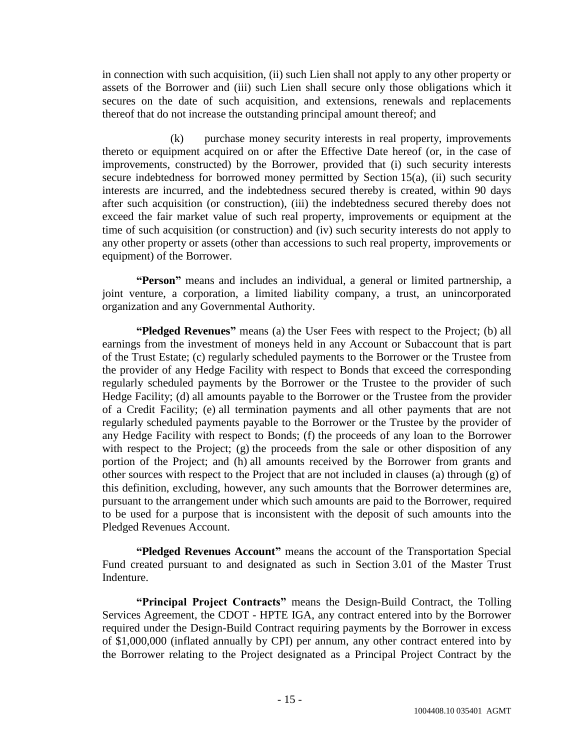in connection with such acquisition, (ii) such Lien shall not apply to any other property or assets of the Borrower and (iii) such Lien shall secure only those obligations which it secures on the date of such acquisition, and extensions, renewals and replacements thereof that do not increase the outstanding principal amount thereof; and

(k) purchase money security interests in real property, improvements thereto or equipment acquired on or after the Effective Date hereof (or, in the case of improvements, constructed) by the Borrower, provided that (i) such security interests secure indebtedness for borrowed money permitted by Section 15(a), (ii) such security interests are incurred, and the indebtedness secured thereby is created, within 90 days after such acquisition (or construction), (iii) the indebtedness secured thereby does not exceed the fair market value of such real property, improvements or equipment at the time of such acquisition (or construction) and (iv) such security interests do not apply to any other property or assets (other than accessions to such real property, improvements or equipment) of the Borrower.

**"Person"** means and includes an individual, a general or limited partnership, a joint venture, a corporation, a limited liability company, a trust, an unincorporated organization and any Governmental Authority.

**"Pledged Revenues"** means (a) the User Fees with respect to the Project; (b) all earnings from the investment of moneys held in any Account or Subaccount that is part of the Trust Estate; (c) regularly scheduled payments to the Borrower or the Trustee from the provider of any Hedge Facility with respect to Bonds that exceed the corresponding regularly scheduled payments by the Borrower or the Trustee to the provider of such Hedge Facility; (d) all amounts payable to the Borrower or the Trustee from the provider of a Credit Facility; (e) all termination payments and all other payments that are not regularly scheduled payments payable to the Borrower or the Trustee by the provider of any Hedge Facility with respect to Bonds; (f) the proceeds of any loan to the Borrower with respect to the Project; (g) the proceeds from the sale or other disposition of any portion of the Project; and (h) all amounts received by the Borrower from grants and other sources with respect to the Project that are not included in clauses (a) through (g) of this definition, excluding, however, any such amounts that the Borrower determines are, pursuant to the arrangement under which such amounts are paid to the Borrower, required to be used for a purpose that is inconsistent with the deposit of such amounts into the Pledged Revenues Account.

**"Pledged Revenues Account"** means the account of the Transportation Special Fund created pursuant to and designated as such in Section 3.01 of the Master Trust Indenture.

**"Principal Project Contracts"** means the Design-Build Contract, the Tolling Services Agreement, the CDOT - HPTE IGA, any contract entered into by the Borrower required under the Design-Build Contract requiring payments by the Borrower in excess of $1,000,000 (inflated annually by CPI) per annum, any other contract entered into by the Borrower relating to the Project designated as a Principal Project Contract by the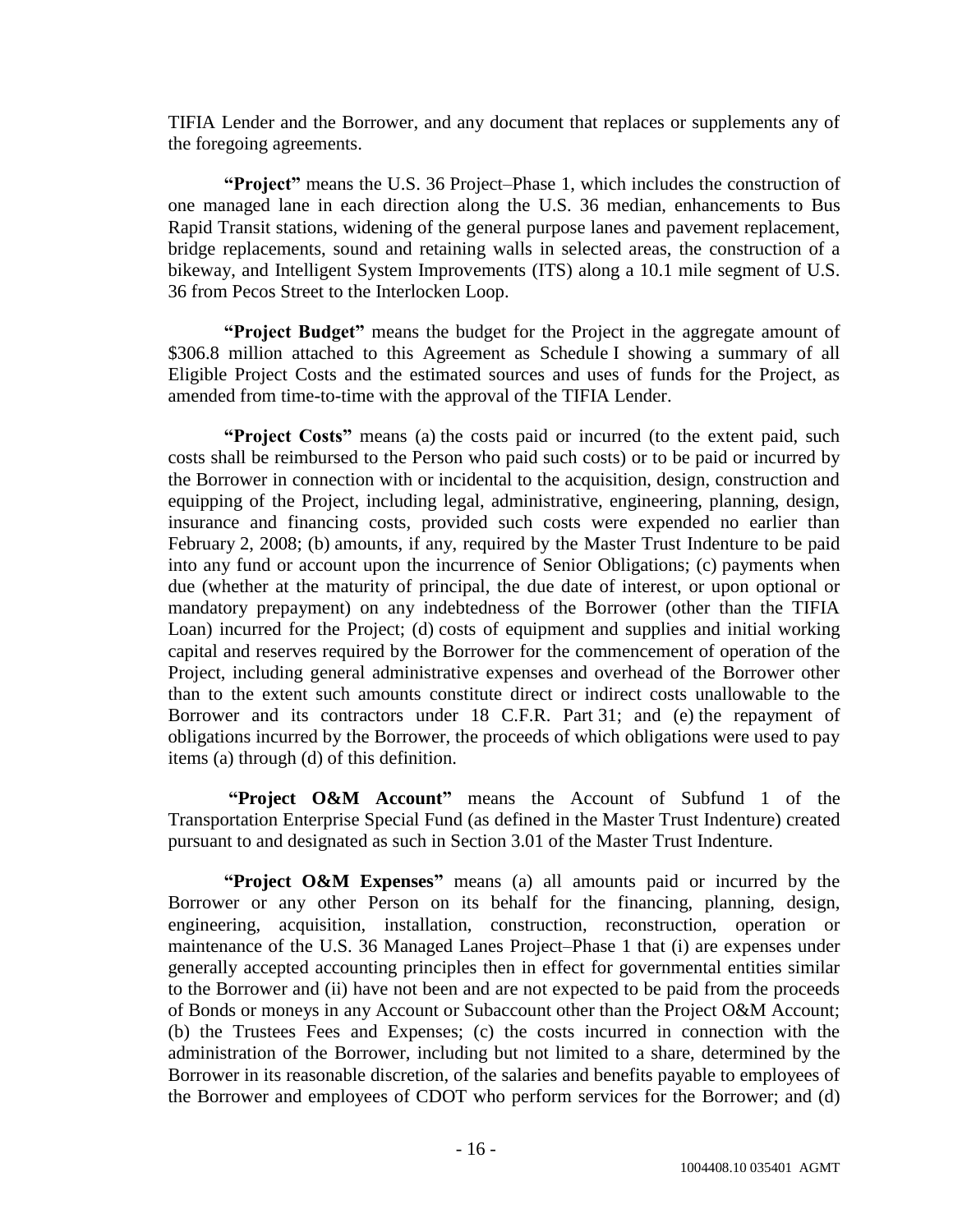TIFIA Lender and the Borrower, and any document that replaces or supplements any of the foregoing agreements.

**"Project"** means the U.S. 36 Project–Phase 1, which includes the construction of one managed lane in each direction along the U.S. 36 median, enhancements to Bus Rapid Transit stations, widening of the general purpose lanes and pavement replacement, bridge replacements, sound and retaining walls in selected areas, the construction of a bikeway, and Intelligent System Improvements (ITS) along a 10.1 mile segment of U.S. 36 from Pecos Street to the Interlocken Loop.

**"Project Budget"** means the budget for the Project in the aggregate amount of $306.8 million attached to this Agreement as Schedule I showing a summary of all Eligible Project Costs and the estimated sources and uses of funds for the Project, as amended from time-to-time with the approval of the TIFIA Lender.

**"Project Costs"** means (a) the costs paid or incurred (to the extent paid, such costs shall be reimbursed to the Person who paid such costs) or to be paid or incurred by the Borrower in connection with or incidental to the acquisition, design, construction and equipping of the Project, including legal, administrative, engineering, planning, design, insurance and financing costs, provided such costs were expended no earlier than February 2, 2008; (b) amounts, if any, required by the Master Trust Indenture to be paid into any fund or account upon the incurrence of Senior Obligations; (c) payments when due (whether at the maturity of principal, the due date of interest, or upon optional or mandatory prepayment) on any indebtedness of the Borrower (other than the TIFIA Loan) incurred for the Project; (d) costs of equipment and supplies and initial working capital and reserves required by the Borrower for the commencement of operation of the Project, including general administrative expenses and overhead of the Borrower other than to the extent such amounts constitute direct or indirect costs unallowable to the Borrower and its contractors under 18 C.F.R. Part 31; and (e) the repayment of obligations incurred by the Borrower, the proceeds of which obligations were used to pay items (a) through (d) of this definition.

**"Project O&M Account"** means the Account of Subfund 1 of the Transportation Enterprise Special Fund (as defined in the Master Trust Indenture) created pursuant to and designated as such in Section 3.01 of the Master Trust Indenture.

**"Project O&M Expenses"** means (a) all amounts paid or incurred by the Borrower or any other Person on its behalf for the financing, planning, design, engineering, acquisition, installation, construction, reconstruction, operation or maintenance of the U.S. 36 Managed Lanes Project–Phase 1 that (i) are expenses under generally accepted accounting principles then in effect for governmental entities similar to the Borrower and (ii) have not been and are not expected to be paid from the proceeds of Bonds or moneys in any Account or Subaccount other than the Project O&M Account; (b) the Trustees Fees and Expenses; (c) the costs incurred in connection with the administration of the Borrower, including but not limited to a share, determined by the Borrower in its reasonable discretion, of the salaries and benefits payable to employees of the Borrower and employees of CDOT who perform services for the Borrower; and (d)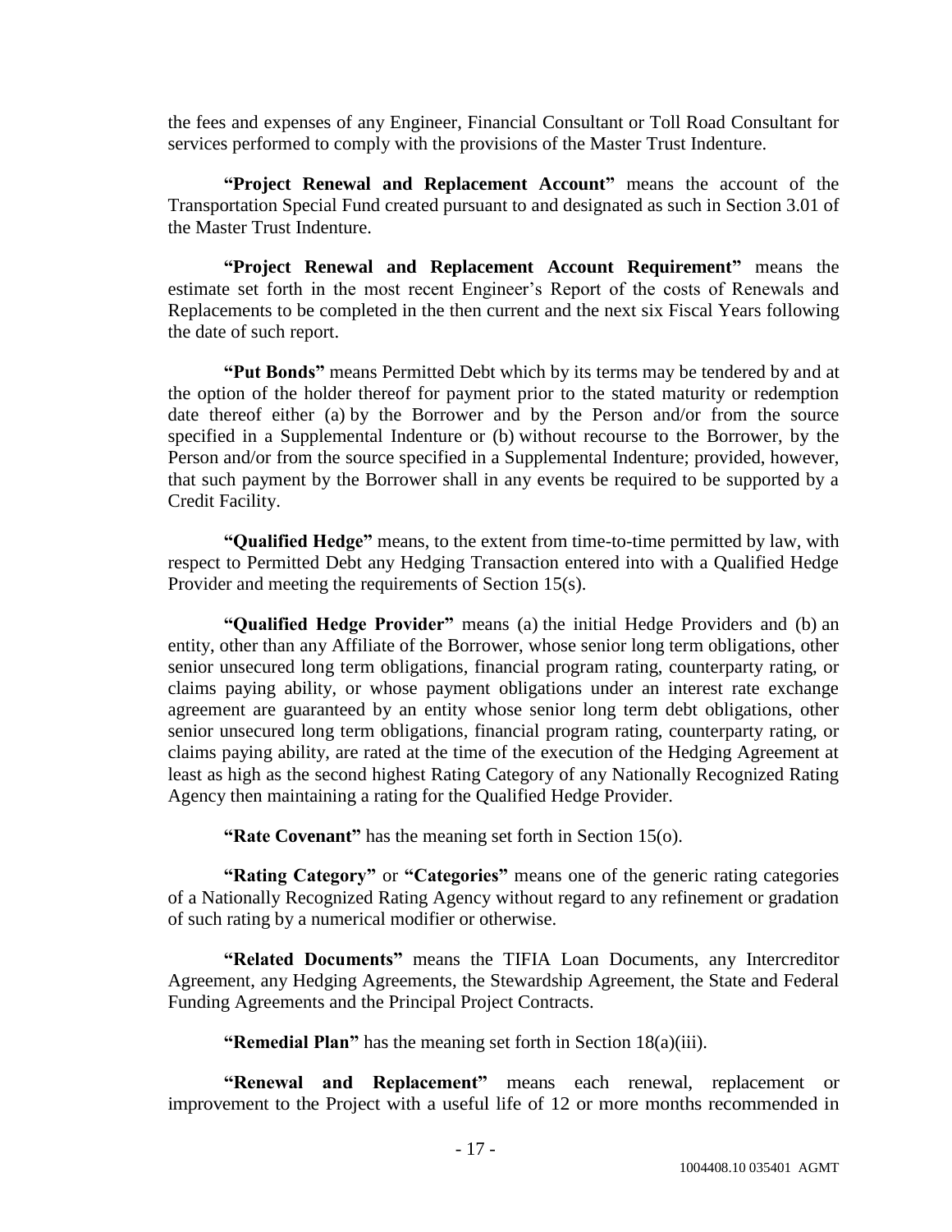the fees and expenses of any Engineer, Financial Consultant or Toll Road Consultant for services performed to comply with the provisions of the Master Trust Indenture.

**"Project Renewal and Replacement Account"** means the account of the Transportation Special Fund created pursuant to and designated as such in Section 3.01 of the Master Trust Indenture.

**"Project Renewal and Replacement Account Requirement"** means the estimate set forth in the most recent Engineer's Report of the costs of Renewals and Replacements to be completed in the then current and the next six Fiscal Years following the date of such report.

**"Put Bonds"** means Permitted Debt which by its terms may be tendered by and at the option of the holder thereof for payment prior to the stated maturity or redemption date thereof either (a) by the Borrower and by the Person and/or from the source specified in a Supplemental Indenture or (b) without recourse to the Borrower, by the Person and/or from the source specified in a Supplemental Indenture; provided, however, that such payment by the Borrower shall in any events be required to be supported by a Credit Facility.

**"Qualified Hedge"** means, to the extent from time-to-time permitted by law, with respect to Permitted Debt any Hedging Transaction entered into with a Qualified Hedge Provider and meeting the requirements of Section 15(s).

**"Qualified Hedge Provider"** means (a) the initial Hedge Providers and (b) an entity, other than any Affiliate of the Borrower, whose senior long term obligations, other senior unsecured long term obligations, financial program rating, counterparty rating, or claims paying ability, or whose payment obligations under an interest rate exchange agreement are guaranteed by an entity whose senior long term debt obligations, other senior unsecured long term obligations, financial program rating, counterparty rating, or claims paying ability, are rated at the time of the execution of the Hedging Agreement at least as high as the second highest Rating Category of any Nationally Recognized Rating Agency then maintaining a rating for the Qualified Hedge Provider.

**"Rate Covenant"** has the meaning set forth in Section 15(o).

**"Rating Category"** or **"Categories"** means one of the generic rating categories of a Nationally Recognized Rating Agency without regard to any refinement or gradation of such rating by a numerical modifier or otherwise.

**"Related Documents"** means the TIFIA Loan Documents, any Intercreditor Agreement, any Hedging Agreements, the Stewardship Agreement, the State and Federal Funding Agreements and the Principal Project Contracts.

**"Remedial Plan"** has the meaning set forth in Section 18(a)(iii).

**"Renewal and Replacement"** means each renewal, replacement or improvement to the Project with a useful life of 12 or more months recommended in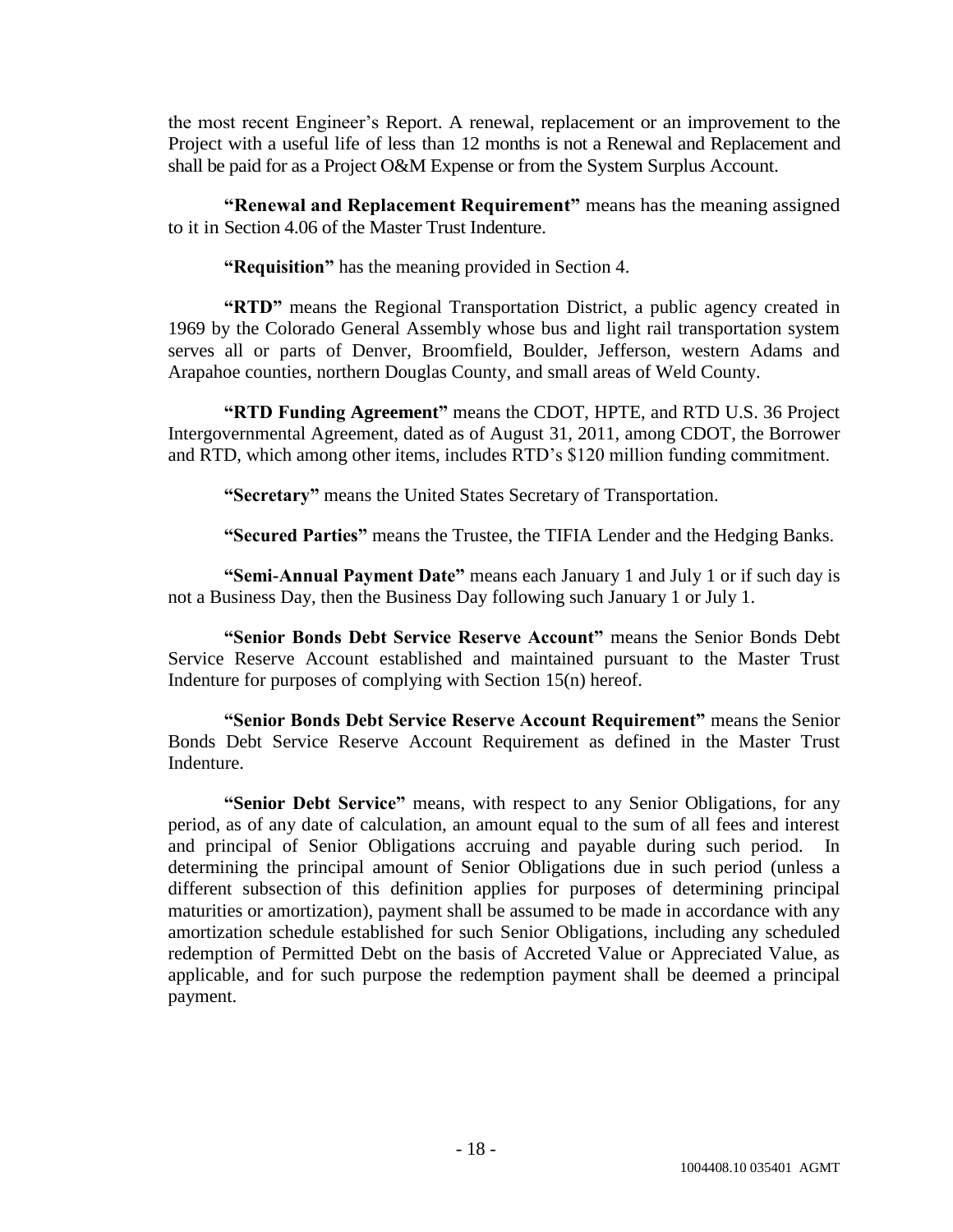the most recent Engineer's Report. A renewal, replacement or an improvement to the Project with a useful life of less than 12 months is not a Renewal and Replacement and shall be paid for as a Project O&M Expense or from the System Surplus Account.

**"Renewal and Replacement Requirement"** means has the meaning assigned to it in Section 4.06 of the Master Trust Indenture.

**"Requisition"** has the meaning provided in Section 4.

**"RTD"** means the Regional Transportation District, a public agency created in 1969 by the Colorado General Assembly whose bus and light rail transportation system serves all or parts of Denver, Broomfield, Boulder, Jefferson, western Adams and Arapahoe counties, northern Douglas County, and small areas of Weld County.

**"RTD Funding Agreement"** means the CDOT, HPTE, and RTD U.S. 36 Project Intergovernmental Agreement, dated as of August 31, 2011, among CDOT, the Borrower and RTD, which among other items, includes RTD's $120 million funding commitment.

**"Secretary"** means the United States Secretary of Transportation.

**"Secured Parties"** means the Trustee, the TIFIA Lender and the Hedging Banks.

**"Semi-Annual Payment Date"** means each January 1 and July 1 or if such day is not a Business Day, then the Business Day following such January 1 or July 1.

**"Senior Bonds Debt Service Reserve Account"** means the Senior Bonds Debt Service Reserve Account established and maintained pursuant to the Master Trust Indenture for purposes of complying with Section 15(n) hereof.

**"Senior Bonds Debt Service Reserve Account Requirement"** means the Senior Bonds Debt Service Reserve Account Requirement as defined in the Master Trust Indenture.

**"Senior Debt Service"** means, with respect to any Senior Obligations, for any period, as of any date of calculation, an amount equal to the sum of all fees and interest and principal of Senior Obligations accruing and payable during such period. In determining the principal amount of Senior Obligations due in such period (unless a different subsection of this definition applies for purposes of determining principal maturities or amortization), payment shall be assumed to be made in accordance with any amortization schedule established for such Senior Obligations, including any scheduled redemption of Permitted Debt on the basis of Accreted Value or Appreciated Value, as applicable, and for such purpose the redemption payment shall be deemed a principal payment.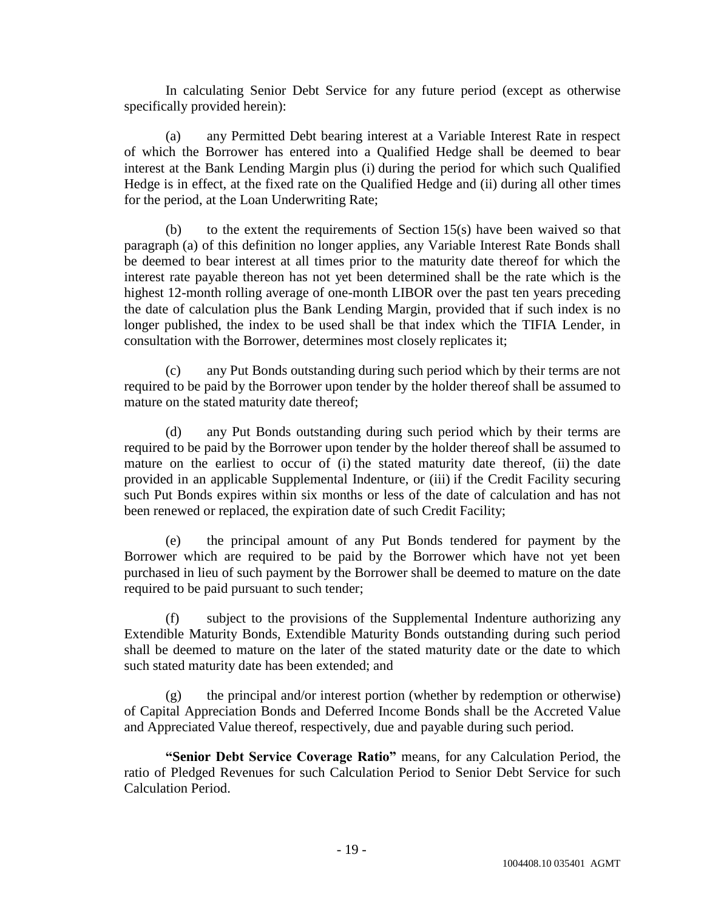In calculating Senior Debt Service for any future period (except as otherwise specifically provided herein):

(a) any Permitted Debt bearing interest at a Variable Interest Rate in respect of which the Borrower has entered into a Qualified Hedge shall be deemed to bear interest at the Bank Lending Margin plus (i) during the period for which such Qualified Hedge is in effect, at the fixed rate on the Qualified Hedge and (ii) during all other times for the period, at the Loan Underwriting Rate;

(b) to the extent the requirements of Section 15(s) have been waived so that paragraph (a) of this definition no longer applies, any Variable Interest Rate Bonds shall be deemed to bear interest at all times prior to the maturity date thereof for which the interest rate payable thereon has not yet been determined shall be the rate which is the highest 12-month rolling average of one-month LIBOR over the past ten years preceding the date of calculation plus the Bank Lending Margin, provided that if such index is no longer published, the index to be used shall be that index which the TIFIA Lender, in consultation with the Borrower, determines most closely replicates it;

(c) any Put Bonds outstanding during such period which by their terms are not required to be paid by the Borrower upon tender by the holder thereof shall be assumed to mature on the stated maturity date thereof;

(d) any Put Bonds outstanding during such period which by their terms are required to be paid by the Borrower upon tender by the holder thereof shall be assumed to mature on the earliest to occur of (i) the stated maturity date thereof, (ii) the date provided in an applicable Supplemental Indenture, or (iii) if the Credit Facility securing such Put Bonds expires within six months or less of the date of calculation and has not been renewed or replaced, the expiration date of such Credit Facility;

(e) the principal amount of any Put Bonds tendered for payment by the Borrower which are required to be paid by the Borrower which have not yet been purchased in lieu of such payment by the Borrower shall be deemed to mature on the date required to be paid pursuant to such tender;

(f) subject to the provisions of the Supplemental Indenture authorizing any Extendible Maturity Bonds, Extendible Maturity Bonds outstanding during such period shall be deemed to mature on the later of the stated maturity date or the date to which such stated maturity date has been extended; and

(g) the principal and/or interest portion (whether by redemption or otherwise) of Capital Appreciation Bonds and Deferred Income Bonds shall be the Accreted Value and Appreciated Value thereof, respectively, due and payable during such period.

**"Senior Debt Service Coverage Ratio"** means, for any Calculation Period, the ratio of Pledged Revenues for such Calculation Period to Senior Debt Service for such Calculation Period.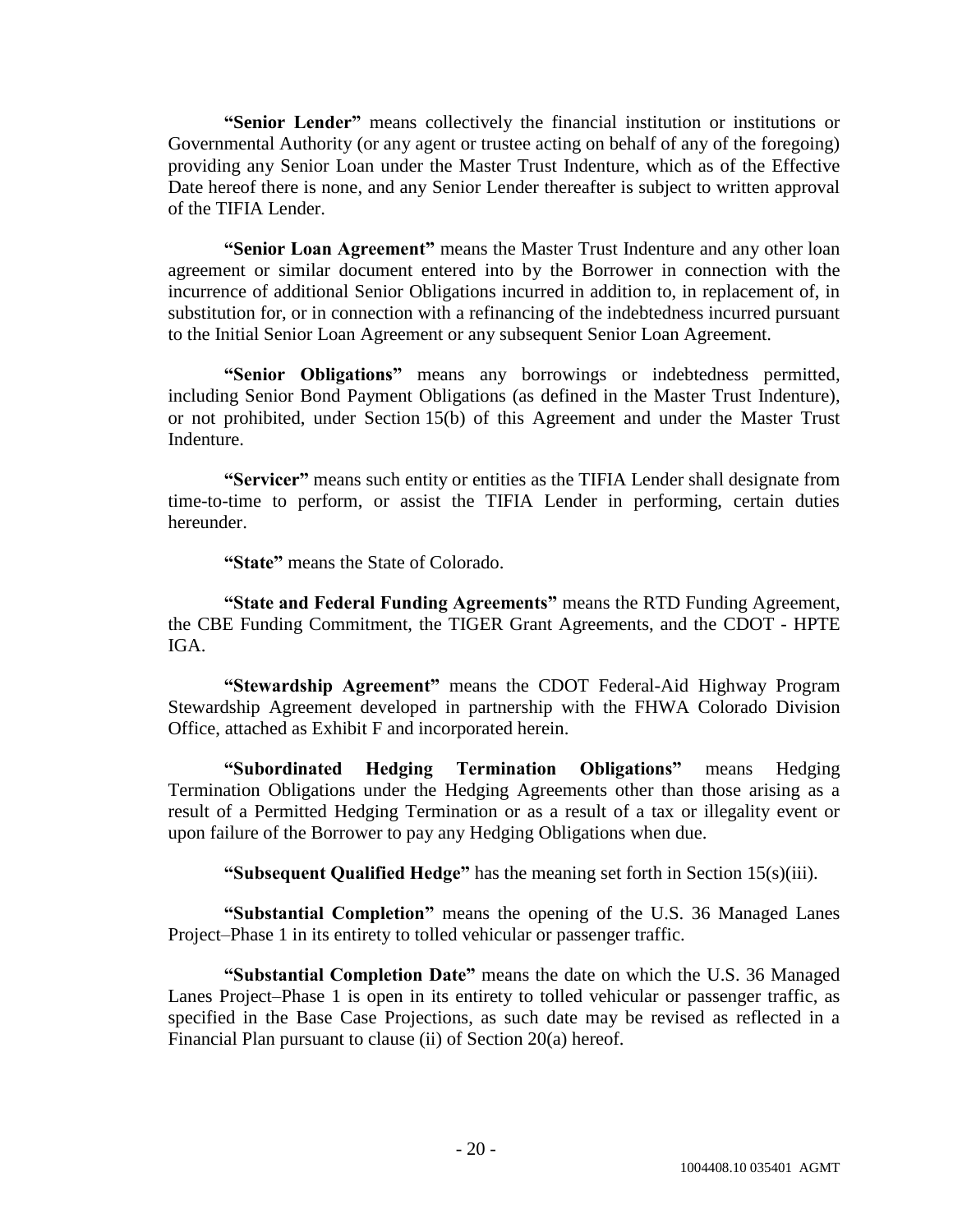**"Senior Lender"** means collectively the financial institution or institutions or Governmental Authority (or any agent or trustee acting on behalf of any of the foregoing) providing any Senior Loan under the Master Trust Indenture, which as of the Effective Date hereof there is none, and any Senior Lender thereafter is subject to written approval of the TIFIA Lender.

**"Senior Loan Agreement"** means the Master Trust Indenture and any other loan agreement or similar document entered into by the Borrower in connection with the incurrence of additional Senior Obligations incurred in addition to, in replacement of, in substitution for, or in connection with a refinancing of the indebtedness incurred pursuant to the Initial Senior Loan Agreement or any subsequent Senior Loan Agreement.

**"Senior Obligations"** means any borrowings or indebtedness permitted, including Senior Bond Payment Obligations (as defined in the Master Trust Indenture), or not prohibited, under Section 15(b) of this Agreement and under the Master Trust Indenture.

**"Servicer"** means such entity or entities as the TIFIA Lender shall designate from time-to-time to perform, or assist the TIFIA Lender in performing, certain duties hereunder.

**"State"** means the State of Colorado.

**"State and Federal Funding Agreements"** means the RTD Funding Agreement, the CBE Funding Commitment, the TIGER Grant Agreements, and the CDOT - HPTE IGA.

**"Stewardship Agreement"** means the CDOT Federal-Aid Highway Program Stewardship Agreement developed in partnership with the FHWA Colorado Division Office, attached as Exhibit F and incorporated herein.

**"Subordinated Hedging Termination Obligations"** means Hedging Termination Obligations under the Hedging Agreements other than those arising as a result of a Permitted Hedging Termination or as a result of a tax or illegality event or upon failure of the Borrower to pay any Hedging Obligations when due.

**"Subsequent Qualified Hedge"** has the meaning set forth in Section 15(s)(iii).

**"Substantial Completion"** means the opening of the U.S. 36 Managed Lanes Project–Phase 1 in its entirety to tolled vehicular or passenger traffic.

**"Substantial Completion Date"** means the date on which the U.S. 36 Managed Lanes Project–Phase 1 is open in its entirety to tolled vehicular or passenger traffic, as specified in the Base Case Projections, as such date may be revised as reflected in a Financial Plan pursuant to clause (ii) of Section 20(a) hereof.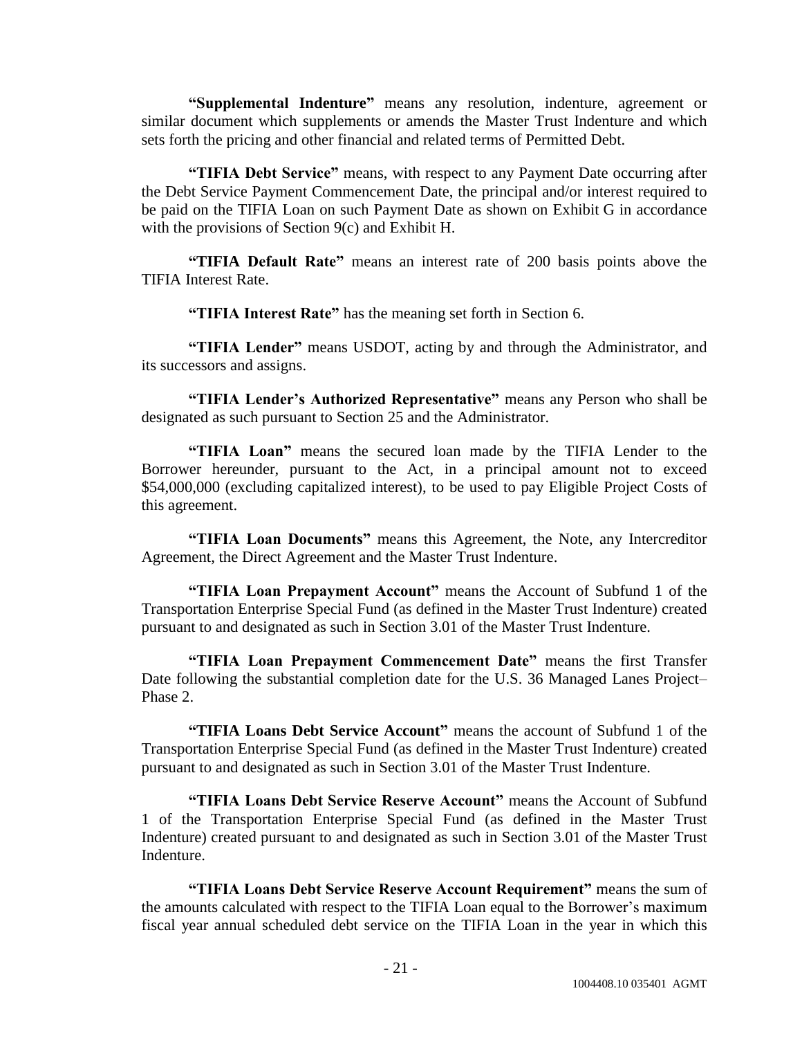**"Supplemental Indenture"** means any resolution, indenture, agreement or similar document which supplements or amends the Master Trust Indenture and which sets forth the pricing and other financial and related terms of Permitted Debt.

**"TIFIA Debt Service"** means, with respect to any Payment Date occurring after the Debt Service Payment Commencement Date, the principal and/or interest required to be paid on the TIFIA Loan on such Payment Date as shown on Exhibit G in accordance with the provisions of Section 9(c) and Exhibit H.

**"TIFIA Default Rate"** means an interest rate of 200 basis points above the TIFIA Interest Rate.

**"TIFIA Interest Rate"** has the meaning set forth in Section 6.

**"TIFIA Lender"** means USDOT, acting by and through the Administrator, and its successors and assigns.

**"TIFIA Lender's Authorized Representative"** means any Person who shall be designated as such pursuant to Section 25 and the Administrator.

**"TIFIA Loan"** means the secured loan made by the TIFIA Lender to the Borrower hereunder, pursuant to the Act, in a principal amount not to exceed $54,000,000 (excluding capitalized interest), to be used to pay Eligible Project Costs of this agreement.

**"TIFIA Loan Documents"** means this Agreement, the Note, any Intercreditor Agreement, the Direct Agreement and the Master Trust Indenture.

**"TIFIA Loan Prepayment Account"** means the Account of Subfund 1 of the Transportation Enterprise Special Fund (as defined in the Master Trust Indenture) created pursuant to and designated as such in Section 3.01 of the Master Trust Indenture.

**"TIFIA Loan Prepayment Commencement Date"** means the first Transfer Date following the substantial completion date for the U.S. 36 Managed Lanes Project–Phase 2.

**"TIFIA Loans Debt Service Account"** means the account of Subfund 1 of the Transportation Enterprise Special Fund (as defined in the Master Trust Indenture) created pursuant to and designated as such in Section 3.01 of the Master Trust Indenture.

**"TIFIA Loans Debt Service Reserve Account"** means the Account of Subfund 1 of the Transportation Enterprise Special Fund (as defined in the Master Trust Indenture) created pursuant to and designated as such in Section 3.01 of the Master Trust Indenture.

**"TIFIA Loans Debt Service Reserve Account Requirement"** means the sum of the amounts calculated with respect to the TIFIA Loan equal to the Borrower's maximum fiscal year annual scheduled debt service on the TIFIA Loan in the year in which this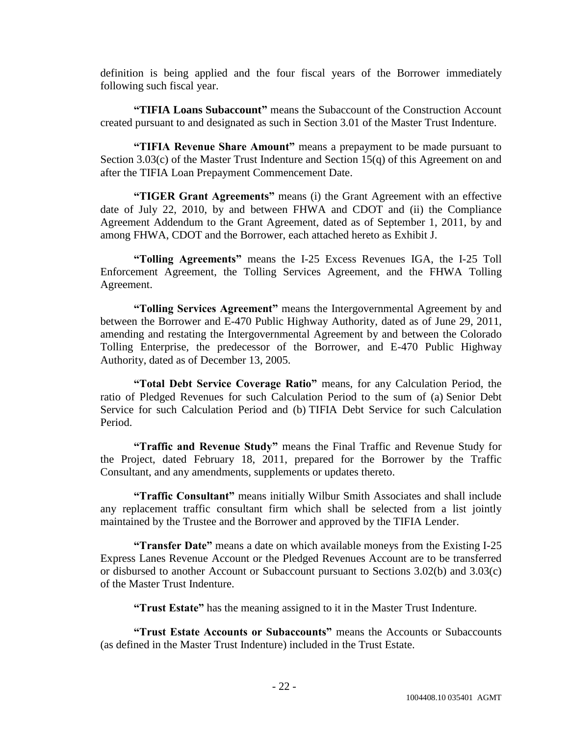definition is being applied and the four fiscal years of the Borrower immediately following such fiscal year.

**"TIFIA Loans Subaccount"** means the Subaccount of the Construction Account created pursuant to and designated as such in Section 3.01 of the Master Trust Indenture.

**"TIFIA Revenue Share Amount"** means a prepayment to be made pursuant to Section 3.03(c) of the Master Trust Indenture and Section 15(q) of this Agreement on and after the TIFIA Loan Prepayment Commencement Date.

**"TIGER Grant Agreements"** means (i) the Grant Agreement with an effective date of July 22, 2010, by and between FHWA and CDOT and (ii) the Compliance Agreement Addendum to the Grant Agreement, dated as of September 1, 2011, by and among FHWA, CDOT and the Borrower, each attached hereto as Exhibit J.

**"Tolling Agreements"** means the I-25 Excess Revenues IGA, the I-25 Toll Enforcement Agreement, the Tolling Services Agreement, and the FHWA Tolling Agreement.

**"Tolling Services Agreement"** means the Intergovernmental Agreement by and between the Borrower and E-470 Public Highway Authority, dated as of June 29, 2011, amending and restating the Intergovernmental Agreement by and between the Colorado Tolling Enterprise, the predecessor of the Borrower, and E-470 Public Highway Authority, dated as of December 13, 2005.

**"Total Debt Service Coverage Ratio"** means, for any Calculation Period, the ratio of Pledged Revenues for such Calculation Period to the sum of (a) Senior Debt Service for such Calculation Period and (b) TIFIA Debt Service for such Calculation Period.

**"Traffic and Revenue Study"** means the Final Traffic and Revenue Study for the Project, dated February 18, 2011, prepared for the Borrower by the Traffic Consultant, and any amendments, supplements or updates thereto.

**"Traffic Consultant"** means initially Wilbur Smith Associates and shall include any replacement traffic consultant firm which shall be selected from a list jointly maintained by the Trustee and the Borrower and approved by the TIFIA Lender.

**"Transfer Date"** means a date on which available moneys from the Existing I-25 Express Lanes Revenue Account or the Pledged Revenues Account are to be transferred or disbursed to another Account or Subaccount pursuant to Sections 3.02(b) and 3.03(c) of the Master Trust Indenture.

**"Trust Estate"** has the meaning assigned to it in the Master Trust Indenture.

**"Trust Estate Accounts or Subaccounts"** means the Accounts or Subaccounts (as defined in the Master Trust Indenture) included in the Trust Estate.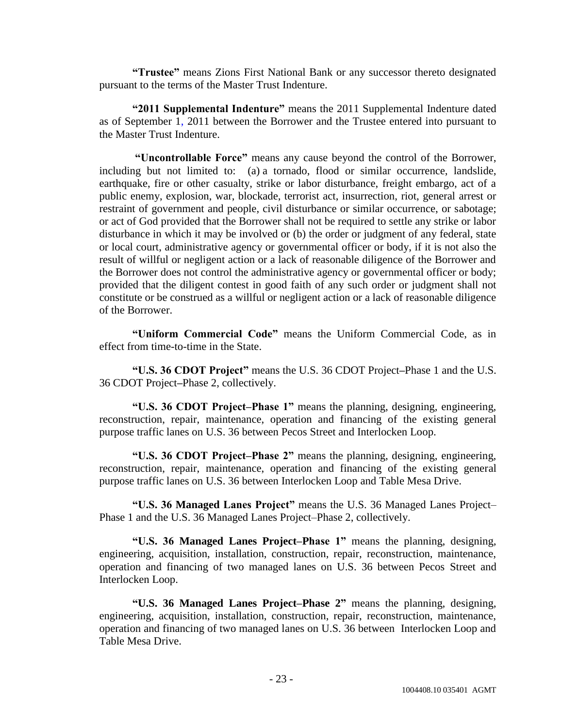**"Trustee"** means Zions First National Bank or any successor thereto designated pursuant to the terms of the Master Trust Indenture.

**"2011 Supplemental Indenture"** means the 2011 Supplemental Indenture dated as of September 1, 2011 between the Borrower and the Trustee entered into pursuant to the Master Trust Indenture.

**"Uncontrollable Force"** means any cause beyond the control of the Borrower, including but not limited to: (a) a tornado, flood or similar occurrence, landslide, earthquake, fire or other casualty, strike or labor disturbance, freight embargo, act of a public enemy, explosion, war, blockade, terrorist act, insurrection, riot, general arrest or restraint of government and people, civil disturbance or similar occurrence, or sabotage; or act of God provided that the Borrower shall not be required to settle any strike or labor disturbance in which it may be involved or (b) the order or judgment of any federal, state or local court, administrative agency or governmental officer or body, if it is not also the result of willful or negligent action or a lack of reasonable diligence of the Borrower and the Borrower does not control the administrative agency or governmental officer or body; provided that the diligent contest in good faith of any such order or judgment shall not constitute or be construed as a willful or negligent action or a lack of reasonable diligence of the Borrower.

**"Uniform Commercial Code"** means the Uniform Commercial Code, as in effect from time-to-time in the State.

**"U.S. 36 CDOT Project"** means the U.S. 36 CDOT Project–Phase 1 and the U.S. 36 CDOT Project–Phase 2, collectively.

**"U.S. 36 CDOT Project–Phase 1"** means the planning, designing, engineering, reconstruction, repair, maintenance, operation and financing of the existing general purpose traffic lanes on U.S. 36 between Pecos Street and Interlocken Loop.

**"U.S. 36 CDOT Project–Phase 2"** means the planning, designing, engineering, reconstruction, repair, maintenance, operation and financing of the existing general purpose traffic lanes on U.S. 36 between Interlocken Loop and Table Mesa Drive.

**"U.S. 36 Managed Lanes Project"** means the U.S. 36 Managed Lanes Project–Phase 1 and the U.S. 36 Managed Lanes Project–Phase 2, collectively.

**"U.S. 36 Managed Lanes Project–Phase 1"** means the planning, designing, engineering, acquisition, installation, construction, repair, reconstruction, maintenance, operation and financing of two managed lanes on U.S. 36 between Pecos Street and Interlocken Loop.

**"U.S. 36 Managed Lanes Project–Phase 2"** means the planning, designing, engineering, acquisition, installation, construction, repair, reconstruction, maintenance, operation and financing of two managed lanes on U.S. 36 between Interlocken Loop and Table Mesa Drive.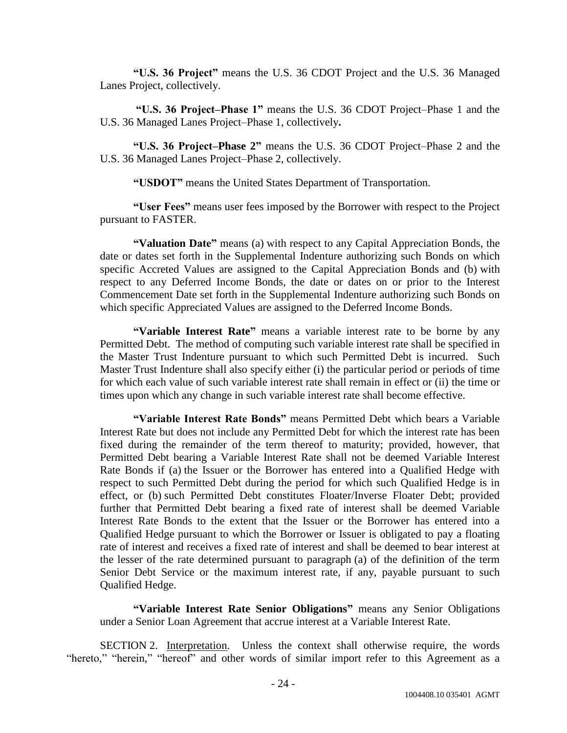**"U.S. 36 Project"** means the U.S. 36 CDOT Project and the U.S. 36 Managed Lanes Project, collectively.

**"U.S. 36 Project–Phase 1"** means the U.S. 36 CDOT Project–Phase 1 and the U.S. 36 Managed Lanes Project–Phase 1, collectively**.**

**"U.S. 36 Project–Phase 2"** means the U.S. 36 CDOT Project–Phase 2 and the U.S. 36 Managed Lanes Project–Phase 2, collectively.

**"USDOT"** means the United States Department of Transportation.

**"User Fees"** means user fees imposed by the Borrower with respect to the Project pursuant to FASTER.

**"Valuation Date"** means (a) with respect to any Capital Appreciation Bonds, the date or dates set forth in the Supplemental Indenture authorizing such Bonds on which specific Accreted Values are assigned to the Capital Appreciation Bonds and (b) with respect to any Deferred Income Bonds, the date or dates on or prior to the Interest Commencement Date set forth in the Supplemental Indenture authorizing such Bonds on which specific Appreciated Values are assigned to the Deferred Income Bonds.

**"Variable Interest Rate"** means a variable interest rate to be borne by any Permitted Debt. The method of computing such variable interest rate shall be specified in the Master Trust Indenture pursuant to which such Permitted Debt is incurred. Such Master Trust Indenture shall also specify either (i) the particular period or periods of time for which each value of such variable interest rate shall remain in effect or (ii) the time or times upon which any change in such variable interest rate shall become effective.

**"Variable Interest Rate Bonds"** means Permitted Debt which bears a Variable Interest Rate but does not include any Permitted Debt for which the interest rate has been fixed during the remainder of the term thereof to maturity; provided, however, that Permitted Debt bearing a Variable Interest Rate shall not be deemed Variable Interest Rate Bonds if (a) the Issuer or the Borrower has entered into a Qualified Hedge with respect to such Permitted Debt during the period for which such Qualified Hedge is in effect, or (b) such Permitted Debt constitutes Floater/Inverse Floater Debt; provided further that Permitted Debt bearing a fixed rate of interest shall be deemed Variable Interest Rate Bonds to the extent that the Issuer or the Borrower has entered into a Qualified Hedge pursuant to which the Borrower or Issuer is obligated to pay a floating rate of interest and receives a fixed rate of interest and shall be deemed to bear interest at the lesser of the rate determined pursuant to paragraph (a) of the definition of the term Senior Debt Service or the maximum interest rate, if any, payable pursuant to such Qualified Hedge.

**"Variable Interest Rate Senior Obligations"** means any Senior Obligations under a Senior Loan Agreement that accrue interest at a Variable Interest Rate.

SECTION 2. Interpretation. Unless the context shall otherwise require, the words "hereto," "herein," "hereof" and other words of similar import refer to this Agreement as a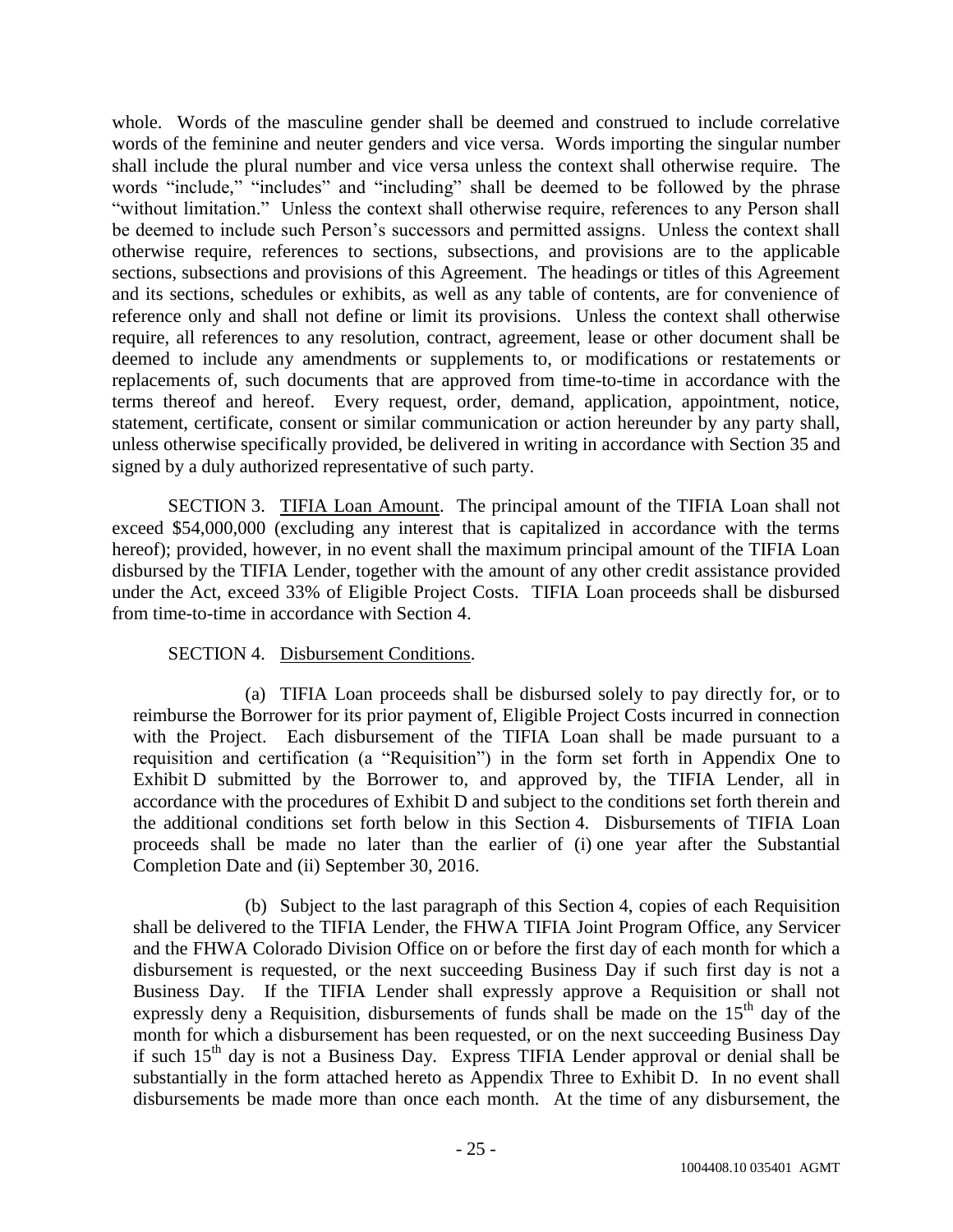whole. Words of the masculine gender shall be deemed and construed to include correlative words of the feminine and neuter genders and vice versa. Words importing the singular number shall include the plural number and vice versa unless the context shall otherwise require. The words "include," "includes" and "including" shall be deemed to be followed by the phrase "without limitation." Unless the context shall otherwise require, references to any Person shall be deemed to include such Person's successors and permitted assigns. Unless the context shall otherwise require, references to sections, subsections, and provisions are to the applicable sections, subsections and provisions of this Agreement. The headings or titles of this Agreement and its sections, schedules or exhibits, as well as any table of contents, are for convenience of reference only and shall not define or limit its provisions. Unless the context shall otherwise require, all references to any resolution, contract, agreement, lease or other document shall be deemed to include any amendments or supplements to, or modifications or restatements or replacements of, such documents that are approved from time-to-time in accordance with the terms thereof and hereof. Every request, order, demand, application, appointment, notice, statement, certificate, consent or similar communication or action hereunder by any party shall, unless otherwise specifically provided, be delivered in writing in accordance with Section 35 and signed by a duly authorized representative of such party.

SECTION 3. Tifia Loan Amount. The principal amount of the TIFIA Loan shall not exceed $54,000,000 (excluding any interest that is capitalized in accordance with the terms hereof); provided, however, in no event shall the maximum principal amount of the TIFIA Loan disbursed by the TIFIA Lender, together with the amount of any other credit assistance provided under the Act, exceed 33% of Eligible Project Costs. TIFIA Loan proceeds shall be disbursed from time-to-time in accordance with Section 4.

SECTION 4. Disbursement Conditions.

(a) TIFIA Loan proceeds shall be disbursed solely to pay directly for, or to reimburse the Borrower for its prior payment of, Eligible Project Costs incurred in connection with the Project. Each disbursement of the TIFIA Loan shall be made pursuant to a requisition and certification (a "Requisition") in the form set forth in Appendix One to Exhibit D submitted by the Borrower to, and approved by, the TIFIA Lender, all in accordance with the procedures of Exhibit D and subject to the conditions set forth therein and the additional conditions set forth below in this Section 4. Disbursements of TIFIA Loan proceeds shall be made no later than the earlier of (i) one year after the Substantial Completion Date and (ii) September 30, 2016.

(b) Subject to the last paragraph of this Section 4, copies of each Requisition shall be delivered to the TIFIA Lender, the FHWA TIFIA Joint Program Office, any Servicer and the FHWA Colorado Division Office on or before the first day of each month for which a disbursement is requested, or the next succeeding Business Day if such first day is not a Business Day. If the TIFIA Lender shall expressly approve a Requisition or shall not expressly deny a Requisition, disbursements of funds shall be made on the 15th day of the month for which a disbursement has been requested, or on the next succeeding Business Day if such 15th day is not a Business Day. Express TIFIA Lender approval or denial shall be substantially in the form attached hereto as Appendix Three to Exhibit D. In no event shall disbursements be made more than once each month. At the time of any disbursement, the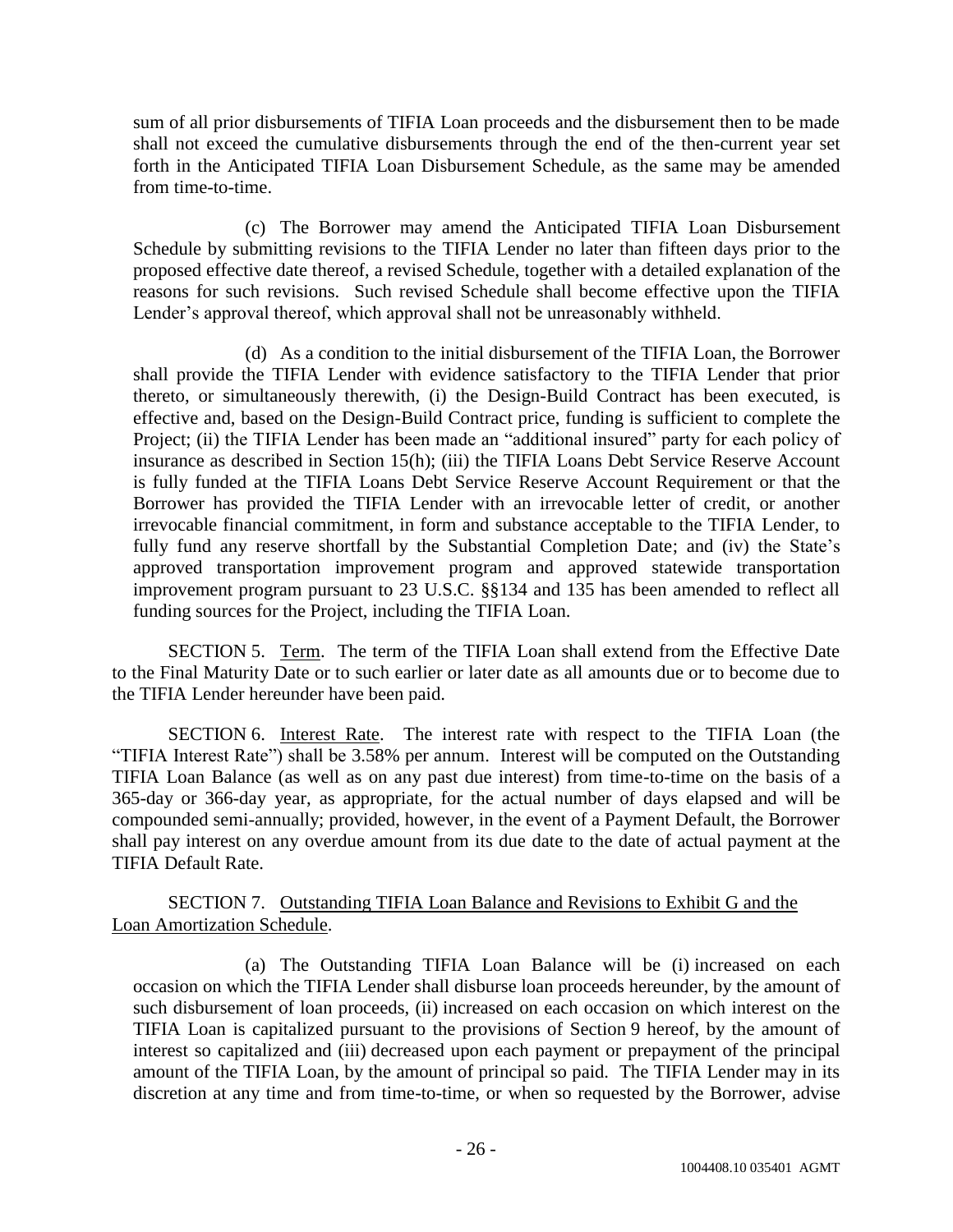sum of all prior disbursements of TIFIA Loan proceeds and the disbursement then to be made shall not exceed the cumulative disbursements through the end of the then-current year set forth in the Anticipated TIFIA Loan Disbursement Schedule, as the same may be amended from time-to-time.

(c) The Borrower may amend the Anticipated TIFIA Loan Disbursement Schedule by submitting revisions to the TIFIA Lender no later than fifteen days prior to the proposed effective date thereof, a revised Schedule, together with a detailed explanation of the reasons for such revisions. Such revised Schedule shall become effective upon the TIFIA Lender's approval thereof, which approval shall not be unreasonably withheld.

(d) As a condition to the initial disbursement of the TIFIA Loan, the Borrower shall provide the TIFIA Lender with evidence satisfactory to the TIFIA Lender that prior thereto, or simultaneously therewith, (i) the Design-Build Contract has been executed, is effective and, based on the Design-Build Contract price, funding is sufficient to complete the Project; (ii) the TIFIA Lender has been made an "additional insured" party for each policy of insurance as described in Section 15(h); (iii) the TIFIA Loans Debt Service Reserve Account is fully funded at the TIFIA Loans Debt Service Reserve Account Requirement or that the Borrower has provided the TIFIA Lender with an irrevocable letter of credit, or another irrevocable financial commitment, in form and substance acceptable to the TIFIA Lender, to fully fund any reserve shortfall by the Substantial Completion Date; and (iv) the State's approved transportation improvement program and approved statewide transportation improvement program pursuant to 23 U.S.C. §§134 and 135 has been amended to reflect all funding sources for the Project, including the TIFIA Loan.

SECTION 5. Term. The term of the TIFIA Loan shall extend from the Effective Date to the Final Maturity Date or to such earlier or later date as all amounts due or to become due to the TIFIA Lender hereunder have been paid.

SECTION 6. Interest Rate. The interest rate with respect to the TIFIA Loan (the "TIFIA Interest Rate") shall be 3.58% per annum. Interest will be computed on the Outstanding TIFIA Loan Balance (as well as on any past due interest) from time-to-time on the basis of a 365-day or 366-day year, as appropriate, for the actual number of days elapsed and will be compounded semi-annually; provided, however, in the event of a Payment Default, the Borrower shall pay interest on any overdue amount from its due date to the date of actual payment at the TIFIA Default Rate.

SECTION 7. Outstanding TIFIA Loan Balance and Revisions to Exhibit G and the Loan Amortization Schedule.

(a) The Outstanding TIFIA Loan Balance will be (i) increased on each occasion on which the TIFIA Lender shall disburse loan proceeds hereunder, by the amount of such disbursement of loan proceeds, (ii) increased on each occasion on which interest on the TIFIA Loan is capitalized pursuant to the provisions of Section 9 hereof, by the amount of interest so capitalized and (iii) decreased upon each payment or prepayment of the principal amount of the TIFIA Loan, by the amount of principal so paid. The TIFIA Lender may in its discretion at any time and from time-to-time, or when so requested by the Borrower, advise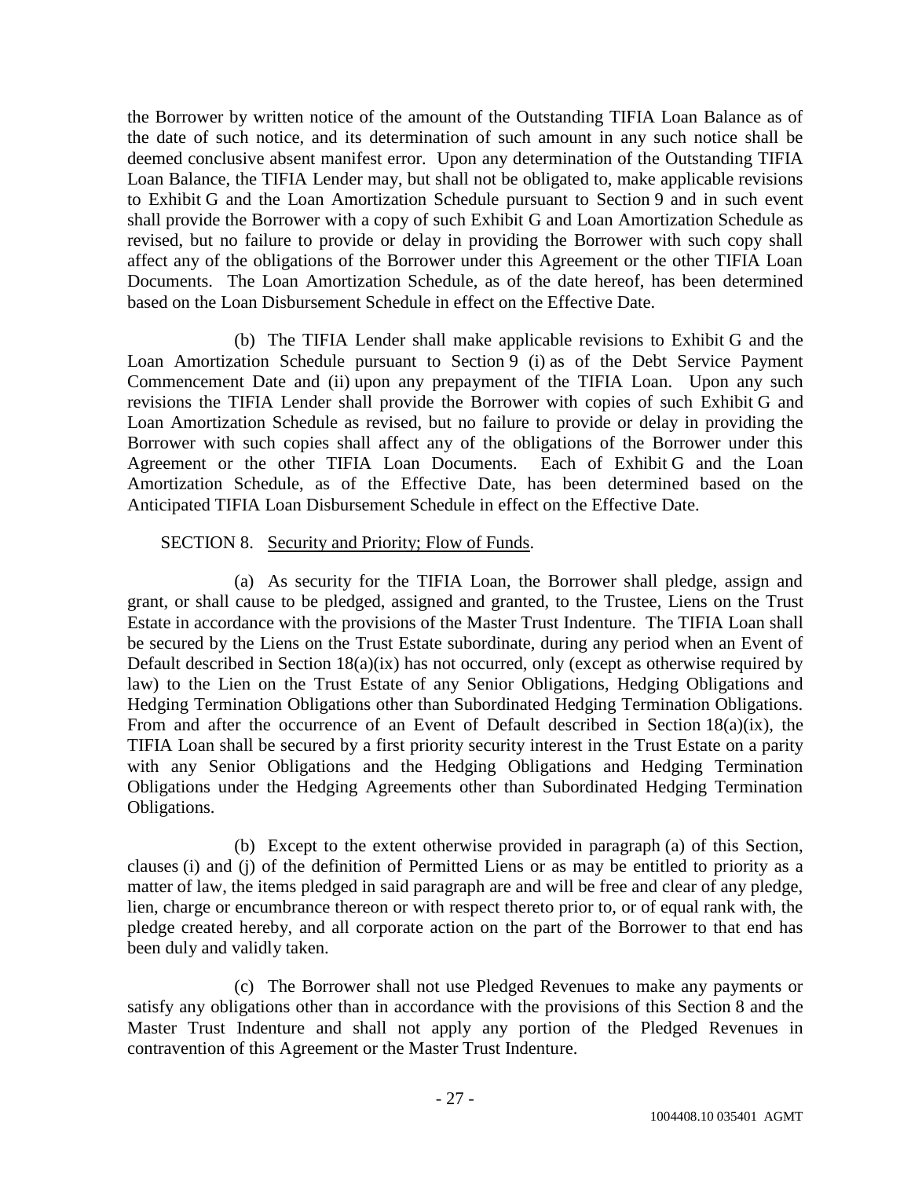the Borrower by written notice of the amount of the Outstanding TIFIA Loan Balance as of the date of such notice, and its determination of such amount in any such notice shall be deemed conclusive absent manifest error. Upon any determination of the Outstanding TIFIA Loan Balance, the TIFIA Lender may, but shall not be obligated to, make applicable revisions to Exhibit G and the Loan Amortization Schedule pursuant to Section 9 and in such event shall provide the Borrower with a copy of such Exhibit G and Loan Amortization Schedule as revised, but no failure to provide or delay in providing the Borrower with such copy shall affect any of the obligations of the Borrower under this Agreement or the other TIFIA Loan Documents. The Loan Amortization Schedule, as of the date hereof, has been determined based on the Loan Disbursement Schedule in effect on the Effective Date.

(b) The TIFIA Lender shall make applicable revisions to Exhibit G and the Loan Amortization Schedule pursuant to Section 9 (i) as of the Debt Service Payment Commencement Date and (ii) upon any prepayment of the TIFIA Loan. Upon any such revisions the TIFIA Lender shall provide the Borrower with copies of such Exhibit G and Loan Amortization Schedule as revised, but no failure to provide or delay in providing the Borrower with such copies shall affect any of the obligations of the Borrower under this Agreement or the other TIFIA Loan Documents. Each of Exhibit G and the Loan Amortization Schedule, as of the Effective Date, has been determined based on the Anticipated TIFIA Loan Disbursement Schedule in effect on the Effective Date.

SECTION 8. Security and Priority; Flow of Funds.

(a) As security for the TIFIA Loan, the Borrower shall pledge, assign and grant, or shall cause to be pledged, assigned and granted, to the Trustee, Liens on the Trust Estate in accordance with the provisions of the Master Trust Indenture. The TIFIA Loan shall be secured by the Liens on the Trust Estate subordinate, during any period when an Event of Default described in Section 18(a)(ix) has not occurred, only (except as otherwise required by law) to the Lien on the Trust Estate of any Senior Obligations, Hedging Obligations and Hedging Termination Obligations other than Subordinated Hedging Termination Obligations. From and after the occurrence of an Event of Default described in Section 18(a)(ix), the TIFIA Loan shall be secured by a first priority security interest in the Trust Estate on a parity with any Senior Obligations and the Hedging Obligations and Hedging Termination Obligations under the Hedging Agreements other than Subordinated Hedging Termination Obligations.

(b) Except to the extent otherwise provided in paragraph (a) of this Section, clauses (i) and (j) of the definition of Permitted Liens or as may be entitled to priority as a matter of law, the items pledged in said paragraph are and will be free and clear of any pledge, lien, charge or encumbrance thereon or with respect thereto prior to, or of equal rank with, the pledge created hereby, and all corporate action on the part of the Borrower to that end has been duly and validly taken.

(c) The Borrower shall not use Pledged Revenues to make any payments or satisfy any obligations other than in accordance with the provisions of this Section 8 and the Master Trust Indenture and shall not apply any portion of the Pledged Revenues in contravention of this Agreement or the Master Trust Indenture.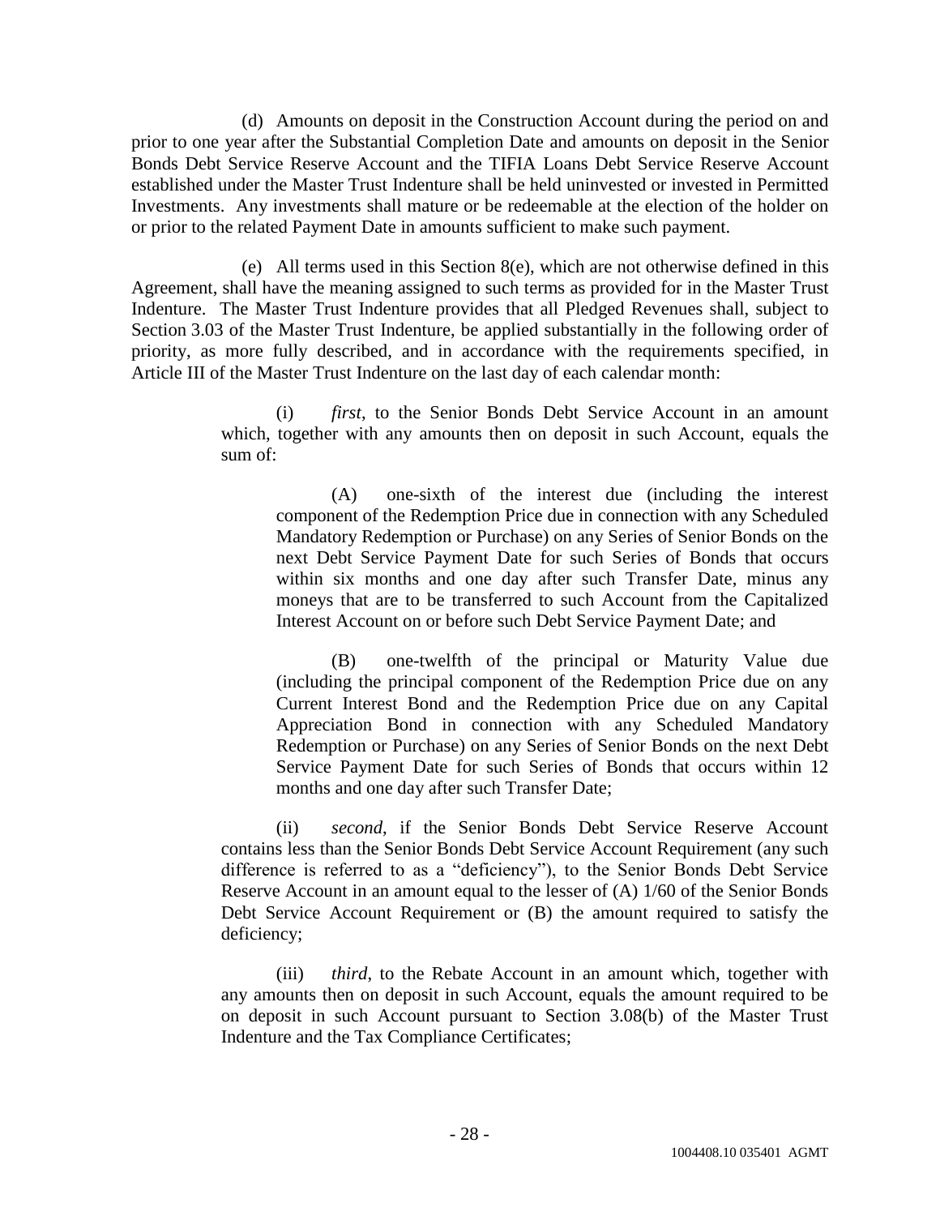(d) Amounts on deposit in the Construction Account during the period on and prior to one year after the Substantial Completion Date and amounts on deposit in the Senior Bonds Debt Service Reserve Account and the TIFIA Loans Debt Service Reserve Account established under the Master Trust Indenture shall be held uninvested or invested in Permitted Investments. Any investments shall mature or be redeemable at the election of the holder on or prior to the related Payment Date in amounts sufficient to make such payment.

(e) All terms used in this Section 8(e), which are not otherwise defined in this Agreement, shall have the meaning assigned to such terms as provided for in the Master Trust Indenture. The Master Trust Indenture provides that all Pledged Revenues shall, subject to Section 3.03 of the Master Trust Indenture, be applied substantially in the following order of priority, as more fully described, and in accordance with the requirements specified, in Article III of the Master Trust Indenture on the last day of each calendar month:

> (i) *first*, to the Senior Bonds Debt Service Account in an amount which, together with any amounts then on deposit in such Account, equals the sum of:
>
> > (A) one-sixth of the interest due (including the interest component of the Redemption Price due in connection with any Scheduled Mandatory Redemption or Purchase) on any Series of Senior Bonds on the next Debt Service Payment Date for such Series of Bonds that occurs within six months and one day after such Transfer Date, minus any moneys that are to be transferred to such Account from the Capitalized Interest Account on or before such Debt Service Payment Date; and
> >
> > (B) one-twelfth of the principal or Maturity Value due (including the principal component of the Redemption Price due on any Current Interest Bond and the Redemption Price due on any Capital Appreciation Bond in connection with any Scheduled Mandatory Redemption or Purchase) on any Series of Senior Bonds on the next Debt Service Payment Date for such Series of Bonds that occurs within 12 months and one day after such Transfer Date;
>
> (ii) *second*, if the Senior Bonds Debt Service Reserve Account contains less than the Senior Bonds Debt Service Account Requirement (any such difference is referred to as a "deficiency"), to the Senior Bonds Debt Service Reserve Account in an amount equal to the lesser of (A) 1/60 of the Senior Bonds Debt Service Account Requirement or (B) the amount required to satisfy the deficiency;
>
> (iii) *third*, to the Rebate Account in an amount which, together with any amounts then on deposit in such Account, equals the amount required to be on deposit in such Account pursuant to Section 3.08(b) of the Master Trust Indenture and the Tax Compliance Certificates;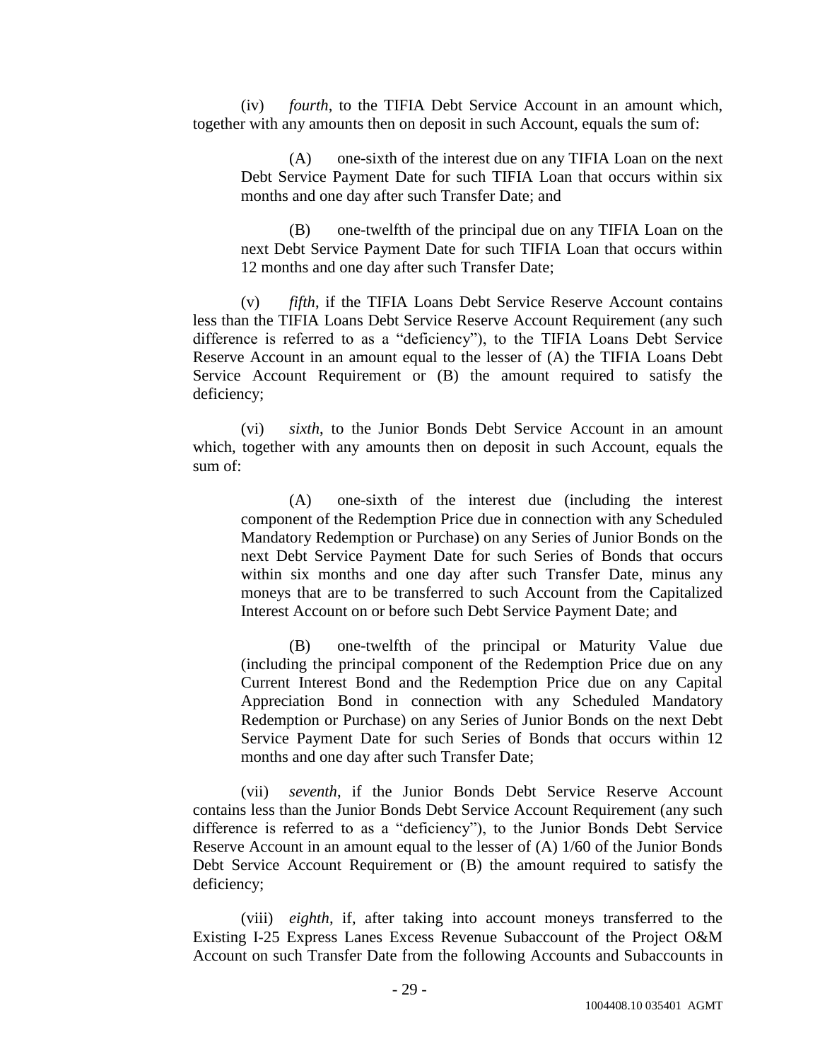(iv) *fourth*, to the TIFIA Debt Service Account in an amount which, together with any amounts then on deposit in such Account, equals the sum of:

> (A) one-sixth of the interest due on any TIFIA Loan on the next Debt Service Payment Date for such TIFIA Loan that occurs within six months and one day after such Transfer Date; and
>
> (B) one-twelfth of the principal due on any TIFIA Loan on the next Debt Service Payment Date for such TIFIA Loan that occurs within 12 months and one day after such Transfer Date;

(v) *fifth*, if the TIFIA Loans Debt Service Reserve Account contains less than the TIFIA Loans Debt Service Reserve Account Requirement (any such difference is referred to as a "deficiency"), to the TIFIA Loans Debt Service Reserve Account in an amount equal to the lesser of (A) the TIFIA Loans Debt Service Account Requirement or (B) the amount required to satisfy the deficiency;

(vi) *sixth*, to the Junior Bonds Debt Service Account in an amount which, together with any amounts then on deposit in such Account, equals the sum of:

> (A) one-sixth of the interest due (including the interest component of the Redemption Price due in connection with any Scheduled Mandatory Redemption or Purchase) on any Series of Junior Bonds on the next Debt Service Payment Date for such Series of Bonds that occurs within six months and one day after such Transfer Date, minus any moneys that are to be transferred to such Account from the Capitalized Interest Account on or before such Debt Service Payment Date; and
>
> (B) one-twelfth of the principal or Maturity Value due (including the principal component of the Redemption Price due on any Current Interest Bond and the Redemption Price due on any Capital Appreciation Bond in connection with any Scheduled Mandatory Redemption or Purchase) on any Series of Junior Bonds on the next Debt Service Payment Date for such Series of Bonds that occurs within 12 months and one day after such Transfer Date;

(vii) *seventh*, if the Junior Bonds Debt Service Reserve Account contains less than the Junior Bonds Debt Service Account Requirement (any such difference is referred to as a "deficiency"), to the Junior Bonds Debt Service Reserve Account in an amount equal to the lesser of (A) 1/60 of the Junior Bonds Debt Service Account Requirement or (B) the amount required to satisfy the deficiency;

(viii) *eighth*, if, after taking into account moneys transferred to the Existing I-25 Express Lanes Excess Revenue Subaccount of the Project O&M Account on such Transfer Date from the following Accounts and Subaccounts in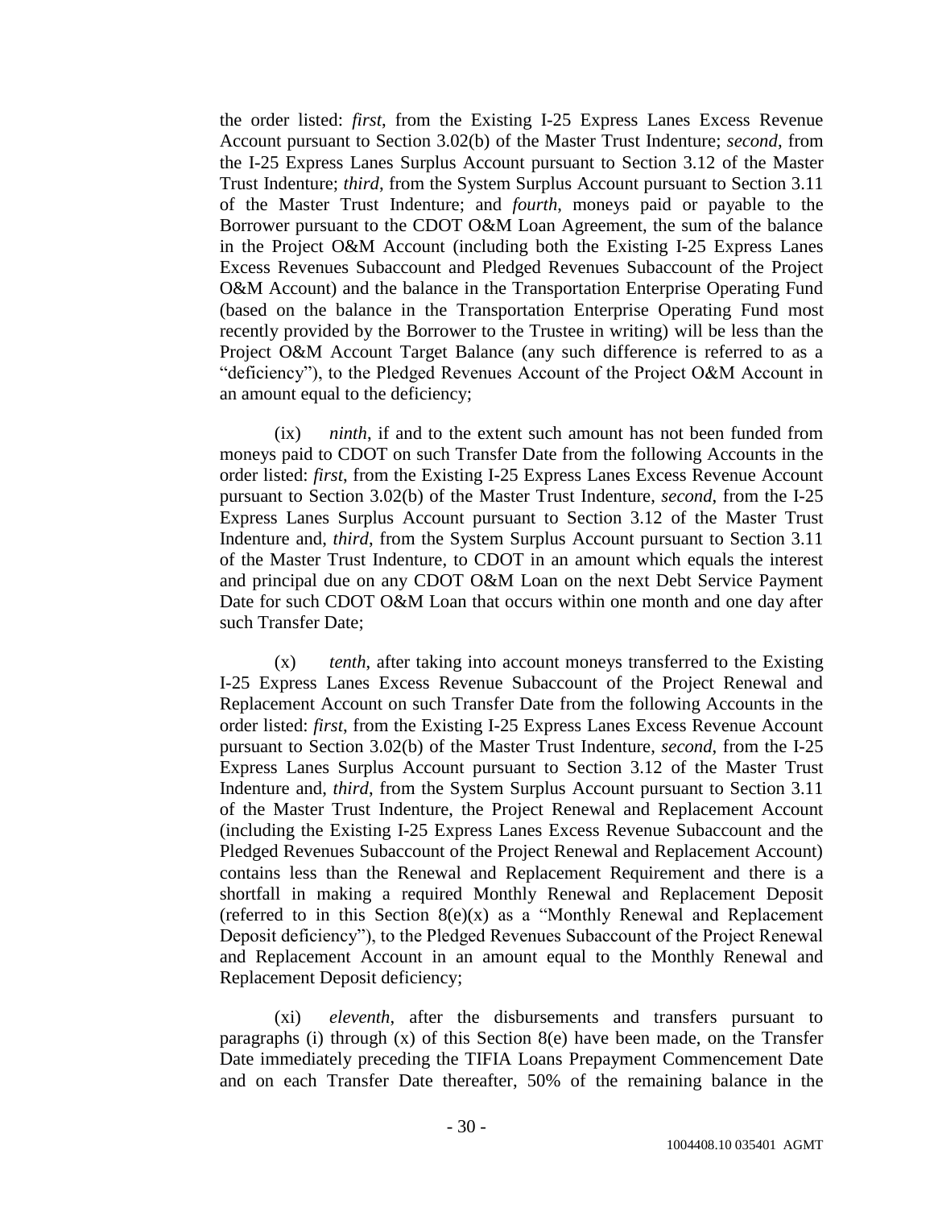the order listed: *first*, from the Existing I-25 Express Lanes Excess Revenue Account pursuant to Section 3.02(b) of the Master Trust Indenture; *second*, from the I-25 Express Lanes Surplus Account pursuant to Section 3.12 of the Master Trust Indenture; *third*, from the System Surplus Account pursuant to Section 3.11 of the Master Trust Indenture; and *fourth*, moneys paid or payable to the Borrower pursuant to the CDOT O&M Loan Agreement, the sum of the balance in the Project O&M Account (including both the Existing I-25 Express Lanes Excess Revenues Subaccount and Pledged Revenues Subaccount of the Project O&M Account) and the balance in the Transportation Enterprise Operating Fund (based on the balance in the Transportation Enterprise Operating Fund most recently provided by the Borrower to the Trustee in writing) will be less than the Project O&M Account Target Balance (any such difference is referred to as a "deficiency"), to the Pledged Revenues Account of the Project O&M Account in an amount equal to the deficiency;

(ix) *ninth*, if and to the extent such amount has not been funded from moneys paid to CDOT on such Transfer Date from the following Accounts in the order listed: *first*, from the Existing I-25 Express Lanes Excess Revenue Account pursuant to Section 3.02(b) of the Master Trust Indenture, *second*, from the I-25 Express Lanes Surplus Account pursuant to Section 3.12 of the Master Trust Indenture and, *third*, from the System Surplus Account pursuant to Section 3.11 of the Master Trust Indenture, to CDOT in an amount which equals the interest and principal due on any CDOT O&M Loan on the next Debt Service Payment Date for such CDOT O&M Loan that occurs within one month and one day after such Transfer Date;

(x) *tenth*, after taking into account moneys transferred to the Existing I-25 Express Lanes Excess Revenue Subaccount of the Project Renewal and Replacement Account on such Transfer Date from the following Accounts in the order listed: *first*, from the Existing I-25 Express Lanes Excess Revenue Account pursuant to Section 3.02(b) of the Master Trust Indenture, *second*, from the I-25 Express Lanes Surplus Account pursuant to Section 3.12 of the Master Trust Indenture and, *third*, from the System Surplus Account pursuant to Section 3.11 of the Master Trust Indenture, the Project Renewal and Replacement Account (including the Existing I-25 Express Lanes Excess Revenue Subaccount and the Pledged Revenues Subaccount of the Project Renewal and Replacement Account) contains less than the Renewal and Replacement Requirement and there is a shortfall in making a required Monthly Renewal and Replacement Deposit (referred to in this Section 8(e)(x) as a "Monthly Renewal and Replacement Deposit deficiency"), to the Pledged Revenues Subaccount of the Project Renewal and Replacement Account in an amount equal to the Monthly Renewal and Replacement Deposit deficiency;

(xi) *eleventh*, after the disbursements and transfers pursuant to paragraphs (i) through (x) of this Section 8(e) have been made, on the Transfer Date immediately preceding the TIFIA Loans Prepayment Commencement Date and on each Transfer Date thereafter, 50% of the remaining balance in the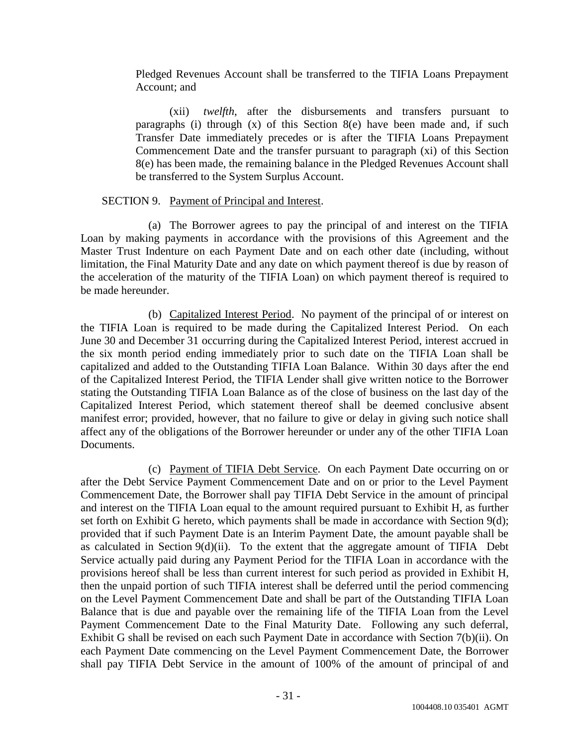Pledged Revenues Account shall be transferred to the TIFIA Loans Prepayment Account; and

(xii) *twelfth*, after the disbursements and transfers pursuant to paragraphs (i) through (x) of this Section 8(e) have been made and, if such Transfer Date immediately precedes or is after the TIFIA Loans Prepayment Commencement Date and the transfer pursuant to paragraph (xi) of this Section 8(e) has been made, the remaining balance in the Pledged Revenues Account shall be transferred to the System Surplus Account.

SECTION 9. Payment of Principal and Interest.

(a) The Borrower agrees to pay the principal of and interest on the TIFIA Loan by making payments in accordance with the provisions of this Agreement and the Master Trust Indenture on each Payment Date and on each other date (including, without limitation, the Final Maturity Date and any date on which payment thereof is due by reason of the acceleration of the maturity of the TIFIA Loan) on which payment thereof is required to be made hereunder.

(b) Capitalized Interest Period. No payment of the principal of or interest on the TIFIA Loan is required to be made during the Capitalized Interest Period. On each June 30 and December 31 occurring during the Capitalized Interest Period, interest accrued in the six month period ending immediately prior to such date on the TIFIA Loan shall be capitalized and added to the Outstanding TIFIA Loan Balance. Within 30 days after the end of the Capitalized Interest Period, the TIFIA Lender shall give written notice to the Borrower stating the Outstanding TIFIA Loan Balance as of the close of business on the last day of the Capitalized Interest Period, which statement thereof shall be deemed conclusive absent manifest error; provided, however, that no failure to give or delay in giving such notice shall affect any of the obligations of the Borrower hereunder or under any of the other TIFIA Loan Documents.

(c) Payment of TIFIA Debt Service. On each Payment Date occurring on or after the Debt Service Payment Commencement Date and on or prior to the Level Payment Commencement Date, the Borrower shall pay TIFIA Debt Service in the amount of principal and interest on the TIFIA Loan equal to the amount required pursuant to Exhibit H, as further set forth on Exhibit G hereto, which payments shall be made in accordance with Section 9(d); provided that if such Payment Date is an Interim Payment Date, the amount payable shall be as calculated in Section 9(d)(ii). To the extent that the aggregate amount of TIFIA Debt Service actually paid during any Payment Period for the TIFIA Loan in accordance with the provisions hereof shall be less than current interest for such period as provided in Exhibit H, then the unpaid portion of such TIFIA interest shall be deferred until the period commencing on the Level Payment Commencement Date and shall be part of the Outstanding TIFIA Loan Balance that is due and payable over the remaining life of the TIFIA Loan from the Level Payment Commencement Date to the Final Maturity Date. Following any such deferral, Exhibit G shall be revised on each such Payment Date in accordance with Section 7(b)(ii). On each Payment Date commencing on the Level Payment Commencement Date, the Borrower shall pay TIFIA Debt Service in the amount of 100% of the amount of principal of and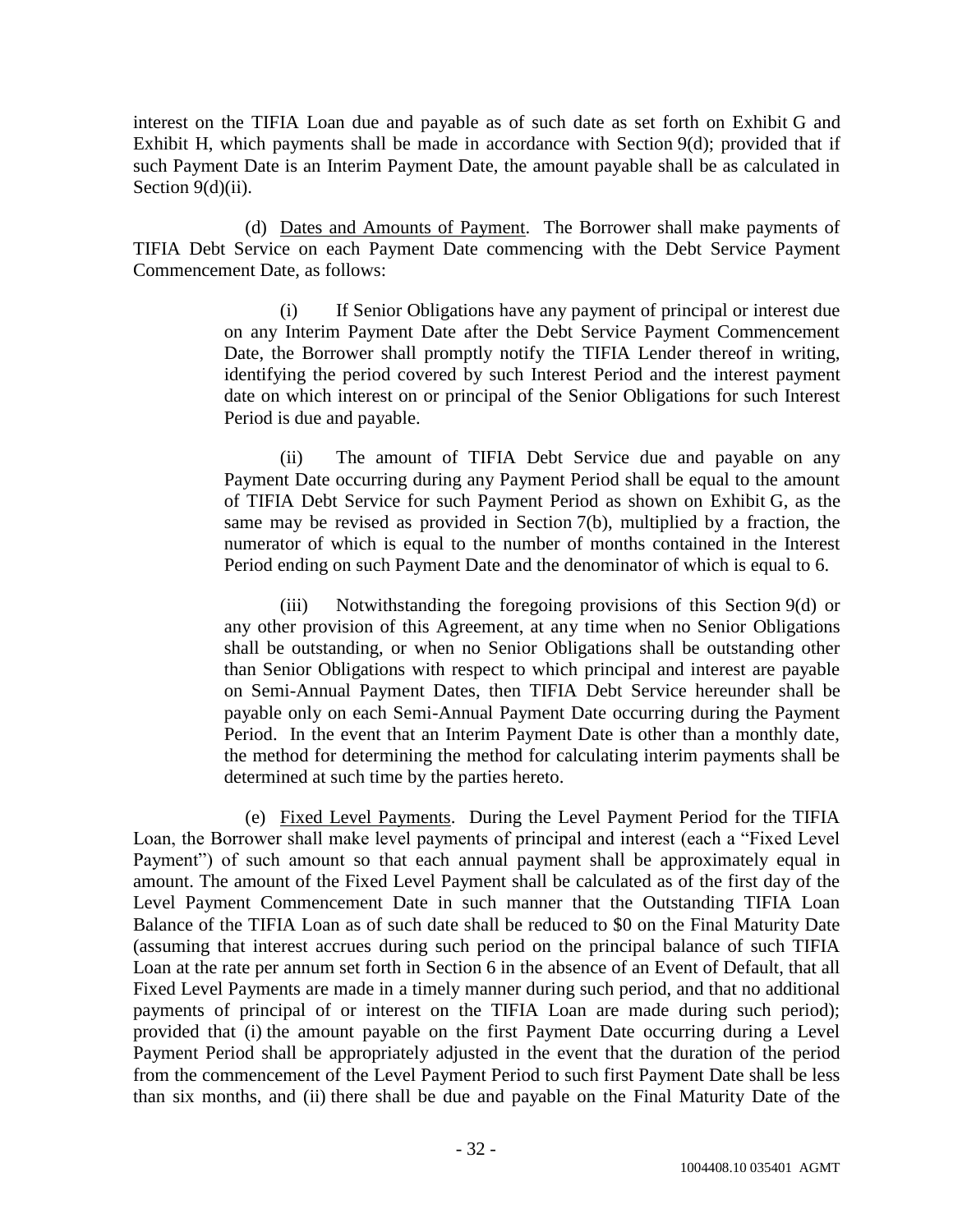interest on the TIFIA Loan due and payable as of such date as set forth on Exhibit G and Exhibit H, which payments shall be made in accordance with Section 9(d); provided that if such Payment Date is an Interim Payment Date, the amount payable shall be as calculated in Section 9(d)(ii).

(d) Dates and Amounts of Payment. The Borrower shall make payments of TIFIA Debt Service on each Payment Date commencing with the Debt Service Payment Commencement Date, as follows:

> (i) If Senior Obligations have any payment of principal or interest due on any Interim Payment Date after the Debt Service Payment Commencement Date, the Borrower shall promptly notify the TIFIA Lender thereof in writing, identifying the period covered by such Interest Period and the interest payment date on which interest on or principal of the Senior Obligations for such Interest Period is due and payable.
>
> (ii) The amount of TIFIA Debt Service due and payable on any Payment Date occurring during any Payment Period shall be equal to the amount of TIFIA Debt Service for such Payment Period as shown on Exhibit G, as the same may be revised as provided in Section 7(b), multiplied by a fraction, the numerator of which is equal to the number of months contained in the Interest Period ending on such Payment Date and the denominator of which is equal to 6.
>
> (iii) Notwithstanding the foregoing provisions of this Section 9(d) or any other provision of this Agreement, at any time when no Senior Obligations shall be outstanding, or when no Senior Obligations shall be outstanding other than Senior Obligations with respect to which principal and interest are payable on Semi-Annual Payment Dates, then TIFIA Debt Service hereunder shall be payable only on each Semi-Annual Payment Date occurring during the Payment Period. In the event that an Interim Payment Date is other than a monthly date, the method for determining the method for calculating interim payments shall be determined at such time by the parties hereto.

(e) Fixed Level Payments. During the Level Payment Period for the TIFIA Loan, the Borrower shall make level payments of principal and interest (each a "Fixed Level Payment") of such amount so that each annual payment shall be approximately equal in amount. The amount of the Fixed Level Payment shall be calculated as of the first day of the Level Payment Commencement Date in such manner that the Outstanding TIFIA Loan Balance of the TIFIA Loan as of such date shall be reduced to $0 on the Final Maturity Date (assuming that interest accrues during such period on the principal balance of such TIFIA Loan at the rate per annum set forth in Section 6 in the absence of an Event of Default, that all Fixed Level Payments are made in a timely manner during such period, and that no additional payments of principal of or interest on the TIFIA Loan are made during such period); provided that (i) the amount payable on the first Payment Date occurring during a Level Payment Period shall be appropriately adjusted in the event that the duration of the period from the commencement of the Level Payment Period to such first Payment Date shall be less than six months, and (ii) there shall be due and payable on the Final Maturity Date of the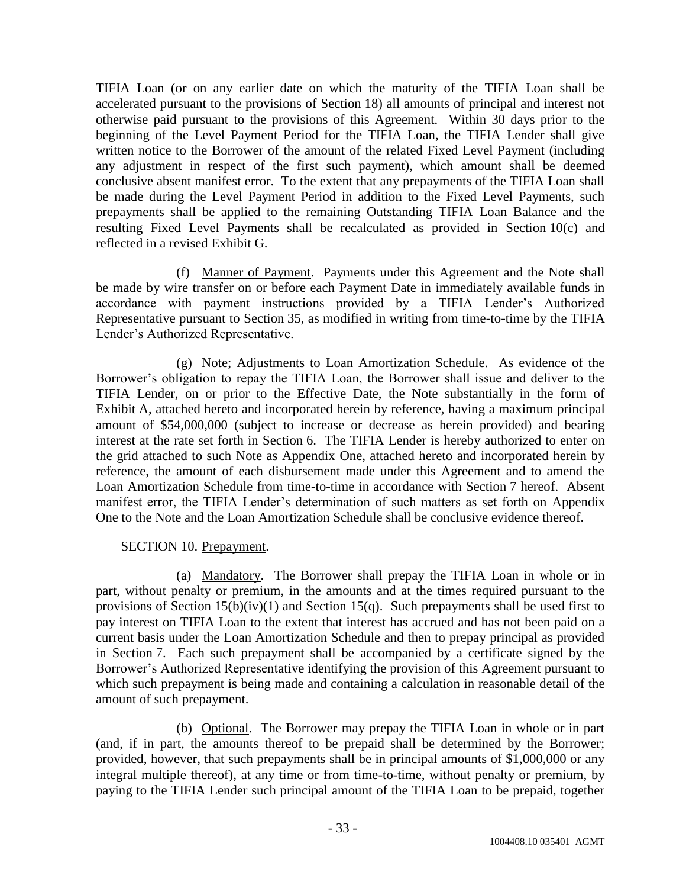TIFIA Loan (or on any earlier date on which the maturity of the TIFIA Loan shall be accelerated pursuant to the provisions of Section 18) all amounts of principal and interest not otherwise paid pursuant to the provisions of this Agreement. Within 30 days prior to the beginning of the Level Payment Period for the TIFIA Loan, the TIFIA Lender shall give written notice to the Borrower of the amount of the related Fixed Level Payment (including any adjustment in respect of the first such payment), which amount shall be deemed conclusive absent manifest error. To the extent that any prepayments of the TIFIA Loan shall be made during the Level Payment Period in addition to the Fixed Level Payments, such prepayments shall be applied to the remaining Outstanding TIFIA Loan Balance and the resulting Fixed Level Payments shall be recalculated as provided in Section 10(c) and reflected in a revised Exhibit G.

(f) Manner of Payment. Payments under this Agreement and the Note shall be made by wire transfer on or before each Payment Date in immediately available funds in accordance with payment instructions provided by a TIFIA Lender's Authorized Representative pursuant to Section 35, as modified in writing from time-to-time by the TIFIA Lender's Authorized Representative.

(g) Note; Adjustments to Loan Amortization Schedule. As evidence of the Borrower's obligation to repay the TIFIA Loan, the Borrower shall issue and deliver to the TIFIA Lender, on or prior to the Effective Date, the Note substantially in the form of Exhibit A, attached hereto and incorporated herein by reference, having a maximum principal amount of $54,000,000 (subject to increase or decrease as herein provided) and bearing interest at the rate set forth in Section 6. The TIFIA Lender is hereby authorized to enter on the grid attached to such Note as Appendix One, attached hereto and incorporated herein by reference, the amount of each disbursement made under this Agreement and to amend the Loan Amortization Schedule from time-to-time in accordance with Section 7 hereof. Absent manifest error, the TIFIA Lender's determination of such matters as set forth on Appendix One to the Note and the Loan Amortization Schedule shall be conclusive evidence thereof.

SECTION 10. Prepayment.

(a) Mandatory. The Borrower shall prepay the TIFIA Loan in whole or in part, without penalty or premium, in the amounts and at the times required pursuant to the provisions of Section 15(b)(iv)(1) and Section 15(q). Such prepayments shall be used first to pay interest on TIFIA Loan to the extent that interest has accrued and has not been paid on a current basis under the Loan Amortization Schedule and then to prepay principal as provided in Section 7. Each such prepayment shall be accompanied by a certificate signed by the Borrower's Authorized Representative identifying the provision of this Agreement pursuant to which such prepayment is being made and containing a calculation in reasonable detail of the amount of such prepayment.

(b) Optional. The Borrower may prepay the TIFIA Loan in whole or in part (and, if in part, the amounts thereof to be prepaid shall be determined by the Borrower; provided, however, that such prepayments shall be in principal amounts of $1,000,000 or any integral multiple thereof), at any time or from time-to-time, without penalty or premium, by paying to the TIFIA Lender such principal amount of the TIFIA Loan to be prepaid, together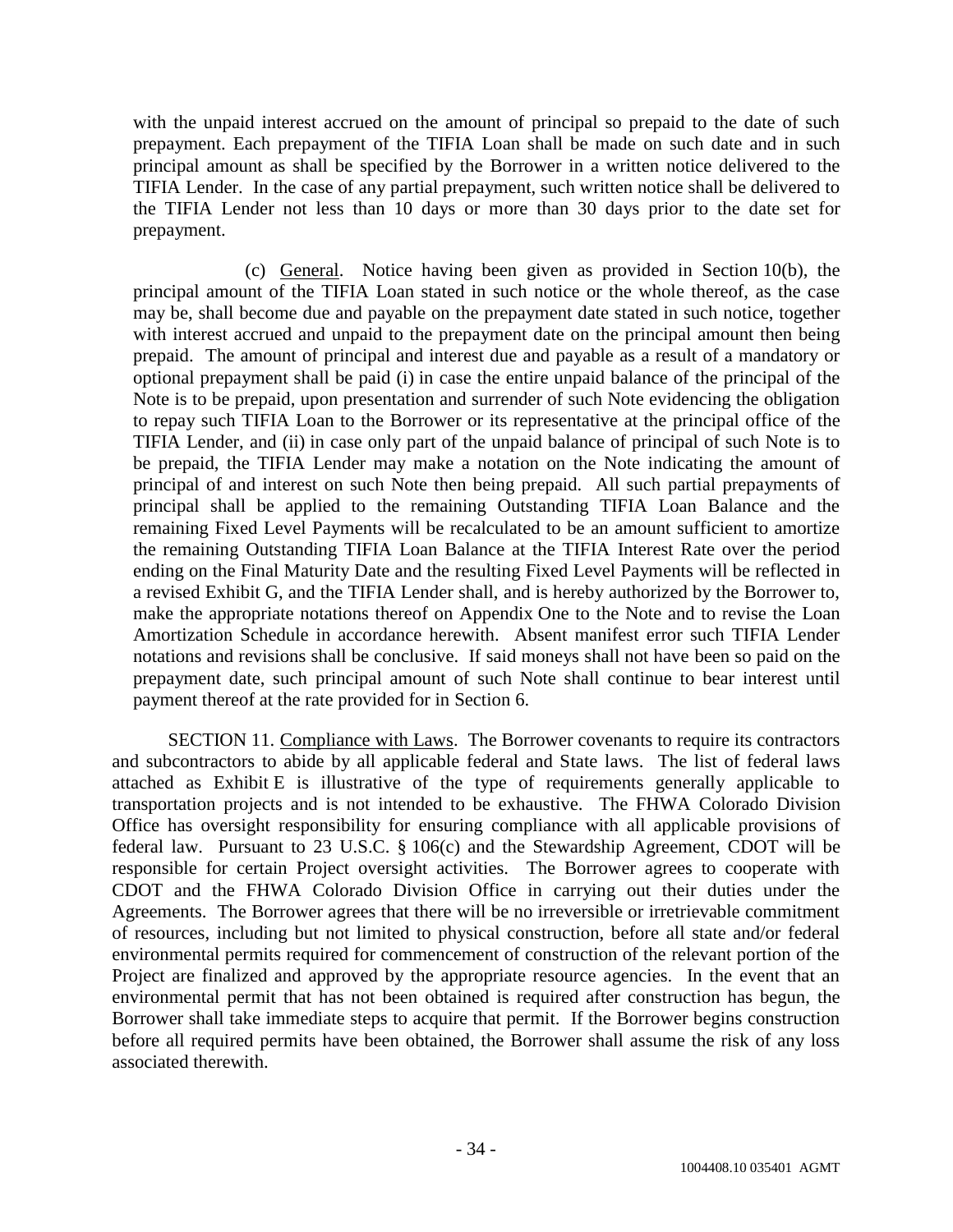with the unpaid interest accrued on the amount of principal so prepaid to the date of such prepayment. Each prepayment of the TIFIA Loan shall be made on such date and in such principal amount as shall be specified by the Borrower in a written notice delivered to the TIFIA Lender. In the case of any partial prepayment, such written notice shall be delivered to the TIFIA Lender not less than 10 days or more than 30 days prior to the date set for prepayment.

(c) General. Notice having been given as provided in Section 10(b), the principal amount of the TIFIA Loan stated in such notice or the whole thereof, as the case may be, shall become due and payable on the prepayment date stated in such notice, together with interest accrued and unpaid to the prepayment date on the principal amount then being prepaid. The amount of principal and interest due and payable as a result of a mandatory or optional prepayment shall be paid (i) in case the entire unpaid balance of the principal of the Note is to be prepaid, upon presentation and surrender of such Note evidencing the obligation to repay such TIFIA Loan to the Borrower or its representative at the principal office of the TIFIA Lender, and (ii) in case only part of the unpaid balance of principal of such Note is to be prepaid, the TIFIA Lender may make a notation on the Note indicating the amount of principal of and interest on such Note then being prepaid. All such partial prepayments of principal shall be applied to the remaining Outstanding TIFIA Loan Balance and the remaining Fixed Level Payments will be recalculated to be an amount sufficient to amortize the remaining Outstanding TIFIA Loan Balance at the TIFIA Interest Rate over the period ending on the Final Maturity Date and the resulting Fixed Level Payments will be reflected in a revised Exhibit G, and the TIFIA Lender shall, and is hereby authorized by the Borrower to, make the appropriate notations thereof on Appendix One to the Note and to revise the Loan Amortization Schedule in accordance herewith. Absent manifest error such TIFIA Lender notations and revisions shall be conclusive. If said moneys shall not have been so paid on the prepayment date, such principal amount of such Note shall continue to bear interest until payment thereof at the rate provided for in Section 6.

SECTION 11. Compliance with Laws. The Borrower covenants to require its contractors and subcontractors to abide by all applicable federal and State laws. The list of federal laws attached as Exhibit E is illustrative of the type of requirements generally applicable to transportation projects and is not intended to be exhaustive. The FHWA Colorado Division Office has oversight responsibility for ensuring compliance with all applicable provisions of federal law. Pursuant to 23 U.S.C. § 106(c) and the Stewardship Agreement, CDOT will be responsible for certain Project oversight activities. The Borrower agrees to cooperate with CDOT and the FHWA Colorado Division Office in carrying out their duties under the Agreements. The Borrower agrees that there will be no irreversible or irretrievable commitment of resources, including but not limited to physical construction, before all state and/or federal environmental permits required for commencement of construction of the relevant portion of the Project are finalized and approved by the appropriate resource agencies. In the event that an environmental permit that has not been obtained is required after construction has begun, the Borrower shall take immediate steps to acquire that permit. If the Borrower begins construction before all required permits have been obtained, the Borrower shall assume the risk of any loss associated therewith.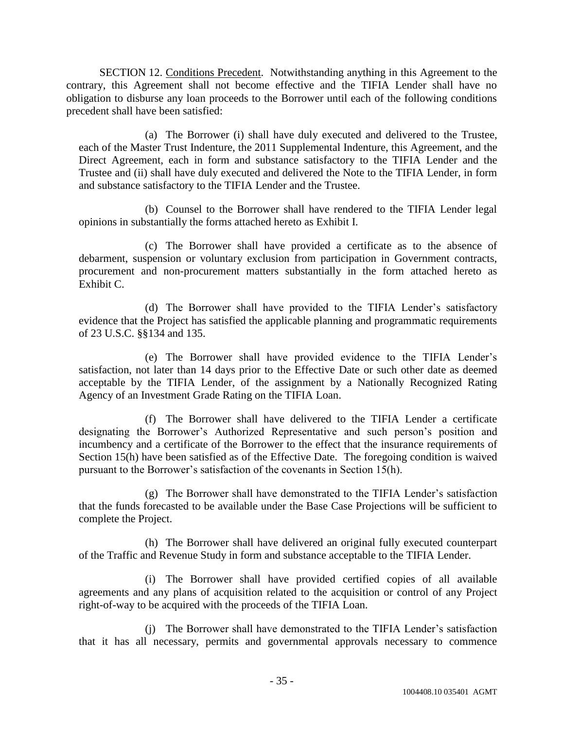SECTION 12. Conditions Precedent. Notwithstanding anything in this Agreement to the contrary, this Agreement shall not become effective and the TIFIA Lender shall have no obligation to disburse any loan proceeds to the Borrower until each of the following conditions precedent shall have been satisfied:

(a) The Borrower (i) shall have duly executed and delivered to the Trustee, each of the Master Trust Indenture, the 2011 Supplemental Indenture, this Agreement, and the Direct Agreement, each in form and substance satisfactory to the TIFIA Lender and the Trustee and (ii) shall have duly executed and delivered the Note to the TIFIA Lender, in form and substance satisfactory to the TIFIA Lender and the Trustee.

(b) Counsel to the Borrower shall have rendered to the TIFIA Lender legal opinions in substantially the forms attached hereto as Exhibit I.

(c) The Borrower shall have provided a certificate as to the absence of debarment, suspension or voluntary exclusion from participation in Government contracts, procurement and non-procurement matters substantially in the form attached hereto as Exhibit C.

(d) The Borrower shall have provided to the TIFIA Lender's satisfactory evidence that the Project has satisfied the applicable planning and programmatic requirements of 23 U.S.C. §§134 and 135.

(e) The Borrower shall have provided evidence to the TIFIA Lender's satisfaction, not later than 14 days prior to the Effective Date or such other date as deemed acceptable by the TIFIA Lender, of the assignment by a Nationally Recognized Rating Agency of an Investment Grade Rating on the TIFIA Loan.

(f) The Borrower shall have delivered to the TIFIA Lender a certificate designating the Borrower's Authorized Representative and such person's position and incumbency and a certificate of the Borrower to the effect that the insurance requirements of Section 15(h) have been satisfied as of the Effective Date. The foregoing condition is waived pursuant to the Borrower's satisfaction of the covenants in Section 15(h).

(g) The Borrower shall have demonstrated to the TIFIA Lender's satisfaction that the funds forecasted to be available under the Base Case Projections will be sufficient to complete the Project.

(h) The Borrower shall have delivered an original fully executed counterpart of the Traffic and Revenue Study in form and substance acceptable to the TIFIA Lender.

(i) The Borrower shall have provided certified copies of all available agreements and any plans of acquisition related to the acquisition or control of any Project right-of-way to be acquired with the proceeds of the TIFIA Loan.

(j) The Borrower shall have demonstrated to the TIFIA Lender's satisfaction that it has all necessary, permits and governmental approvals necessary to commence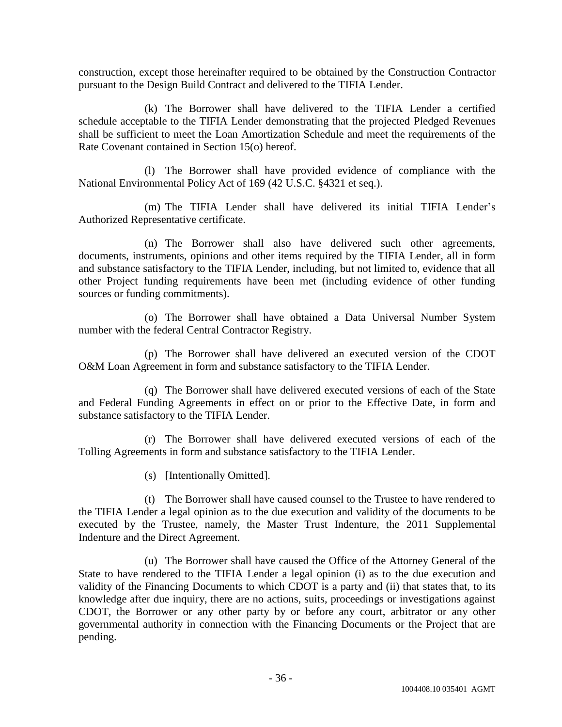construction, except those hereinafter required to be obtained by the Construction Contractor pursuant to the Design Build Contract and delivered to the TIFIA Lender.

(k) The Borrower shall have delivered to the TIFIA Lender a certified schedule acceptable to the TIFIA Lender demonstrating that the projected Pledged Revenues shall be sufficient to meet the Loan Amortization Schedule and meet the requirements of the Rate Covenant contained in Section 15(o) hereof.

(l) The Borrower shall have provided evidence of compliance with the National Environmental Policy Act of 169 (42 U.S.C. §4321 et seq.).

(m) The TIFIA Lender shall have delivered its initial TIFIA Lender's Authorized Representative certificate.

(n) The Borrower shall also have delivered such other agreements, documents, instruments, opinions and other items required by the TIFIA Lender, all in form and substance satisfactory to the TIFIA Lender, including, but not limited to, evidence that all other Project funding requirements have been met (including evidence of other funding sources or funding commitments).

(o) The Borrower shall have obtained a Data Universal Number System number with the federal Central Contractor Registry.

(p) The Borrower shall have delivered an executed version of the CDOT O&M Loan Agreement in form and substance satisfactory to the TIFIA Lender.

(q) The Borrower shall have delivered executed versions of each of the State and Federal Funding Agreements in effect on or prior to the Effective Date, in form and substance satisfactory to the TIFIA Lender.

(r) The Borrower shall have delivered executed versions of each of the Tolling Agreements in form and substance satisfactory to the TIFIA Lender.

(s) [Intentionally Omitted].

(t) The Borrower shall have caused counsel to the Trustee to have rendered to the TIFIA Lender a legal opinion as to the due execution and validity of the documents to be executed by the Trustee, namely, the Master Trust Indenture, the 2011 Supplemental Indenture and the Direct Agreement.

(u) The Borrower shall have caused the Office of the Attorney General of the State to have rendered to the TIFIA Lender a legal opinion (i) as to the due execution and validity of the Financing Documents to which CDOT is a party and (ii) that states that, to its knowledge after due inquiry, there are no actions, suits, proceedings or investigations against CDOT, the Borrower or any other party by or before any court, arbitrator or any other governmental authority in connection with the Financing Documents or the Project that are pending.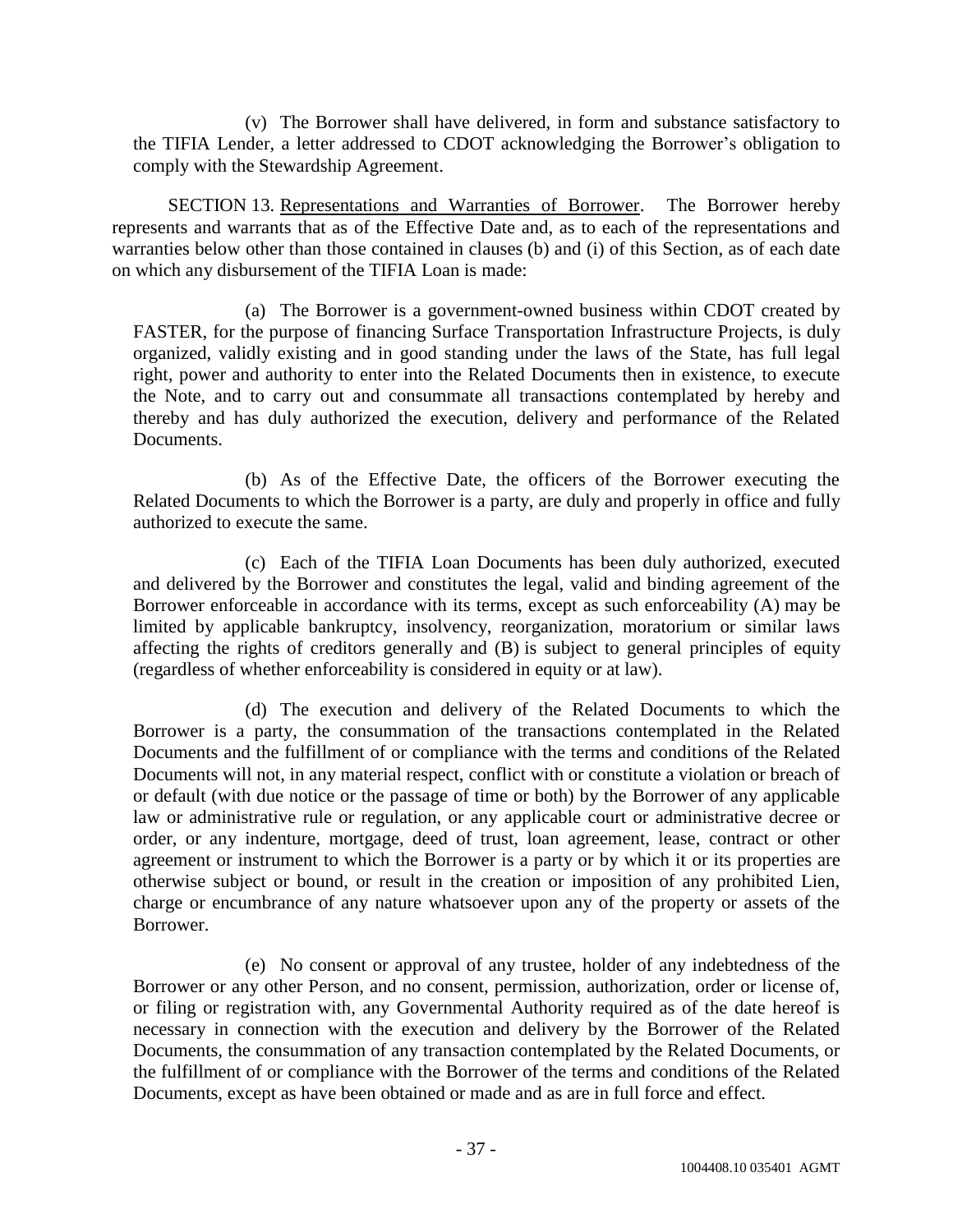(v) The Borrower shall have delivered, in form and substance satisfactory to the TIFIA Lender, a letter addressed to CDOT acknowledging the Borrower's obligation to comply with the Stewardship Agreement.

SECTION 13. Representations and Warranties of Borrower. The Borrower hereby represents and warrants that as of the Effective Date and, as to each of the representations and warranties below other than those contained in clauses (b) and (i) of this Section, as of each date on which any disbursement of the TIFIA Loan is made:

(a) The Borrower is a government-owned business within CDOT created by FASTER, for the purpose of financing Surface Transportation Infrastructure Projects, is duly organized, validly existing and in good standing under the laws of the State, has full legal right, power and authority to enter into the Related Documents then in existence, to execute the Note, and to carry out and consummate all transactions contemplated by hereby and thereby and has duly authorized the execution, delivery and performance of the Related Documents.

(b) As of the Effective Date, the officers of the Borrower executing the Related Documents to which the Borrower is a party, are duly and properly in office and fully authorized to execute the same.

(c) Each of the TIFIA Loan Documents has been duly authorized, executed and delivered by the Borrower and constitutes the legal, valid and binding agreement of the Borrower enforceable in accordance with its terms, except as such enforceability (A) may be limited by applicable bankruptcy, insolvency, reorganization, moratorium or similar laws affecting the rights of creditors generally and (B) is subject to general principles of equity (regardless of whether enforceability is considered in equity or at law).

(d) The execution and delivery of the Related Documents to which the Borrower is a party, the consummation of the transactions contemplated in the Related Documents and the fulfillment of or compliance with the terms and conditions of the Related Documents will not, in any material respect, conflict with or constitute a violation or breach of or default (with due notice or the passage of time or both) by the Borrower of any applicable law or administrative rule or regulation, or any applicable court or administrative decree or order, or any indenture, mortgage, deed of trust, loan agreement, lease, contract or other agreement or instrument to which the Borrower is a party or by which it or its properties are otherwise subject or bound, or result in the creation or imposition of any prohibited Lien, charge or encumbrance of any nature whatsoever upon any of the property or assets of the Borrower.

(e) No consent or approval of any trustee, holder of any indebtedness of the Borrower or any other Person, and no consent, permission, authorization, order or license of, or filing or registration with, any Governmental Authority required as of the date hereof is necessary in connection with the execution and delivery by the Borrower of the Related Documents, the consummation of any transaction contemplated by the Related Documents, or the fulfillment of or compliance with the Borrower of the terms and conditions of the Related Documents, except as have been obtained or made and as are in full force and effect.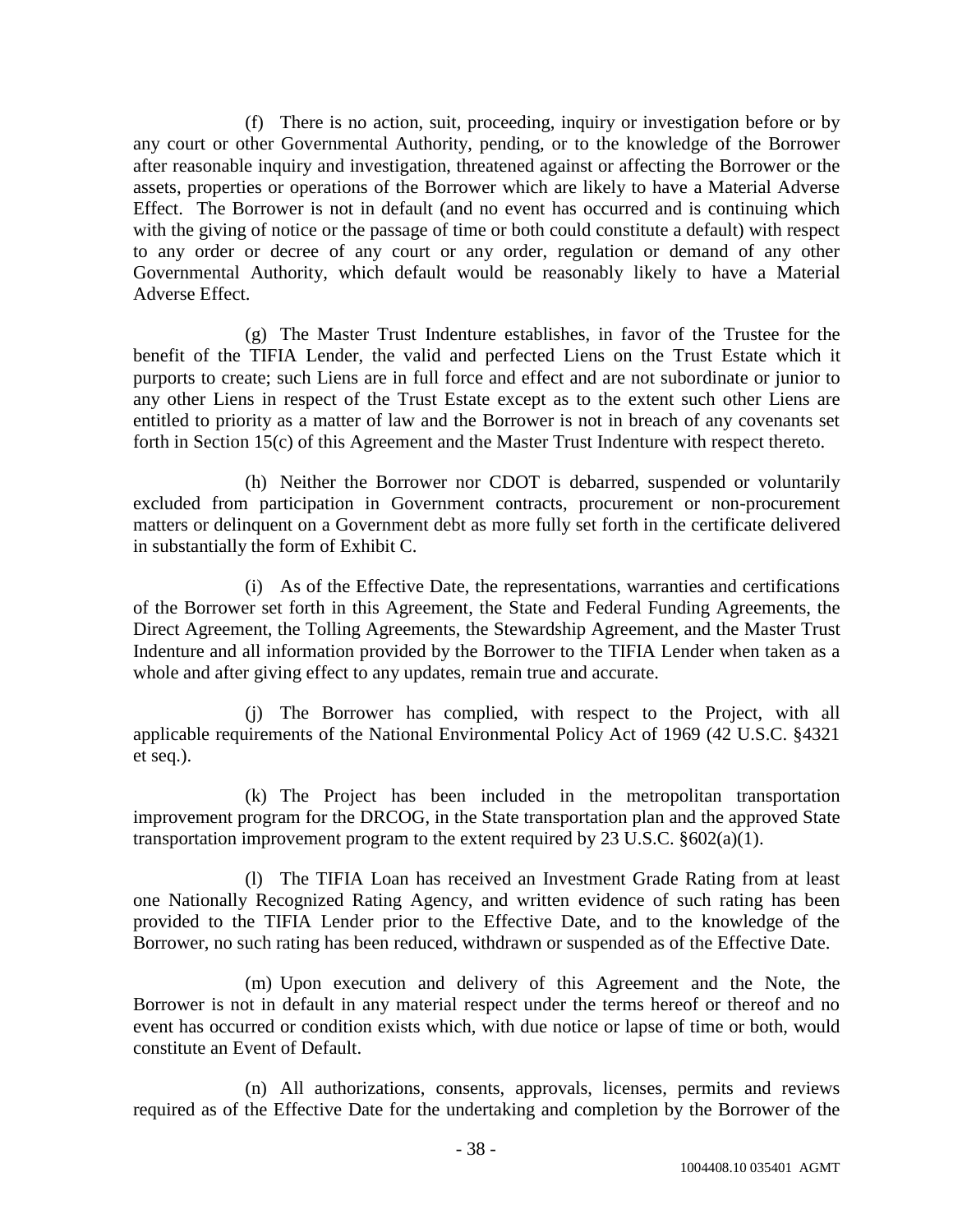(f) There is no action, suit, proceeding, inquiry or investigation before or by any court or other Governmental Authority, pending, or to the knowledge of the Borrower after reasonable inquiry and investigation, threatened against or affecting the Borrower or the assets, properties or operations of the Borrower which are likely to have a Material Adverse Effect. The Borrower is not in default (and no event has occurred and is continuing which with the giving of notice or the passage of time or both could constitute a default) with respect to any order or decree of any court or any order, regulation or demand of any other Governmental Authority, which default would be reasonably likely to have a Material Adverse Effect.

(g) The Master Trust Indenture establishes, in favor of the Trustee for the benefit of the TIFIA Lender, the valid and perfected Liens on the Trust Estate which it purports to create; such Liens are in full force and effect and are not subordinate or junior to any other Liens in respect of the Trust Estate except as to the extent such other Liens are entitled to priority as a matter of law and the Borrower is not in breach of any covenants set forth in Section 15(c) of this Agreement and the Master Trust Indenture with respect thereto.

(h) Neither the Borrower nor CDOT is debarred, suspended or voluntarily excluded from participation in Government contracts, procurement or non-procurement matters or delinquent on a Government debt as more fully set forth in the certificate delivered in substantially the form of Exhibit C.

(i) As of the Effective Date, the representations, warranties and certifications of the Borrower set forth in this Agreement, the State and Federal Funding Agreements, the Direct Agreement, the Tolling Agreements, the Stewardship Agreement, and the Master Trust Indenture and all information provided by the Borrower to the TIFIA Lender when taken as a whole and after giving effect to any updates, remain true and accurate.

(j) The Borrower has complied, with respect to the Project, with all applicable requirements of the National Environmental Policy Act of 1969 (42 U.S.C. §4321 et seq.).

(k) The Project has been included in the metropolitan transportation improvement program for the DRCOG, in the State transportation plan and the approved State transportation improvement program to the extent required by 23 U.S.C. §602(a)(1).

(l) The TIFIA Loan has received an Investment Grade Rating from at least one Nationally Recognized Rating Agency, and written evidence of such rating has been provided to the TIFIA Lender prior to the Effective Date, and to the knowledge of the Borrower, no such rating has been reduced, withdrawn or suspended as of the Effective Date.

(m) Upon execution and delivery of this Agreement and the Note, the Borrower is not in default in any material respect under the terms hereof or thereof and no event has occurred or condition exists which, with due notice or lapse of time or both, would constitute an Event of Default.

(n) All authorizations, consents, approvals, licenses, permits and reviews required as of the Effective Date for the undertaking and completion by the Borrower of the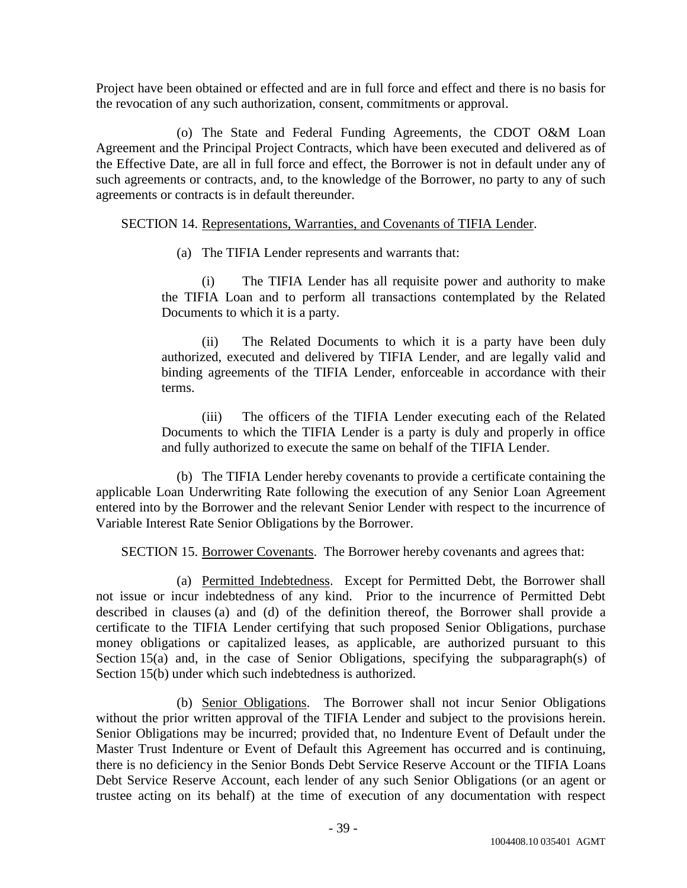Project have been obtained or effected and are in full force and effect and there is no basis for the revocation of any such authorization, consent, commitments or approval.

(o) The State and Federal Funding Agreements, the CDOT O&M Loan Agreement and the Principal Project Contracts, which have been executed and delivered as of the Effective Date, are all in full force and effect, the Borrower is not in default under any of such agreements or contracts, and, to the knowledge of the Borrower, no party to any of such agreements or contracts is in default thereunder.

SECTION 14. Representations, Warranties, and Covenants of TIFIA Lender.

(a) The TIFIA Lender represents and warrants that:

(i) The TIFIA Lender has all requisite power and authority to make the TIFIA Loan and to perform all transactions contemplated by the Related Documents to which it is a party.

(ii) The Related Documents to which it is a party have been duly authorized, executed and delivered by TIFIA Lender, and are legally valid and binding agreements of the TIFIA Lender, enforceable in accordance with their terms.

(iii) The officers of the TIFIA Lender executing each of the Related Documents to which the TIFIA Lender is a party is duly and properly in office and fully authorized to execute the same on behalf of the TIFIA Lender.

(b) The TIFIA Lender hereby covenants to provide a certificate containing the applicable Loan Underwriting Rate following the execution of any Senior Loan Agreement entered into by the Borrower and the relevant Senior Lender with respect to the incurrence of Variable Interest Rate Senior Obligations by the Borrower.

SECTION 15. Borrower Covenants. The Borrower hereby covenants and agrees that:

(a) Permitted Indebtedness. Except for Permitted Debt, the Borrower shall not issue or incur indebtedness of any kind. Prior to the incurrence of Permitted Debt described in clauses (a) and (d) of the definition thereof, the Borrower shall provide a certificate to the TIFIA Lender certifying that such proposed Senior Obligations, purchase money obligations or capitalized leases, as applicable, are authorized pursuant to this Section 15(a) and, in the case of Senior Obligations, specifying the subparagraph(s) of Section 15(b) under which such indebtedness is authorized.

(b) Senior Obligations. The Borrower shall not incur Senior Obligations without the prior written approval of the TIFIA Lender and subject to the provisions herein. Senior Obligations may be incurred; provided that, no Indenture Event of Default under the Master Trust Indenture or Event of Default this Agreement has occurred and is continuing, there is no deficiency in the Senior Bonds Debt Service Reserve Account or the TIFIA Loans Debt Service Reserve Account, each lender of any such Senior Obligations (or an agent or trustee acting on its behalf) at the time of execution of any documentation with respect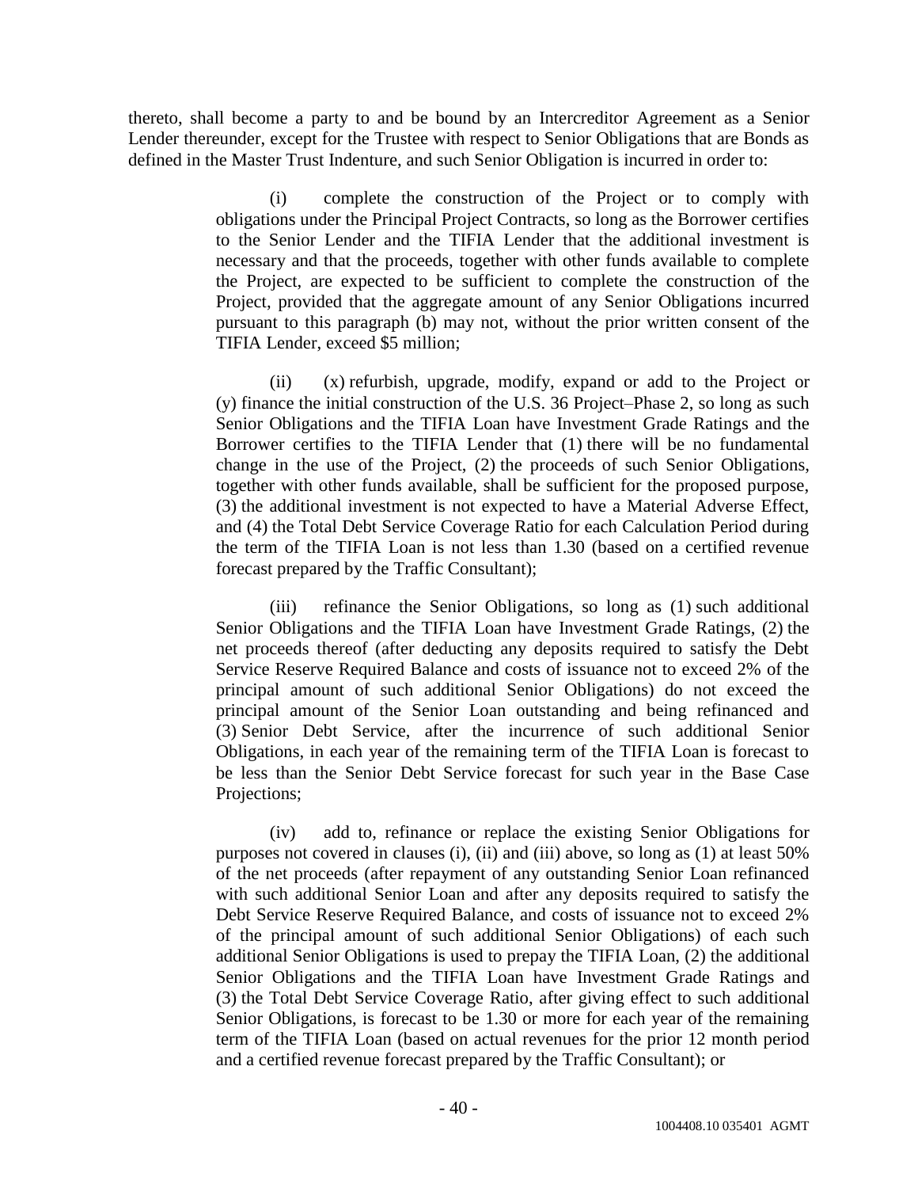thereto, shall become a party to and be bound by an Intercreditor Agreement as a Senior Lender thereunder, except for the Trustee with respect to Senior Obligations that are Bonds as defined in the Master Trust Indenture, and such Senior Obligation is incurred in order to:

(i) complete the construction of the Project or to comply with obligations under the Principal Project Contracts, so long as the Borrower certifies to the Senior Lender and the TIFIA Lender that the additional investment is necessary and that the proceeds, together with other funds available to complete the Project, are expected to be sufficient to complete the construction of the Project, provided that the aggregate amount of any Senior Obligations incurred pursuant to this paragraph (b) may not, without the prior written consent of the TIFIA Lender, exceed $5 million;

(ii) (x) refurbish, upgrade, modify, expand or add to the Project or (y) finance the initial construction of the U.S. 36 Project–Phase 2, so long as such Senior Obligations and the TIFIA Loan have Investment Grade Ratings and the Borrower certifies to the TIFIA Lender that (1) there will be no fundamental change in the use of the Project, (2) the proceeds of such Senior Obligations, together with other funds available, shall be sufficient for the proposed purpose, (3) the additional investment is not expected to have a Material Adverse Effect, and (4) the Total Debt Service Coverage Ratio for each Calculation Period during the term of the TIFIA Loan is not less than 1.30 (based on a certified revenue forecast prepared by the Traffic Consultant);

(iii) refinance the Senior Obligations, so long as (1) such additional Senior Obligations and the TIFIA Loan have Investment Grade Ratings, (2) the net proceeds thereof (after deducting any deposits required to satisfy the Debt Service Reserve Required Balance and costs of issuance not to exceed 2% of the principal amount of such additional Senior Obligations) do not exceed the principal amount of the Senior Loan outstanding and being refinanced and (3) Senior Debt Service, after the incurrence of such additional Senior Obligations, in each year of the remaining term of the TIFIA Loan is forecast to be less than the Senior Debt Service forecast for such year in the Base Case Projections;

(iv) add to, refinance or replace the existing Senior Obligations for purposes not covered in clauses (i), (ii) and (iii) above, so long as (1) at least 50% of the net proceeds (after repayment of any outstanding Senior Loan refinanced with such additional Senior Loan and after any deposits required to satisfy the Debt Service Reserve Required Balance, and costs of issuance not to exceed 2% of the principal amount of such additional Senior Obligations) of each such additional Senior Obligations is used to prepay the TIFIA Loan, (2) the additional Senior Obligations and the TIFIA Loan have Investment Grade Ratings and (3) the Total Debt Service Coverage Ratio, after giving effect to such additional Senior Obligations, is forecast to be 1.30 or more for each year of the remaining term of the TIFIA Loan (based on actual revenues for the prior 12 month period and a certified revenue forecast prepared by the Traffic Consultant); or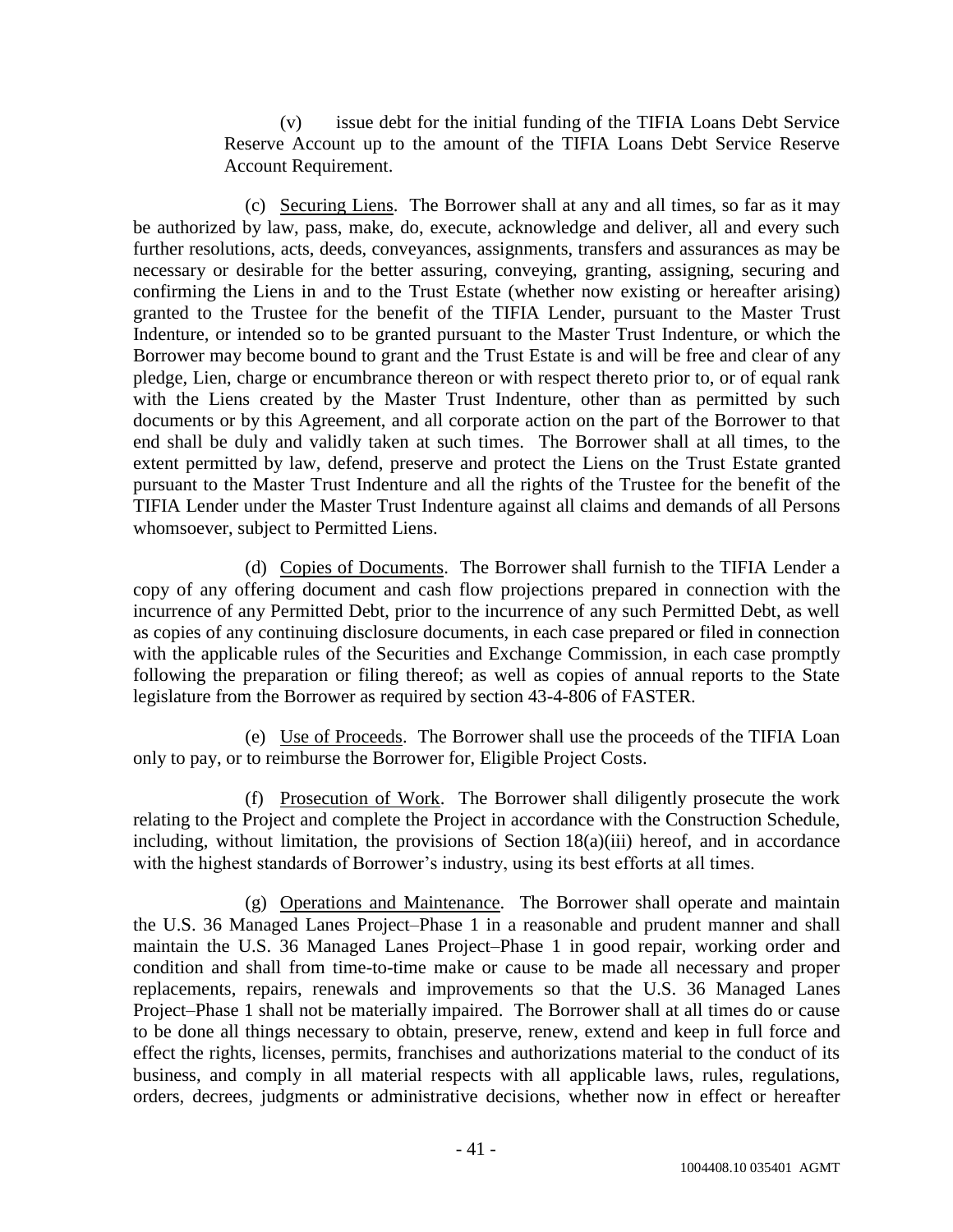(v) issue debt for the initial funding of the TIFIA Loans Debt Service Reserve Account up to the amount of the TIFIA Loans Debt Service Reserve Account Requirement.

(c) Securing Liens. The Borrower shall at any and all times, so far as it may be authorized by law, pass, make, do, execute, acknowledge and deliver, all and every such further resolutions, acts, deeds, conveyances, assignments, transfers and assurances as may be necessary or desirable for the better assuring, conveying, granting, assigning, securing and confirming the Liens in and to the Trust Estate (whether now existing or hereafter arising) granted to the Trustee for the benefit of the TIFIA Lender, pursuant to the Master Trust Indenture, or intended so to be granted pursuant to the Master Trust Indenture, or which the Borrower may become bound to grant and the Trust Estate is and will be free and clear of any pledge, Lien, charge or encumbrance thereon or with respect thereto prior to, or of equal rank with the Liens created by the Master Trust Indenture, other than as permitted by such documents or by this Agreement, and all corporate action on the part of the Borrower to that end shall be duly and validly taken at such times. The Borrower shall at all times, to the extent permitted by law, defend, preserve and protect the Liens on the Trust Estate granted pursuant to the Master Trust Indenture and all the rights of the Trustee for the benefit of the TIFIA Lender under the Master Trust Indenture against all claims and demands of all Persons whomsoever, subject to Permitted Liens.

(d) Copies of Documents. The Borrower shall furnish to the TIFIA Lender a copy of any offering document and cash flow projections prepared in connection with the incurrence of any Permitted Debt, prior to the incurrence of any such Permitted Debt, as well as copies of any continuing disclosure documents, in each case prepared or filed in connection with the applicable rules of the Securities and Exchange Commission, in each case promptly following the preparation or filing thereof; as well as copies of annual reports to the State legislature from the Borrower as required by section 43-4-806 of FASTER.

(e) Use of Proceeds. The Borrower shall use the proceeds of the TIFIA Loan only to pay, or to reimburse the Borrower for, Eligible Project Costs.

(f) Prosecution of Work. The Borrower shall diligently prosecute the work relating to the Project and complete the Project in accordance with the Construction Schedule, including, without limitation, the provisions of Section 18(a)(iii) hereof, and in accordance with the highest standards of Borrower's industry, using its best efforts at all times.

(g) Operations and Maintenance. The Borrower shall operate and maintain the U.S. 36 Managed Lanes Project–Phase 1 in a reasonable and prudent manner and shall maintain the U.S. 36 Managed Lanes Project–Phase 1 in good repair, working order and condition and shall from time-to-time make or cause to be made all necessary and proper replacements, repairs, renewals and improvements so that the U.S. 36 Managed Lanes Project–Phase 1 shall not be materially impaired. The Borrower shall at all times do or cause to be done all things necessary to obtain, preserve, renew, extend and keep in full force and effect the rights, licenses, permits, franchises and authorizations material to the conduct of its business, and comply in all material respects with all applicable laws, rules, regulations, orders, decrees, judgments or administrative decisions, whether now in effect or hereafter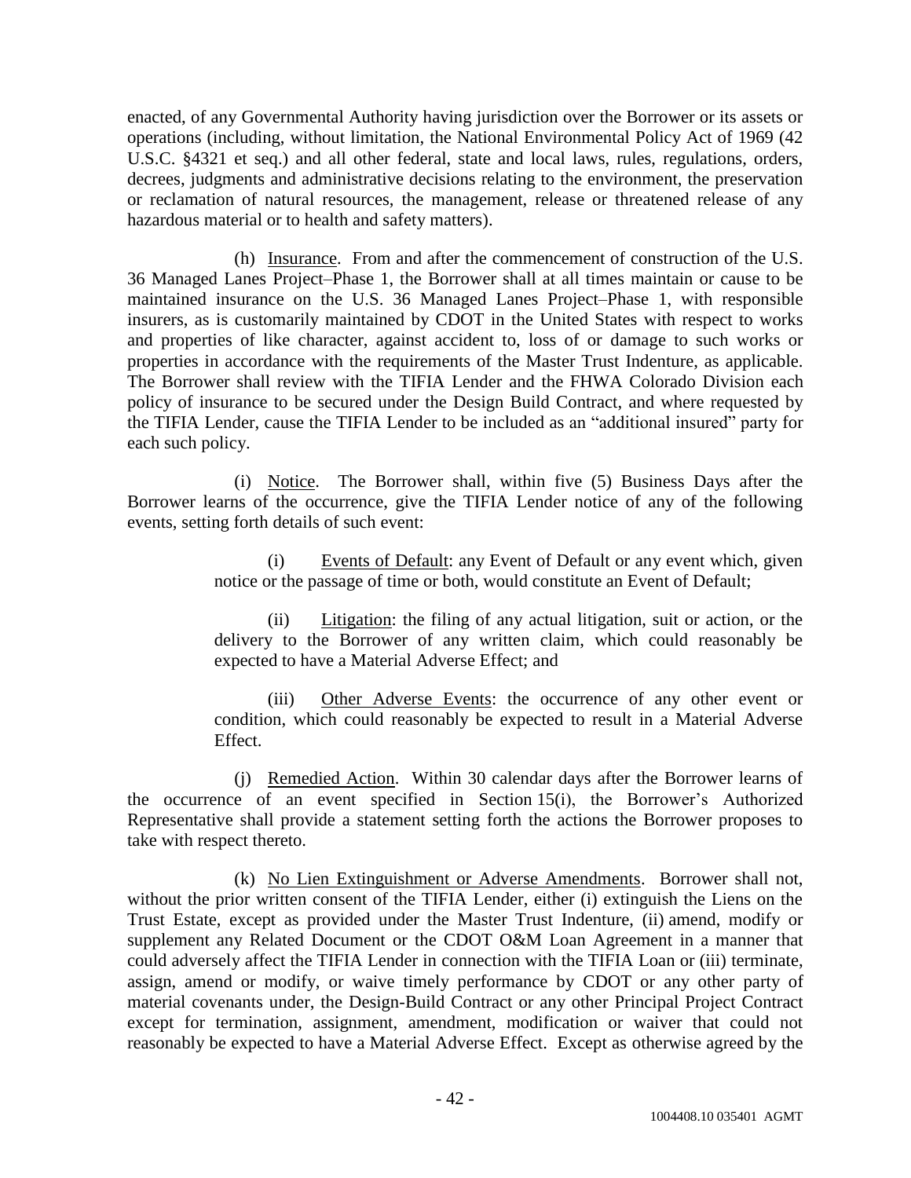enacted, of any Governmental Authority having jurisdiction over the Borrower or its assets or operations (including, without limitation, the National Environmental Policy Act of 1969 (42 U.S.C. §4321 et seq.) and all other federal, state and local laws, rules, regulations, orders, decrees, judgments and administrative decisions relating to the environment, the preservation or reclamation of natural resources, the management, release or threatened release of any hazardous material or to health and safety matters).

(h) Insurance. From and after the commencement of construction of the U.S. 36 Managed Lanes Project–Phase 1, the Borrower shall at all times maintain or cause to be maintained insurance on the U.S. 36 Managed Lanes Project–Phase 1, with responsible insurers, as is customarily maintained by CDOT in the United States with respect to works and properties of like character, against accident to, loss of or damage to such works or properties in accordance with the requirements of the Master Trust Indenture, as applicable. The Borrower shall review with the TIFIA Lender and the FHWA Colorado Division each policy of insurance to be secured under the Design Build Contract, and where requested by the TIFIA Lender, cause the TIFIA Lender to be included as an "additional insured" party for each such policy.

(i) Notice. The Borrower shall, within five (5) Business Days after the Borrower learns of the occurrence, give the TIFIA Lender notice of any of the following events, setting forth details of such event:

(i) Events of Default: any Event of Default or any event which, given notice or the passage of time or both, would constitute an Event of Default;

(ii) Litigation: the filing of any actual litigation, suit or action, or the delivery to the Borrower of any written claim, which could reasonably be expected to have a Material Adverse Effect; and

(iii) Other Adverse Events: the occurrence of any other event or condition, which could reasonably be expected to result in a Material Adverse Effect.

(j) Remedied Action. Within 30 calendar days after the Borrower learns of the occurrence of an event specified in Section 15(i), the Borrower's Authorized Representative shall provide a statement setting forth the actions the Borrower proposes to take with respect thereto.

(k) No Lien Extinguishment or Adverse Amendments. Borrower shall not, without the prior written consent of the TIFIA Lender, either (i) extinguish the Liens on the Trust Estate, except as provided under the Master Trust Indenture, (ii) amend, modify or supplement any Related Document or the CDOT O&M Loan Agreement in a manner that could adversely affect the TIFIA Lender in connection with the TIFIA Loan or (iii) terminate, assign, amend or modify, or waive timely performance by CDOT or any other party of material covenants under, the Design-Build Contract or any other Principal Project Contract except for termination, assignment, amendment, modification or waiver that could not reasonably be expected to have a Material Adverse Effect. Except as otherwise agreed by the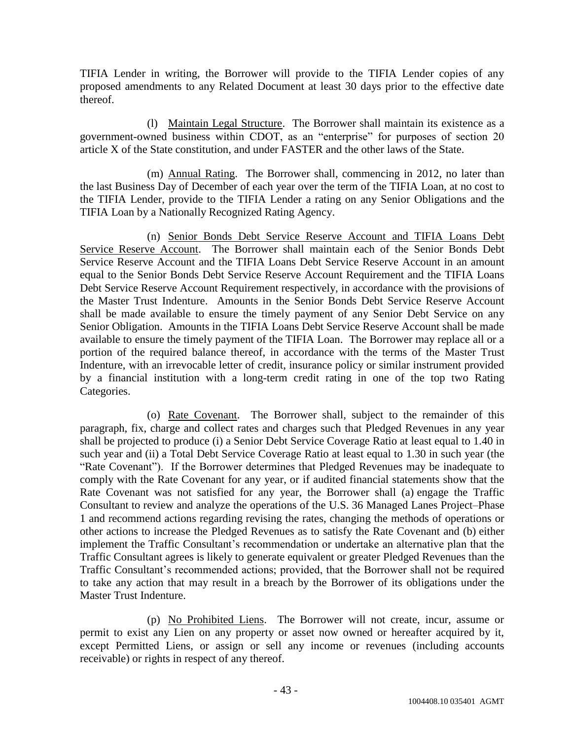TIFIA Lender in writing, the Borrower will provide to the TIFIA Lender copies of any proposed amendments to any Related Document at least 30 days prior to the effective date thereof.

(l) Maintain Legal Structure. The Borrower shall maintain its existence as a government-owned business within CDOT, as an "enterprise" for purposes of section 20 article X of the State constitution, and under FASTER and the other laws of the State.

(m) Annual Rating. The Borrower shall, commencing in 2012, no later than the last Business Day of December of each year over the term of the TIFIA Loan, at no cost to the TIFIA Lender, provide to the TIFIA Lender a rating on any Senior Obligations and the TIFIA Loan by a Nationally Recognized Rating Agency.

(n) Senior Bonds Debt Service Reserve Account and TIFIA Loans Debt Service Reserve Account. The Borrower shall maintain each of the Senior Bonds Debt Service Reserve Account and the TIFIA Loans Debt Service Reserve Account in an amount equal to the Senior Bonds Debt Service Reserve Account Requirement and the TIFIA Loans Debt Service Reserve Account Requirement respectively, in accordance with the provisions of the Master Trust Indenture. Amounts in the Senior Bonds Debt Service Reserve Account shall be made available to ensure the timely payment of any Senior Debt Service on any Senior Obligation. Amounts in the TIFIA Loans Debt Service Reserve Account shall be made available to ensure the timely payment of the TIFIA Loan. The Borrower may replace all or a portion of the required balance thereof, in accordance with the terms of the Master Trust Indenture, with an irrevocable letter of credit, insurance policy or similar instrument provided by a financial institution with a long-term credit rating in one of the top two Rating Categories.

(o) Rate Covenant. The Borrower shall, subject to the remainder of this paragraph, fix, charge and collect rates and charges such that Pledged Revenues in any year shall be projected to produce (i) a Senior Debt Service Coverage Ratio at least equal to 1.40 in such year and (ii) a Total Debt Service Coverage Ratio at least equal to 1.30 in such year (the "Rate Covenant"). If the Borrower determines that Pledged Revenues may be inadequate to comply with the Rate Covenant for any year, or if audited financial statements show that the Rate Covenant was not satisfied for any year, the Borrower shall (a) engage the Traffic Consultant to review and analyze the operations of the U.S. 36 Managed Lanes Project–Phase 1 and recommend actions regarding revising the rates, changing the methods of operations or other actions to increase the Pledged Revenues as to satisfy the Rate Covenant and (b) either implement the Traffic Consultant's recommendation or undertake an alternative plan that the Traffic Consultant agrees is likely to generate equivalent or greater Pledged Revenues than the Traffic Consultant's recommended actions; provided, that the Borrower shall not be required to take any action that may result in a breach by the Borrower of its obligations under the Master Trust Indenture.

(p) No Prohibited Liens. The Borrower will not create, incur, assume or permit to exist any Lien on any property or asset now owned or hereafter acquired by it, except Permitted Liens, or assign or sell any income or revenues (including accounts receivable) or rights in respect of any thereof.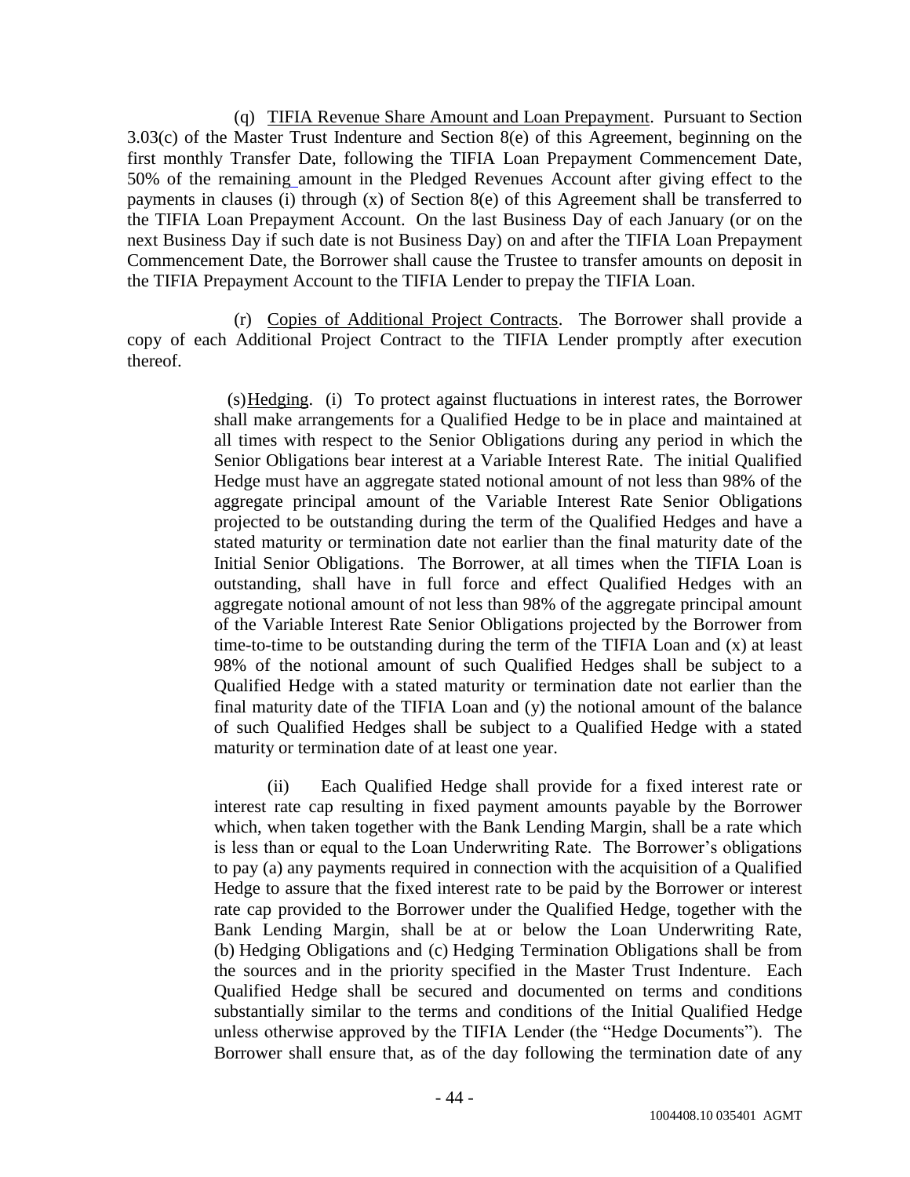(q) TIFIA Revenue Share Amount and Loan Prepayment. Pursuant to Section 3.03(c) of the Master Trust Indenture and Section 8(e) of this Agreement, beginning on the first monthly Transfer Date, following the TIFIA Loan Prepayment Commencement Date, 50% of the remaining amount in the Pledged Revenues Account after giving effect to the payments in clauses (i) through (x) of Section 8(e) of this Agreement shall be transferred to the TIFIA Loan Prepayment Account. On the last Business Day of each January (or on the next Business Day if such date is not Business Day) on and after the TIFIA Loan Prepayment Commencement Date, the Borrower shall cause the Trustee to transfer amounts on deposit in the TIFIA Prepayment Account to the TIFIA Lender to prepay the TIFIA Loan.

(r) Copies of Additional Project Contracts. The Borrower shall provide a copy of each Additional Project Contract to the TIFIA Lender promptly after execution thereof.

(s) Hedging. (i) To protect against fluctuations in interest rates, the Borrower shall make arrangements for a Qualified Hedge to be in place and maintained at all times with respect to the Senior Obligations during any period in which the Senior Obligations bear interest at a Variable Interest Rate. The initial Qualified Hedge must have an aggregate stated notional amount of not less than 98% of the aggregate principal amount of the Variable Interest Rate Senior Obligations projected to be outstanding during the term of the Qualified Hedges and have a stated maturity or termination date not earlier than the final maturity date of the Initial Senior Obligations. The Borrower, at all times when the TIFIA Loan is outstanding, shall have in full force and effect Qualified Hedges with an aggregate notional amount of not less than 98% of the aggregate principal amount of the Variable Interest Rate Senior Obligations projected by the Borrower from time-to-time to be outstanding during the term of the TIFIA Loan and (x) at least 98% of the notional amount of such Qualified Hedges shall be subject to a Qualified Hedge with a stated maturity or termination date not earlier than the final maturity date of the TIFIA Loan and (y) the notional amount of the balance of such Qualified Hedges shall be subject to a Qualified Hedge with a stated maturity or termination date of at least one year.

(ii) Each Qualified Hedge shall provide for a fixed interest rate or interest rate cap resulting in fixed payment amounts payable by the Borrower which, when taken together with the Bank Lending Margin, shall be a rate which is less than or equal to the Loan Underwriting Rate. The Borrower's obligations to pay (a) any payments required in connection with the acquisition of a Qualified Hedge to assure that the fixed interest rate to be paid by the Borrower or interest rate cap provided to the Borrower under the Qualified Hedge, together with the Bank Lending Margin, shall be at or below the Loan Underwriting Rate, (b) Hedging Obligations and (c) Hedging Termination Obligations shall be from the sources and in the priority specified in the Master Trust Indenture. Each Qualified Hedge shall be secured and documented on terms and conditions substantially similar to the terms and conditions of the Initial Qualified Hedge unless otherwise approved by the TIFIA Lender (the "Hedge Documents"). The Borrower shall ensure that, as of the day following the termination date of any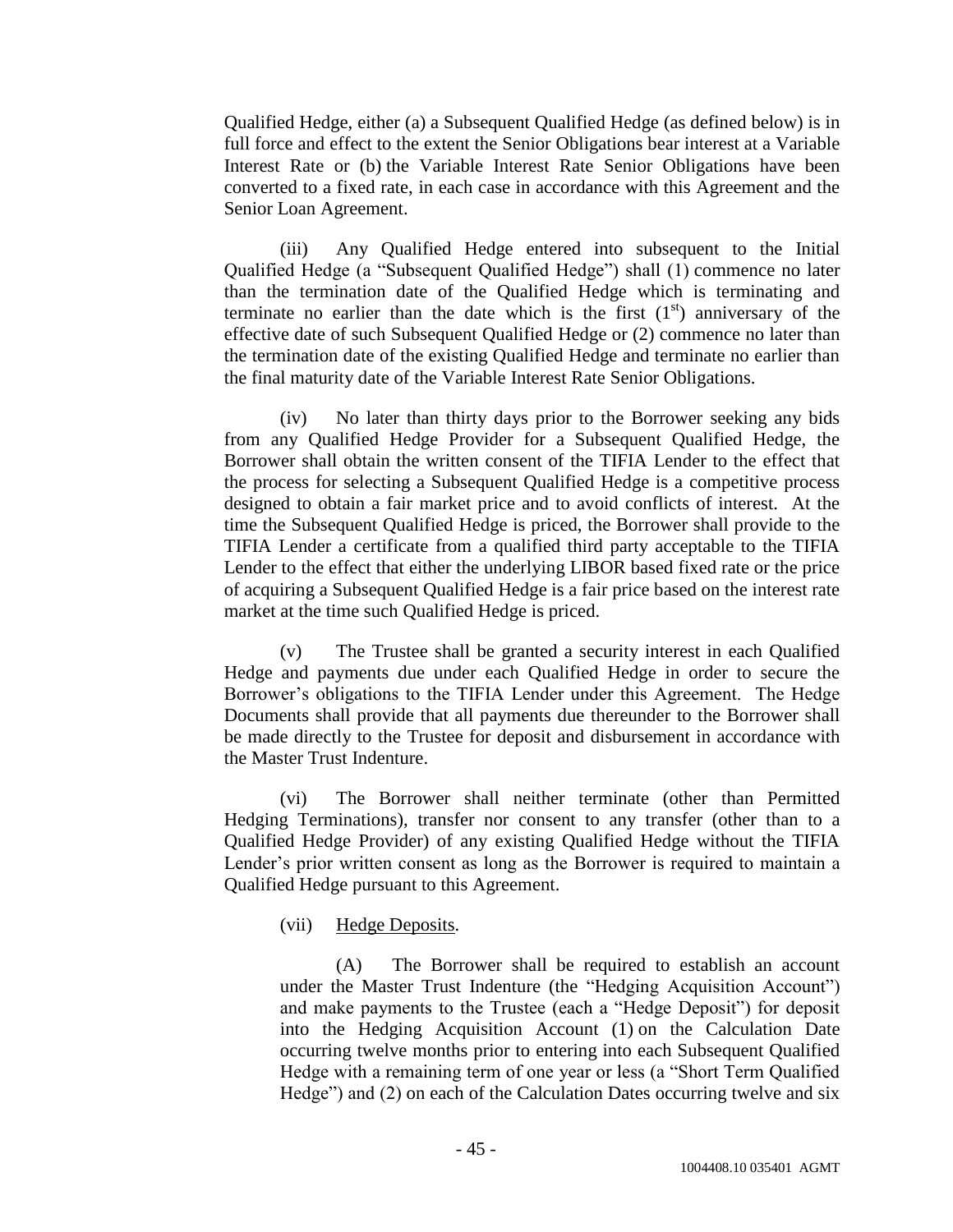Qualified Hedge, either (a) a Subsequent Qualified Hedge (as defined below) is in full force and effect to the extent the Senior Obligations bear interest at a Variable Interest Rate or (b) the Variable Interest Rate Senior Obligations have been converted to a fixed rate, in each case in accordance with this Agreement and the Senior Loan Agreement.

(iii) Any Qualified Hedge entered into subsequent to the Initial Qualified Hedge (a "Subsequent Qualified Hedge") shall (1) commence no later than the termination date of the Qualified Hedge which is terminating and terminate no earlier than the date which is the first (1st) anniversary of the effective date of such Subsequent Qualified Hedge or (2) commence no later than the termination date of the existing Qualified Hedge and terminate no earlier than the final maturity date of the Variable Interest Rate Senior Obligations.

(iv) No later than thirty days prior to the Borrower seeking any bids from any Qualified Hedge Provider for a Subsequent Qualified Hedge, the Borrower shall obtain the written consent of the TIFIA Lender to the effect that the process for selecting a Subsequent Qualified Hedge is a competitive process designed to obtain a fair market price and to avoid conflicts of interest. At the time the Subsequent Qualified Hedge is priced, the Borrower shall provide to the TIFIA Lender a certificate from a qualified third party acceptable to the TIFIA Lender to the effect that either the underlying LIBOR based fixed rate or the price of acquiring a Subsequent Qualified Hedge is a fair price based on the interest rate market at the time such Qualified Hedge is priced.

(v) The Trustee shall be granted a security interest in each Qualified Hedge and payments due under each Qualified Hedge in order to secure the Borrower's obligations to the TIFIA Lender under this Agreement. The Hedge Documents shall provide that all payments due thereunder to the Borrower shall be made directly to the Trustee for deposit and disbursement in accordance with the Master Trust Indenture.

(vi) The Borrower shall neither terminate (other than Permitted Hedging Terminations), transfer nor consent to any transfer (other than to a Qualified Hedge Provider) of any existing Qualified Hedge without the TIFIA Lender's prior written consent as long as the Borrower is required to maintain a Qualified Hedge pursuant to this Agreement.

(vii) Hedge Deposits.

(A) The Borrower shall be required to establish an account under the Master Trust Indenture (the "Hedging Acquisition Account") and make payments to the Trustee (each a "Hedge Deposit") for deposit into the Hedging Acquisition Account (1) on the Calculation Date occurring twelve months prior to entering into each Subsequent Qualified Hedge with a remaining term of one year or less (a "Short Term Qualified Hedge") and (2) on each of the Calculation Dates occurring twelve and six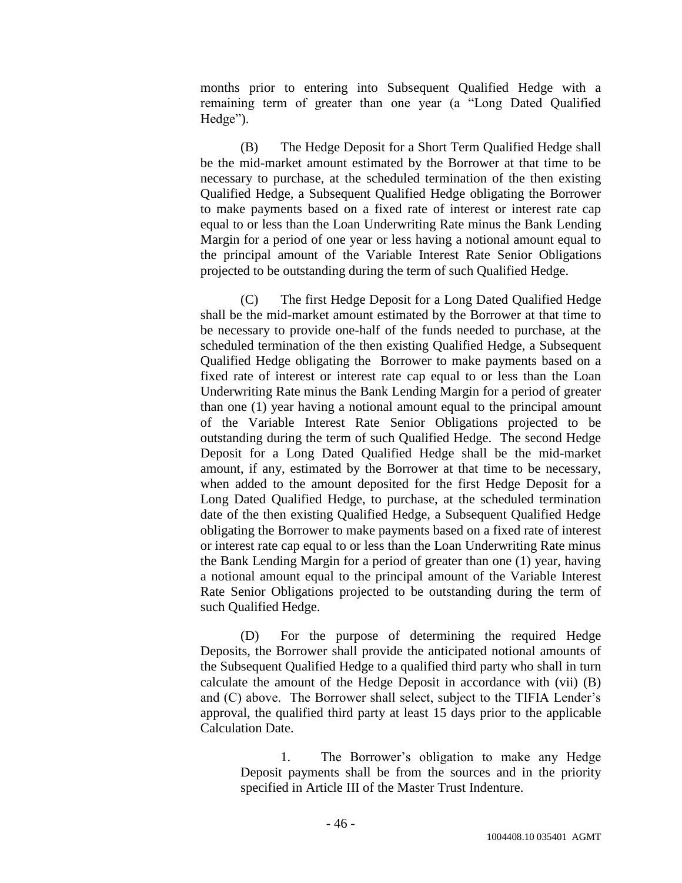months prior to entering into Subsequent Qualified Hedge with a remaining term of greater than one year (a "Long Dated Qualified Hedge").

(B) The Hedge Deposit for a Short Term Qualified Hedge shall be the mid-market amount estimated by the Borrower at that time to be necessary to purchase, at the scheduled termination of the then existing Qualified Hedge, a Subsequent Qualified Hedge obligating the Borrower to make payments based on a fixed rate of interest or interest rate cap equal to or less than the Loan Underwriting Rate minus the Bank Lending Margin for a period of one year or less having a notional amount equal to the principal amount of the Variable Interest Rate Senior Obligations projected to be outstanding during the term of such Qualified Hedge.

(C) The first Hedge Deposit for a Long Dated Qualified Hedge shall be the mid-market amount estimated by the Borrower at that time to be necessary to provide one-half of the funds needed to purchase, at the scheduled termination of the then existing Qualified Hedge, a Subsequent Qualified Hedge obligating the Borrower to make payments based on a fixed rate of interest or interest rate cap equal to or less than the Loan Underwriting Rate minus the Bank Lending Margin for a period of greater than one (1) year having a notional amount equal to the principal amount of the Variable Interest Rate Senior Obligations projected to be outstanding during the term of such Qualified Hedge. The second Hedge Deposit for a Long Dated Qualified Hedge shall be the mid-market amount, if any, estimated by the Borrower at that time to be necessary, when added to the amount deposited for the first Hedge Deposit for a Long Dated Qualified Hedge, to purchase, at the scheduled termination date of the then existing Qualified Hedge, a Subsequent Qualified Hedge obligating the Borrower to make payments based on a fixed rate of interest or interest rate cap equal to or less than the Loan Underwriting Rate minus the Bank Lending Margin for a period of greater than one (1) year, having a notional amount equal to the principal amount of the Variable Interest Rate Senior Obligations projected to be outstanding during the term of such Qualified Hedge.

(D) For the purpose of determining the required Hedge Deposits, the Borrower shall provide the anticipated notional amounts of the Subsequent Qualified Hedge to a qualified third party who shall in turn calculate the amount of the Hedge Deposit in accordance with (vii) (B) and (C) above. The Borrower shall select, subject to the TIFIA Lender's approval, the qualified third party at least 15 days prior to the applicable Calculation Date.

1. The Borrower's obligation to make any Hedge Deposit payments shall be from the sources and in the priority specified in Article III of the Master Trust Indenture.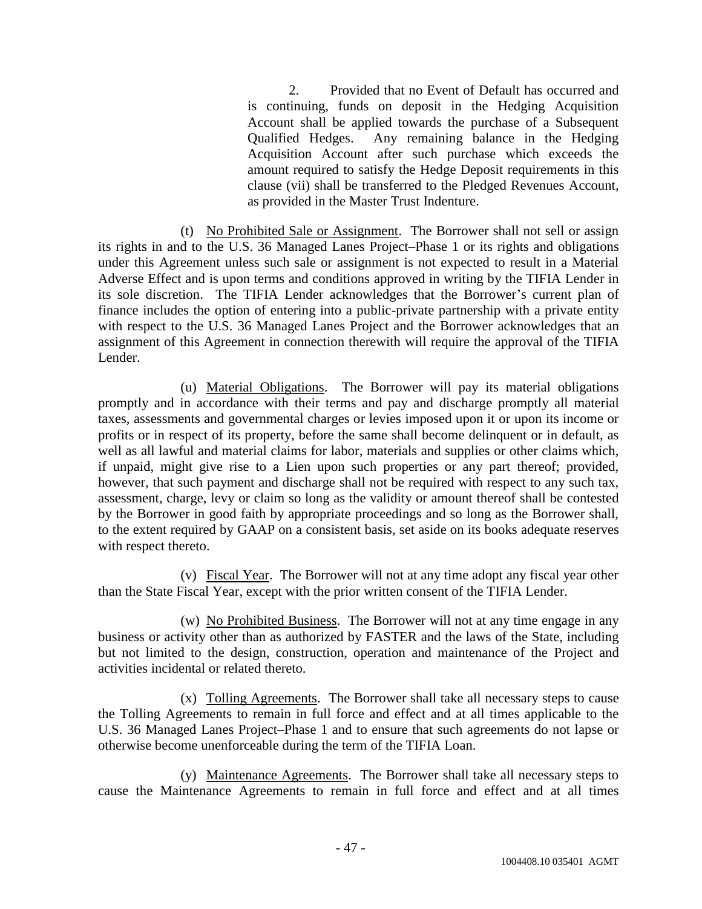2. Provided that no Event of Default has occurred and is continuing, funds on deposit in the Hedging Acquisition Account shall be applied towards the purchase of a Subsequent Qualified Hedges. Any remaining balance in the Hedging Acquisition Account after such purchase which exceeds the amount required to satisfy the Hedge Deposit requirements in this clause (vii) shall be transferred to the Pledged Revenues Account, as provided in the Master Trust Indenture.

(t) No Prohibited Sale or Assignment. The Borrower shall not sell or assign its rights in and to the U.S. 36 Managed Lanes Project–Phase 1 or its rights and obligations under this Agreement unless such sale or assignment is not expected to result in a Material Adverse Effect and is upon terms and conditions approved in writing by the TIFIA Lender in its sole discretion. The TIFIA Lender acknowledges that the Borrower's current plan of finance includes the option of entering into a public-private partnership with a private entity with respect to the U.S. 36 Managed Lanes Project and the Borrower acknowledges that an assignment of this Agreement in connection therewith will require the approval of the TIFIA Lender.

(u) Material Obligations. The Borrower will pay its material obligations promptly and in accordance with their terms and pay and discharge promptly all material taxes, assessments and governmental charges or levies imposed upon it or upon its income or profits or in respect of its property, before the same shall become delinquent or in default, as well as all lawful and material claims for labor, materials and supplies or other claims which, if unpaid, might give rise to a Lien upon such properties or any part thereof; provided, however, that such payment and discharge shall not be required with respect to any such tax, assessment, charge, levy or claim so long as the validity or amount thereof shall be contested by the Borrower in good faith by appropriate proceedings and so long as the Borrower shall, to the extent required by GAAP on a consistent basis, set aside on its books adequate reserves with respect thereto.

(v) Fiscal Year. The Borrower will not at any time adopt any fiscal year other than the State Fiscal Year, except with the prior written consent of the TIFIA Lender.

(w) No Prohibited Business. The Borrower will not at any time engage in any business or activity other than as authorized by FASTER and the laws of the State, including but not limited to the design, construction, operation and maintenance of the Project and activities incidental or related thereto.

(x) Tolling Agreements. The Borrower shall take all necessary steps to cause the Tolling Agreements to remain in full force and effect and at all times applicable to the U.S. 36 Managed Lanes Project–Phase 1 and to ensure that such agreements do not lapse or otherwise become unenforceable during the term of the TIFIA Loan.

(y) Maintenance Agreements. The Borrower shall take all necessary steps to cause the Maintenance Agreements to remain in full force and effect and at all times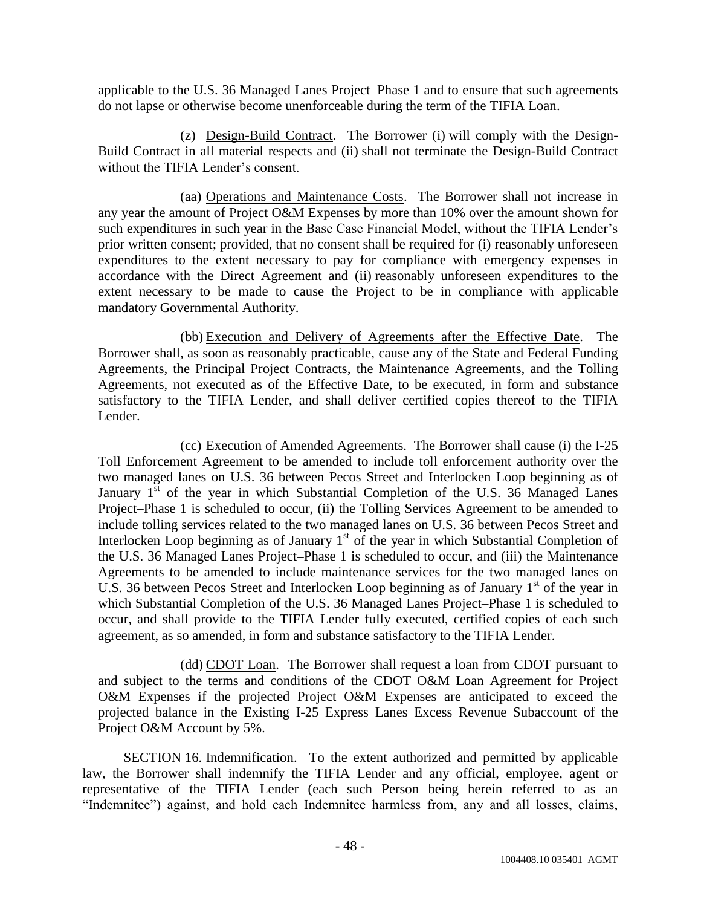applicable to the U.S. 36 Managed Lanes Project–Phase 1 and to ensure that such agreements do not lapse or otherwise become unenforceable during the term of the TIFIA Loan.

(z) Design-Build Contract. The Borrower (i) will comply with the Design-Build Contract in all material respects and (ii) shall not terminate the Design-Build Contract without the TIFIA Lender's consent.

(aa) Operations and Maintenance Costs. The Borrower shall not increase in any year the amount of Project O&M Expenses by more than 10% over the amount shown for such expenditures in such year in the Base Case Financial Model, without the TIFIA Lender's prior written consent; provided, that no consent shall be required for (i) reasonably unforeseen expenditures to the extent necessary to pay for compliance with emergency expenses in accordance with the Direct Agreement and (ii) reasonably unforeseen expenditures to the extent necessary to be made to cause the Project to be in compliance with applicable mandatory Governmental Authority.

(bb) Execution and Delivery of Agreements after the Effective Date. The Borrower shall, as soon as reasonably practicable, cause any of the State and Federal Funding Agreements, the Principal Project Contracts, the Maintenance Agreements, and the Tolling Agreements, not executed as of the Effective Date, to be executed, in form and substance satisfactory to the TIFIA Lender, and shall deliver certified copies thereof to the TIFIA Lender.

(cc) Execution of Amended Agreements. The Borrower shall cause (i) the I-25 Toll Enforcement Agreement to be amended to include toll enforcement authority over the two managed lanes on U.S. 36 between Pecos Street and Interlocken Loop beginning as of January 1st of the year in which Substantial Completion of the U.S. 36 Managed Lanes Project–Phase 1 is scheduled to occur, (ii) the Tolling Services Agreement to be amended to include tolling services related to the two managed lanes on U.S. 36 between Pecos Street and Interlocken Loop beginning as of January 1st of the year in which Substantial Completion of the U.S. 36 Managed Lanes Project–Phase 1 is scheduled to occur, and (iii) the Maintenance Agreements to be amended to include maintenance services for the two managed lanes on U.S. 36 between Pecos Street and Interlocken Loop beginning as of January 1st of the year in which Substantial Completion of the U.S. 36 Managed Lanes Project–Phase 1 is scheduled to occur, and shall provide to the TIFIA Lender fully executed, certified copies of each such agreement, as so amended, in form and substance satisfactory to the TIFIA Lender.

(dd) CDOT Loan. The Borrower shall request a loan from CDOT pursuant to and subject to the terms and conditions of the CDOT O&M Loan Agreement for Project O&M Expenses if the projected Project O&M Expenses are anticipated to exceed the projected balance in the Existing I-25 Express Lanes Excess Revenue Subaccount of the Project O&M Account by 5%.

SECTION 16. Indemnification. To the extent authorized and permitted by applicable law, the Borrower shall indemnify the TIFIA Lender and any official, employee, agent or representative of the TIFIA Lender (each such Person being herein referred to as an "Indemnitee") against, and hold each Indemnitee harmless from, any and all losses, claims,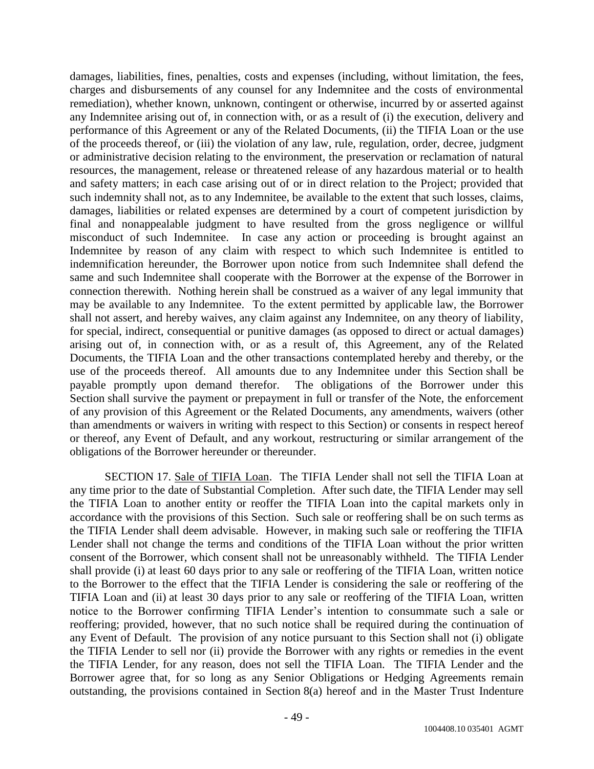damages, liabilities, fines, penalties, costs and expenses (including, without limitation, the fees, charges and disbursements of any counsel for any Indemnitee and the costs of environmental remediation), whether known, unknown, contingent or otherwise, incurred by or asserted against any Indemnitee arising out of, in connection with, or as a result of (i) the execution, delivery and performance of this Agreement or any of the Related Documents, (ii) the TIFIA Loan or the use of the proceeds thereof, or (iii) the violation of any law, rule, regulation, order, decree, judgment or administrative decision relating to the environment, the preservation or reclamation of natural resources, the management, release or threatened release of any hazardous material or to health and safety matters; in each case arising out of or in direct relation to the Project; provided that such indemnity shall not, as to any Indemnitee, be available to the extent that such losses, claims, damages, liabilities or related expenses are determined by a court of competent jurisdiction by final and nonappealable judgment to have resulted from the gross negligence or willful misconduct of such Indemnitee. In case any action or proceeding is brought against an Indemnitee by reason of any claim with respect to which such Indemnitee is entitled to indemnification hereunder, the Borrower upon notice from such Indemnitee shall defend the same and such Indemnitee shall cooperate with the Borrower at the expense of the Borrower in connection therewith. Nothing herein shall be construed as a waiver of any legal immunity that may be available to any Indemnitee. To the extent permitted by applicable law, the Borrower shall not assert, and hereby waives, any claim against any Indemnitee, on any theory of liability, for special, indirect, consequential or punitive damages (as opposed to direct or actual damages) arising out of, in connection with, or as a result of, this Agreement, any of the Related Documents, the TIFIA Loan and the other transactions contemplated hereby and thereby, or the use of the proceeds thereof. All amounts due to any Indemnitee under this Section shall be payable promptly upon demand therefor. The obligations of the Borrower under this Section shall survive the payment or prepayment in full or transfer of the Note, the enforcement of any provision of this Agreement or the Related Documents, any amendments, waivers (other than amendments or waivers in writing with respect to this Section) or consents in respect hereof or thereof, any Event of Default, and any workout, restructuring or similar arrangement of the obligations of the Borrower hereunder or thereunder.

SECTION 17. Sale of TIFIA Loan. The TIFIA Lender shall not sell the TIFIA Loan at any time prior to the date of Substantial Completion. After such date, the TIFIA Lender may sell the TIFIA Loan to another entity or reoffer the TIFIA Loan into the capital markets only in accordance with the provisions of this Section. Such sale or reoffering shall be on such terms as the TIFIA Lender shall deem advisable. However, in making such sale or reoffering the TIFIA Lender shall not change the terms and conditions of the TIFIA Loan without the prior written consent of the Borrower, which consent shall not be unreasonably withheld. The TIFIA Lender shall provide (i) at least 60 days prior to any sale or reoffering of the TIFIA Loan, written notice to the Borrower to the effect that the TIFIA Lender is considering the sale or reoffering of the TIFIA Loan and (ii) at least 30 days prior to any sale or reoffering of the TIFIA Loan, written notice to the Borrower confirming TIFIA Lender's intention to consummate such a sale or reoffering; provided, however, that no such notice shall be required during the continuation of any Event of Default. The provision of any notice pursuant to this Section shall not (i) obligate the TIFIA Lender to sell nor (ii) provide the Borrower with any rights or remedies in the event the TIFIA Lender, for any reason, does not sell the TIFIA Loan. The TIFIA Lender and the Borrower agree that, for so long as any Senior Obligations or Hedging Agreements remain outstanding, the provisions contained in Section 8(a) hereof and in the Master Trust Indenture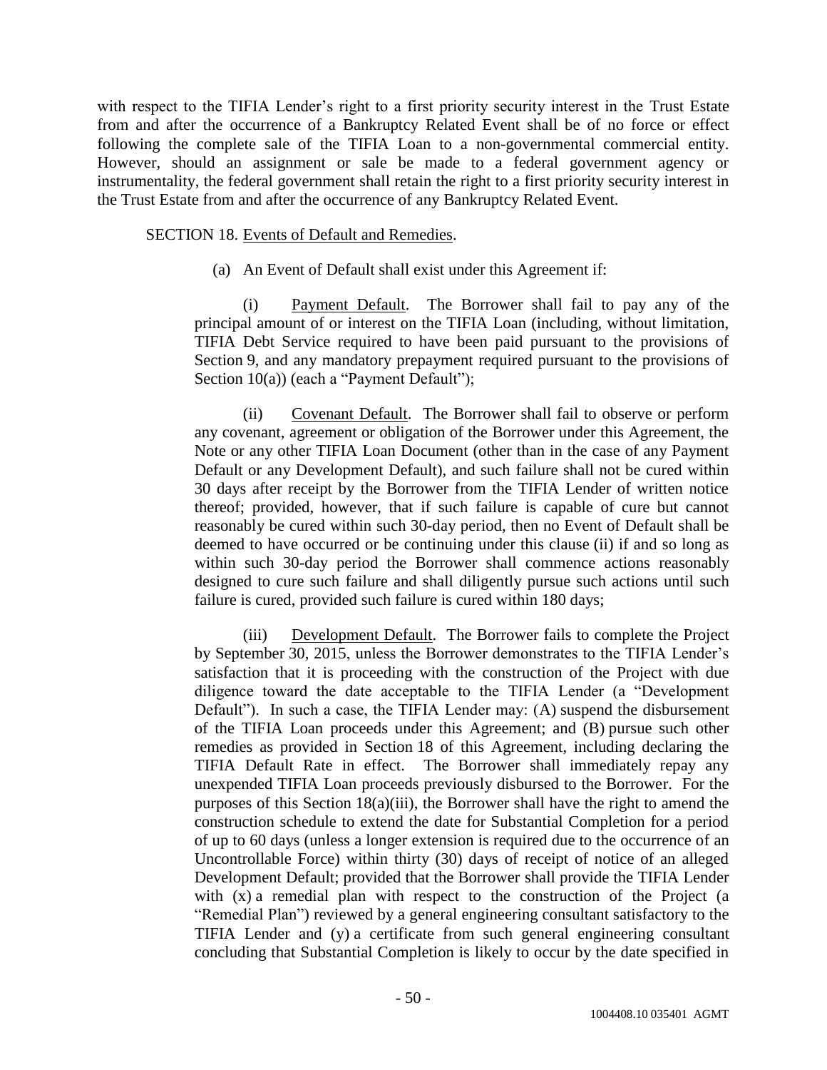with respect to the TIFIA Lender's right to a first priority security interest in the Trust Estate from and after the occurrence of a Bankruptcy Related Event shall be of no force or effect following the complete sale of the TIFIA Loan to a non-governmental commercial entity. However, should an assignment or sale be made to a federal government agency or instrumentality, the federal government shall retain the right to a first priority security interest in the Trust Estate from and after the occurrence of any Bankruptcy Related Event.

SECTION 18. Events of Default and Remedies.

(a) An Event of Default shall exist under this Agreement if:

(i) Payment Default. The Borrower shall fail to pay any of the principal amount of or interest on the TIFIA Loan (including, without limitation, TIFIA Debt Service required to have been paid pursuant to the provisions of Section 9, and any mandatory prepayment required pursuant to the provisions of Section 10(a)) (each a "Payment Default");

(ii) Covenant Default. The Borrower shall fail to observe or perform any covenant, agreement or obligation of the Borrower under this Agreement, the Note or any other TIFIA Loan Document (other than in the case of any Payment Default or any Development Default), and such failure shall not be cured within 30 days after receipt by the Borrower from the TIFIA Lender of written notice thereof; provided, however, that if such failure is capable of cure but cannot reasonably be cured within such 30-day period, then no Event of Default shall be deemed to have occurred or be continuing under this clause (ii) if and so long as within such 30-day period the Borrower shall commence actions reasonably designed to cure such failure and shall diligently pursue such actions until such failure is cured, provided such failure is cured within 180 days;

(iii) Development Default. The Borrower fails to complete the Project by September 30, 2015, unless the Borrower demonstrates to the TIFIA Lender's satisfaction that it is proceeding with the construction of the Project with due diligence toward the date acceptable to the TIFIA Lender (a "Development Default"). In such a case, the TIFIA Lender may: (A) suspend the disbursement of the TIFIA Loan proceeds under this Agreement; and (B) pursue such other remedies as provided in Section 18 of this Agreement, including declaring the TIFIA Default Rate in effect. The Borrower shall immediately repay any unexpended TIFIA Loan proceeds previously disbursed to the Borrower. For the purposes of this Section 18(a)(iii), the Borrower shall have the right to amend the construction schedule to extend the date for Substantial Completion for a period of up to 60 days (unless a longer extension is required due to the occurrence of an Uncontrollable Force) within thirty (30) days of receipt of notice of an alleged Development Default; provided that the Borrower shall provide the TIFIA Lender with (x) a remedial plan with respect to the construction of the Project (a "Remedial Plan") reviewed by a general engineering consultant satisfactory to the TIFIA Lender and (y) a certificate from such general engineering consultant concluding that Substantial Completion is likely to occur by the date specified in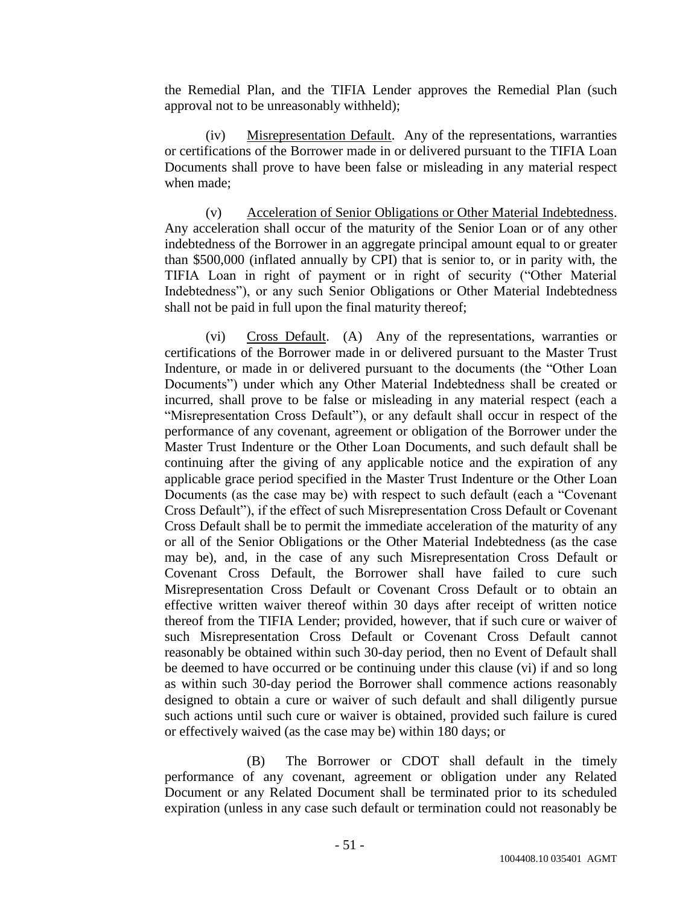the Remedial Plan, and the TIFIA Lender approves the Remedial Plan (such approval not to be unreasonably withheld);

(iv) Misrepresentation Default. Any of the representations, warranties or certifications of the Borrower made in or delivered pursuant to the TIFIA Loan Documents shall prove to have been false or misleading in any material respect when made;

(v) Acceleration of Senior Obligations or Other Material Indebtedness. Any acceleration shall occur of the maturity of the Senior Loan or of any other indebtedness of the Borrower in an aggregate principal amount equal to or greater than $500,000 (inflated annually by CPI) that is senior to, or in parity with, the TIFIA Loan in right of payment or in right of security ("Other Material Indebtedness"), or any such Senior Obligations or Other Material Indebtedness shall not be paid in full upon the final maturity thereof;

(vi) Cross Default. (A) Any of the representations, warranties or certifications of the Borrower made in or delivered pursuant to the Master Trust Indenture, or made in or delivered pursuant to the documents (the "Other Loan Documents") under which any Other Material Indebtedness shall be created or incurred, shall prove to be false or misleading in any material respect (each a "Misrepresentation Cross Default"), or any default shall occur in respect of the performance of any covenant, agreement or obligation of the Borrower under the Master Trust Indenture or the Other Loan Documents, and such default shall be continuing after the giving of any applicable notice and the expiration of any applicable grace period specified in the Master Trust Indenture or the Other Loan Documents (as the case may be) with respect to such default (each a "Covenant Cross Default"), if the effect of such Misrepresentation Cross Default or Covenant Cross Default shall be to permit the immediate acceleration of the maturity of any or all of the Senior Obligations or the Other Material Indebtedness (as the case may be), and, in the case of any such Misrepresentation Cross Default or Covenant Cross Default, the Borrower shall have failed to cure such Misrepresentation Cross Default or Covenant Cross Default or to obtain an effective written waiver thereof within 30 days after receipt of written notice thereof from the TIFIA Lender; provided, however, that if such cure or waiver of such Misrepresentation Cross Default or Covenant Cross Default cannot reasonably be obtained within such 30-day period, then no Event of Default shall be deemed to have occurred or be continuing under this clause (vi) if and so long as within such 30-day period the Borrower shall commence actions reasonably designed to obtain a cure or waiver of such default and shall diligently pursue such actions until such cure or waiver is obtained, provided such failure is cured or effectively waived (as the case may be) within 180 days; or

(B) The Borrower or CDOT shall default in the timely performance of any covenant, agreement or obligation under any Related Document or any Related Document shall be terminated prior to its scheduled expiration (unless in any case such default or termination could not reasonably be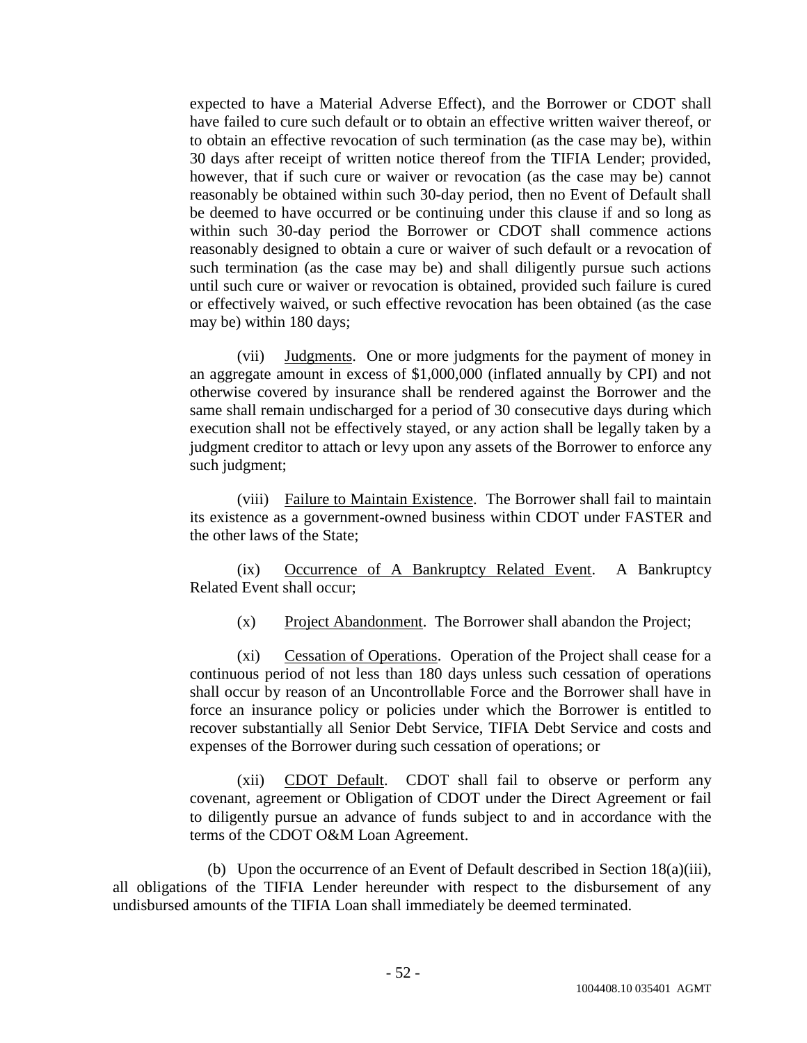expected to have a Material Adverse Effect), and the Borrower or CDOT shall have failed to cure such default or to obtain an effective written waiver thereof, or to obtain an effective revocation of such termination (as the case may be), within 30 days after receipt of written notice thereof from the TIFIA Lender; provided, however, that if such cure or waiver or revocation (as the case may be) cannot reasonably be obtained within such 30-day period, then no Event of Default shall be deemed to have occurred or be continuing under this clause if and so long as within such 30-day period the Borrower or CDOT shall commence actions reasonably designed to obtain a cure or waiver of such default or a revocation of such termination (as the case may be) and shall diligently pursue such actions until such cure or waiver or revocation is obtained, provided such failure is cured or effectively waived, or such effective revocation has been obtained (as the case may be) within 180 days;

(vii) Judgments. One or more judgments for the payment of money in an aggregate amount in excess of $1,000,000 (inflated annually by CPI) and not otherwise covered by insurance shall be rendered against the Borrower and the same shall remain undischarged for a period of 30 consecutive days during which execution shall not be effectively stayed, or any action shall be legally taken by a judgment creditor to attach or levy upon any assets of the Borrower to enforce any such judgment;

(viii) Failure to Maintain Existence. The Borrower shall fail to maintain its existence as a government-owned business within CDOT under FASTER and the other laws of the State;

(ix) Occurrence of A Bankruptcy Related Event. A Bankruptcy Related Event shall occur;

(x) Project Abandonment. The Borrower shall abandon the Project;

(xi) Cessation of Operations. Operation of the Project shall cease for a continuous period of not less than 180 days unless such cessation of operations shall occur by reason of an Uncontrollable Force and the Borrower shall have in force an insurance policy or policies under which the Borrower is entitled to recover substantially all Senior Debt Service, TIFIA Debt Service and costs and expenses of the Borrower during such cessation of operations; or

(xii) CDOT Default. CDOT shall fail to observe or perform any covenant, agreement or Obligation of CDOT under the Direct Agreement or fail to diligently pursue an advance of funds subject to and in accordance with the terms of the CDOT O&M Loan Agreement.

(b) Upon the occurrence of an Event of Default described in Section 18(a)(iii), all obligations of the TIFIA Lender hereunder with respect to the disbursement of any undisbursed amounts of the TIFIA Loan shall immediately be deemed terminated.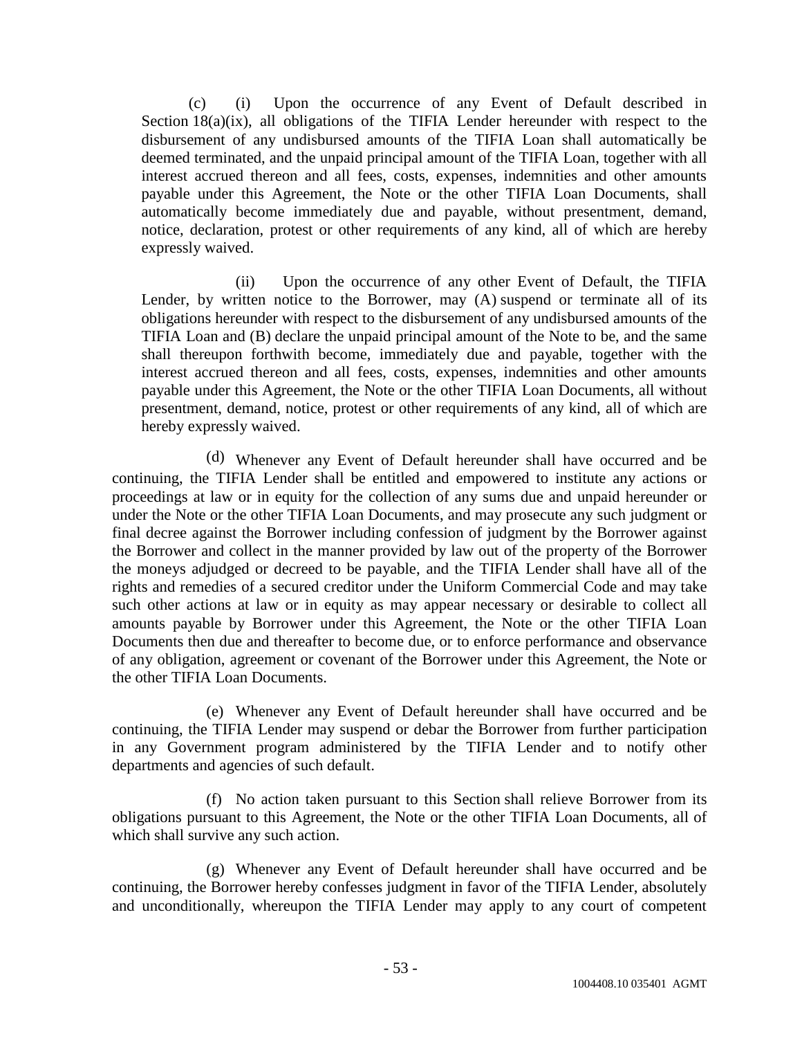(c) (i) Upon the occurrence of any Event of Default described in Section 18(a)(ix), all obligations of the TIFIA Lender hereunder with respect to the disbursement of any undisbursed amounts of the TIFIA Loan shall automatically be deemed terminated, and the unpaid principal amount of the TIFIA Loan, together with all interest accrued thereon and all fees, costs, expenses, indemnities and other amounts payable under this Agreement, the Note or the other TIFIA Loan Documents, shall automatically become immediately due and payable, without presentment, demand, notice, declaration, protest or other requirements of any kind, all of which are hereby expressly waived.

(ii) Upon the occurrence of any other Event of Default, the TIFIA Lender, by written notice to the Borrower, may (A) suspend or terminate all of its obligations hereunder with respect to the disbursement of any undisbursed amounts of the TIFIA Loan and (B) declare the unpaid principal amount of the Note to be, and the same shall thereupon forthwith become, immediately due and payable, together with the interest accrued thereon and all fees, costs, expenses, indemnities and other amounts payable under this Agreement, the Note or the other TIFIA Loan Documents, all without presentment, demand, notice, protest or other requirements of any kind, all of which are hereby expressly waived.

(d) Whenever any Event of Default hereunder shall have occurred and be continuing, the TIFIA Lender shall be entitled and empowered to institute any actions or proceedings at law or in equity for the collection of any sums due and unpaid hereunder or under the Note or the other TIFIA Loan Documents, and may prosecute any such judgment or final decree against the Borrower including confession of judgment by the Borrower against the Borrower and collect in the manner provided by law out of the property of the Borrower the moneys adjudged or decreed to be payable, and the TIFIA Lender shall have all of the rights and remedies of a secured creditor under the Uniform Commercial Code and may take such other actions at law or in equity as may appear necessary or desirable to collect all amounts payable by Borrower under this Agreement, the Note or the other TIFIA Loan Documents then due and thereafter to become due, or to enforce performance and observance of any obligation, agreement or covenant of the Borrower under this Agreement, the Note or the other TIFIA Loan Documents.

(e) Whenever any Event of Default hereunder shall have occurred and be continuing, the TIFIA Lender may suspend or debar the Borrower from further participation in any Government program administered by the TIFIA Lender and to notify other departments and agencies of such default.

(f) No action taken pursuant to this Section shall relieve Borrower from its obligations pursuant to this Agreement, the Note or the other TIFIA Loan Documents, all of which shall survive any such action.

(g) Whenever any Event of Default hereunder shall have occurred and be continuing, the Borrower hereby confesses judgment in favor of the TIFIA Lender, absolutely and unconditionally, whereupon the TIFIA Lender may apply to any court of competent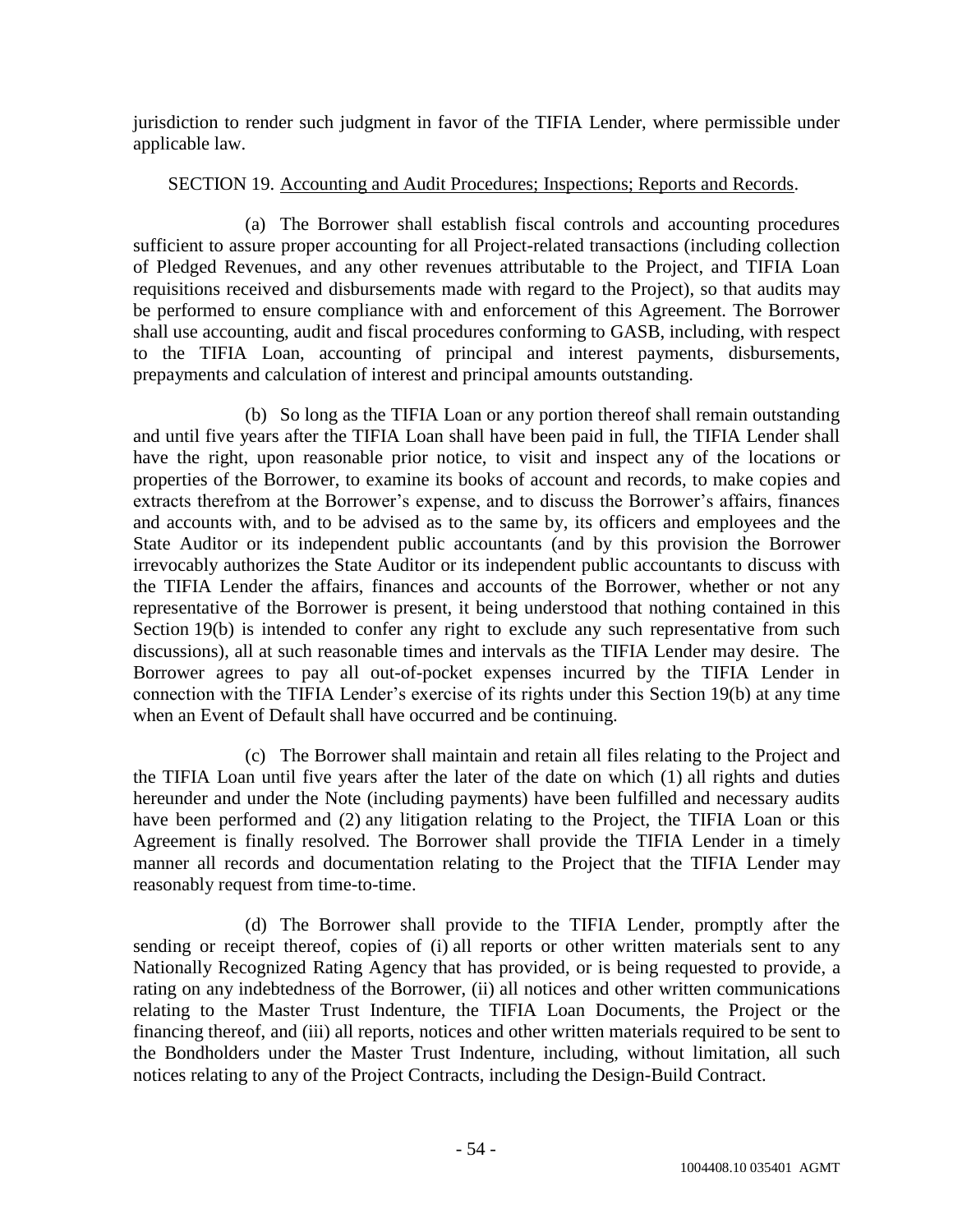jurisdiction to render such judgment in favor of the TIFIA Lender, where permissible under applicable law.

SECTION 19. Accounting and Audit Procedures; Inspections; Reports and Records.

(a) The Borrower shall establish fiscal controls and accounting procedures sufficient to assure proper accounting for all Project-related transactions (including collection of Pledged Revenues, and any other revenues attributable to the Project, and TIFIA Loan requisitions received and disbursements made with regard to the Project), so that audits may be performed to ensure compliance with and enforcement of this Agreement. The Borrower shall use accounting, audit and fiscal procedures conforming to GASB, including, with respect to the TIFIA Loan, accounting of principal and interest payments, disbursements, prepayments and calculation of interest and principal amounts outstanding.

(b) So long as the TIFIA Loan or any portion thereof shall remain outstanding and until five years after the TIFIA Loan shall have been paid in full, the TIFIA Lender shall have the right, upon reasonable prior notice, to visit and inspect any of the locations or properties of the Borrower, to examine its books of account and records, to make copies and extracts therefrom at the Borrower's expense, and to discuss the Borrower's affairs, finances and accounts with, and to be advised as to the same by, its officers and employees and the State Auditor or its independent public accountants (and by this provision the Borrower irrevocably authorizes the State Auditor or its independent public accountants to discuss with the TIFIA Lender the affairs, finances and accounts of the Borrower, whether or not any representative of the Borrower is present, it being understood that nothing contained in this Section 19(b) is intended to confer any right to exclude any such representative from such discussions), all at such reasonable times and intervals as the TIFIA Lender may desire. The Borrower agrees to pay all out-of-pocket expenses incurred by the TIFIA Lender in connection with the TIFIA Lender's exercise of its rights under this Section 19(b) at any time when an Event of Default shall have occurred and be continuing.

(c) The Borrower shall maintain and retain all files relating to the Project and the TIFIA Loan until five years after the later of the date on which (1) all rights and duties hereunder and under the Note (including payments) have been fulfilled and necessary audits have been performed and (2) any litigation relating to the Project, the TIFIA Loan or this Agreement is finally resolved. The Borrower shall provide the TIFIA Lender in a timely manner all records and documentation relating to the Project that the TIFIA Lender may reasonably request from time-to-time.

(d) The Borrower shall provide to the TIFIA Lender, promptly after the sending or receipt thereof, copies of (i) all reports or other written materials sent to any Nationally Recognized Rating Agency that has provided, or is being requested to provide, a rating on any indebtedness of the Borrower, (ii) all notices and other written communications relating to the Master Trust Indenture, the TIFIA Loan Documents, the Project or the financing thereof, and (iii) all reports, notices and other written materials required to be sent to the Bondholders under the Master Trust Indenture, including, without limitation, all such notices relating to any of the Project Contracts, including the Design-Build Contract.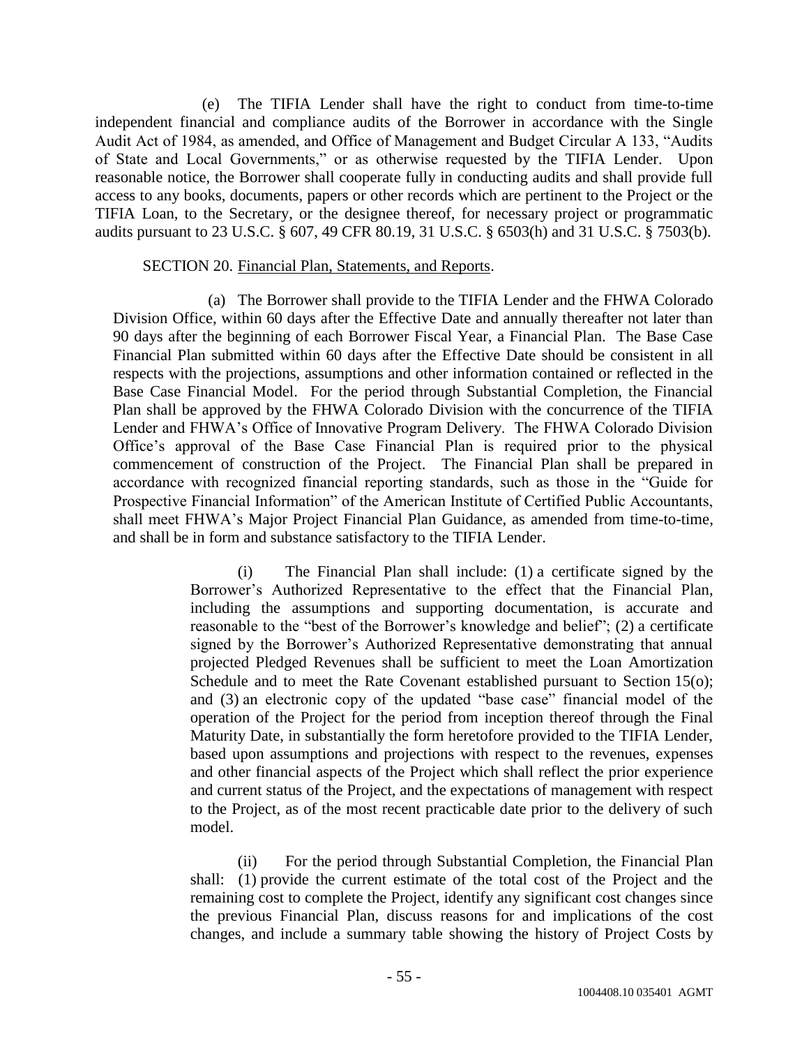(e) The TIFIA Lender shall have the right to conduct from time-to-time independent financial and compliance audits of the Borrower in accordance with the Single Audit Act of 1984, as amended, and Office of Management and Budget Circular A 133, "Audits of State and Local Governments," or as otherwise requested by the TIFIA Lender. Upon reasonable notice, the Borrower shall cooperate fully in conducting audits and shall provide full access to any books, documents, papers or other records which are pertinent to the Project or the TIFIA Loan, to the Secretary, or the designee thereof, for necessary project or programmatic audits pursuant to 23 U.S.C. § 607, 49 CFR 80.19, 31 U.S.C. § 6503(h) and 31 U.S.C. § 7503(b).

SECTION 20. Financial Plan, Statements, and Reports.

(a) The Borrower shall provide to the TIFIA Lender and the FHWA Colorado Division Office, within 60 days after the Effective Date and annually thereafter not later than 90 days after the beginning of each Borrower Fiscal Year, a Financial Plan. The Base Case Financial Plan submitted within 60 days after the Effective Date should be consistent in all respects with the projections, assumptions and other information contained or reflected in the Base Case Financial Model. For the period through Substantial Completion, the Financial Plan shall be approved by the FHWA Colorado Division with the concurrence of the TIFIA Lender and FHWA's Office of Innovative Program Delivery. The FHWA Colorado Division Office's approval of the Base Case Financial Plan is required prior to the physical commencement of construction of the Project. The Financial Plan shall be prepared in accordance with recognized financial reporting standards, such as those in the "Guide for Prospective Financial Information" of the American Institute of Certified Public Accountants, shall meet FHWA's Major Project Financial Plan Guidance, as amended from time-to-time, and shall be in form and substance satisfactory to the TIFIA Lender.

(i) The Financial Plan shall include: (1) a certificate signed by the Borrower's Authorized Representative to the effect that the Financial Plan, including the assumptions and supporting documentation, is accurate and reasonable to the "best of the Borrower's knowledge and belief"; (2) a certificate signed by the Borrower's Authorized Representative demonstrating that annual projected Pledged Revenues shall be sufficient to meet the Loan Amortization Schedule and to meet the Rate Covenant established pursuant to Section 15(o); and (3) an electronic copy of the updated "base case" financial model of the operation of the Project for the period from inception thereof through the Final Maturity Date, in substantially the form heretofore provided to the TIFIA Lender, based upon assumptions and projections with respect to the revenues, expenses and other financial aspects of the Project which shall reflect the prior experience and current status of the Project, and the expectations of management with respect to the Project, as of the most recent practicable date prior to the delivery of such model.

(ii) For the period through Substantial Completion, the Financial Plan shall: (1) provide the current estimate of the total cost of the Project and the remaining cost to complete the Project, identify any significant cost changes since the previous Financial Plan, discuss reasons for and implications of the cost changes, and include a summary table showing the history of Project Costs by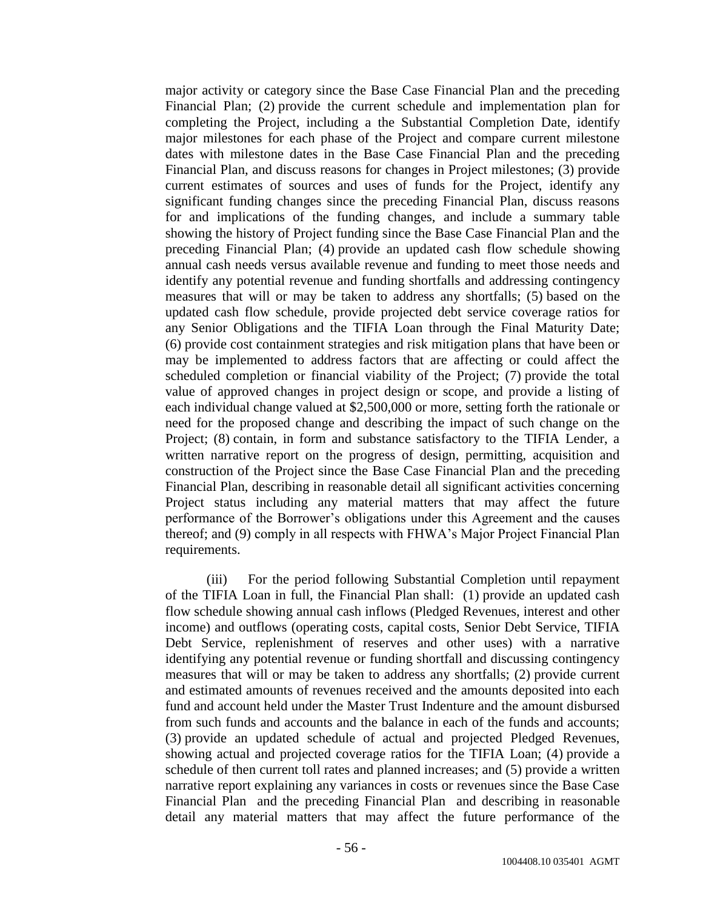major activity or category since the Base Case Financial Plan and the preceding Financial Plan; (2) provide the current schedule and implementation plan for completing the Project, including a the Substantial Completion Date, identify major milestones for each phase of the Project and compare current milestone dates with milestone dates in the Base Case Financial Plan and the preceding Financial Plan, and discuss reasons for changes in Project milestones; (3) provide current estimates of sources and uses of funds for the Project, identify any significant funding changes since the preceding Financial Plan, discuss reasons for and implications of the funding changes, and include a summary table showing the history of Project funding since the Base Case Financial Plan and the preceding Financial Plan; (4) provide an updated cash flow schedule showing annual cash needs versus available revenue and funding to meet those needs and identify any potential revenue and funding shortfalls and addressing contingency measures that will or may be taken to address any shortfalls; (5) based on the updated cash flow schedule, provide projected debt service coverage ratios for any Senior Obligations and the TIFIA Loan through the Final Maturity Date; (6) provide cost containment strategies and risk mitigation plans that have been or may be implemented to address factors that are affecting or could affect the scheduled completion or financial viability of the Project; (7) provide the total value of approved changes in project design or scope, and provide a listing of each individual change valued at $2,500,000 or more, setting forth the rationale or need for the proposed change and describing the impact of such change on the Project; (8) contain, in form and substance satisfactory to the TIFIA Lender, a written narrative report on the progress of design, permitting, acquisition and construction of the Project since the Base Case Financial Plan and the preceding Financial Plan, describing in reasonable detail all significant activities concerning Project status including any material matters that may affect the future performance of the Borrower's obligations under this Agreement and the causes thereof; and (9) comply in all respects with FHWA's Major Project Financial Plan requirements.

(iii) For the period following Substantial Completion until repayment of the TIFIA Loan in full, the Financial Plan shall: (1) provide an updated cash flow schedule showing annual cash inflows (Pledged Revenues, interest and other income) and outflows (operating costs, capital costs, Senior Debt Service, TIFIA Debt Service, replenishment of reserves and other uses) with a narrative identifying any potential revenue or funding shortfall and discussing contingency measures that will or may be taken to address any shortfalls; (2) provide current and estimated amounts of revenues received and the amounts deposited into each fund and account held under the Master Trust Indenture and the amount disbursed from such funds and accounts and the balance in each of the funds and accounts; (3) provide an updated schedule of actual and projected Pledged Revenues, showing actual and projected coverage ratios for the TIFIA Loan; (4) provide a schedule of then current toll rates and planned increases; and (5) provide a written narrative report explaining any variances in costs or revenues since the Base Case Financial Plan and the preceding Financial Plan and describing in reasonable detail any material matters that may affect the future performance of the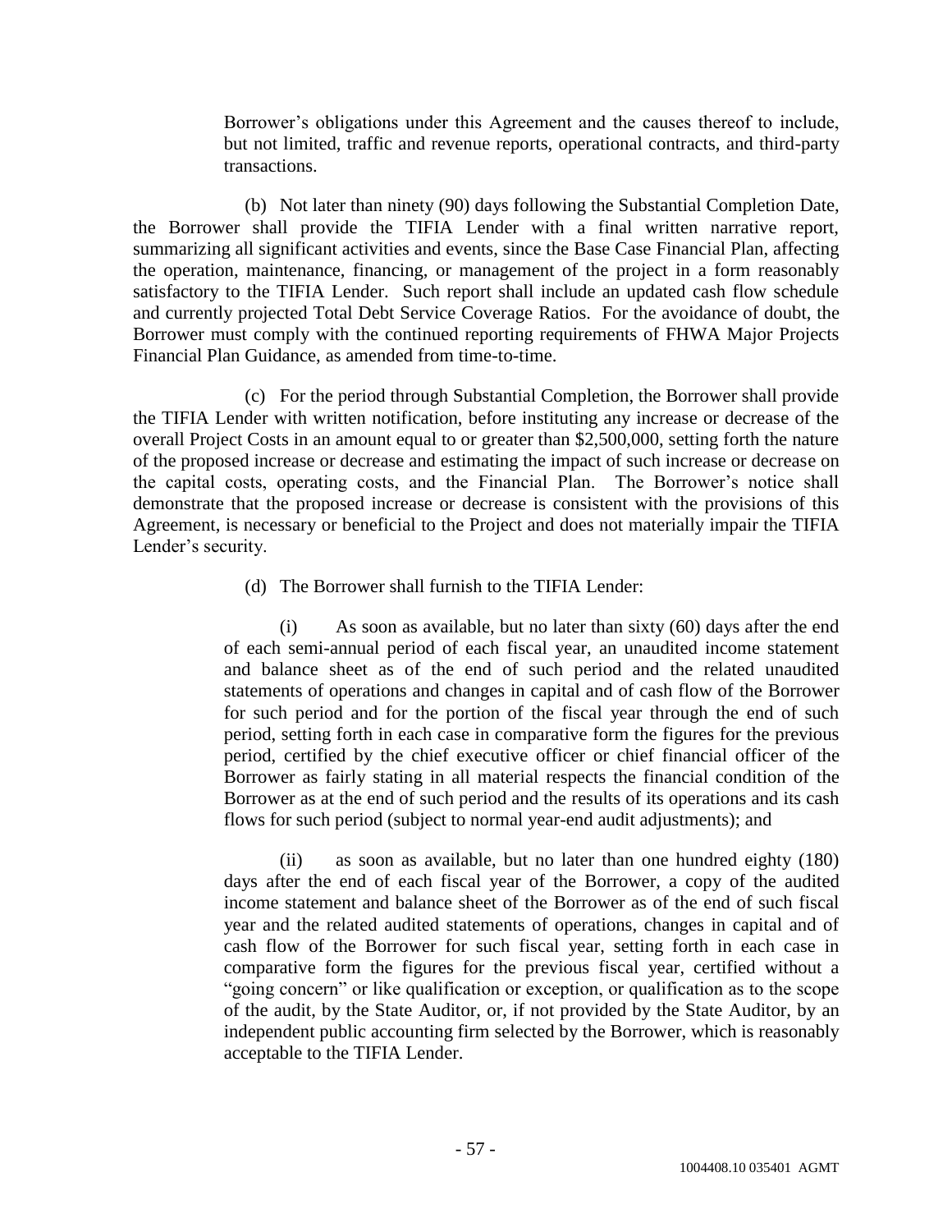Borrower's obligations under this Agreement and the causes thereof to include, but not limited, traffic and revenue reports, operational contracts, and third-party transactions.

(b) Not later than ninety (90) days following the Substantial Completion Date, the Borrower shall provide the TIFIA Lender with a final written narrative report, summarizing all significant activities and events, since the Base Case Financial Plan, affecting the operation, maintenance, financing, or management of the project in a form reasonably satisfactory to the TIFIA Lender. Such report shall include an updated cash flow schedule and currently projected Total Debt Service Coverage Ratios. For the avoidance of doubt, the Borrower must comply with the continued reporting requirements of FHWA Major Projects Financial Plan Guidance, as amended from time-to-time.

(c) For the period through Substantial Completion, the Borrower shall provide the TIFIA Lender with written notification, before instituting any increase or decrease of the overall Project Costs in an amount equal to or greater than $2,500,000, setting forth the nature of the proposed increase or decrease and estimating the impact of such increase or decrease on the capital costs, operating costs, and the Financial Plan. The Borrower's notice shall demonstrate that the proposed increase or decrease is consistent with the provisions of this Agreement, is necessary or beneficial to the Project and does not materially impair the TIFIA Lender's security.

(d) The Borrower shall furnish to the TIFIA Lender:

(i) As soon as available, but no later than sixty (60) days after the end of each semi-annual period of each fiscal year, an unaudited income statement and balance sheet as of the end of such period and the related unaudited statements of operations and changes in capital and of cash flow of the Borrower for such period and for the portion of the fiscal year through the end of such period, setting forth in each case in comparative form the figures for the previous period, certified by the chief executive officer or chief financial officer of the Borrower as fairly stating in all material respects the financial condition of the Borrower as at the end of such period and the results of its operations and its cash flows for such period (subject to normal year-end audit adjustments); and

(ii) as soon as available, but no later than one hundred eighty (180) days after the end of each fiscal year of the Borrower, a copy of the audited income statement and balance sheet of the Borrower as of the end of such fiscal year and the related audited statements of operations, changes in capital and of cash flow of the Borrower for such fiscal year, setting forth in each case in comparative form the figures for the previous fiscal year, certified without a "going concern" or like qualification or exception, or qualification as to the scope of the audit, by the State Auditor, or, if not provided by the State Auditor, by an independent public accounting firm selected by the Borrower, which is reasonably acceptable to the TIFIA Lender.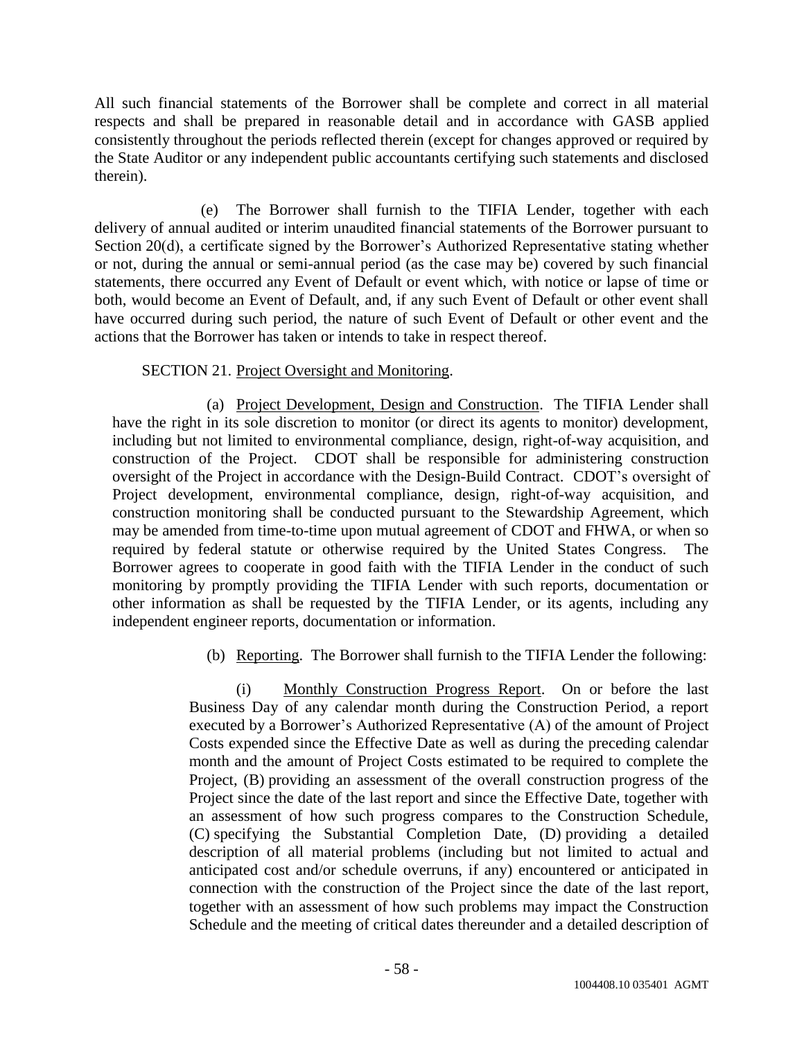All such financial statements of the Borrower shall be complete and correct in all material respects and shall be prepared in reasonable detail and in accordance with GASB applied consistently throughout the periods reflected therein (except for changes approved or required by the State Auditor or any independent public accountants certifying such statements and disclosed therein).

(e) The Borrower shall furnish to the TIFIA Lender, together with each delivery of annual audited or interim unaudited financial statements of the Borrower pursuant to Section 20(d), a certificate signed by the Borrower's Authorized Representative stating whether or not, during the annual or semi-annual period (as the case may be) covered by such financial statements, there occurred any Event of Default or event which, with notice or lapse of time or both, would become an Event of Default, and, if any such Event of Default or other event shall have occurred during such period, the nature of such Event of Default or other event and the actions that the Borrower has taken or intends to take in respect thereof.

SECTION 21. Project Oversight and Monitoring.

(a) Project Development, Design and Construction. The TIFIA Lender shall have the right in its sole discretion to monitor (or direct its agents to monitor) development, including but not limited to environmental compliance, design, right-of-way acquisition, and construction of the Project. CDOT shall be responsible for administering construction oversight of the Project in accordance with the Design-Build Contract. CDOT's oversight of Project development, environmental compliance, design, right-of-way acquisition, and construction monitoring shall be conducted pursuant to the Stewardship Agreement, which may be amended from time-to-time upon mutual agreement of CDOT and FHWA, or when so required by federal statute or otherwise required by the United States Congress. The Borrower agrees to cooperate in good faith with the TIFIA Lender in the conduct of such monitoring by promptly providing the TIFIA Lender with such reports, documentation or other information as shall be requested by the TIFIA Lender, or its agents, including any independent engineer reports, documentation or information.

(b) Reporting. The Borrower shall furnish to the TIFIA Lender the following:

(i) Monthly Construction Progress Report. On or before the last Business Day of any calendar month during the Construction Period, a report executed by a Borrower's Authorized Representative (A) of the amount of Project Costs expended since the Effective Date as well as during the preceding calendar month and the amount of Project Costs estimated to be required to complete the Project, (B) providing an assessment of the overall construction progress of the Project since the date of the last report and since the Effective Date, together with an assessment of how such progress compares to the Construction Schedule, (C) specifying the Substantial Completion Date, (D) providing a detailed description of all material problems (including but not limited to actual and anticipated cost and/or schedule overruns, if any) encountered or anticipated in connection with the construction of the Project since the date of the last report, together with an assessment of how such problems may impact the Construction Schedule and the meeting of critical dates thereunder and a detailed description of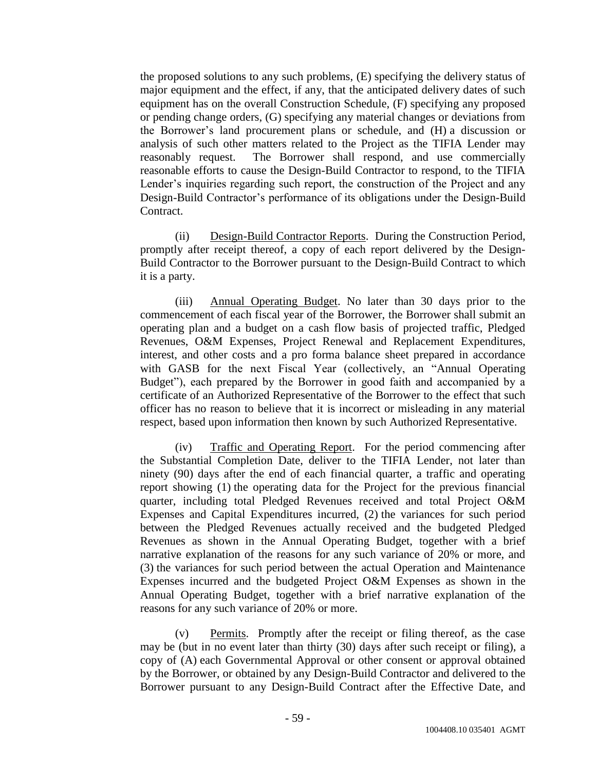the proposed solutions to any such problems, (E) specifying the delivery status of major equipment and the effect, if any, that the anticipated delivery dates of such equipment has on the overall Construction Schedule, (F) specifying any proposed or pending change orders, (G) specifying any material changes or deviations from the Borrower's land procurement plans or schedule, and (H) a discussion or analysis of such other matters related to the Project as the TIFIA Lender may reasonably request. The Borrower shall respond, and use commercially reasonable efforts to cause the Design-Build Contractor to respond, to the TIFIA Lender's inquiries regarding such report, the construction of the Project and any Design-Build Contractor's performance of its obligations under the Design-Build Contract.

(ii) Design-Build Contractor Reports. During the Construction Period, promptly after receipt thereof, a copy of each report delivered by the Design-Build Contractor to the Borrower pursuant to the Design-Build Contract to which it is a party.

(iii) Annual Operating Budget. No later than 30 days prior to the commencement of each fiscal year of the Borrower, the Borrower shall submit an operating plan and a budget on a cash flow basis of projected traffic, Pledged Revenues, O&M Expenses, Project Renewal and Replacement Expenditures, interest, and other costs and a pro forma balance sheet prepared in accordance with GASB for the next Fiscal Year (collectively, an "Annual Operating Budget"), each prepared by the Borrower in good faith and accompanied by a certificate of an Authorized Representative of the Borrower to the effect that such officer has no reason to believe that it is incorrect or misleading in any material respect, based upon information then known by such Authorized Representative.

(iv) Traffic and Operating Report. For the period commencing after the Substantial Completion Date, deliver to the TIFIA Lender, not later than ninety (90) days after the end of each financial quarter, a traffic and operating report showing (1) the operating data for the Project for the previous financial quarter, including total Pledged Revenues received and total Project O&M Expenses and Capital Expenditures incurred, (2) the variances for such period between the Pledged Revenues actually received and the budgeted Pledged Revenues as shown in the Annual Operating Budget, together with a brief narrative explanation of the reasons for any such variance of 20% or more, and (3) the variances for such period between the actual Operation and Maintenance Expenses incurred and the budgeted Project O&M Expenses as shown in the Annual Operating Budget, together with a brief narrative explanation of the reasons for any such variance of 20% or more.

(v) Permits. Promptly after the receipt or filing thereof, as the case may be (but in no event later than thirty (30) days after such receipt or filing), a copy of (A) each Governmental Approval or other consent or approval obtained by the Borrower, or obtained by any Design-Build Contractor and delivered to the Borrower pursuant to any Design-Build Contract after the Effective Date, and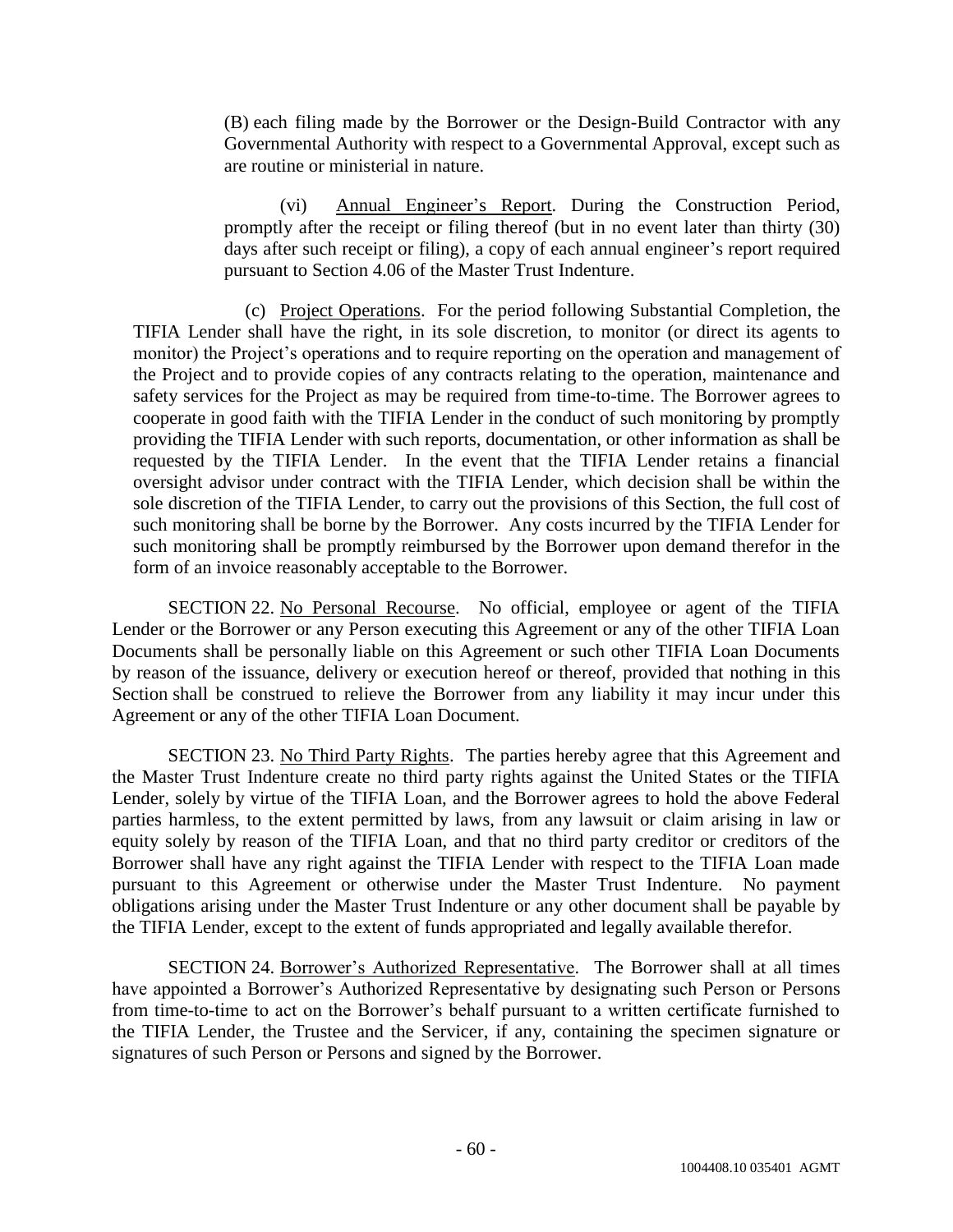(B) each filing made by the Borrower or the Design-Build Contractor with any Governmental Authority with respect to a Governmental Approval, except such as are routine or ministerial in nature.

(vi) Annual Engineer's Report. During the Construction Period, promptly after the receipt or filing thereof (but in no event later than thirty (30) days after such receipt or filing), a copy of each annual engineer's report required pursuant to Section 4.06 of the Master Trust Indenture.

(c) Project Operations. For the period following Substantial Completion, the TIFIA Lender shall have the right, in its sole discretion, to monitor (or direct its agents to monitor) the Project's operations and to require reporting on the operation and management of the Project and to provide copies of any contracts relating to the operation, maintenance and safety services for the Project as may be required from time-to-time. The Borrower agrees to cooperate in good faith with the TIFIA Lender in the conduct of such monitoring by promptly providing the TIFIA Lender with such reports, documentation, or other information as shall be requested by the TIFIA Lender. In the event that the TIFIA Lender retains a financial oversight advisor under contract with the TIFIA Lender, which decision shall be within the sole discretion of the TIFIA Lender, to carry out the provisions of this Section, the full cost of such monitoring shall be borne by the Borrower. Any costs incurred by the TIFIA Lender for such monitoring shall be promptly reimbursed by the Borrower upon demand therefor in the form of an invoice reasonably acceptable to the Borrower.

SECTION 22. No Personal Recourse. No official, employee or agent of the TIFIA Lender or the Borrower or any Person executing this Agreement or any of the other TIFIA Loan Documents shall be personally liable on this Agreement or such other TIFIA Loan Documents by reason of the issuance, delivery or execution hereof or thereof, provided that nothing in this Section shall be construed to relieve the Borrower from any liability it may incur under this Agreement or any of the other TIFIA Loan Document.

SECTION 23. No Third Party Rights. The parties hereby agree that this Agreement and the Master Trust Indenture create no third party rights against the United States or the TIFIA Lender, solely by virtue of the TIFIA Loan, and the Borrower agrees to hold the above Federal parties harmless, to the extent permitted by laws, from any lawsuit or claim arising in law or equity solely by reason of the TIFIA Loan, and that no third party creditor or creditors of the Borrower shall have any right against the TIFIA Lender with respect to the TIFIA Loan made pursuant to this Agreement or otherwise under the Master Trust Indenture. No payment obligations arising under the Master Trust Indenture or any other document shall be payable by the TIFIA Lender, except to the extent of funds appropriated and legally available therefor.

SECTION 24. Borrower's Authorized Representative. The Borrower shall at all times have appointed a Borrower's Authorized Representative by designating such Person or Persons from time-to-time to act on the Borrower's behalf pursuant to a written certificate furnished to the TIFIA Lender, the Trustee and the Servicer, if any, containing the specimen signature or signatures of such Person or Persons and signed by the Borrower.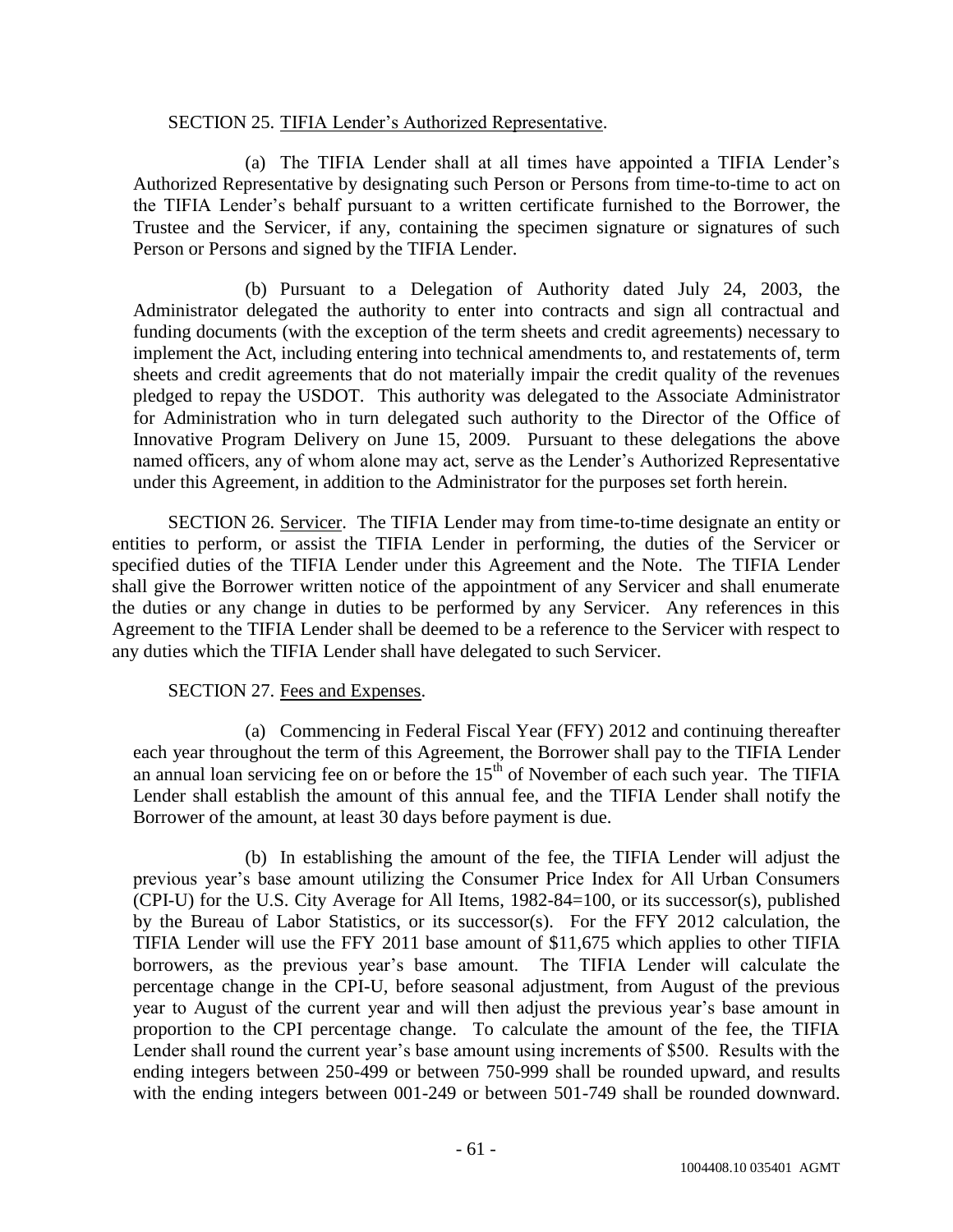SECTION 25. TIFIA Lender's Authorized Representative.

(a) The TIFIA Lender shall at all times have appointed a TIFIA Lender's Authorized Representative by designating such Person or Persons from time-to-time to act on the TIFIA Lender's behalf pursuant to a written certificate furnished to the Borrower, the Trustee and the Servicer, if any, containing the specimen signature or signatures of such Person or Persons and signed by the TIFIA Lender.

(b) Pursuant to a Delegation of Authority dated July 24, 2003, the Administrator delegated the authority to enter into contracts and sign all contractual and funding documents (with the exception of the term sheets and credit agreements) necessary to implement the Act, including entering into technical amendments to, and restatements of, term sheets and credit agreements that do not materially impair the credit quality of the revenues pledged to repay the USDOT. This authority was delegated to the Associate Administrator for Administration who in turn delegated such authority to the Director of the Office of Innovative Program Delivery on June 15, 2009. Pursuant to these delegations the above named officers, any of whom alone may act, serve as the Lender's Authorized Representative under this Agreement, in addition to the Administrator for the purposes set forth herein.

SECTION 26. Servicer. The TIFIA Lender may from time-to-time designate an entity or entities to perform, or assist the TIFIA Lender in performing, the duties of the Servicer or specified duties of the TIFIA Lender under this Agreement and the Note. The TIFIA Lender shall give the Borrower written notice of the appointment of any Servicer and shall enumerate the duties or any change in duties to be performed by any Servicer. Any references in this Agreement to the TIFIA Lender shall be deemed to be a reference to the Servicer with respect to any duties which the TIFIA Lender shall have delegated to such Servicer.

SECTION 27. Fees and Expenses.

(a) Commencing in Federal Fiscal Year (FFY) 2012 and continuing thereafter each year throughout the term of this Agreement, the Borrower shall pay to the TIFIA Lender an annual loan servicing fee on or before the 15th of November of each such year. The TIFIA Lender shall establish the amount of this annual fee, and the TIFIA Lender shall notify the Borrower of the amount, at least 30 days before payment is due.

(b) In establishing the amount of the fee, the TIFIA Lender will adjust the previous year's base amount utilizing the Consumer Price Index for All Urban Consumers (CPI-U) for the U.S. City Average for All Items, 1982-84=100, or its successor(s), published by the Bureau of Labor Statistics, or its successor(s). For the FFY 2012 calculation, the TIFIA Lender will use the FFY 2011 base amount of $11,675 which applies to other TIFIA borrowers, as the previous year's base amount. The TIFIA Lender will calculate the percentage change in the CPI-U, before seasonal adjustment, from August of the previous year to August of the current year and will then adjust the previous year's base amount in proportion to the CPI percentage change. To calculate the amount of the fee, the TIFIA Lender shall round the current year's base amount using increments of $500. Results with the ending integers between 250-499 or between 750-999 shall be rounded upward, and results with the ending integers between 001-249 or between 501-749 shall be rounded downward.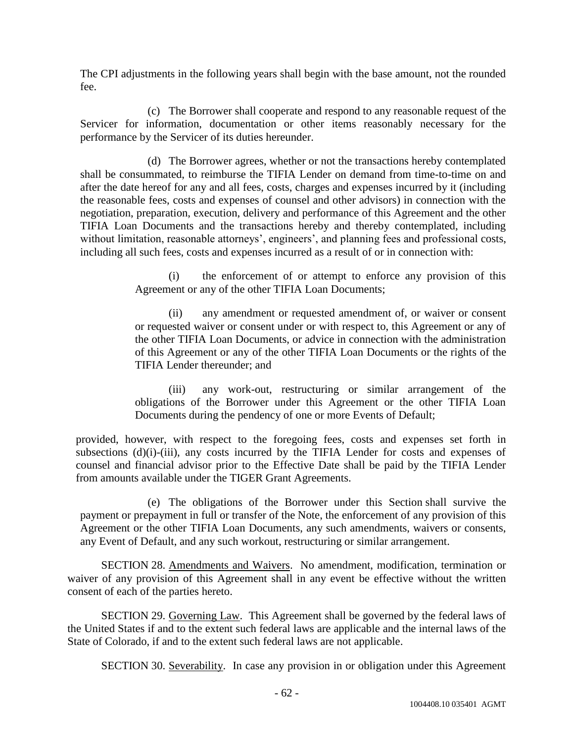The CPI adjustments in the following years shall begin with the base amount, not the rounded fee.

(c) The Borrower shall cooperate and respond to any reasonable request of the Servicer for information, documentation or other items reasonably necessary for the performance by the Servicer of its duties hereunder.

(d) The Borrower agrees, whether or not the transactions hereby contemplated shall be consummated, to reimburse the TIFIA Lender on demand from time-to-time on and after the date hereof for any and all fees, costs, charges and expenses incurred by it (including the reasonable fees, costs and expenses of counsel and other advisors) in connection with the negotiation, preparation, execution, delivery and performance of this Agreement and the other TIFIA Loan Documents and the transactions hereby and thereby contemplated, including without limitation, reasonable attorneys', engineers', and planning fees and professional costs, including all such fees, costs and expenses incurred as a result of or in connection with:

(i) the enforcement of or attempt to enforce any provision of this Agreement or any of the other TIFIA Loan Documents;

(ii) any amendment or requested amendment of, or waiver or consent or requested waiver or consent under or with respect to, this Agreement or any of the other TIFIA Loan Documents, or advice in connection with the administration of this Agreement or any of the other TIFIA Loan Documents or the rights of the TIFIA Lender thereunder; and

(iii) any work-out, restructuring or similar arrangement of the obligations of the Borrower under this Agreement or the other TIFIA Loan Documents during the pendency of one or more Events of Default;

provided, however, with respect to the foregoing fees, costs and expenses set forth in subsections (d)(i)-(iii), any costs incurred by the TIFIA Lender for costs and expenses of counsel and financial advisor prior to the Effective Date shall be paid by the TIFIA Lender from amounts available under the TIGER Grant Agreements.

(e) The obligations of the Borrower under this Section shall survive the payment or prepayment in full or transfer of the Note, the enforcement of any provision of this Agreement or the other TIFIA Loan Documents, any such amendments, waivers or consents, any Event of Default, and any such workout, restructuring or similar arrangement.

SECTION 28. Amendments and Waivers. No amendment, modification, termination or waiver of any provision of this Agreement shall in any event be effective without the written consent of each of the parties hereto.

SECTION 29. Governing Law. This Agreement shall be governed by the federal laws of the United States if and to the extent such federal laws are applicable and the internal laws of the State of Colorado, if and to the extent such federal laws are not applicable.

SECTION 30. Severability. In case any provision in or obligation under this Agreement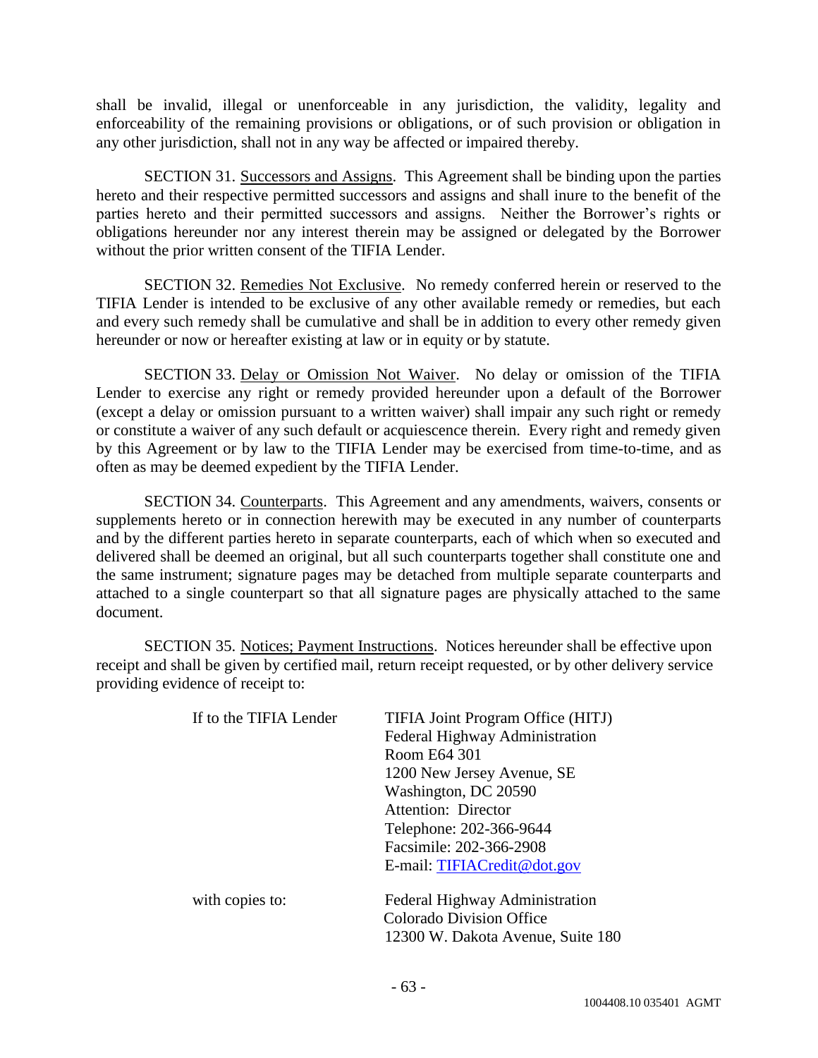shall be invalid, illegal or unenforceable in any jurisdiction, the validity, legality and enforceability of the remaining provisions or obligations, or of such provision or obligation in any other jurisdiction, shall not in any way be affected or impaired thereby.

SECTION 31. Successors and Assigns. This Agreement shall be binding upon the parties hereto and their respective permitted successors and assigns and shall inure to the benefit of the parties hereto and their permitted successors and assigns. Neither the Borrower's rights or obligations hereunder nor any interest therein may be assigned or delegated by the Borrower without the prior written consent of the TIFIA Lender.

SECTION 32. Remedies Not Exclusive. No remedy conferred herein or reserved to the TIFIA Lender is intended to be exclusive of any other available remedy or remedies, but each and every such remedy shall be cumulative and shall be in addition to every other remedy given hereunder or now or hereafter existing at law or in equity or by statute.

SECTION 33. Delay or Omission Not Waiver. No delay or omission of the TIFIA Lender to exercise any right or remedy provided hereunder upon a default of the Borrower (except a delay or omission pursuant to a written waiver) shall impair any such right or remedy or constitute a waiver of any such default or acquiescence therein. Every right and remedy given by this Agreement or by law to the TIFIA Lender may be exercised from time-to-time, and as often as may be deemed expedient by the TIFIA Lender.

SECTION 34. Counterparts. This Agreement and any amendments, waivers, consents or supplements hereto or in connection herewith may be executed in any number of counterparts and by the different parties hereto in separate counterparts, each of which when so executed and delivered shall be deemed an original, but all such counterparts together shall constitute one and the same instrument; signature pages may be detached from multiple separate counterparts and attached to a single counterpart so that all signature pages are physically attached to the same document.

SECTION 35. Notices; Payment Instructions. Notices hereunder shall be effective upon receipt and shall be given by certified mail, return receipt requested, or by other delivery service providing evidence of receipt to:

If to the TIFIA Lender

TIFIA Joint Program Office (HITJ)
Federal Highway Administration
Room E64 301
1200 New Jersey Avenue, SE
Washington, DC 20590
Attention: Director
Telephone: 202-366-9644
Facsimile: 202-366-2908
E-mail: TIFIACredit@dot.gov

with copies to:

Federal Highway Administration
Colorado Division Office
12300 W. Dakota Avenue, Suite 180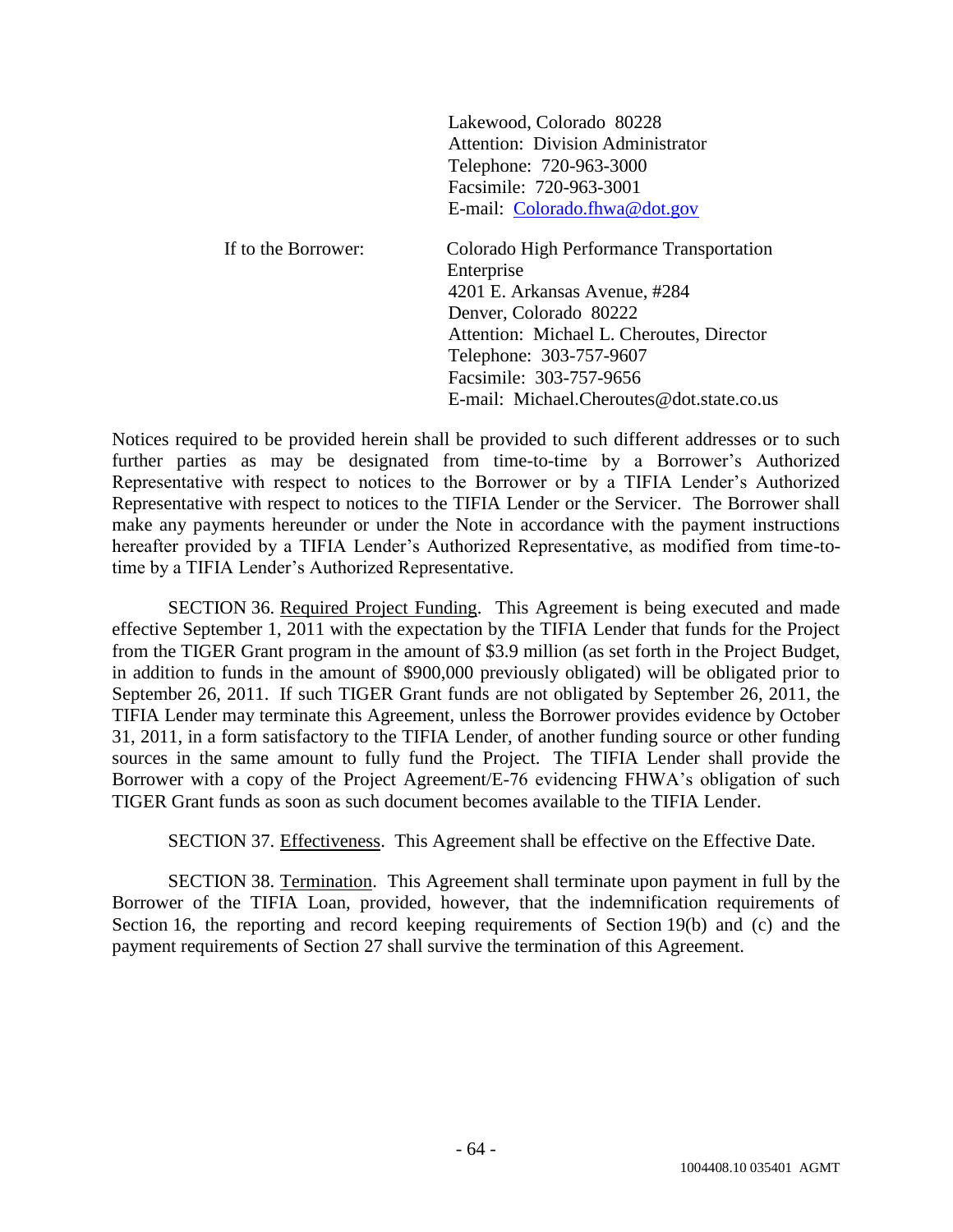Lakewood, Colorado 80228
Attention: Division Administrator
Telephone: 720-963-3000
Facsimile: 720-963-3001
E-mail: Colorado.fhwa@dot.gov

If to the Borrower:

Colorado High Performance Transportation Enterprise
4201 E. Arkansas Avenue, #284
Denver, Colorado 80222
Attention: Michael L. Cheroutes, Director
Telephone: 303-757-9607
Facsimile: 303-757-9656
E-mail: Michael.Cheroutes@dot.state.co.us

Notices required to be provided herein shall be provided to such different addresses or to such further parties as may be designated from time-to-time by a Borrower's Authorized Representative with respect to notices to the Borrower or by a TIFIA Lender's Authorized Representative with respect to notices to the TIFIA Lender or the Servicer. The Borrower shall make any payments hereunder or under the Note in accordance with the payment instructions hereafter provided by a TIFIA Lender's Authorized Representative, as modified from time-to-time by a TIFIA Lender's Authorized Representative.

SECTION 36. Required Project Funding. This Agreement is being executed and made effective September 1, 2011 with the expectation by the TIFIA Lender that funds for the Project from the TIGER Grant program in the amount of $3.9 million (as set forth in the Project Budget, in addition to funds in the amount of $900,000 previously obligated) will be obligated prior to September 26, 2011. If such TIGER Grant funds are not obligated by September 26, 2011, the TIFIA Lender may terminate this Agreement, unless the Borrower provides evidence by October 31, 2011, in a form satisfactory to the TIFIA Lender, of another funding source or other funding sources in the same amount to fully fund the Project. The TIFIA Lender shall provide the Borrower with a copy of the Project Agreement/E-76 evidencing FHWA's obligation of such TIGER Grant funds as soon as such document becomes available to the TIFIA Lender.

SECTION 37. Effectiveness. This Agreement shall be effective on the Effective Date.

SECTION 38. Termination. This Agreement shall terminate upon payment in full by the Borrower of the TIFIA Loan, provided, however, that the indemnification requirements of Section 16, the reporting and record keeping requirements of Section 19(b) and (c) and the payment requirements of Section 27 shall survive the termination of this Agreement.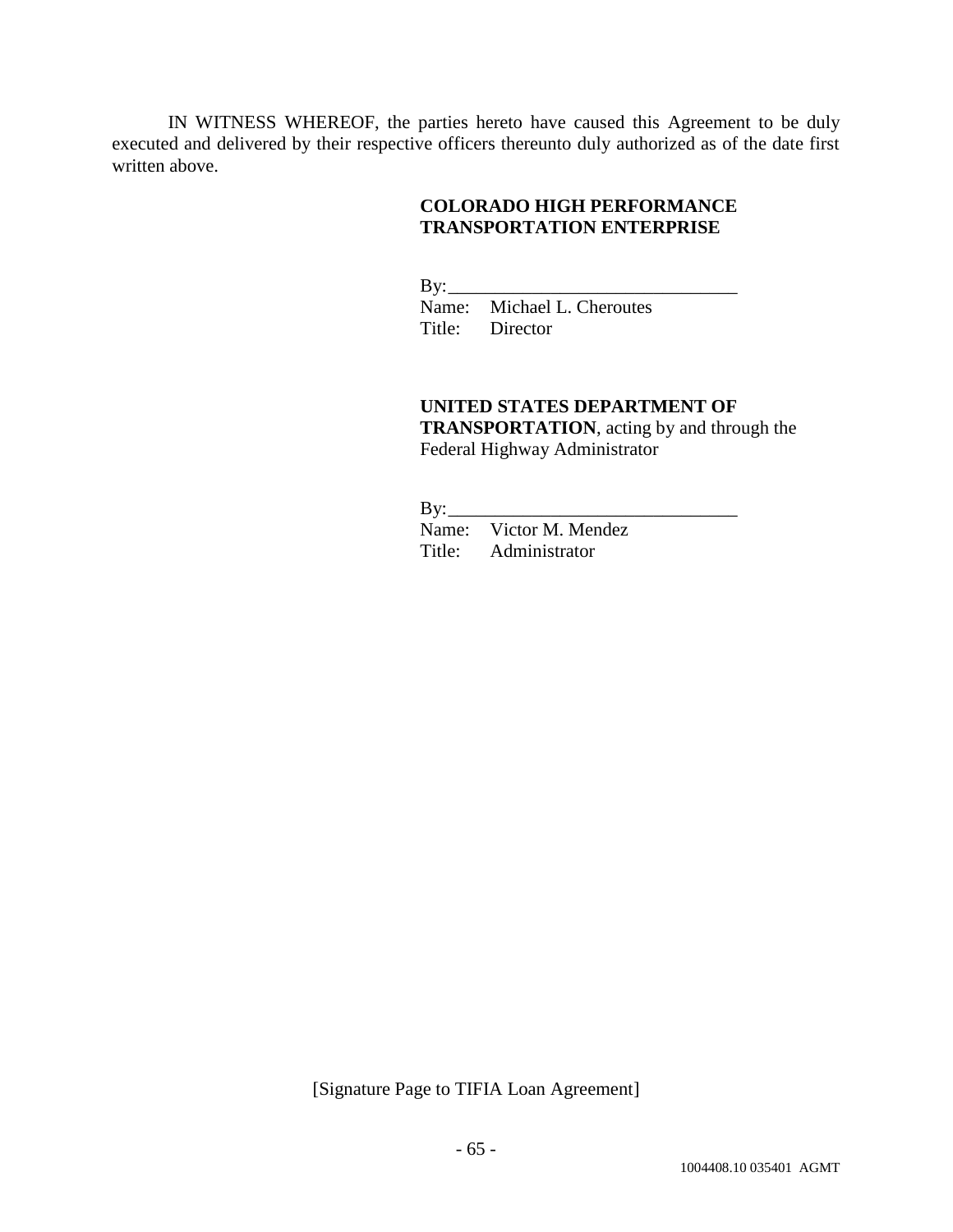IN WITNESS WHEREOF, the parties hereto have caused this Agreement to be duly executed and delivered by their respective officers thereunto duly authorized as of the date first written above.

**COLORADO HIGH PERFORMANCE TRANSPORTATION ENTERPRISE**

By:_______________________________
Name: Michael L. Cheroutes
Title: Director

**UNITED STATES DEPARTMENT OF TRANSPORTATION**, acting by and through the Federal Highway Administrator

By:_______________________________
Name: Victor M. Mendez
Title: Administrator

[Signature Page to TIFIA Loan Agreement]

1004408.10 035401 AGMT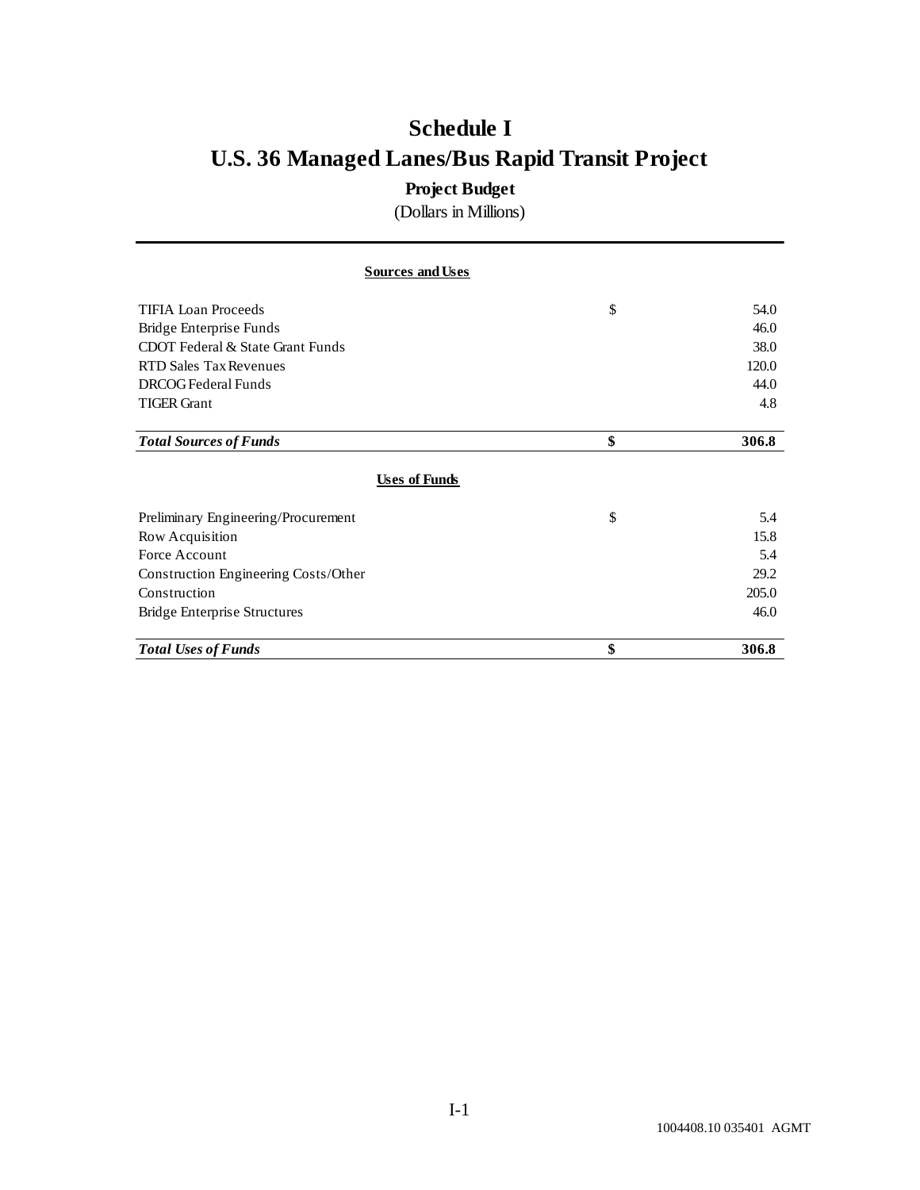# Schedule I

# U.S. 36 Managed Lanes/Bus Rapid Transit Project

### Project Budget

(Dollars in Millions)

| Sources and Uses | | |
|---|---|---|
| TIFIA Loan Proceeds | $ | 54.0 |
| Bridge Enterprise Funds | | 46.0 |
| CDOT Federal & State Grant Funds | | 38.0 |
| RTD Sales Tax Revenues | | 120.0 |
| DRCOG Federal Funds | | 44.0 |
| TIGER Grant | | 4.8 |
| ***Total Sources of Funds*** | **$** | **306.8** |
| **Uses of Funds** | | |
| Preliminary Engineering/Procurement | $ | 5.4 |
| Row Acquisition | | 15.8 |
| Force Account | | 5.4 |
| Construction Engineering Costs/Other | | 29.2 |
| Construction | | 205.0 |
| Bridge Enterprise Structures | | 46.0 |
| ***Total Uses of Funds*** | **$** | **306.8** |

I-1

1004408.10 035401 AGMT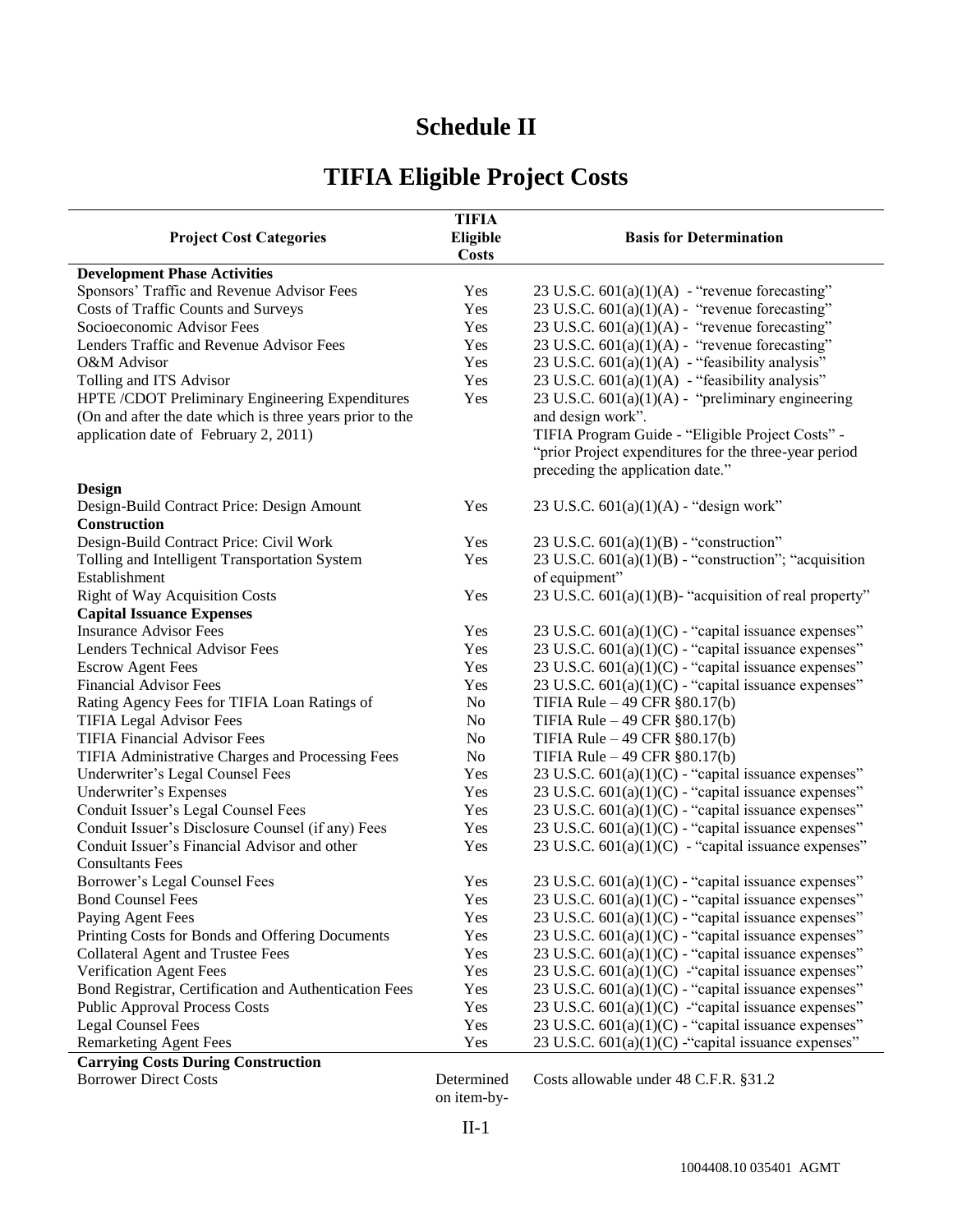# Schedule II

# TIFIA Eligible Project Costs

| Project Cost Categories | TIFIA Eligible Costs | Basis for Determination |
|---|---|---|
| **Development Phase Activities** | | |
| Sponsors' Traffic and Revenue Advisor Fees | Yes | 23 U.S.C. 601(a)(1)(A) - "revenue forecasting" |
| Costs of Traffic Counts and Surveys | Yes | 23 U.S.C. 601(a)(1)(A) - "revenue forecasting" |
| Socioeconomic Advisor Fees | Yes | 23 U.S.C. 601(a)(1)(A) - "revenue forecasting" |
| Lenders Traffic and Revenue Advisor Fees | Yes | 23 U.S.C. 601(a)(1)(A) - "revenue forecasting" |
| O&M Advisor | Yes | 23 U.S.C. 601(a)(1)(A) - "feasibility analysis" |
| Tolling and ITS Advisor | Yes | 23 U.S.C. 601(a)(1)(A) - "feasibility analysis" |
| HPTE /CDOT Preliminary Engineering Expenditures (On and after the date which is three years prior to the application date of February 2, 2011) | Yes | 23 U.S.C. 601(a)(1)(A) - "preliminary engineering and design work". TIFIA Program Guide - "Eligible Project Costs" - "prior Project expenditures for the three-year period preceding the application date." |
| **Design** | | |
| Design-Build Contract Price: Design Amount | Yes | 23 U.S.C. 601(a)(1)(A) - "design work" |
| **Construction** | | |
| Design-Build Contract Price: Civil Work | Yes | 23 U.S.C. 601(a)(1)(B) - "construction" |
| Tolling and Intelligent Transportation System Establishment | Yes | 23 U.S.C. 601(a)(1)(B) - "construction"; "acquisition of equipment" |
| Right of Way Acquisition Costs | Yes | 23 U.S.C. 601(a)(1)(B)- "acquisition of real property" |
| **Capital Issuance Expenses** | | |
| Insurance Advisor Fees | Yes | 23 U.S.C. 601(a)(1)(C) - "capital issuance expenses" |
| Lenders Technical Advisor Fees | Yes | 23 U.S.C. 601(a)(1)(C) - "capital issuance expenses" |
| Escrow Agent Fees | Yes | 23 U.S.C. 601(a)(1)(C) - "capital issuance expenses" |
| Financial Advisor Fees | Yes | 23 U.S.C. 601(a)(1)(C) - "capital issuance expenses" |
| Rating Agency Fees for TIFIA Loan Ratings of | No | TIFIA Rule – 49 CFR §80.17(b) |
| TIFIA Legal Advisor Fees | No | TIFIA Rule – 49 CFR §80.17(b) |
| TIFIA Financial Advisor Fees | No | TIFIA Rule – 49 CFR §80.17(b) |
| TIFIA Administrative Charges and Processing Fees | No | TIFIA Rule – 49 CFR §80.17(b) |
| Underwriter's Legal Counsel Fees | Yes | 23 U.S.C. 601(a)(1)(C) - "capital issuance expenses" |
| Underwriter's Expenses | Yes | 23 U.S.C. 601(a)(1)(C) - "capital issuance expenses" |
| Conduit Issuer's Legal Counsel Fees | Yes | 23 U.S.C. 601(a)(1)(C) - "capital issuance expenses" |
| Conduit Issuer's Disclosure Counsel (if any) Fees | Yes | 23 U.S.C. 601(a)(1)(C) - "capital issuance expenses" |
| Conduit Issuer's Financial Advisor and other Consultants Fees | Yes | 23 U.S.C. 601(a)(1)(C) - "capital issuance expenses" |
| Borrower's Legal Counsel Fees | Yes | 23 U.S.C. 601(a)(1)(C) - "capital issuance expenses" |
| Bond Counsel Fees | Yes | 23 U.S.C. 601(a)(1)(C) - "capital issuance expenses" |
| Paying Agent Fees | Yes | 23 U.S.C. 601(a)(1)(C) - "capital issuance expenses" |
| Printing Costs for Bonds and Offering Documents | Yes | 23 U.S.C. 601(a)(1)(C) - "capital issuance expenses" |
| Collateral Agent and Trustee Fees | Yes | 23 U.S.C. 601(a)(1)(C) - "capital issuance expenses" |
| Verification Agent Fees | Yes | 23 U.S.C. 601(a)(1)(C) -"capital issuance expenses" |
| Bond Registrar, Certification and Authentication Fees | Yes | 23 U.S.C. 601(a)(1)(C) - "capital issuance expenses" |
| Public Approval Process Costs | Yes | 23 U.S.C. 601(a)(1)(C) -"capital issuance expenses" |
| Legal Counsel Fees | Yes | 23 U.S.C. 601(a)(1)(C) - "capital issuance expenses" |
| Remarketing Agent Fees | Yes | 23 U.S.C. 601(a)(1)(C) -"capital issuance expenses" |
| **Carrying Costs During Construction** | | |
| Borrower Direct Costs | Determined on item-by- | Costs allowable under 48 C.F.R. §31.2 |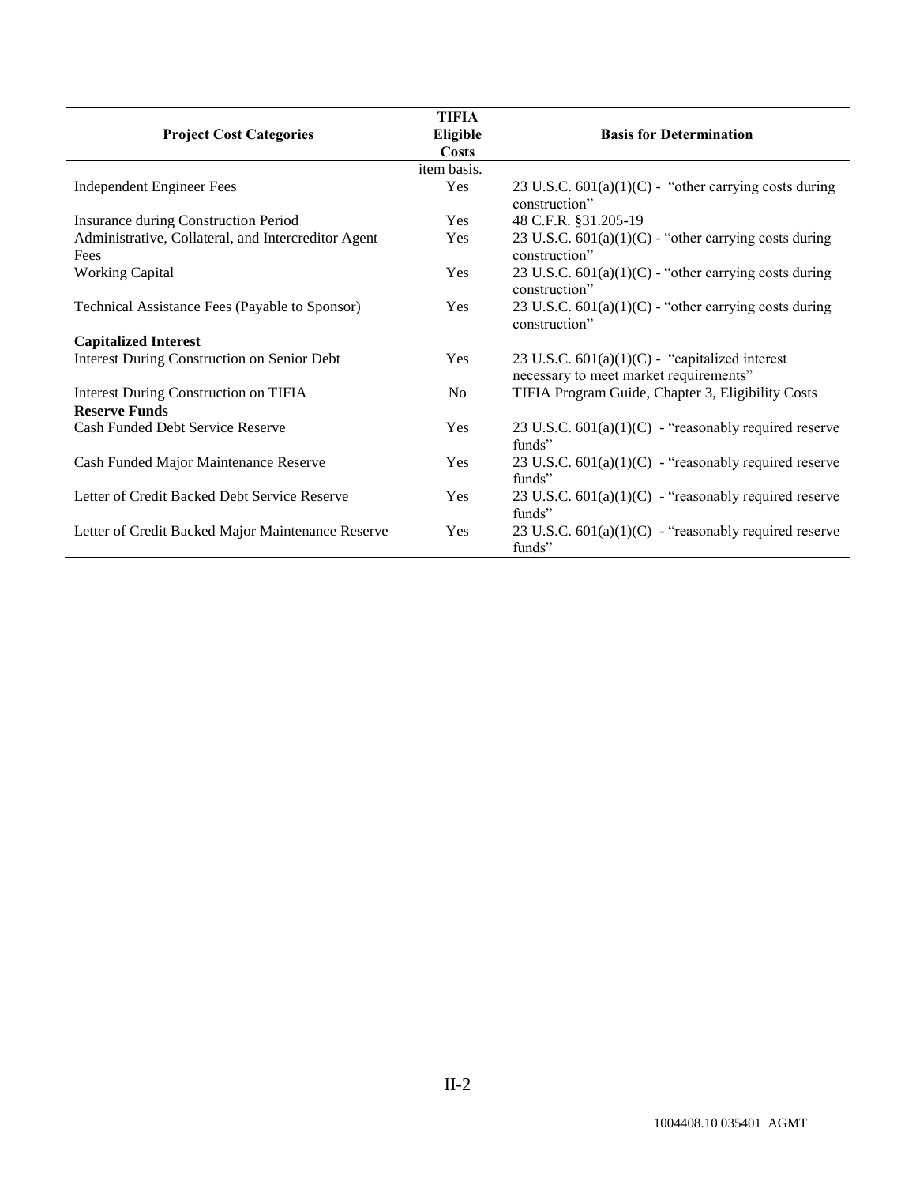| Project Cost Categories | TIFIA Eligible Costs | Basis for Determination |
|---|---|---|
| | item basis. | |
| Independent Engineer Fees | Yes | 23 U.S.C. 601(a)(1)(C) - "other carrying costs during construction" |
| Insurance during Construction Period | Yes | 48 C.F.R. §31.205-19 |
| Administrative, Collateral, and Intercreditor Agent Fees | Yes | 23 U.S.C. 601(a)(1)(C) - "other carrying costs during construction" |
| Working Capital | Yes | 23 U.S.C. 601(a)(1)(C) - "other carrying costs during construction" |
| Technical Assistance Fees (Payable to Sponsor) | Yes | 23 U.S.C. 601(a)(1)(C) - "other carrying costs during construction" |
| **Capitalized Interest** | | |
| Interest During Construction on Senior Debt | Yes | 23 U.S.C. 601(a)(1)(C) - "capitalized interest necessary to meet market requirements" |
| Interest During Construction on TIFIA | No | TIFIA Program Guide, Chapter 3, Eligibility Costs |
| **Reserve Funds** | | |
| Cash Funded Debt Service Reserve | Yes | 23 U.S.C. 601(a)(1)(C) - "reasonably required reserve funds" |
| Cash Funded Major Maintenance Reserve | Yes | 23 U.S.C. 601(a)(1)(C) - "reasonably required reserve funds" |
| Letter of Credit Backed Debt Service Reserve | Yes | 23 U.S.C. 601(a)(1)(C) - "reasonably required reserve funds" |
| Letter of Credit Backed Major Maintenance Reserve | Yes | 23 U.S.C. 601(a)(1)(C) - "reasonably required reserve funds" |

II-2

1004408.10 035401 AGMT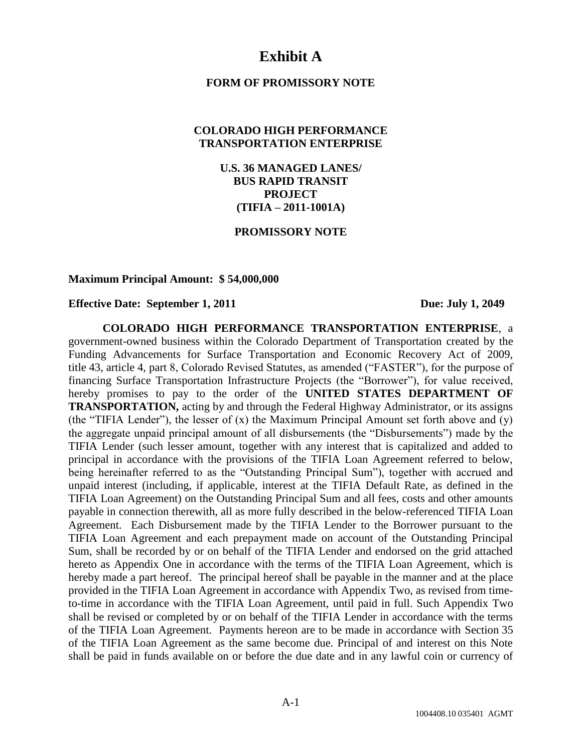# Exhibit A

**FORM OF PROMISSORY NOTE**

**COLORADO HIGH PERFORMANCE TRANSPORTATION ENTERPRISE**

**U.S. 36 MANAGED LANES/ BUS RAPID TRANSIT PROJECT (TIFIA – 2011-1001A)**

**PROMISSORY NOTE**

**Maximum Principal Amount: $ 54,000,000**

**Effective Date: September 1, 2011** **Due: July 1, 2049**

**COLORADO HIGH PERFORMANCE TRANSPORTATION ENTERPRISE**, a government-owned business within the Colorado Department of Transportation created by the Funding Advancements for Surface Transportation and Economic Recovery Act of 2009, title 43, article 4, part 8, Colorado Revised Statutes, as amended ("FASTER"), for the purpose of financing Surface Transportation Infrastructure Projects (the "Borrower"), for value received, hereby promises to pay to the order of the **UNITED STATES DEPARTMENT OF TRANSPORTATION,** acting by and through the Federal Highway Administrator, or its assigns (the "TIFIA Lender"), the lesser of (x) the Maximum Principal Amount set forth above and (y) the aggregate unpaid principal amount of all disbursements (the "Disbursements") made by the TIFIA Lender (such lesser amount, together with any interest that is capitalized and added to principal in accordance with the provisions of the TIFIA Loan Agreement referred to below, being hereinafter referred to as the "Outstanding Principal Sum"), together with accrued and unpaid interest (including, if applicable, interest at the TIFIA Default Rate, as defined in the TIFIA Loan Agreement) on the Outstanding Principal Sum and all fees, costs and other amounts payable in connection therewith, all as more fully described in the below-referenced TIFIA Loan Agreement. Each Disbursement made by the TIFIA Lender to the Borrower pursuant to the TIFIA Loan Agreement and each prepayment made on account of the Outstanding Principal Sum, shall be recorded by or on behalf of the TIFIA Lender and endorsed on the grid attached hereto as Appendix One in accordance with the terms of the TIFIA Loan Agreement, which is hereby made a part hereof. The principal hereof shall be payable in the manner and at the place provided in the TIFIA Loan Agreement in accordance with Appendix Two, as revised from time-to-time in accordance with the TIFIA Loan Agreement, until paid in full. Such Appendix Two shall be revised or completed by or on behalf of the TIFIA Lender in accordance with the terms of the TIFIA Loan Agreement. Payments hereon are to be made in accordance with Section 35 of the TIFIA Loan Agreement as the same become due. Principal of and interest on this Note shall be paid in funds available on or before the due date and in any lawful coin or currency of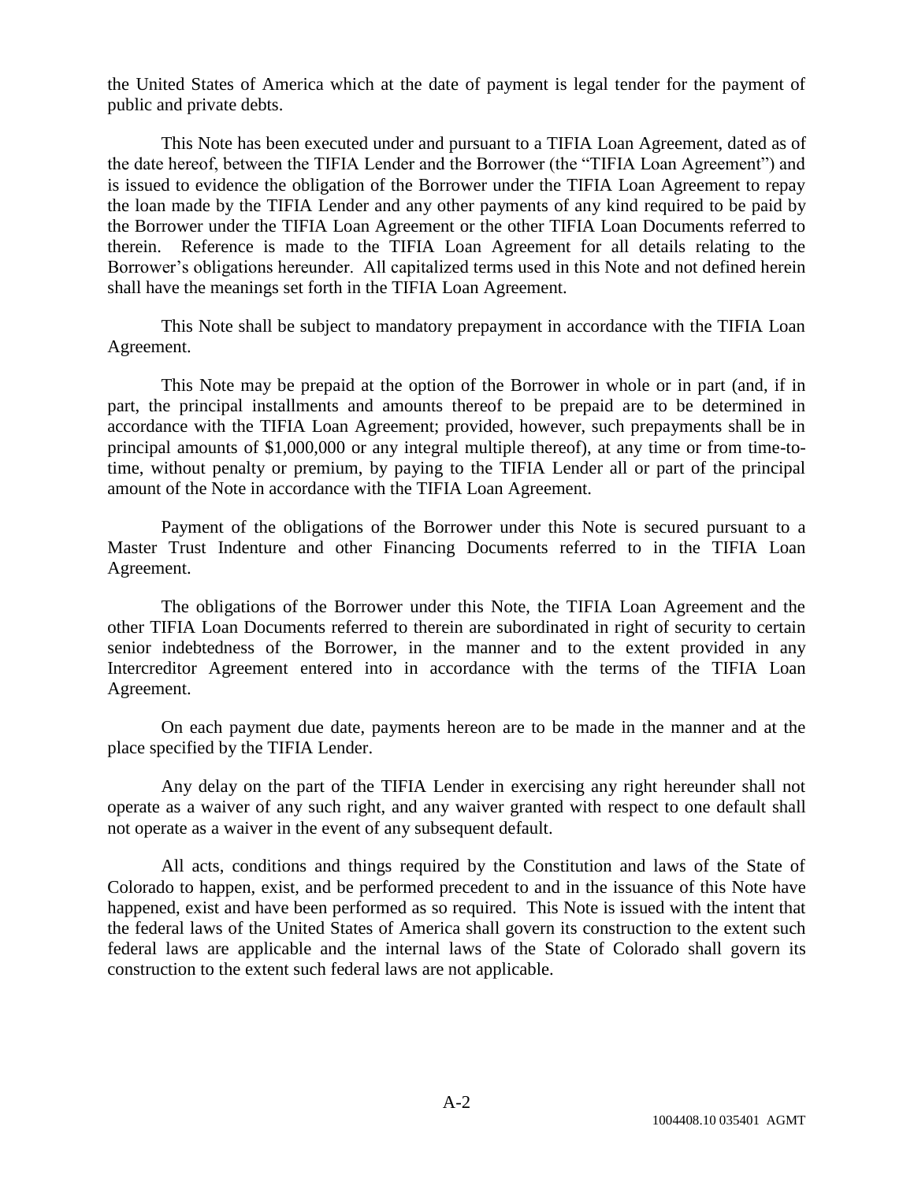the United States of America which at the date of payment is legal tender for the payment of public and private debts.

This Note has been executed under and pursuant to a TIFIA Loan Agreement, dated as of the date hereof, between the TIFIA Lender and the Borrower (the "TIFIA Loan Agreement") and is issued to evidence the obligation of the Borrower under the TIFIA Loan Agreement to repay the loan made by the TIFIA Lender and any other payments of any kind required to be paid by the Borrower under the TIFIA Loan Agreement or the other TIFIA Loan Documents referred to therein. Reference is made to the TIFIA Loan Agreement for all details relating to the Borrower's obligations hereunder. All capitalized terms used in this Note and not defined herein shall have the meanings set forth in the TIFIA Loan Agreement.

This Note shall be subject to mandatory prepayment in accordance with the TIFIA Loan Agreement.

This Note may be prepaid at the option of the Borrower in whole or in part (and, if in part, the principal installments and amounts thereof to be prepaid are to be determined in accordance with the TIFIA Loan Agreement; provided, however, such prepayments shall be in principal amounts of $1,000,000 or any integral multiple thereof), at any time or from time-to-time, without penalty or premium, by paying to the TIFIA Lender all or part of the principal amount of the Note in accordance with the TIFIA Loan Agreement.

Payment of the obligations of the Borrower under this Note is secured pursuant to a Master Trust Indenture and other Financing Documents referred to in the TIFIA Loan Agreement.

The obligations of the Borrower under this Note, the TIFIA Loan Agreement and the other TIFIA Loan Documents referred to therein are subordinated in right of security to certain senior indebtedness of the Borrower, in the manner and to the extent provided in any Intercreditor Agreement entered into in accordance with the terms of the TIFIA Loan Agreement.

On each payment due date, payments hereon are to be made in the manner and at the place specified by the TIFIA Lender.

Any delay on the part of the TIFIA Lender in exercising any right hereunder shall not operate as a waiver of any such right, and any waiver granted with respect to one default shall not operate as a waiver in the event of any subsequent default.

All acts, conditions and things required by the Constitution and laws of the State of Colorado to happen, exist, and be performed precedent to and in the issuance of this Note have happened, exist and have been performed as so required. This Note is issued with the intent that the federal laws of the United States of America shall govern its construction to the extent such federal laws are applicable and the internal laws of the State of Colorado shall govern its construction to the extent such federal laws are not applicable.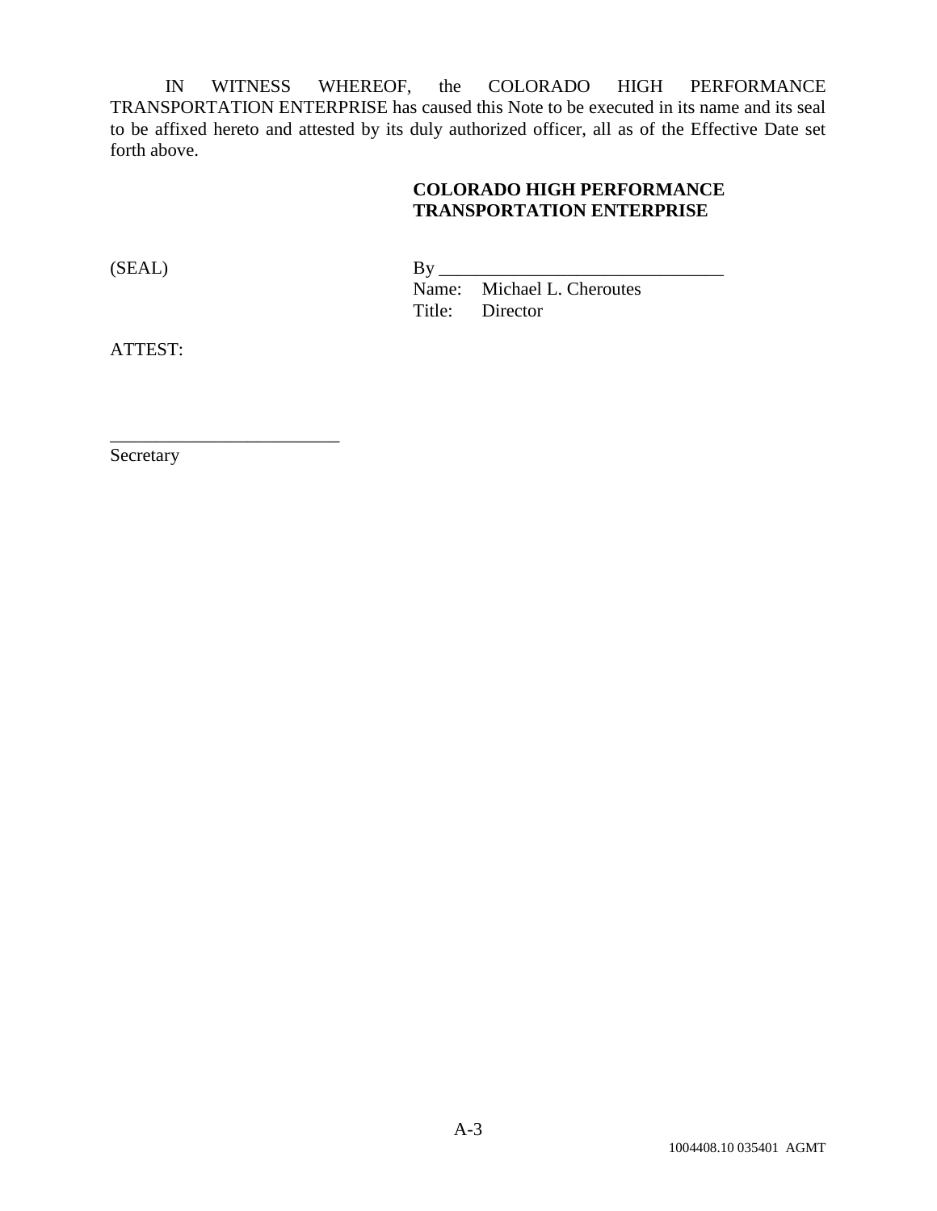IN WITNESS WHEREOF, the COLORADO HIGH PERFORMANCE TRANSPORTATION ENTERPRISE has caused this Note to be executed in its name and its seal to be affixed hereto and attested by its duly authorized officer, all as of the Effective Date set forth above.

**COLORADO HIGH PERFORMANCE TRANSPORTATION ENTERPRISE**

(SEAL)

By ________________________________
Name: Michael L. Cheroutes
Title: Director

ATTEST:

__________________________
Secretary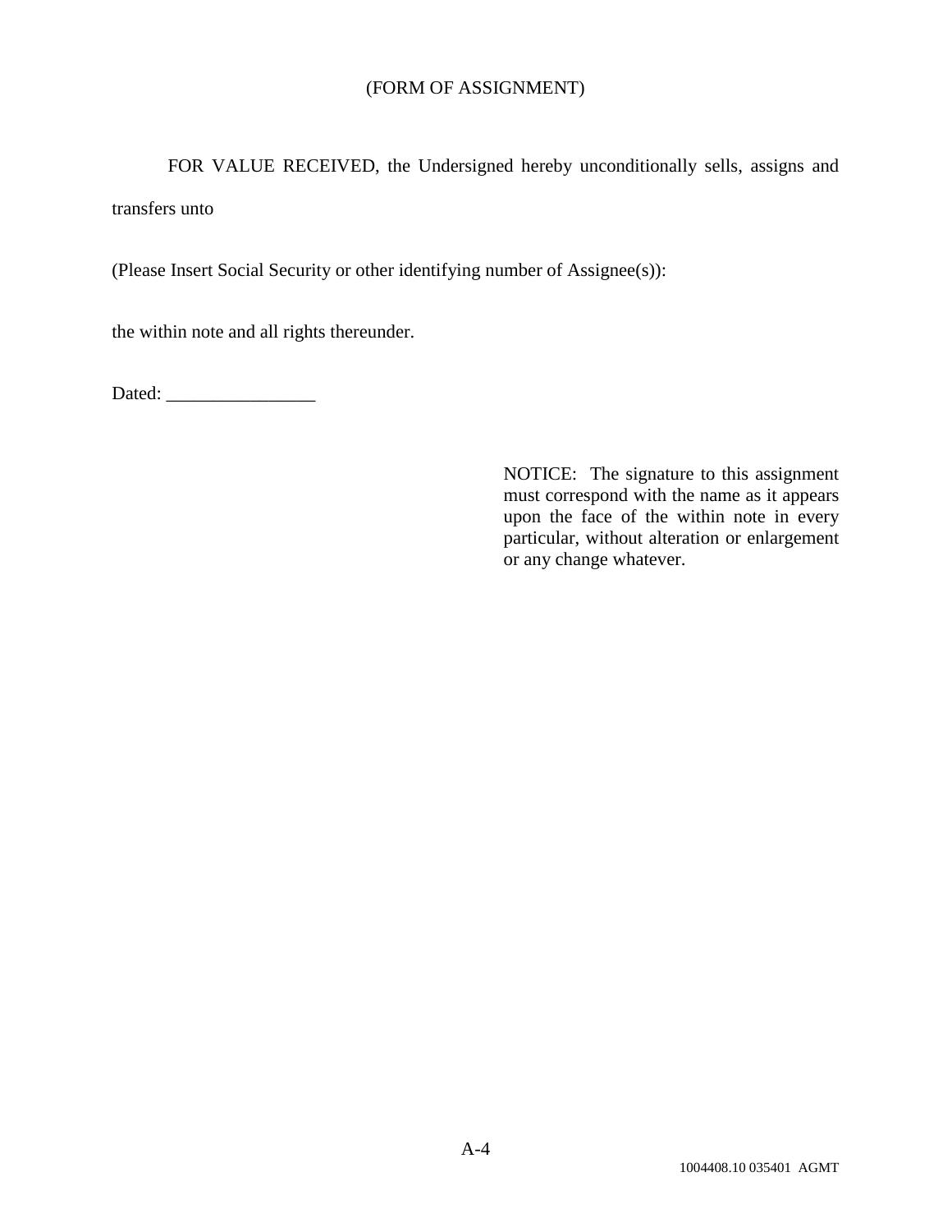(FORM OF ASSIGNMENT)

FOR VALUE RECEIVED, the Undersigned hereby unconditionally sells, assigns and transfers unto

(Please Insert Social Security or other identifying number of Assignee(s)):

the within note and all rights thereunder.

Dated: ________________

NOTICE: The signature to this assignment must correspond with the name as it appears upon the face of the within note in every particular, without alteration or enlargement or any change whatever.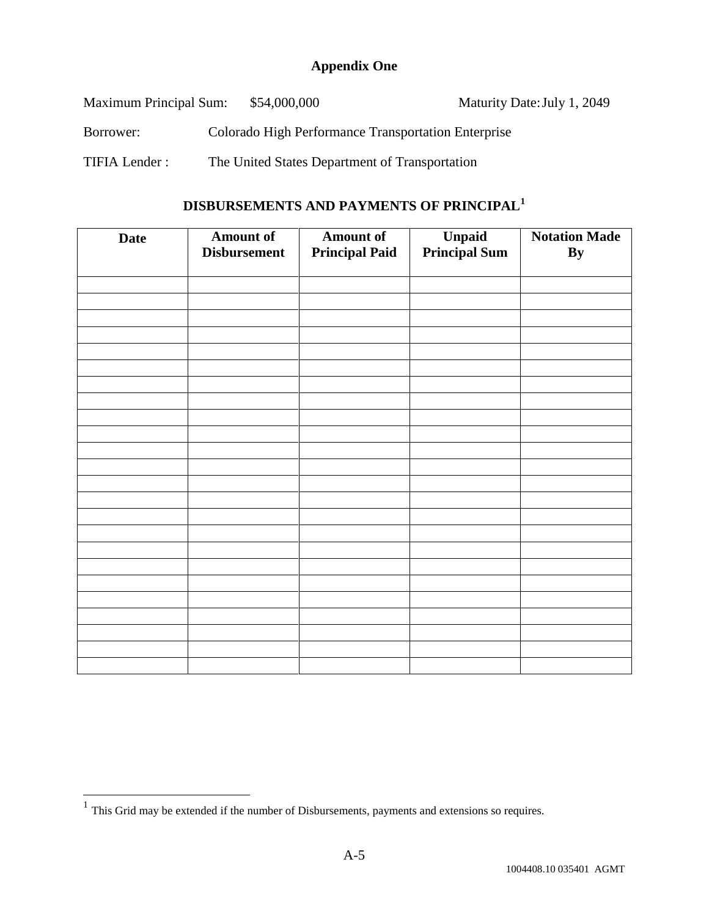## Appendix One

Maximum Principal Sum: $54,000,000 Maturity Date: July 1, 2049

Borrower: Colorado High Performance Transportation Enterprise

TIFIA Lender : The United States Department of Transportation

## DISBURSEMENTS AND PAYMENTS OF PRINCIPAL[1]

| Date | Amount of Disbursement | Amount of Principal Paid | Unpaid Principal Sum | Notation Made By |
|---|---|---|---|---|
| | | | | |
| | | | | |
| | | | | |
| | | | | |
| | | | | |
| | | | | |
| | | | | |
| | | | | |
| | | | | |
| | | | | |
| | | | | |
| | | | | |
| | | | | |
| | | | | |
| | | | | |
| | | | | |
| | | | | |
| | | | | |
| | | | | |
| | | | | |
| | | | | |
| | | | | |
| | | | | |
| | | | | |

[1] This Grid may be extended if the number of Disbursements, payments and extensions so requires.

A-5

1004408.10 035401 AGMT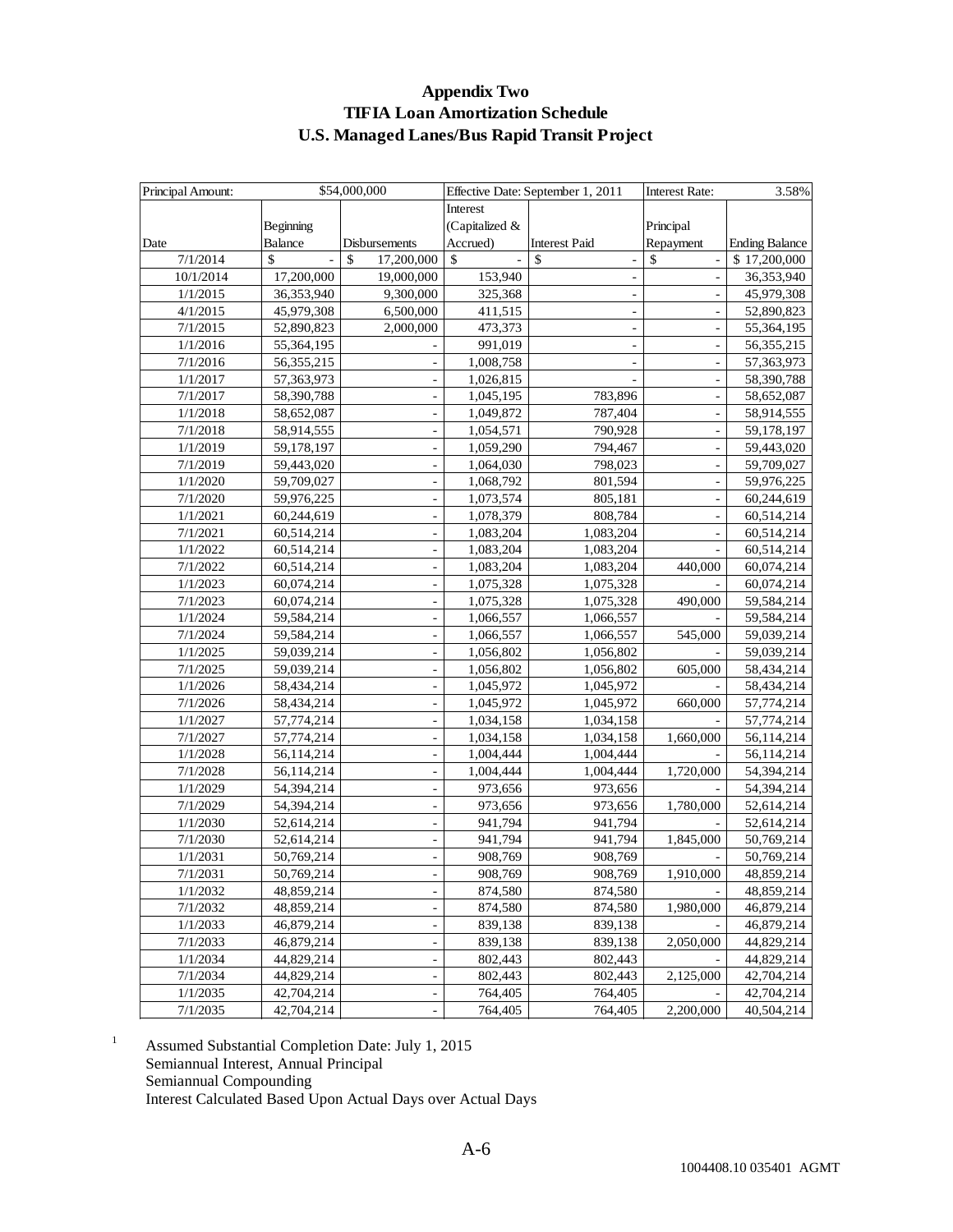# Appendix Two
## TIFIA Loan Amortization Schedule
## U.S. Managed Lanes/Bus Rapid Transit Project

| Principal Amount: | $54,000,000 | | Effective Date: September 1, 2011 | | Interest Rate: | 3.58% |
|---|---|---|---|---|---|---|
| Date | Beginning Balance | Disbursements | Interest (Capitalized & Accrued) | Interest Paid | Principal Repayment | Ending Balance |
| 7/1/2014 | $ - | $ 17,200,000 | $ - | $ - | $ - | $ 17,200,000 |
| 10/1/2014 | 17,200,000 | 19,000,000 | 153,940 | - | - | 36,353,940 |
| 1/1/2015 | 36,353,940 | 9,300,000 | 325,368 | - | - | 45,979,308 |
| 4/1/2015 | 45,979,308 | 6,500,000 | 411,515 | - | - | 52,890,823 |
| 7/1/2015 | 52,890,823 | 2,000,000 | 473,373 | - | - | 55,364,195 |
| 1/1/2016 | 55,364,195 | - | 991,019 | - | - | 56,355,215 |
| 7/1/2016 | 56,355,215 | - | 1,008,758 | - | - | 57,363,973 |
| 1/1/2017 | 57,363,973 | - | 1,026,815 | - | - | 58,390,788 |
| 7/1/2017 | 58,390,788 | - | 1,045,195 | 783,896 | - | 58,652,087 |
| 1/1/2018 | 58,652,087 | - | 1,049,872 | 787,404 | - | 58,914,555 |
| 7/1/2018 | 58,914,555 | - | 1,054,571 | 790,928 | - | 59,178,197 |
| 1/1/2019 | 59,178,197 | - | 1,059,290 | 794,467 | - | 59,443,020 |
| 7/1/2019 | 59,443,020 | - | 1,064,030 | 798,023 | - | 59,709,027 |
| 1/1/2020 | 59,709,027 | - | 1,068,792 | 801,594 | - | 59,976,225 |
| 7/1/2020 | 59,976,225 | - | 1,073,574 | 805,181 | - | 60,244,619 |
| 1/1/2021 | 60,244,619 | - | 1,078,379 | 808,784 | - | 60,514,214 |
| 7/1/2021 | 60,514,214 | - | 1,083,204 | 1,083,204 | - | 60,514,214 |
| 1/1/2022 | 60,514,214 | - | 1,083,204 | 1,083,204 | - | 60,514,214 |
| 7/1/2022 | 60,514,214 | - | 1,083,204 | 1,083,204 | 440,000 | 60,074,214 |
| 1/1/2023 | 60,074,214 | - | 1,075,328 | 1,075,328 | - | 60,074,214 |
| 7/1/2023 | 60,074,214 | - | 1,075,328 | 1,075,328 | 490,000 | 59,584,214 |
| 1/1/2024 | 59,584,214 | - | 1,066,557 | 1,066,557 | - | 59,584,214 |
| 7/1/2024 | 59,584,214 | - | 1,066,557 | 1,066,557 | 545,000 | 59,039,214 |
| 1/1/2025 | 59,039,214 | - | 1,056,802 | 1,056,802 | - | 59,039,214 |
| 7/1/2025 | 59,039,214 | - | 1,056,802 | 1,056,802 | 605,000 | 58,434,214 |
| 1/1/2026 | 58,434,214 | - | 1,045,972 | 1,045,972 | - | 58,434,214 |
| 7/1/2026 | 58,434,214 | - | 1,045,972 | 1,045,972 | 660,000 | 57,774,214 |
| 1/1/2027 | 57,774,214 | - | 1,034,158 | 1,034,158 | - | 57,774,214 |
| 7/1/2027 | 57,774,214 | - | 1,034,158 | 1,034,158 | 1,660,000 | 56,114,214 |
| 1/1/2028 | 56,114,214 | - | 1,004,444 | 1,004,444 | - | 56,114,214 |
| 7/1/2028 | 56,114,214 | - | 1,004,444 | 1,004,444 | 1,720,000 | 54,394,214 |
| 1/1/2029 | 54,394,214 | - | 973,656 | 973,656 | - | 54,394,214 |
| 7/1/2029 | 54,394,214 | - | 973,656 | 973,656 | 1,780,000 | 52,614,214 |
| 1/1/2030 | 52,614,214 | - | 941,794 | 941,794 | - | 52,614,214 |
| 7/1/2030 | 52,614,214 | - | 941,794 | 941,794 | 1,845,000 | 50,769,214 |
| 1/1/2031 | 50,769,214 | - | 908,769 | 908,769 | - | 50,769,214 |
| 7/1/2031 | 50,769,214 | - | 908,769 | 908,769 | 1,910,000 | 48,859,214 |
| 1/1/2032 | 48,859,214 | - | 874,580 | 874,580 | - | 48,859,214 |
| 7/1/2032 | 48,859,214 | - | 874,580 | 874,580 | 1,980,000 | 46,879,214 |
| 1/1/2033 | 46,879,214 | - | 839,138 | 839,138 | - | 46,879,214 |
| 7/1/2033 | 46,879,214 | - | 839,138 | 839,138 | 2,050,000 | 44,829,214 |
| 1/1/2034 | 44,829,214 | - | 802,443 | 802,443 | - | 44,829,214 |
| 7/1/2034 | 44,829,214 | - | 802,443 | 802,443 | 2,125,000 | 42,704,214 |
| 1/1/2035 | 42,704,214 | - | 764,405 | 764,405 | - | 42,704,214 |
| 7/1/2035 | 42,704,214 | - | 764,405 | 764,405 | 2,200,000 | 40,504,214 |

[1] Assumed Substantial Completion Date: July 1, 2015
Semiannual Interest, Annual Principal
Semiannual Compounding
Interest Calculated Based Upon Actual Days over Actual Days

1004408.10 035401 AGMT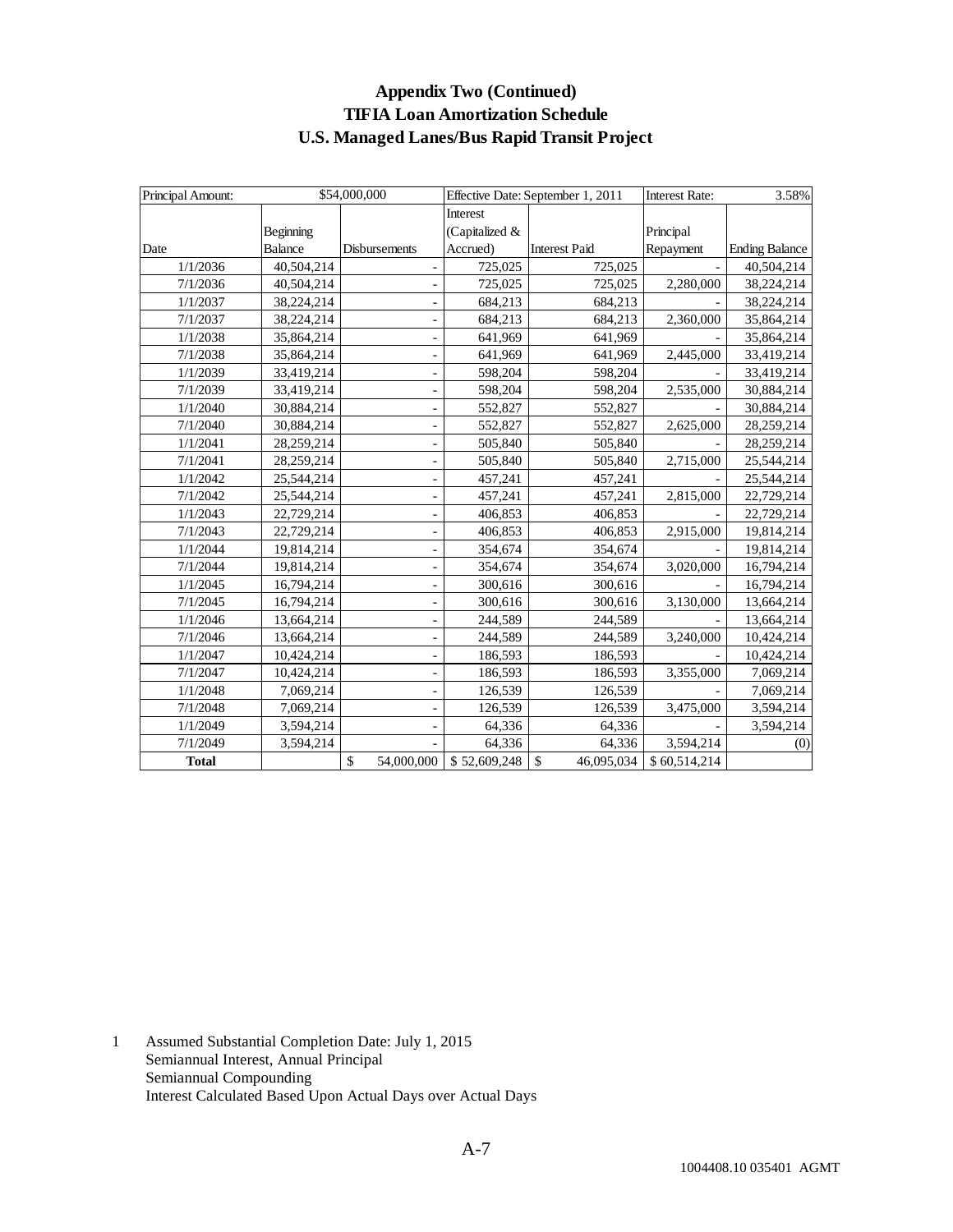## Appendix Two (Continued)
## TIFIA Loan Amortization Schedule
## U.S. Managed Lanes/Bus Rapid Transit Project

| Principal Amount: | $54,000,000 | | Effective Date: September 1, 2011 | | Interest Rate: | 3.58% |
|---|---|---|---|---|---|---|
| Date | Beginning Balance | Disbursements | Interest (Capitalized & Accrued) | Interest Paid | Principal Repayment | Ending Balance |
| 1/1/2036 | 40,504,214 | - | 725,025 | 725,025 | - | 40,504,214 |
| 7/1/2036 | 40,504,214 | - | 725,025 | 725,025 | 2,280,000 | 38,224,214 |
| 1/1/2037 | 38,224,214 | - | 684,213 | 684,213 | - | 38,224,214 |
| 7/1/2037 | 38,224,214 | - | 684,213 | 684,213 | 2,360,000 | 35,864,214 |
| 1/1/2038 | 35,864,214 | - | 641,969 | 641,969 | - | 35,864,214 |
| 7/1/2038 | 35,864,214 | - | 641,969 | 641,969 | 2,445,000 | 33,419,214 |
| 1/1/2039 | 33,419,214 | - | 598,204 | 598,204 | - | 33,419,214 |
| 7/1/2039 | 33,419,214 | - | 598,204 | 598,204 | 2,535,000 | 30,884,214 |
| 1/1/2040 | 30,884,214 | - | 552,827 | 552,827 | - | 30,884,214 |
| 7/1/2040 | 30,884,214 | - | 552,827 | 552,827 | 2,625,000 | 28,259,214 |
| 1/1/2041 | 28,259,214 | - | 505,840 | 505,840 | - | 28,259,214 |
| 7/1/2041 | 28,259,214 | - | 505,840 | 505,840 | 2,715,000 | 25,544,214 |
| 1/1/2042 | 25,544,214 | - | 457,241 | 457,241 | - | 25,544,214 |
| 7/1/2042 | 25,544,214 | - | 457,241 | 457,241 | 2,815,000 | 22,729,214 |
| 1/1/2043 | 22,729,214 | - | 406,853 | 406,853 | - | 22,729,214 |
| 7/1/2043 | 22,729,214 | - | 406,853 | 406,853 | 2,915,000 | 19,814,214 |
| 1/1/2044 | 19,814,214 | - | 354,674 | 354,674 | - | 19,814,214 |
| 7/1/2044 | 19,814,214 | - | 354,674 | 354,674 | 3,020,000 | 16,794,214 |
| 1/1/2045 | 16,794,214 | - | 300,616 | 300,616 | - | 16,794,214 |
| 7/1/2045 | 16,794,214 | - | 300,616 | 300,616 | 3,130,000 | 13,664,214 |
| 1/1/2046 | 13,664,214 | - | 244,589 | 244,589 | - | 13,664,214 |
| 7/1/2046 | 13,664,214 | - | 244,589 | 244,589 | 3,240,000 | 10,424,214 |
| 1/1/2047 | 10,424,214 | - | 186,593 | 186,593 | - | 10,424,214 |
| 7/1/2047 | 10,424,214 | - | 186,593 | 186,593 | 3,355,000 | 7,069,214 |
| 1/1/2048 | 7,069,214 | - | 126,539 | 126,539 | - | 7,069,214 |
| 7/1/2048 | 7,069,214 | - | 126,539 | 126,539 | 3,475,000 | 3,594,214 |
| 1/1/2049 | 3,594,214 | - | 64,336 | 64,336 | - | 3,594,214 |
| 7/1/2049 | 3,594,214 | - | 64,336 | 64,336 | 3,594,214 | (0) |
| **Total** | | $ 54,000,000 | $ 52,609,248 | $ 46,095,034 | $ 60,514,214 | |

1 Assumed Substantial Completion Date: July 1, 2015
Semiannual Interest, Annual Principal
Semiannual Compounding
Interest Calculated Based Upon Actual Days over Actual Days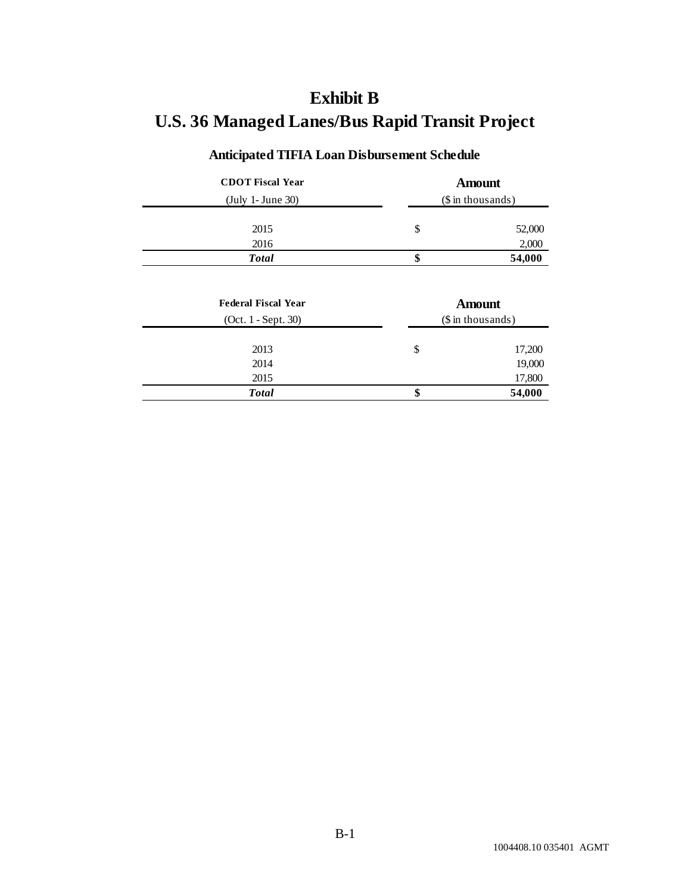# Exhibit B

# U.S. 36 Managed Lanes/Bus Rapid Transit Project

### Anticipated TIFIA Loan Disbursement Schedule

| **CDOT Fiscal Year** (July 1- June 30) | **Amount** ($ in thousands) | |
|---|---|---|
| 2015 | $ | 52,000 |
| 2016 | | 2,000 |
| ***Total*** | **$** | **54,000** |

| **Federal Fiscal Year** (Oct. 1 - Sept. 30) | **Amount** ($ in thousands) | |
|---|---|---|
| 2013 | $ | 17,200 |
| 2014 | | 19,000 |
| 2015 | | 17,800 |
| ***Total*** | **$** | **54,000** |

1004408.10 035401 AGMT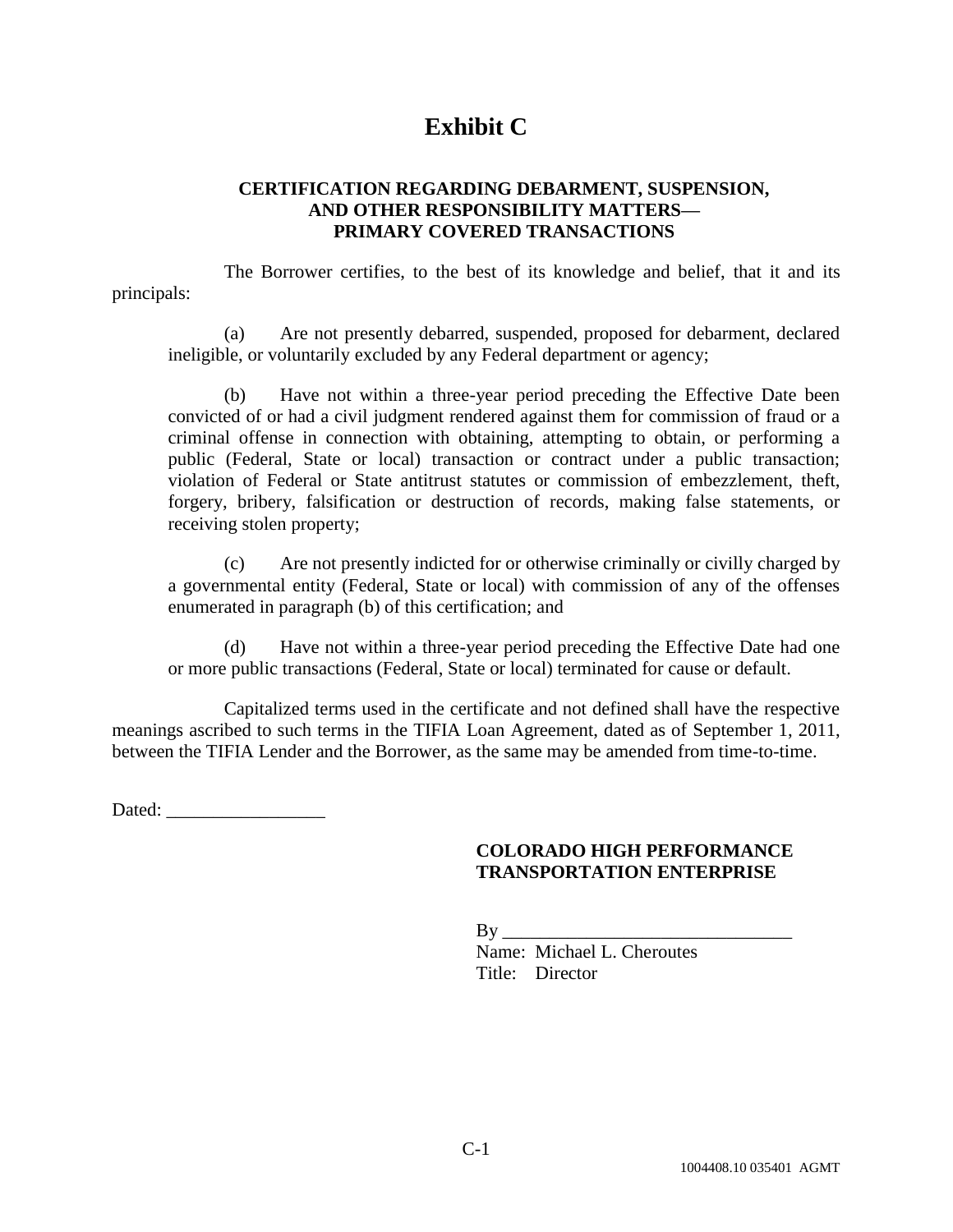# Exhibit C

**CERTIFICATION REGARDING DEBARMENT, SUSPENSION, AND OTHER RESPONSIBILITY MATTERS— PRIMARY COVERED TRANSACTIONS**

The Borrower certifies, to the best of its knowledge and belief, that it and its principals:

(a) Are not presently debarred, suspended, proposed for debarment, declared ineligible, or voluntarily excluded by any Federal department or agency;

(b) Have not within a three-year period preceding the Effective Date been convicted of or had a civil judgment rendered against them for commission of fraud or a criminal offense in connection with obtaining, attempting to obtain, or performing a public (Federal, State or local) transaction or contract under a public transaction; violation of Federal or State antitrust statutes or commission of embezzlement, theft, forgery, bribery, falsification or destruction of records, making false statements, or receiving stolen property;

(c) Are not presently indicted for or otherwise criminally or civilly charged by a governmental entity (Federal, State or local) with commission of any of the offenses enumerated in paragraph (b) of this certification; and

(d) Have not within a three-year period preceding the Effective Date had one or more public transactions (Federal, State or local) terminated for cause or default.

Capitalized terms used in the certificate and not defined shall have the respective meanings ascribed to such terms in the TIFIA Loan Agreement, dated as of September 1, 2011, between the TIFIA Lender and the Borrower, as the same may be amended from time-to-time.

Dated: _________________

**COLORADO HIGH PERFORMANCE TRANSPORTATION ENTERPRISE**

By _______________________________
Name: Michael L. Cheroutes
Title: Director

1004408.10 035401 AGMT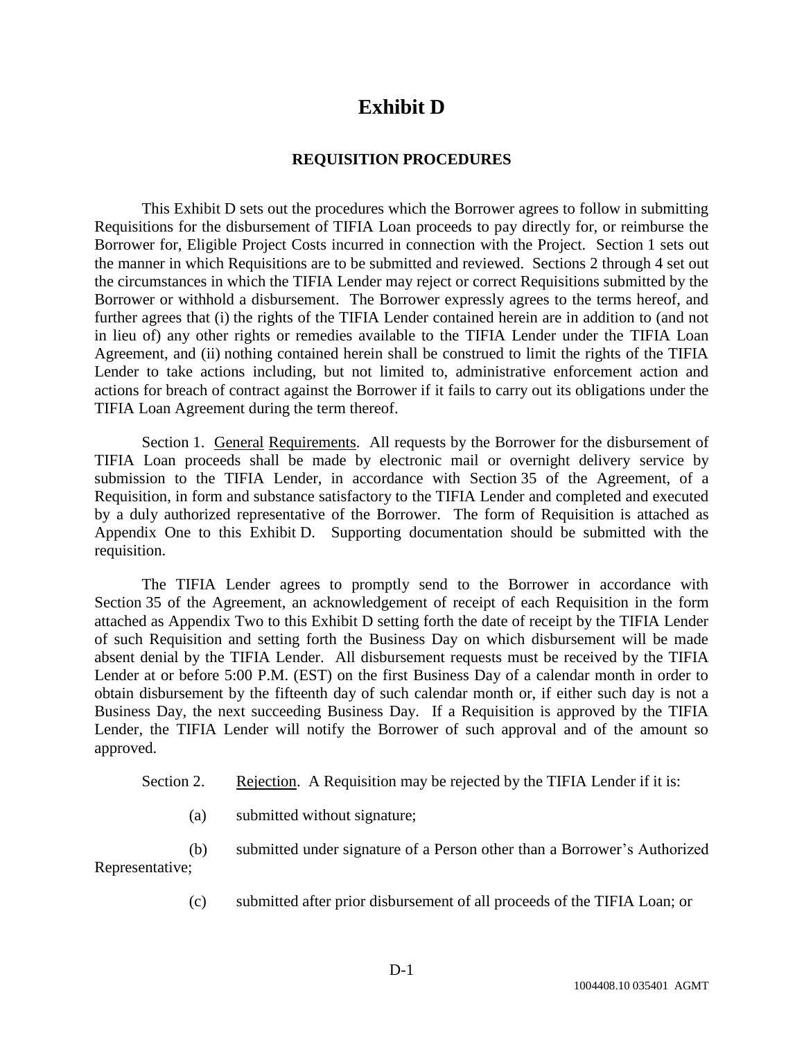# Exhibit D

## REQUISITION PROCEDURES

This Exhibit D sets out the procedures which the Borrower agrees to follow in submitting Requisitions for the disbursement of TIFIA Loan proceeds to pay directly for, or reimburse the Borrower for, Eligible Project Costs incurred in connection with the Project. Section 1 sets out the manner in which Requisitions are to be submitted and reviewed. Sections 2 through 4 set out the circumstances in which the TIFIA Lender may reject or correct Requisitions submitted by the Borrower or withhold a disbursement. The Borrower expressly agrees to the terms hereof, and further agrees that (i) the rights of the TIFIA Lender contained herein are in addition to (and not in lieu of) any other rights or remedies available to the TIFIA Lender under the TIFIA Loan Agreement, and (ii) nothing contained herein shall be construed to limit the rights of the TIFIA Lender to take actions including, but not limited to, administrative enforcement action and actions for breach of contract against the Borrower if it fails to carry out its obligations under the TIFIA Loan Agreement during the term thereof.

Section 1. General Requirements. All requests by the Borrower for the disbursement of TIFIA Loan proceeds shall be made by electronic mail or overnight delivery service by submission to the TIFIA Lender, in accordance with Section 35 of the Agreement, of a Requisition, in form and substance satisfactory to the TIFIA Lender and completed and executed by a duly authorized representative of the Borrower. The form of Requisition is attached as Appendix One to this Exhibit D. Supporting documentation should be submitted with the requisition.

The TIFIA Lender agrees to promptly send to the Borrower in accordance with Section 35 of the Agreement, an acknowledgement of receipt of each Requisition in the form attached as Appendix Two to this Exhibit D setting forth the date of receipt by the TIFIA Lender of such Requisition and setting forth the Business Day on which disbursement will be made absent denial by the TIFIA Lender. All disbursement requests must be received by the TIFIA Lender at or before 5:00 P.M. (EST) on the first Business Day of a calendar month in order to obtain disbursement by the fifteenth day of such calendar month or, if either such day is not a Business Day, the next succeeding Business Day. If a Requisition is approved by the TIFIA Lender, the TIFIA Lender will notify the Borrower of such approval and of the amount so approved.

Section 2. Rejection. A Requisition may be rejected by the TIFIA Lender if it is:

(a) submitted without signature;

(b) submitted under signature of a Person other than a Borrower's Authorized Representative;

(c) submitted after prior disbursement of all proceeds of the TIFIA Loan; or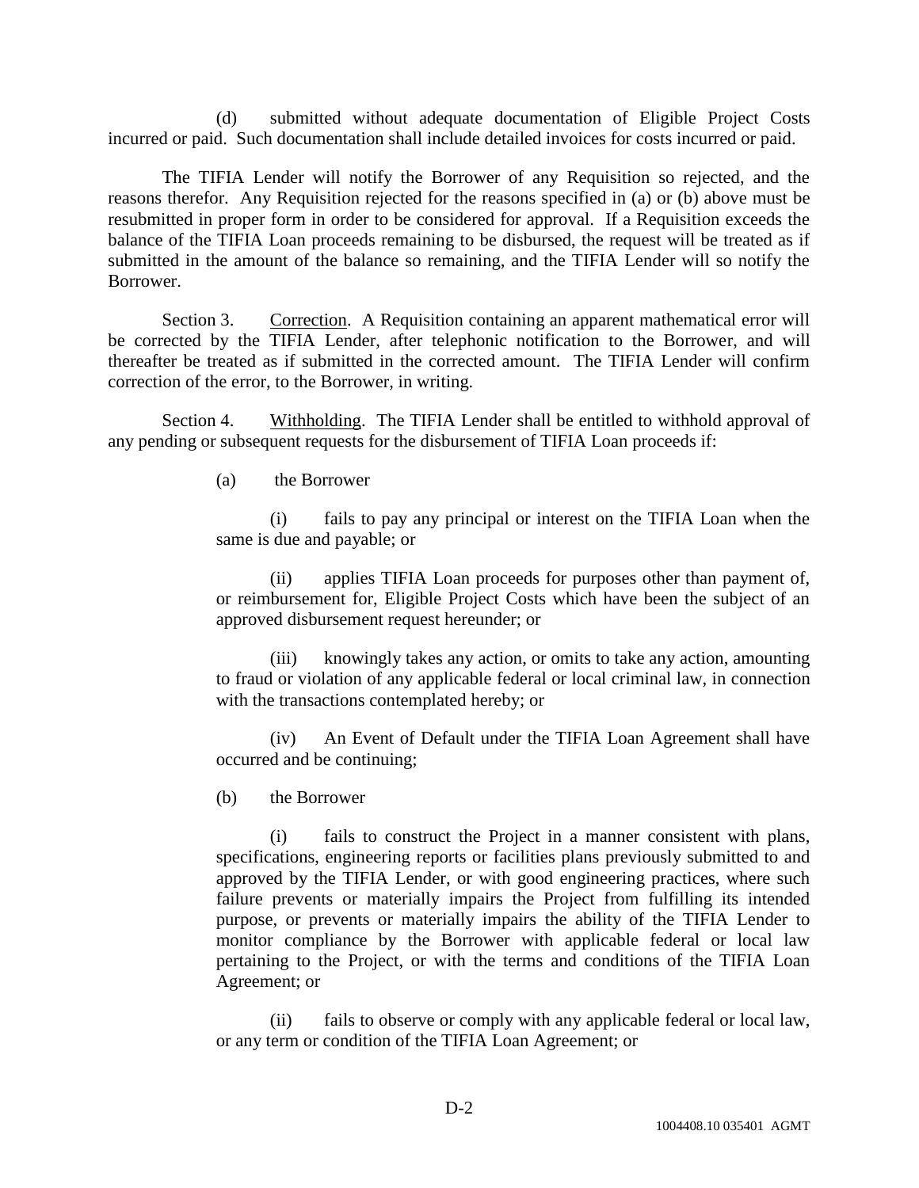(d) submitted without adequate documentation of Eligible Project Costs incurred or paid. Such documentation shall include detailed invoices for costs incurred or paid.

The TIFIA Lender will notify the Borrower of any Requisition so rejected, and the reasons therefor. Any Requisition rejected for the reasons specified in (a) or (b) above must be resubmitted in proper form in order to be considered for approval. If a Requisition exceeds the balance of the TIFIA Loan proceeds remaining to be disbursed, the request will be treated as if submitted in the amount of the balance so remaining, and the TIFIA Lender will so notify the Borrower.

Section 3. Correction. A Requisition containing an apparent mathematical error will be corrected by the TIFIA Lender, after telephonic notification to the Borrower, and will thereafter be treated as if submitted in the corrected amount. The TIFIA Lender will confirm correction of the error, to the Borrower, in writing.

Section 4. Withholding. The TIFIA Lender shall be entitled to withhold approval of any pending or subsequent requests for the disbursement of TIFIA Loan proceeds if:

(a) the Borrower

(i) fails to pay any principal or interest on the TIFIA Loan when the same is due and payable; or

(ii) applies TIFIA Loan proceeds for purposes other than payment of, or reimbursement for, Eligible Project Costs which have been the subject of an approved disbursement request hereunder; or

(iii) knowingly takes any action, or omits to take any action, amounting to fraud or violation of any applicable federal or local criminal law, in connection with the transactions contemplated hereby; or

(iv) An Event of Default under the TIFIA Loan Agreement shall have occurred and be continuing;

(b) the Borrower

(i) fails to construct the Project in a manner consistent with plans, specifications, engineering reports or facilities plans previously submitted to and approved by the TIFIA Lender, or with good engineering practices, where such failure prevents or materially impairs the Project from fulfilling its intended purpose, or prevents or materially impairs the ability of the TIFIA Lender to monitor compliance by the Borrower with applicable federal or local law pertaining to the Project, or with the terms and conditions of the TIFIA Loan Agreement; or

(ii) fails to observe or comply with any applicable federal or local law, or any term or condition of the TIFIA Loan Agreement; or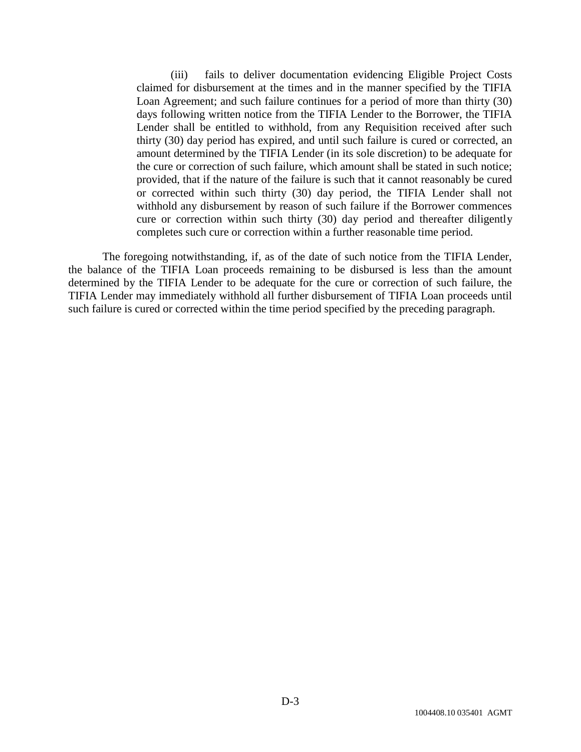(iii) fails to deliver documentation evidencing Eligible Project Costs claimed for disbursement at the times and in the manner specified by the TIFIA Loan Agreement; and such failure continues for a period of more than thirty (30) days following written notice from the TIFIA Lender to the Borrower, the TIFIA Lender shall be entitled to withhold, from any Requisition received after such thirty (30) day period has expired, and until such failure is cured or corrected, an amount determined by the TIFIA Lender (in its sole discretion) to be adequate for the cure or correction of such failure, which amount shall be stated in such notice; provided, that if the nature of the failure is such that it cannot reasonably be cured or corrected within such thirty (30) day period, the TIFIA Lender shall not withhold any disbursement by reason of such failure if the Borrower commences cure or correction within such thirty (30) day period and thereafter diligently completes such cure or correction within a further reasonable time period.

The foregoing notwithstanding, if, as of the date of such notice from the TIFIA Lender, the balance of the TIFIA Loan proceeds remaining to be disbursed is less than the amount determined by the TIFIA Lender to be adequate for the cure or correction of such failure, the TIFIA Lender may immediately withhold all further disbursement of TIFIA Loan proceeds until such failure is cured or corrected within the time period specified by the preceding paragraph.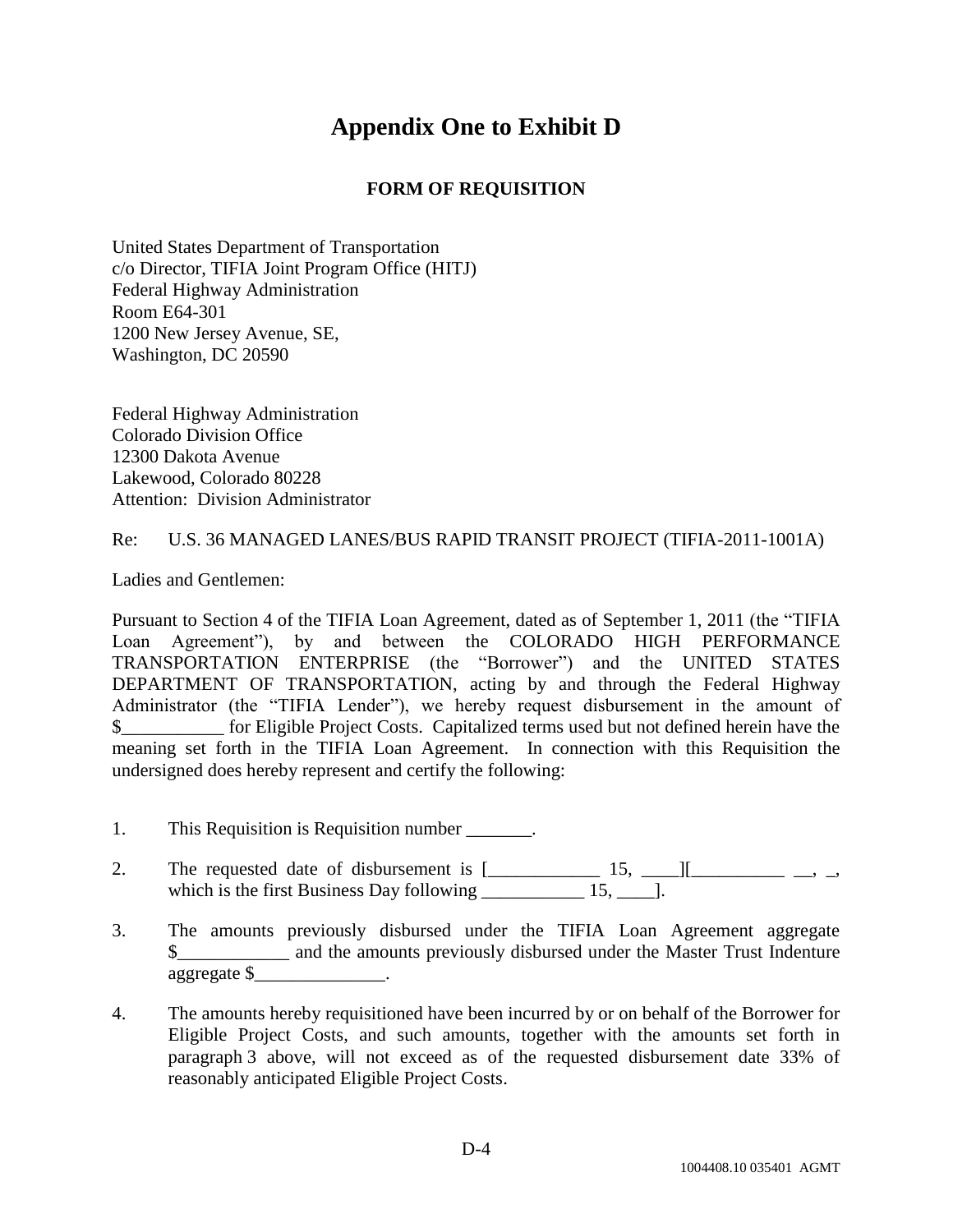# Appendix One to Exhibit D

**FORM OF REQUISITION**

United States Department of Transportation
c/o Director, TIFIA Joint Program Office (HITJ)
Federal Highway Administration
Room E64-301
1200 New Jersey Avenue, SE,
Washington, DC 20590

Federal Highway Administration
Colorado Division Office
12300 Dakota Avenue
Lakewood, Colorado 80228
Attention: Division Administrator

Re: U.S. 36 MANAGED LANES/BUS RAPID TRANSIT PROJECT (TIFIA-2011-1001A)

Ladies and Gentlemen:

Pursuant to Section 4 of the TIFIA Loan Agreement, dated as of September 1, 2011 (the "TIFIA Loan Agreement"), by and between the COLORADO HIGH PERFORMANCE TRANSPORTATION ENTERPRISE (the "Borrower") and the UNITED STATES DEPARTMENT OF TRANSPORTATION, acting by and through the Federal Highway Administrator (the "TIFIA Lender"), we hereby request disbursement in the amount of $___________ for Eligible Project Costs. Capitalized terms used but not defined herein have the meaning set forth in the TIFIA Loan Agreement. In connection with this Requisition the undersigned does hereby represent and certify the following:

1. This Requisition is Requisition number _______.

2. The requested date of disbursement is [____________ 15, ____][__________ __, _, which is the first Business Day following ___________ 15, ____].

3. The amounts previously disbursed under the TIFIA Loan Agreement aggregate $____________ and the amounts previously disbursed under the Master Trust Indenture aggregate $______________.

4. The amounts hereby requisitioned have been incurred by or on behalf of the Borrower for Eligible Project Costs, and such amounts, together with the amounts set forth in paragraph 3 above, will not exceed as of the requested disbursement date 33% of reasonably anticipated Eligible Project Costs.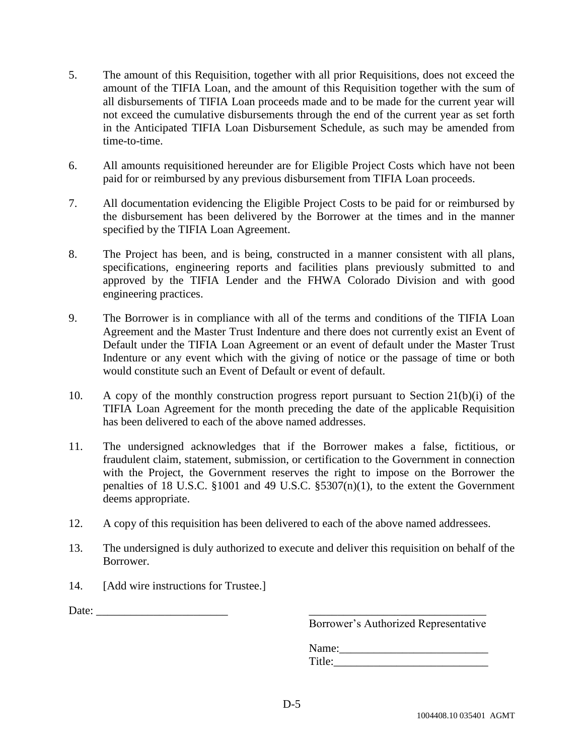5. The amount of this Requisition, together with all prior Requisitions, does not exceed the amount of the TIFIA Loan, and the amount of this Requisition together with the sum of all disbursements of TIFIA Loan proceeds made and to be made for the current year will not exceed the cumulative disbursements through the end of the current year as set forth in the Anticipated TIFIA Loan Disbursement Schedule, as such may be amended from time-to-time.

6. All amounts requisitioned hereunder are for Eligible Project Costs which have not been paid for or reimbursed by any previous disbursement from TIFIA Loan proceeds.

7. All documentation evidencing the Eligible Project Costs to be paid for or reimbursed by the disbursement has been delivered by the Borrower at the times and in the manner specified by the TIFIA Loan Agreement.

8. The Project has been, and is being, constructed in a manner consistent with all plans, specifications, engineering reports and facilities plans previously submitted to and approved by the TIFIA Lender and the FHWA Colorado Division and with good engineering practices.

9. The Borrower is in compliance with all of the terms and conditions of the TIFIA Loan Agreement and the Master Trust Indenture and there does not currently exist an Event of Default under the TIFIA Loan Agreement or an event of default under the Master Trust Indenture or any event which with the giving of notice or the passage of time or both would constitute such an Event of Default or event of default.

10. A copy of the monthly construction progress report pursuant to Section 21(b)(i) of the TIFIA Loan Agreement for the month preceding the date of the applicable Requisition has been delivered to each of the above named addresses.

11. The undersigned acknowledges that if the Borrower makes a false, fictitious, or fraudulent claim, statement, submission, or certification to the Government in connection with the Project, the Government reserves the right to impose on the Borrower the penalties of 18 U.S.C. §1001 and 49 U.S.C. §5307(n)(1), to the extent the Government deems appropriate.

12. A copy of this requisition has been delivered to each of the above named addressees.

13. The undersigned is duly authorized to execute and deliver this requisition on behalf of the Borrower.

14. [Add wire instructions for Trustee.]

Date: ________________________

________________________________
Borrower's Authorized Representative

Name:__________________________
Title:___________________________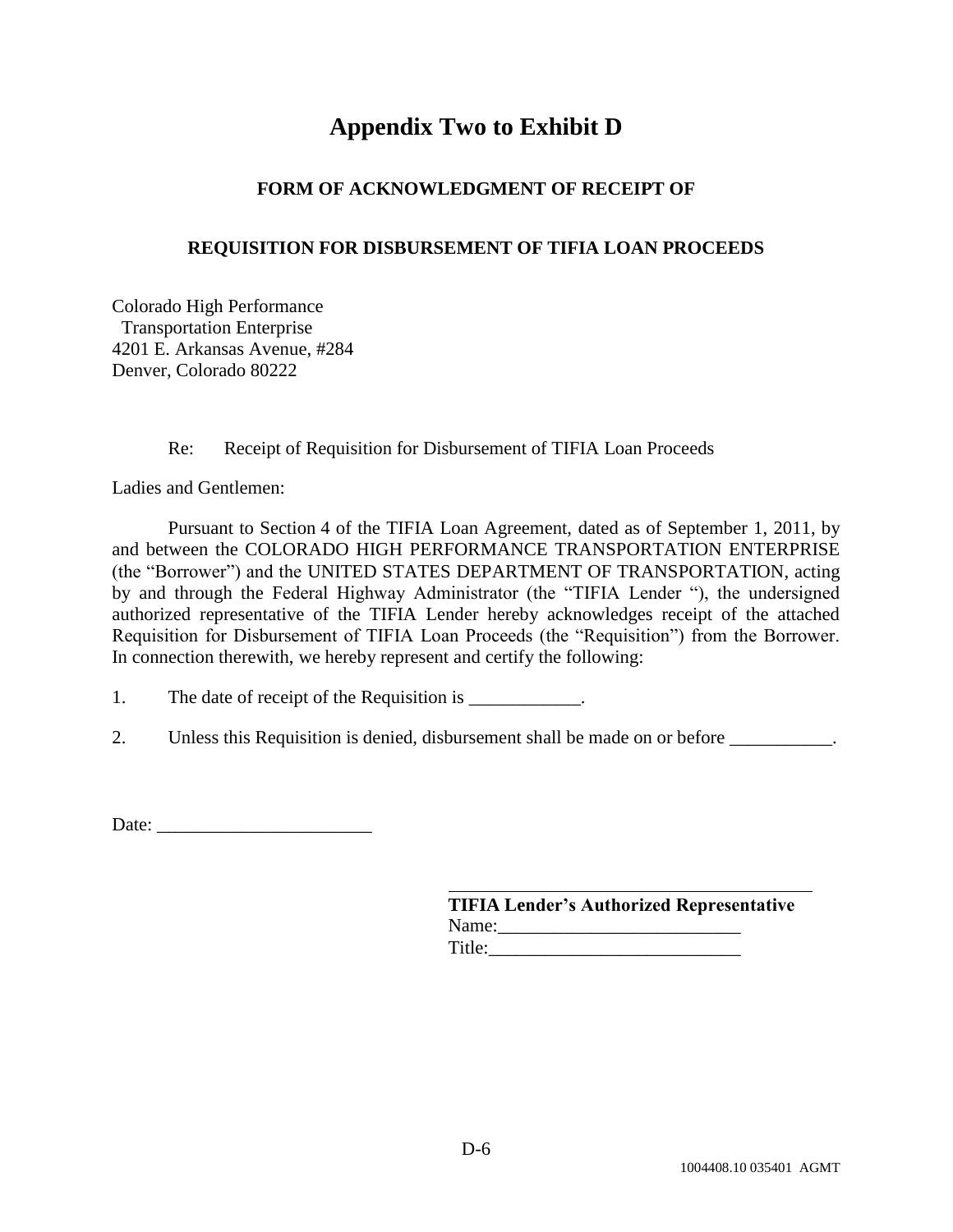# Appendix Two to Exhibit D

**FORM OF ACKNOWLEDGMENT OF RECEIPT OF**

**REQUISITION FOR DISBURSEMENT OF TIFIA LOAN PROCEEDS**

Colorado High Performance
 Transportation Enterprise
4201 E. Arkansas Avenue, #284
Denver, Colorado 80222

Re: Receipt of Requisition for Disbursement of TIFIA Loan Proceeds

Ladies and Gentlemen:

Pursuant to Section 4 of the TIFIA Loan Agreement, dated as of September 1, 2011, by and between the COLORADO HIGH PERFORMANCE TRANSPORTATION ENTERPRISE (the "Borrower") and the UNITED STATES DEPARTMENT OF TRANSPORTATION, acting by and through the Federal Highway Administrator (the "TIFIA Lender "), the undersigned authorized representative of the TIFIA Lender hereby acknowledges receipt of the attached Requisition for Disbursement of TIFIA Loan Proceeds (the "Requisition") from the Borrower. In connection therewith, we hereby represent and certify the following:

1. The date of receipt of the Requisition is ____________.

2. Unless this Requisition is denied, disbursement shall be made on or before ___________.

Date: _______________________

\_\_\_\_\_\_\_\_\_\_\_\_\_\_\_\_\_\_\_\_\_\_\_\_\_\_\_\_\_\_\_\_\_\_\_\_\_\_\_\_
**TIFIA Lender's Authorized Representative**
Name:__________________________
Title:___________________________

1004408.10 035401 AGMT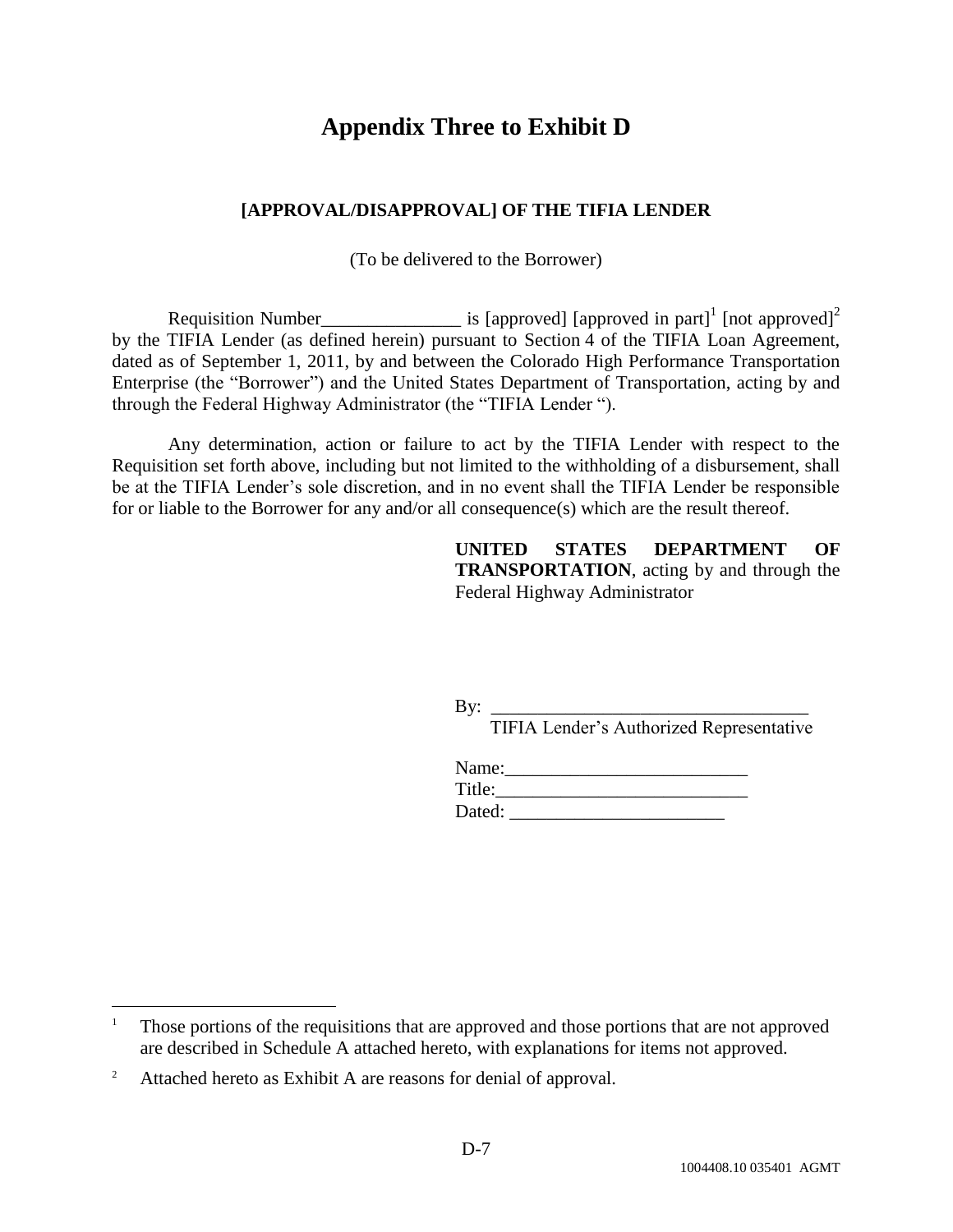# Appendix Three to Exhibit D

**[APPROVAL/DISAPPROVAL] OF THE TIFIA LENDER**

(To be delivered to the Borrower)

Requisition Number_______________ is [approved] [approved in part][1] [not approved][2] by the TIFIA Lender (as defined herein) pursuant to Section 4 of the TIFIA Loan Agreement, dated as of September 1, 2011, by and between the Colorado High Performance Transportation Enterprise (the "Borrower") and the United States Department of Transportation, acting by and through the Federal Highway Administrator (the "TIFIA Lender ").

Any determination, action or failure to act by the TIFIA Lender with respect to the Requisition set forth above, including but not limited to the withholding of a disbursement, shall be at the TIFIA Lender's sole discretion, and in no event shall the TIFIA Lender be responsible for or liable to the Borrower for any and/or all consequence(s) which are the result thereof.

**UNITED STATES DEPARTMENT OF TRANSPORTATION**, acting by and through the Federal Highway Administrator

By: ___________________________________
TIFIA Lender's Authorized Representative

Name:__________________________
Title:___________________________
Dated: ________________________

---

[1] Those portions of the requisitions that are approved and those portions that are not approved are described in Schedule A attached hereto, with explanations for items not approved.

[2] Attached hereto as Exhibit A are reasons for denial of approval.

D-7

1004408.10 035401 AGMT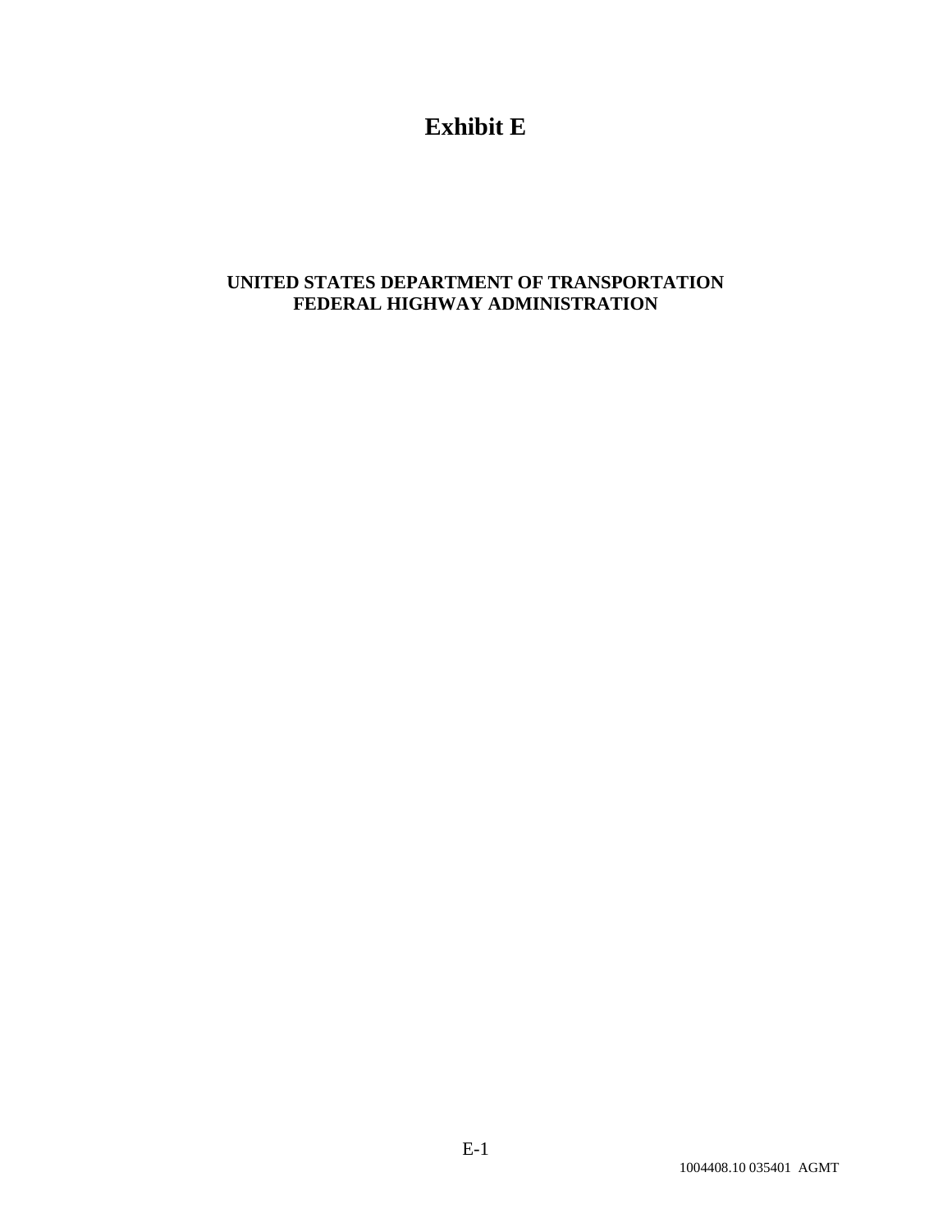# Exhibit E

**UNITED STATES DEPARTMENT OF TRANSPORTATION**
**FEDERAL HIGHWAY ADMINISTRATION**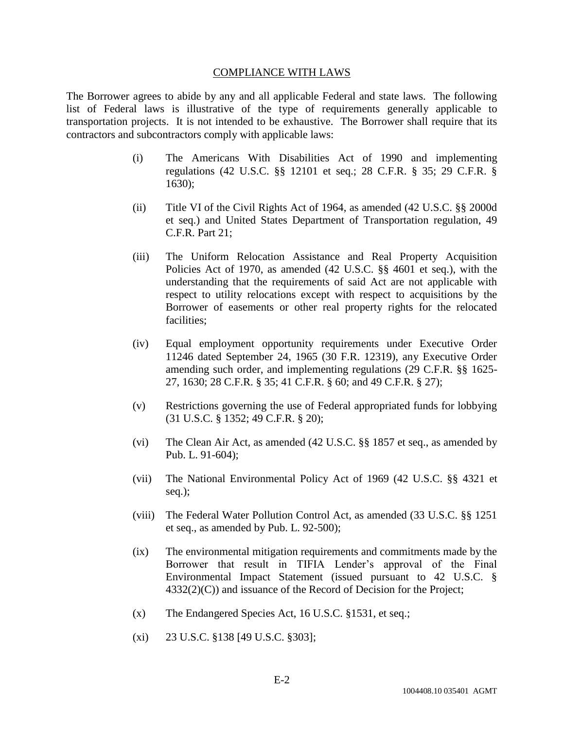## COMPLIANCE WITH LAWS

The Borrower agrees to abide by any and all applicable Federal and state laws. The following list of Federal laws is illustrative of the type of requirements generally applicable to transportation projects. It is not intended to be exhaustive. The Borrower shall require that its contractors and subcontractors comply with applicable laws:

(i) The Americans With Disabilities Act of 1990 and implementing regulations (42 U.S.C. §§ 12101 et seq.; 28 C.F.R. § 35; 29 C.F.R. § 1630);

(ii) Title VI of the Civil Rights Act of 1964, as amended (42 U.S.C. §§ 2000d et seq.) and United States Department of Transportation regulation, 49 C.F.R. Part 21;

(iii) The Uniform Relocation Assistance and Real Property Acquisition Policies Act of 1970, as amended (42 U.S.C. §§ 4601 et seq.), with the understanding that the requirements of said Act are not applicable with respect to utility relocations except with respect to acquisitions by the Borrower of easements or other real property rights for the relocated facilities;

(iv) Equal employment opportunity requirements under Executive Order 11246 dated September 24, 1965 (30 F.R. 12319), any Executive Order amending such order, and implementing regulations (29 C.F.R. §§ 1625-27, 1630; 28 C.F.R. § 35; 41 C.F.R. § 60; and 49 C.F.R. § 27);

(v) Restrictions governing the use of Federal appropriated funds for lobbying (31 U.S.C. § 1352; 49 C.F.R. § 20);

(vi) The Clean Air Act, as amended (42 U.S.C. §§ 1857 et seq., as amended by Pub. L. 91-604);

(vii) The National Environmental Policy Act of 1969 (42 U.S.C. §§ 4321 et seq.);

(viii) The Federal Water Pollution Control Act, as amended (33 U.S.C. §§ 1251 et seq., as amended by Pub. L. 92-500);

(ix) The environmental mitigation requirements and commitments made by the Borrower that result in TIFIA Lender's approval of the Final Environmental Impact Statement (issued pursuant to 42 U.S.C. § 4332(2)(C)) and issuance of the Record of Decision for the Project;

(x) The Endangered Species Act, 16 U.S.C. §1531, et seq.;

(xi) 23 U.S.C. §138 [49 U.S.C. §303];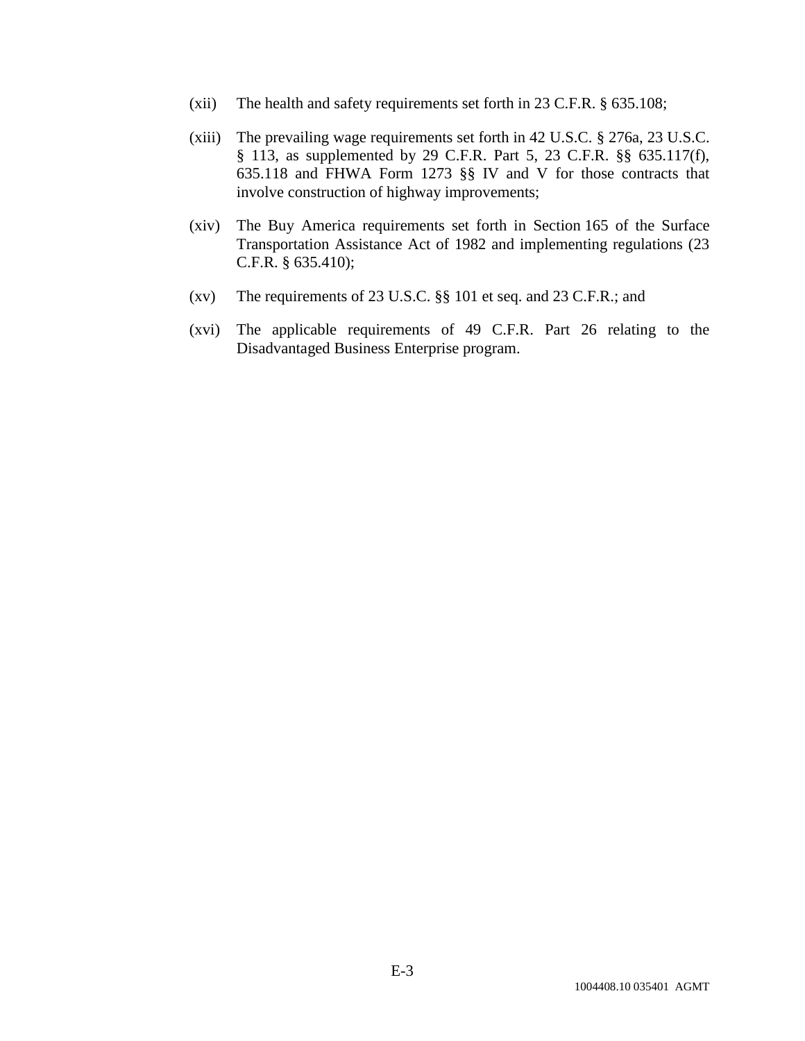(xii) The health and safety requirements set forth in 23 C.F.R. § 635.108;

(xiii) The prevailing wage requirements set forth in 42 U.S.C. § 276a, 23 U.S.C. § 113, as supplemented by 29 C.F.R. Part 5, 23 C.F.R. §§ 635.117(f), 635.118 and FHWA Form 1273 §§ IV and V for those contracts that involve construction of highway improvements;

(xiv) The Buy America requirements set forth in Section 165 of the Surface Transportation Assistance Act of 1982 and implementing regulations (23 C.F.R. § 635.410);

(xv) The requirements of 23 U.S.C. §§ 101 et seq. and 23 C.F.R.; and

(xvi) The applicable requirements of 49 C.F.R. Part 26 relating to the Disadvantaged Business Enterprise program.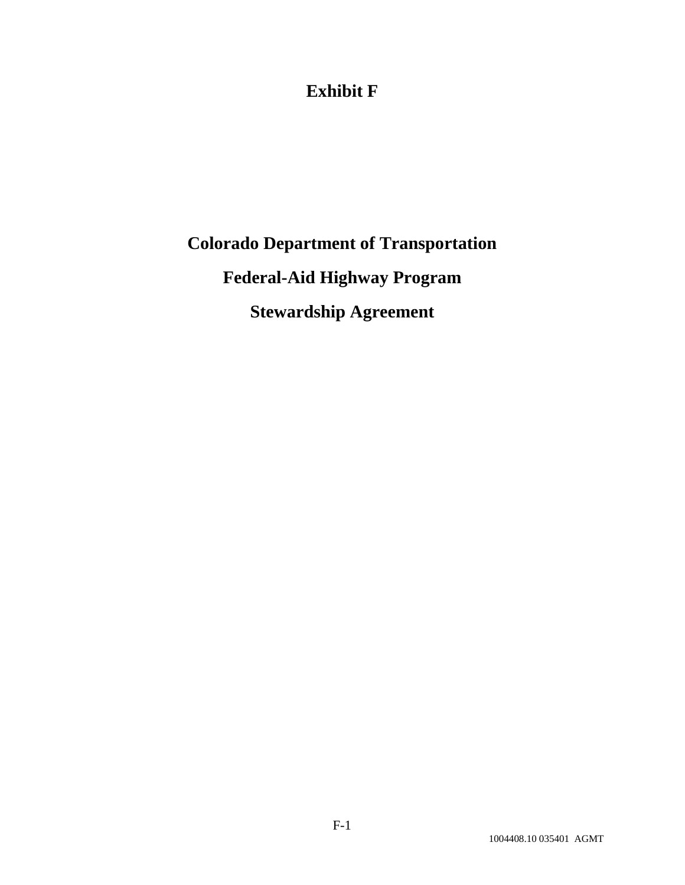# Exhibit F

# Colorado Department of Transportation

# Federal-Aid Highway Program

# Stewardship Agreement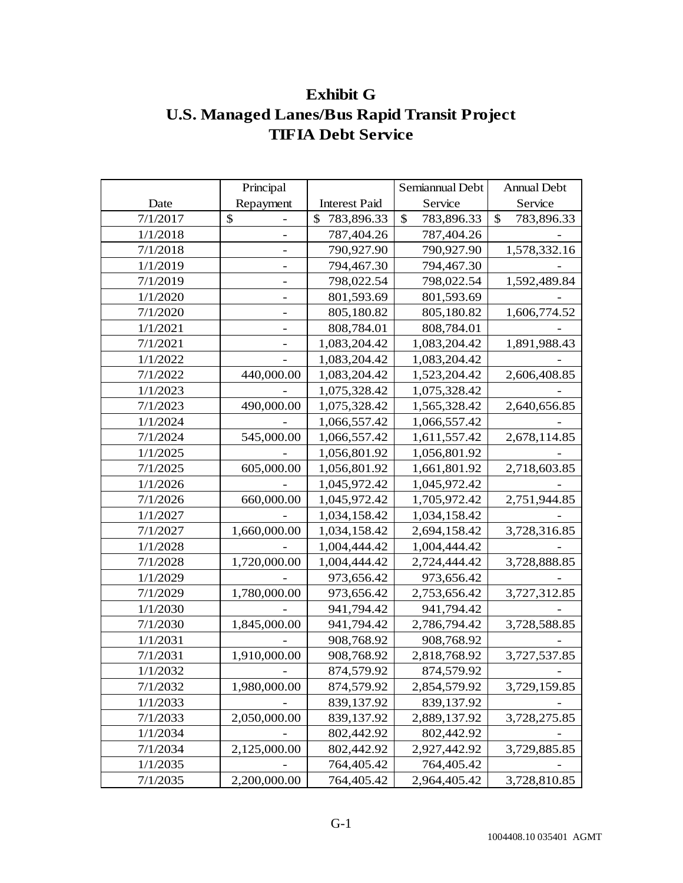# Exhibit G
# U.S. Managed Lanes/Bus Rapid Transit Project
# TIFIA Debt Service

| Date | Principal Repayment | Interest Paid | Semiannual Debt Service | Annual Debt Service |
|---|---|---|---|---|
| 7/1/2017 | $ - | $ 783,896.33 | $ 783,896.33 | $ 783,896.33 |
| 1/1/2018 | - | 787,404.26 | 787,404.26 | - |
| 7/1/2018 | - | 790,927.90 | 790,927.90 | 1,578,332.16 |
| 1/1/2019 | - | 794,467.30 | 794,467.30 | - |
| 7/1/2019 | - | 798,022.54 | 798,022.54 | 1,592,489.84 |
| 1/1/2020 | - | 801,593.69 | 801,593.69 | - |
| 7/1/2020 | - | 805,180.82 | 805,180.82 | 1,606,774.52 |
| 1/1/2021 | - | 808,784.01 | 808,784.01 | - |
| 7/1/2021 | - | 1,083,204.42 | 1,083,204.42 | 1,891,988.43 |
| 1/1/2022 | - | 1,083,204.42 | 1,083,204.42 | - |
| 7/1/2022 | 440,000.00 | 1,083,204.42 | 1,523,204.42 | 2,606,408.85 |
| 1/1/2023 | - | 1,075,328.42 | 1,075,328.42 | - |
| 7/1/2023 | 490,000.00 | 1,075,328.42 | 1,565,328.42 | 2,640,656.85 |
| 1/1/2024 | - | 1,066,557.42 | 1,066,557.42 | - |
| 7/1/2024 | 545,000.00 | 1,066,557.42 | 1,611,557.42 | 2,678,114.85 |
| 1/1/2025 | - | 1,056,801.92 | 1,056,801.92 | - |
| 7/1/2025 | 605,000.00 | 1,056,801.92 | 1,661,801.92 | 2,718,603.85 |
| 1/1/2026 | - | 1,045,972.42 | 1,045,972.42 | - |
| 7/1/2026 | 660,000.00 | 1,045,972.42 | 1,705,972.42 | 2,751,944.85 |
| 1/1/2027 | - | 1,034,158.42 | 1,034,158.42 | - |
| 7/1/2027 | 1,660,000.00 | 1,034,158.42 | 2,694,158.42 | 3,728,316.85 |
| 1/1/2028 | - | 1,004,444.42 | 1,004,444.42 | - |
| 7/1/2028 | 1,720,000.00 | 1,004,444.42 | 2,724,444.42 | 3,728,888.85 |
| 1/1/2029 | - | 973,656.42 | 973,656.42 | - |
| 7/1/2029 | 1,780,000.00 | 973,656.42 | 2,753,656.42 | 3,727,312.85 |
| 1/1/2030 | - | 941,794.42 | 941,794.42 | - |
| 7/1/2030 | 1,845,000.00 | 941,794.42 | 2,786,794.42 | 3,728,588.85 |
| 1/1/2031 | - | 908,768.92 | 908,768.92 | - |
| 7/1/2031 | 1,910,000.00 | 908,768.92 | 2,818,768.92 | 3,727,537.85 |
| 1/1/2032 | - | 874,579.92 | 874,579.92 | - |
| 7/1/2032 | 1,980,000.00 | 874,579.92 | 2,854,579.92 | 3,729,159.85 |
| 1/1/2033 | - | 839,137.92 | 839,137.92 | - |
| 7/1/2033 | 2,050,000.00 | 839,137.92 | 2,889,137.92 | 3,728,275.85 |
| 1/1/2034 | - | 802,442.92 | 802,442.92 | - |
| 7/1/2034 | 2,125,000.00 | 802,442.92 | 2,927,442.92 | 3,729,885.85 |
| 1/1/2035 | - | 764,405.42 | 764,405.42 | - |
| 7/1/2035 | 2,200,000.00 | 764,405.42 | 2,964,405.42 | 3,728,810.85 |

G-1

1004408.10 035401 AGMT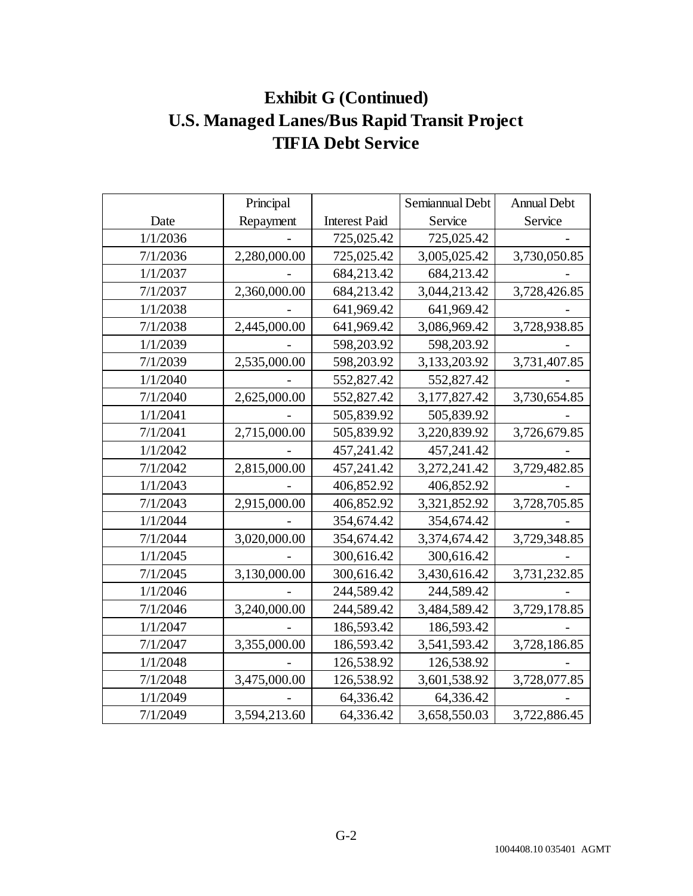# Exhibit G (Continued)
# U.S. Managed Lanes/Bus Rapid Transit Project
# TIFIA Debt Service

| Date | Principal Repayment | Interest Paid | Semiannual Debt Service | Annual Debt Service |
|---|---|---|---|---|
| 1/1/2036 | - | 725,025.42 | 725,025.42 | - |
| 7/1/2036 | 2,280,000.00 | 725,025.42 | 3,005,025.42 | 3,730,050.85 |
| 1/1/2037 | - | 684,213.42 | 684,213.42 | - |
| 7/1/2037 | 2,360,000.00 | 684,213.42 | 3,044,213.42 | 3,728,426.85 |
| 1/1/2038 | - | 641,969.42 | 641,969.42 | - |
| 7/1/2038 | 2,445,000.00 | 641,969.42 | 3,086,969.42 | 3,728,938.85 |
| 1/1/2039 | - | 598,203.92 | 598,203.92 | - |
| 7/1/2039 | 2,535,000.00 | 598,203.92 | 3,133,203.92 | 3,731,407.85 |
| 1/1/2040 | - | 552,827.42 | 552,827.42 | - |
| 7/1/2040 | 2,625,000.00 | 552,827.42 | 3,177,827.42 | 3,730,654.85 |
| 1/1/2041 | - | 505,839.92 | 505,839.92 | - |
| 7/1/2041 | 2,715,000.00 | 505,839.92 | 3,220,839.92 | 3,726,679.85 |
| 1/1/2042 | - | 457,241.42 | 457,241.42 | - |
| 7/1/2042 | 2,815,000.00 | 457,241.42 | 3,272,241.42 | 3,729,482.85 |
| 1/1/2043 | - | 406,852.92 | 406,852.92 | - |
| 7/1/2043 | 2,915,000.00 | 406,852.92 | 3,321,852.92 | 3,728,705.85 |
| 1/1/2044 | - | 354,674.42 | 354,674.42 | - |
| 7/1/2044 | 3,020,000.00 | 354,674.42 | 3,374,674.42 | 3,729,348.85 |
| 1/1/2045 | - | 300,616.42 | 300,616.42 | - |
| 7/1/2045 | 3,130,000.00 | 300,616.42 | 3,430,616.42 | 3,731,232.85 |
| 1/1/2046 | - | 244,589.42 | 244,589.42 | - |
| 7/1/2046 | 3,240,000.00 | 244,589.42 | 3,484,589.42 | 3,729,178.85 |
| 1/1/2047 | - | 186,593.42 | 186,593.42 | - |
| 7/1/2047 | 3,355,000.00 | 186,593.42 | 3,541,593.42 | 3,728,186.85 |
| 1/1/2048 | - | 126,538.92 | 126,538.92 | - |
| 7/1/2048 | 3,475,000.00 | 126,538.92 | 3,601,538.92 | 3,728,077.85 |
| 1/1/2049 | - | 64,336.42 | 64,336.42 | - |
| 7/1/2049 | 3,594,213.60 | 64,336.42 | 3,658,550.03 | 3,722,886.45 |

G-2

1004408.10 035401 AGMT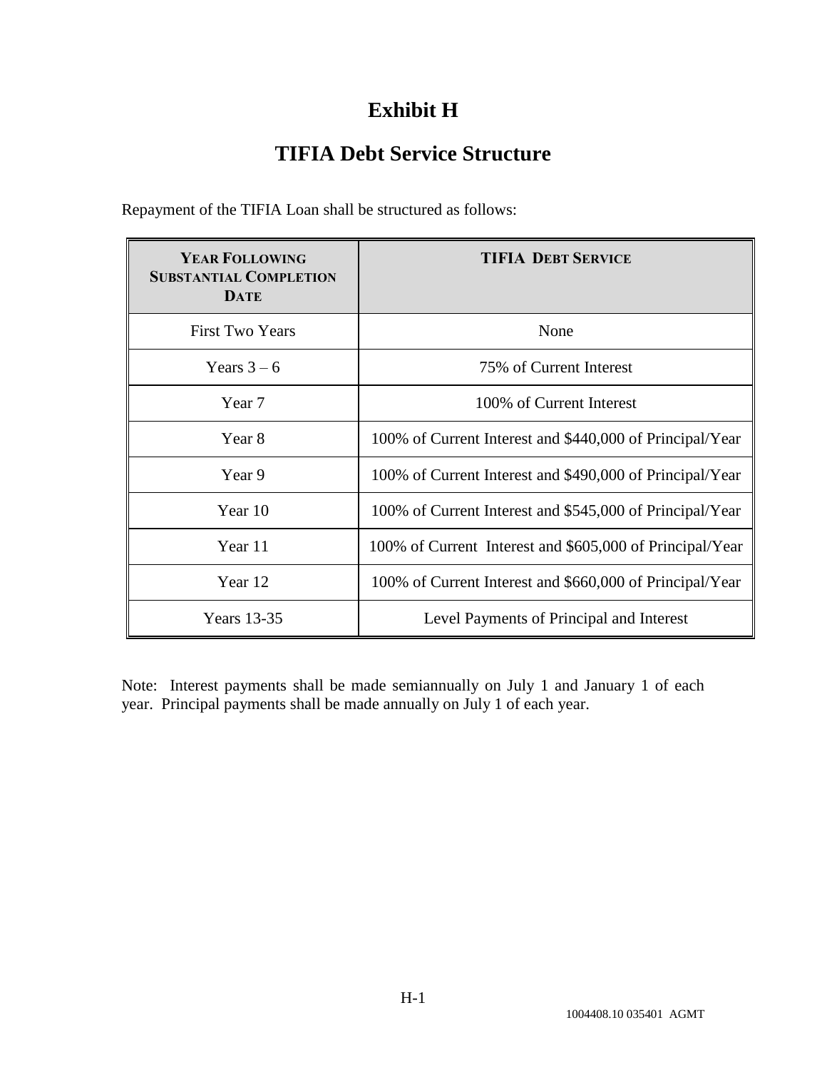# Exhibit H

## TIFIA Debt Service Structure

Repayment of the TIFIA Loan shall be structured as follows:

| YEAR FOLLOWING SUBSTANTIAL COMPLETION DATE | TIFIA DEBT SERVICE |
|---|---|
| First Two Years | None |
| Years 3 – 6 | 75% of Current Interest |
| Year 7 | 100% of Current Interest |
| Year 8 | 100% of Current Interest and $440,000 of Principal/Year |
| Year 9 | 100% of Current Interest and $490,000 of Principal/Year |
| Year 10 | 100% of Current Interest and $545,000 of Principal/Year |
| Year 11 | 100% of Current Interest and $605,000 of Principal/Year |
| Year 12 | 100% of Current Interest and $660,000 of Principal/Year |
| Years 13-35 | Level Payments of Principal and Interest |

Note: Interest payments shall be made semiannually on July 1 and January 1 of each year. Principal payments shall be made annually on July 1 of each year.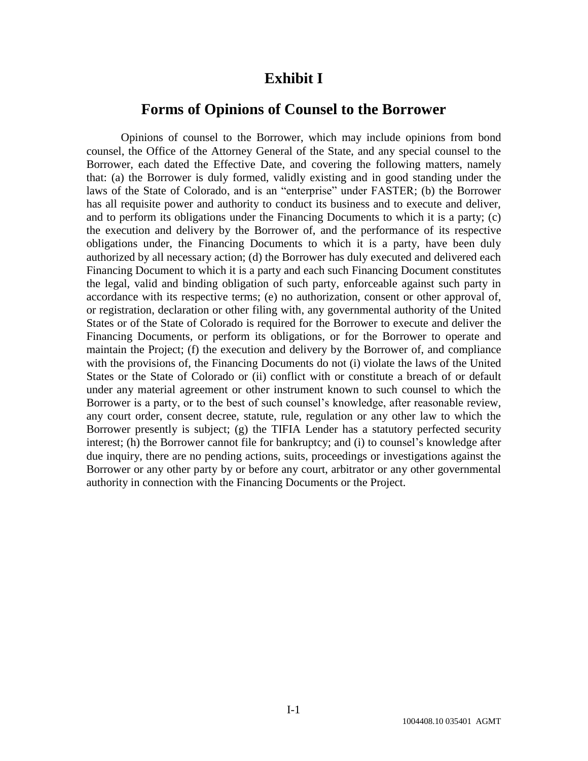# Exhibit I

## Forms of Opinions of Counsel to the Borrower

Opinions of counsel to the Borrower, which may include opinions from bond counsel, the Office of the Attorney General of the State, and any special counsel to the Borrower, each dated the Effective Date, and covering the following matters, namely that: (a) the Borrower is duly formed, validly existing and in good standing under the laws of the State of Colorado, and is an "enterprise" under FASTER; (b) the Borrower has all requisite power and authority to conduct its business and to execute and deliver, and to perform its obligations under the Financing Documents to which it is a party; (c) the execution and delivery by the Borrower of, and the performance of its respective obligations under, the Financing Documents to which it is a party, have been duly authorized by all necessary action; (d) the Borrower has duly executed and delivered each Financing Document to which it is a party and each such Financing Document constitutes the legal, valid and binding obligation of such party, enforceable against such party in accordance with its respective terms; (e) no authorization, consent or other approval of, or registration, declaration or other filing with, any governmental authority of the United States or of the State of Colorado is required for the Borrower to execute and deliver the Financing Documents, or perform its obligations, or for the Borrower to operate and maintain the Project; (f) the execution and delivery by the Borrower of, and compliance with the provisions of, the Financing Documents do not (i) violate the laws of the United States or the State of Colorado or (ii) conflict with or constitute a breach of or default under any material agreement or other instrument known to such counsel to which the Borrower is a party, or to the best of such counsel's knowledge, after reasonable review, any court order, consent decree, statute, rule, regulation or any other law to which the Borrower presently is subject; (g) the TIFIA Lender has a statutory perfected security interest; (h) the Borrower cannot file for bankruptcy; and (i) to counsel's knowledge after due inquiry, there are no pending actions, suits, proceedings or investigations against the Borrower or any other party by or before any court, arbitrator or any other governmental authority in connection with the Financing Documents or the Project.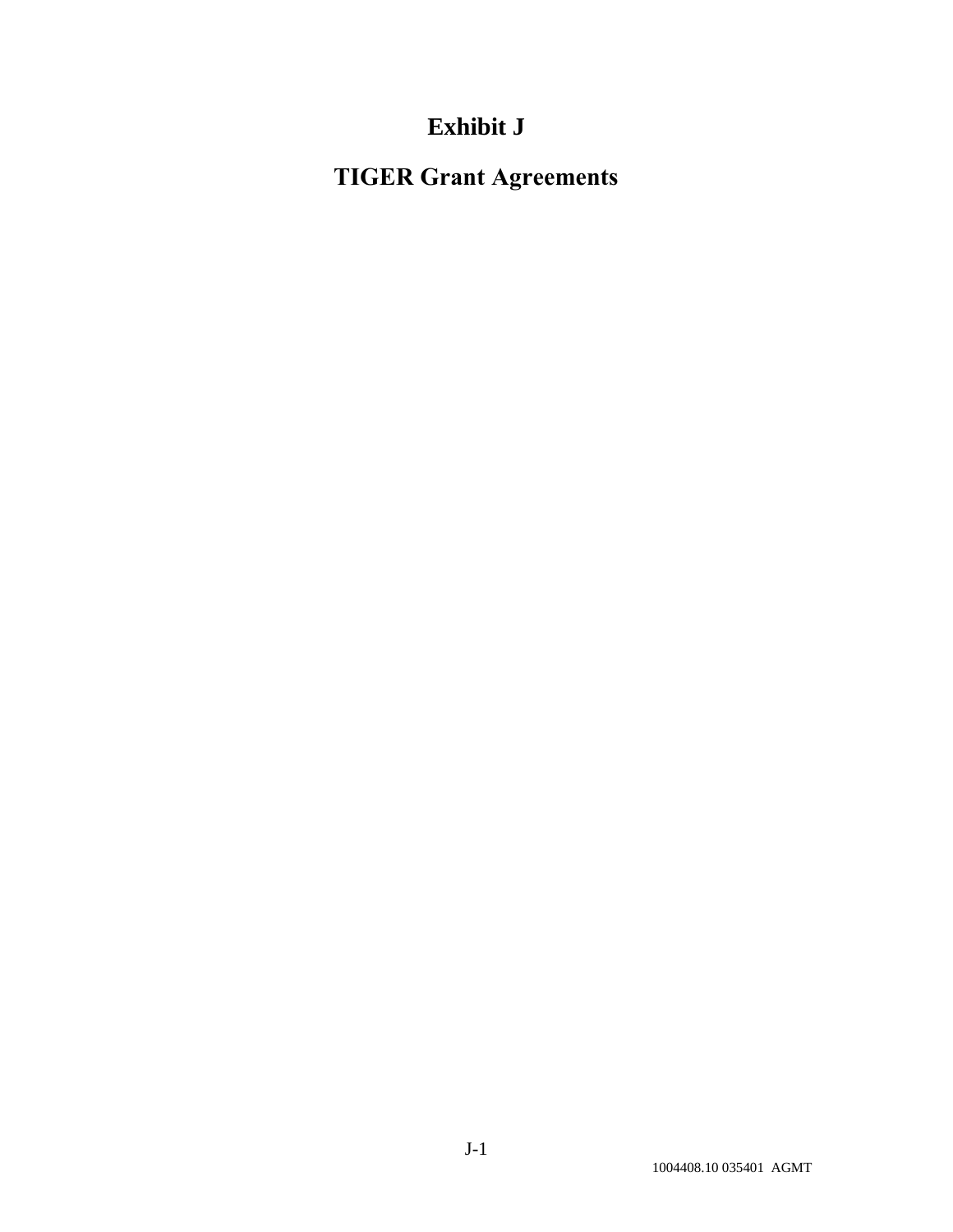# Exhibit J

# TIGER Grant Agreements